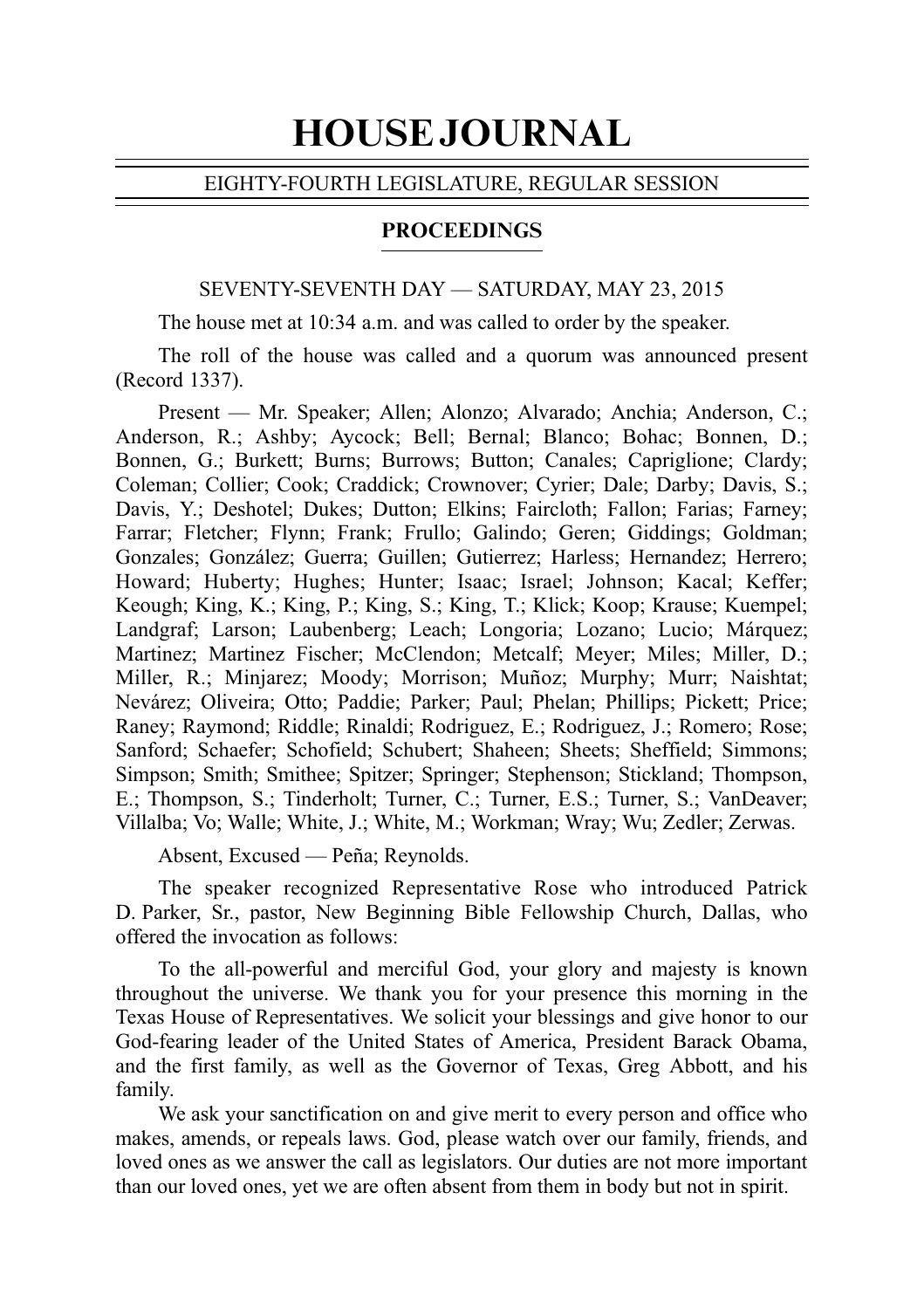# HOUSE JOURNAL

EIGHTY-FOURTH LEGISLATURE, REGULAR SESSION

## PROCEEDINGS

SEVENTY-SEVENTH DAY — SATURDAY, MAY 23, 2015

The house met at 10:34 a.m. and was called to order by the speaker.

The roll of the house was called and a quorum was announced present (Record 1337).

Present — Mr. Speaker; Allen; Alonzo; Alvarado; Anchia; Anderson, C.; Anderson, R.; Ashby; Aycock; Bell; Bernal; Blanco; Bohac; Bonnen, D.; Bonnen, G.; Burkett; Burns; Burrows; Button; Canales; Capriglione; Clardy; Coleman; Collier; Cook; Craddick; Crownover; Cyrier; Dale; Darby; Davis, S.; Davis, Y.; Deshotel; Dukes; Dutton; Elkins; Faircloth; Fallon; Farias; Farney; Farrar; Fletcher; Flynn; Frank; Frullo; Galindo; Geren; Giddings; Goldman; Gonzales; González; Guerra; Guillen; Gutierrez; Harless; Hernandez; Herrero; Howard; Huberty; Hughes; Hunter; Isaac; Israel; Johnson; Kacal; Keffer; Keough; King, K.; King, P.; King, S.; King, T.; Klick; Koop; Krause; Kuempel; Landgraf; Larson; Laubenberg; Leach; Longoria; Lozano; Lucio; Márquez; Martinez; Martinez Fischer; McClendon; Metcalf; Meyer; Miles; Miller, D.; Miller, R.; Minjarez; Moody; Morrison; Muñoz; Murphy; Murr; Naishtat; Nevárez; Oliveira; Otto; Paddie; Parker; Paul; Phelan; Phillips; Pickett; Price; Raney; Raymond; Riddle; Rinaldi; Rodriguez, E.; Rodriguez, J.; Romero; Rose; Sanford; Schaefer; Schofield; Schubert; Shaheen; Sheets; Sheffield; Simmons; Simpson; Smith; Smithee; Spitzer; Springer; Stephenson; Stickland; Thompson, E.; Thompson, S.; Tinderholt; Turner, C.; Turner, E.S.; Turner, S.; VanDeaver; Villalba; Vo; Walle; White, J.; White, M.; Workman; Wray; Wu; Zedler; Zerwas.

Absent, Excused — Peña; Reynolds.

The speaker recognized Representative Rose who introduced Patrick D. Parker, Sr., pastor, New Beginning Bible Fellowship Church, Dallas, who offered the invocation as follows:

To the all-powerful and merciful God, your glory and majesty is known throughout the universe. We thank you for your presence this morning in the Texas House of Representatives. We solicit your blessings and give honor to our God-fearing leader of the United States of America, President Barack Obama, and the first family, as well as the Governor of Texas, Greg Abbott, and his family.

We ask your sanctification on and give merit to every person and office who makes, amends, or repeals laws. God, please watch over our family, friends, and loved ones as we answer the call as legislators. Our duties are not more important than our loved ones, yet we are often absent from them in body but not in spirit.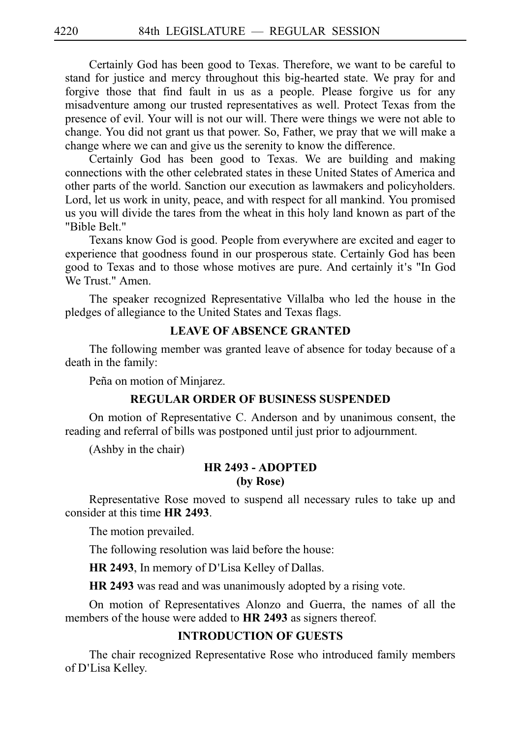Certainly God has been good to Texas. Therefore, we want to be careful to stand for justice and mercy throughout this big-hearted state. We pray for and forgive those that find fault in us as a people. Please forgive us for any misadventure among our trusted representatives as well. Protect Texas from the presence of evil. Your will is not our will. There were things we were not able to change. You did not grant us that power. So, Father, we pray that we will make a change where we can and give us the serenity to know the difference.

Certainly God has been good to Texas. We are building and making connections with the other celebrated states in these United States of America and other parts of the world. Sanction our execution as lawmakers and policyholders. Lord, let us work in unity, peace, and with respect for all mankind. You promised us you will divide the tares from the wheat in this holy land known as part of the "Bible Belt."

Texans know God is good. People from everywhere are excited and eager to experience that goodness found in our prosperous state. Certainly God has been good to Texas and to those whose motives are pure. And certainly it's "In God We Trust." Amen.

The speaker recognized Representative Villalba who led the house in the pledges of allegiance to the United States and Texas flags.

## LEAVE OF ABSENCE GRANTED

The following member was granted leave of absence for today because of a death in the family:

Peña on motion of Minjarez.

## REGULAR ORDER OF BUSINESS SUSPENDED

On motion of Representative C. Anderson and by unanimous consent, the reading and referral of bills was postponed until just prior to adjournment.

(Ashby in the chair)

## HR 2493 - ADOPTED
**(by Rose)**

Representative Rose moved to suspend all necessary rules to take up and consider at this time **HR 2493**.

The motion prevailed.

The following resolution was laid before the house:

**HR 2493**, In memory of D'Lisa Kelley of Dallas.

**HR 2493** was read and was unanimously adopted by a rising vote.

On motion of Representatives Alonzo and Guerra, the names of all the members of the house were added to **HR 2493** as signers thereof.

## INTRODUCTION OF GUESTS

The chair recognized Representative Rose who introduced family members of D'Lisa Kelley.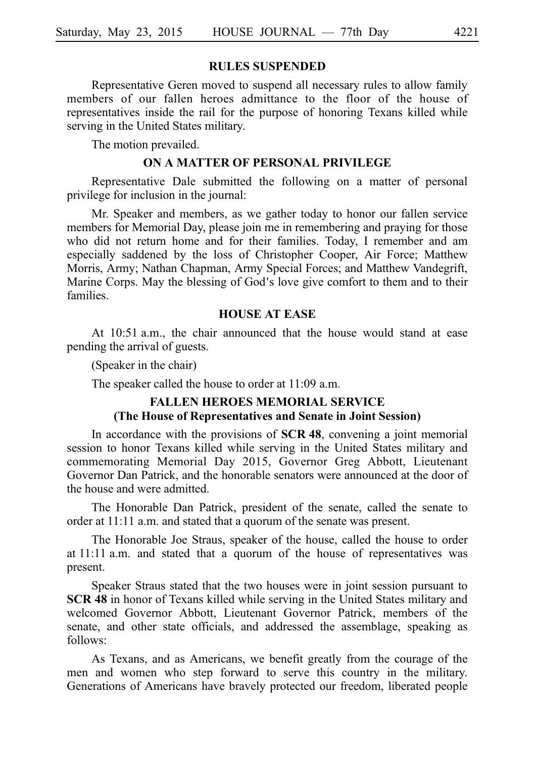## RULES SUSPENDED

Representative Geren moved to suspend all necessary rules to allow family members of our fallen heroes admittance to the floor of the house of representatives inside the rail for the purpose of honoring Texans killed while serving in the United States military.

The motion prevailed.

## ON A MATTER OF PERSONAL PRIVILEGE

Representative Dale submitted the following on a matter of personal privilege for inclusion in the journal:

Mr. Speaker and members, as we gather today to honor our fallen service members for Memorial Day, please join me in remembering and praying for those who did not return home and for their families. Today, I remember and am especially saddened by the loss of Christopher Cooper, Air Force; Matthew Morris, Army; Nathan Chapman, Army Special Forces; and Matthew Vandegrift, Marine Corps. May the blessing of God's love give comfort to them and to their families.

## HOUSE AT EASE

At 10:51 a.m., the chair announced that the house would stand at ease pending the arrival of guests.

(Speaker in the chair)

The speaker called the house to order at 11:09 a.m.

## FALLEN HEROES MEMORIAL SERVICE
### (The House of Representatives and Senate in Joint Session)

In accordance with the provisions of **SCR 48**, convening a joint memorial session to honor Texans killed while serving in the United States military and commemorating Memorial Day 2015, Governor Greg Abbott, Lieutenant Governor Dan Patrick, and the honorable senators were announced at the door of the house and were admitted.

The Honorable Dan Patrick, president of the senate, called the senate to order at 11:11 a.m. and stated that a quorum of the senate was present.

The Honorable Joe Straus, speaker of the house, called the house to order at 11:11 a.m. and stated that a quorum of the house of representatives was present.

Speaker Straus stated that the two houses were in joint session pursuant to **SCR 48** in honor of Texans killed while serving in the United States military and welcomed Governor Abbott, Lieutenant Governor Patrick, members of the senate, and other state officials, and addressed the assemblage, speaking as follows:

As Texans, and as Americans, we benefit greatly from the courage of the men and women who step forward to serve this country in the military. Generations of Americans have bravely protected our freedom, liberated people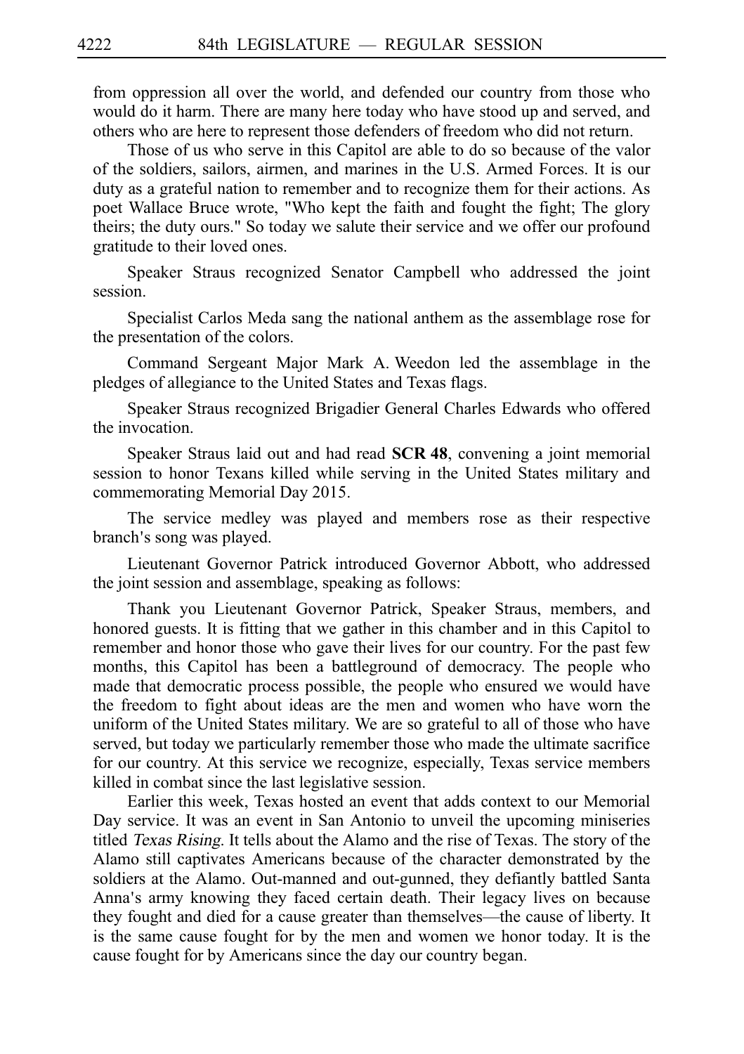from oppression all over the world, and defended our country from those who would do it harm. There are many here today who have stood up and served, and others who are here to represent those defenders of freedom who did not return.

Those of us who serve in this Capitol are able to do so because of the valor of the soldiers, sailors, airmen, and marines in the U.S. Armed Forces. It is our duty as a grateful nation to remember and to recognize them for their actions. As poet Wallace Bruce wrote, "Who kept the faith and fought the fight; The glory theirs; the duty ours." So today we salute their service and we offer our profound gratitude to their loved ones.

Speaker Straus recognized Senator Campbell who addressed the joint session.

Specialist Carlos Meda sang the national anthem as the assemblage rose for the presentation of the colors.

Command Sergeant Major Mark A. Weedon led the assemblage in the pledges of allegiance to the United States and Texas flags.

Speaker Straus recognized Brigadier General Charles Edwards who offered the invocation.

Speaker Straus laid out and had read **SCR 48**, convening a joint memorial session to honor Texans killed while serving in the United States military and commemorating Memorial Day 2015.

The service medley was played and members rose as their respective branch's song was played.

Lieutenant Governor Patrick introduced Governor Abbott, who addressed the joint session and assemblage, speaking as follows:

Thank you Lieutenant Governor Patrick, Speaker Straus, members, and honored guests. It is fitting that we gather in this chamber and in this Capitol to remember and honor those who gave their lives for our country. For the past few months, this Capitol has been a battleground of democracy. The people who made that democratic process possible, the people who ensured we would have the freedom to fight about ideas are the men and women who have worn the uniform of the United States military. We are so grateful to all of those who have served, but today we particularly remember those who made the ultimate sacrifice for our country. At this service we recognize, especially, Texas service members killed in combat since the last legislative session.

Earlier this week, Texas hosted an event that adds context to our Memorial Day service. It was an event in San Antonio to unveil the upcoming miniseries titled *Texas Rising*. It tells about the Alamo and the rise of Texas. The story of the Alamo still captivates Americans because of the character demonstrated by the soldiers at the Alamo. Out-manned and out-gunned, they defiantly battled Santa Anna's army knowing they faced certain death. Their legacy lives on because they fought and died for a cause greater than themselves—the cause of liberty. It is the same cause fought for by the men and women we honor today. It is the cause fought for by Americans since the day our country began.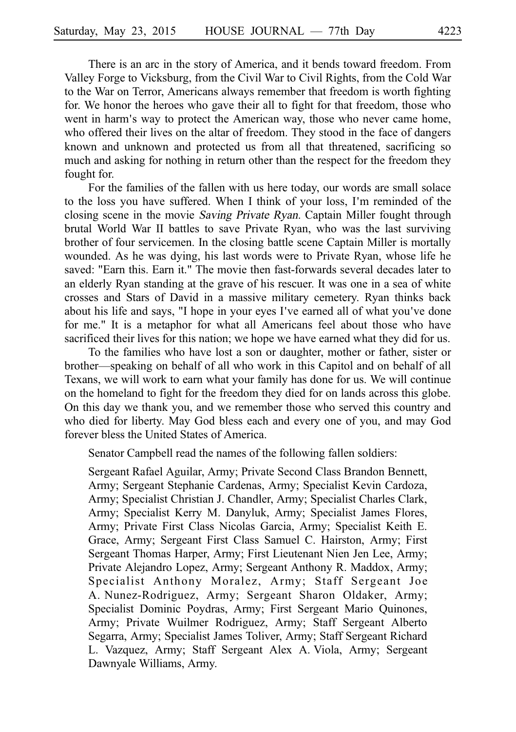There is an arc in the story of America, and it bends toward freedom. From Valley Forge to Vicksburg, from the Civil War to Civil Rights, from the Cold War to the War on Terror, Americans always remember that freedom is worth fighting for. We honor the heroes who gave their all to fight for that freedom, those who went in harm's way to protect the American way, those who never came home, who offered their lives on the altar of freedom. They stood in the face of dangers known and unknown and protected us from all that threatened, sacrificing so much and asking for nothing in return other than the respect for the freedom they fought for.

For the families of the fallen with us here today, our words are small solace to the loss you have suffered. When I think of your loss, I'm reminded of the closing scene in the movie *Saving Private Ryan*. Captain Miller fought through brutal World War II battles to save Private Ryan, who was the last surviving brother of four servicemen. In the closing battle scene Captain Miller is mortally wounded. As he was dying, his last words were to Private Ryan, whose life he saved: "Earn this. Earn it." The movie then fast-forwards several decades later to an elderly Ryan standing at the grave of his rescuer. It was one in a sea of white crosses and Stars of David in a massive military cemetery. Ryan thinks back about his life and says, "I hope in your eyes I've earned all of what you've done for me." It is a metaphor for what all Americans feel about those who have sacrificed their lives for this nation; we hope we have earned what they did for us.

To the families who have lost a son or daughter, mother or father, sister or brother—speaking on behalf of all who work in this Capitol and on behalf of all Texans, we will work to earn what your family has done for us. We will continue on the homeland to fight for the freedom they died for on lands across this globe. On this day we thank you, and we remember those who served this country and who died for liberty. May God bless each and every one of you, and may God forever bless the United States of America.

Senator Campbell read the names of the following fallen soldiers:

Sergeant Rafael Aguilar, Army; Private Second Class Brandon Bennett, Army; Sergeant Stephanie Cardenas, Army; Specialist Kevin Cardoza, Army; Specialist Christian J. Chandler, Army; Specialist Charles Clark, Army; Specialist Kerry M. Danyluk, Army; Specialist James Flores, Army; Private First Class Nicolas Garcia, Army; Specialist Keith E. Grace, Army; Sergeant First Class Samuel C. Hairston, Army; First Sergeant Thomas Harper, Army; First Lieutenant Nien Jen Lee, Army; Private Alejandro Lopez, Army; Sergeant Anthony R. Maddox, Army; Specialist Anthony Moralez, Army; Staff Sergeant Joe A. Nunez-Rodriguez, Army; Sergeant Sharon Oldaker, Army; Specialist Dominic Poydras, Army; First Sergeant Mario Quinones, Army; Private Wuilmer Rodriguez, Army; Staff Sergeant Alberto Segarra, Army; Specialist James Toliver, Army; Staff Sergeant Richard L. Vazquez, Army; Staff Sergeant Alex A. Viola, Army; Sergeant Dawnyale Williams, Army.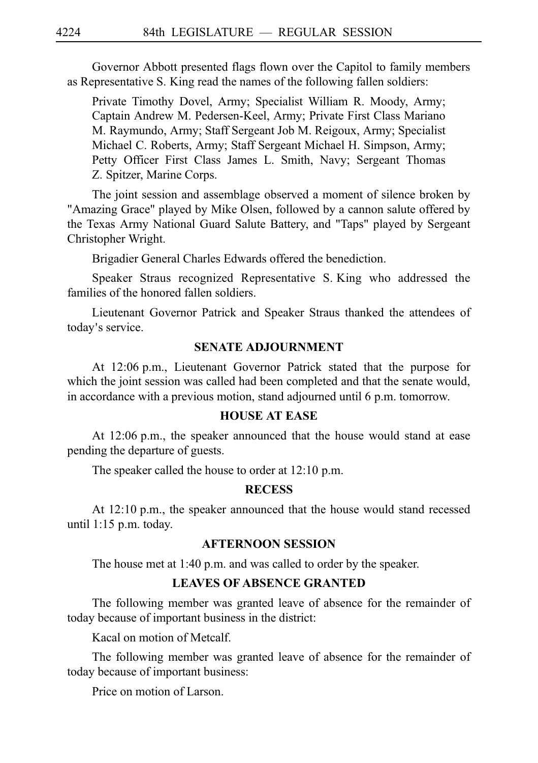Governor Abbott presented flags flown over the Capitol to family members as Representative S. King read the names of the following fallen soldiers:

> Private Timothy Dovel, Army; Specialist William R. Moody, Army; Captain Andrew M. Pedersen-Keel, Army; Private First Class Mariano M. Raymundo, Army; Staff Sergeant Job M. Reigoux, Army; Specialist Michael C. Roberts, Army; Staff Sergeant Michael H. Simpson, Army; Petty Officer First Class James L. Smith, Navy; Sergeant Thomas Z. Spitzer, Marine Corps.

The joint session and assemblage observed a moment of silence broken by "Amazing Grace" played by Mike Olsen, followed by a cannon salute offered by the Texas Army National Guard Salute Battery, and "Taps" played by Sergeant Christopher Wright.

Brigadier General Charles Edwards offered the benediction.

Speaker Straus recognized Representative S. King who addressed the families of the honored fallen soldiers.

Lieutenant Governor Patrick and Speaker Straus thanked the attendees of today's service.

## SENATE ADJOURNMENT

At 12:06 p.m., Lieutenant Governor Patrick stated that the purpose for which the joint session was called had been completed and that the senate would, in accordance with a previous motion, stand adjourned until 6 p.m. tomorrow.

## HOUSE AT EASE

At 12:06 p.m., the speaker announced that the house would stand at ease pending the departure of guests.

The speaker called the house to order at 12:10 p.m.

## RECESS

At 12:10 p.m., the speaker announced that the house would stand recessed until 1:15 p.m. today.

## AFTERNOON SESSION

The house met at 1:40 p.m. and was called to order by the speaker.

## LEAVES OF ABSENCE GRANTED

The following member was granted leave of absence for the remainder of today because of important business in the district:

Kacal on motion of Metcalf.

The following member was granted leave of absence for the remainder of today because of important business:

Price on motion of Larson.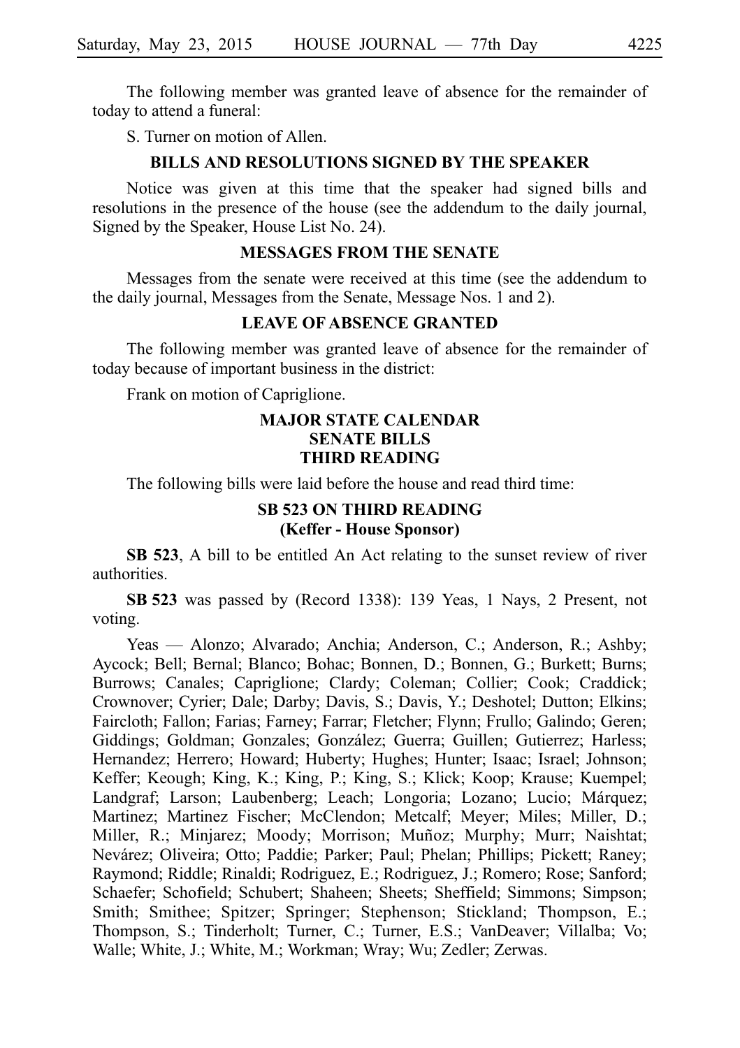The following member was granted leave of absence for the remainder of today to attend a funeral:

S. Turner on motion of Allen.

## BILLS AND RESOLUTIONS SIGNED BY THE SPEAKER

Notice was given at this time that the speaker had signed bills and resolutions in the presence of the house (see the addendum to the daily journal, Signed by the Speaker, House List No. 24).

## MESSAGES FROM THE SENATE

Messages from the senate were received at this time (see the addendum to the daily journal, Messages from the Senate, Message Nos. 1 and 2).

## LEAVE OF ABSENCE GRANTED

The following member was granted leave of absence for the remainder of today because of important business in the district:

Frank on motion of Capriglione.

## MAJOR STATE CALENDAR SENATE BILLS THIRD READING

The following bills were laid before the house and read third time:

### SB 523 ON THIRD READING (Keffer - House Sponsor)

**SB 523**, A bill to be entitled An Act relating to the sunset review of river authorities.

**SB 523** was passed by (Record 1338): 139 Yeas, 1 Nays, 2 Present, not voting.

Yeas — Alonzo; Alvarado; Anchia; Anderson, C.; Anderson, R.; Ashby; Aycock; Bell; Bernal; Blanco; Bohac; Bonnen, D.; Bonnen, G.; Burkett; Burns; Burrows; Canales; Capriglione; Clardy; Coleman; Collier; Cook; Craddick; Crownover; Cyrier; Dale; Darby; Davis, S.; Davis, Y.; Deshotel; Dutton; Elkins; Faircloth; Fallon; Farias; Farney; Farrar; Fletcher; Flynn; Frullo; Galindo; Geren; Giddings; Goldman; Gonzales; González; Guerra; Guillen; Gutierrez; Harless; Hernandez; Herrero; Howard; Huberty; Hughes; Hunter; Isaac; Israel; Johnson; Keffer; Keough; King, K.; King, P.; King, S.; Klick; Koop; Krause; Kuempel; Landgraf; Larson; Laubenberg; Leach; Longoria; Lozano; Lucio; Márquez; Martinez; Martinez Fischer; McClendon; Metcalf; Meyer; Miles; Miller, D.; Miller, R.; Minjarez; Moody; Morrison; Muñoz; Murphy; Murr; Naishtat; Nevárez; Oliveira; Otto; Paddie; Parker; Paul; Phelan; Phillips; Pickett; Raney; Raymond; Riddle; Rinaldi; Rodriguez, E.; Rodriguez, J.; Romero; Rose; Sanford; Schaefer; Schofield; Schubert; Shaheen; Sheets; Sheffield; Simmons; Simpson; Smith; Smithee; Spitzer; Springer; Stephenson; Stickland; Thompson, E.; Thompson, S.; Tinderholt; Turner, C.; Turner, E.S.; VanDeaver; Villalba; Vo; Walle; White, J.; White, M.; Workman; Wray; Wu; Zedler; Zerwas.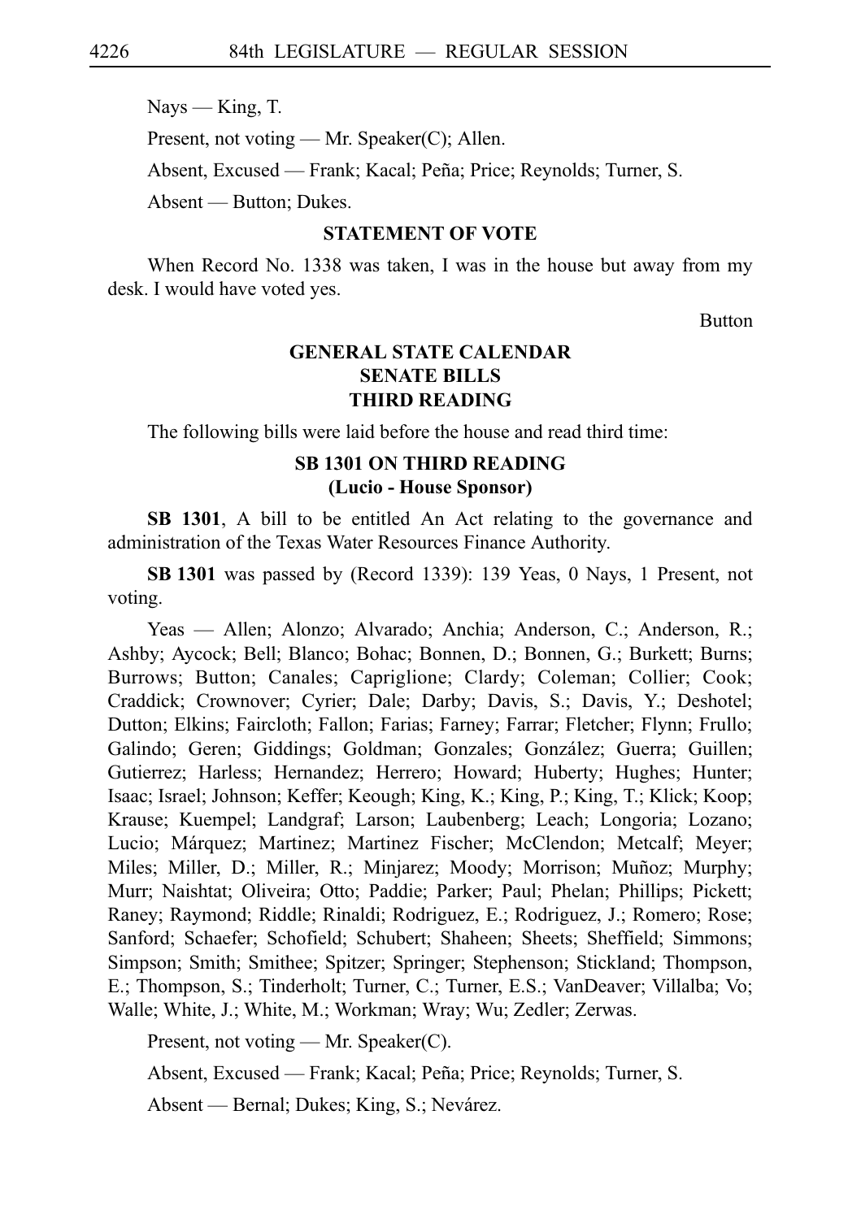Nays — King, T.

Present, not voting — Mr. Speaker(C); Allen.

Absent, Excused — Frank; Kacal; Peña; Price; Reynolds; Turner, S.

Absent — Button; Dukes.

**STATEMENT OF VOTE**

When Record No. 1338 was taken, I was in the house but away from my desk. I would have voted yes.

Button

**GENERAL STATE CALENDAR**
**SENATE BILLS**
**THIRD READING**

The following bills were laid before the house and read third time:

**SB 1301 ON THIRD READING**
**(Lucio - House Sponsor)**

**SB 1301**, A bill to be entitled An Act relating to the governance and administration of the Texas Water Resources Finance Authority.

**SB 1301** was passed by (Record 1339): 139 Yeas, 0 Nays, 1 Present, not voting.

Yeas — Allen; Alonzo; Alvarado; Anchia; Anderson, C.; Anderson, R.; Ashby; Aycock; Bell; Blanco; Bohac; Bonnen, D.; Bonnen, G.; Burkett; Burns; Burrows; Button; Canales; Capriglione; Clardy; Coleman; Collier; Cook; Craddick; Crownover; Cyrier; Dale; Darby; Davis, S.; Davis, Y.; Deshotel; Dutton; Elkins; Faircloth; Fallon; Farias; Farney; Farrar; Fletcher; Flynn; Frullo; Galindo; Geren; Giddings; Goldman; Gonzales; González; Guerra; Guillen; Gutierrez; Harless; Hernandez; Herrero; Howard; Huberty; Hughes; Hunter; Isaac; Israel; Johnson; Keffer; Keough; King, K.; King, P.; King, T.; Klick; Koop; Krause; Kuempel; Landgraf; Larson; Laubenberg; Leach; Longoria; Lozano; Lucio; Márquez; Martinez; Martinez Fischer; McClendon; Metcalf; Meyer; Miles; Miller, D.; Miller, R.; Minjarez; Moody; Morrison; Muñoz; Murphy; Murr; Naishtat; Oliveira; Otto; Paddie; Parker; Paul; Phelan; Phillips; Pickett; Raney; Raymond; Riddle; Rinaldi; Rodriguez, E.; Rodriguez, J.; Romero; Rose; Sanford; Schaefer; Schofield; Schubert; Shaheen; Sheets; Sheffield; Simmons; Simpson; Smith; Smithee; Spitzer; Springer; Stephenson; Stickland; Thompson, E.; Thompson, S.; Tinderholt; Turner, C.; Turner, E.S.; VanDeaver; Villalba; Vo; Walle; White, J.; White, M.; Workman; Wray; Wu; Zedler; Zerwas.

Present, not voting — Mr. Speaker(C).

Absent, Excused — Frank; Kacal; Peña; Price; Reynolds; Turner, S.

Absent — Bernal; Dukes; King, S.; Nevárez.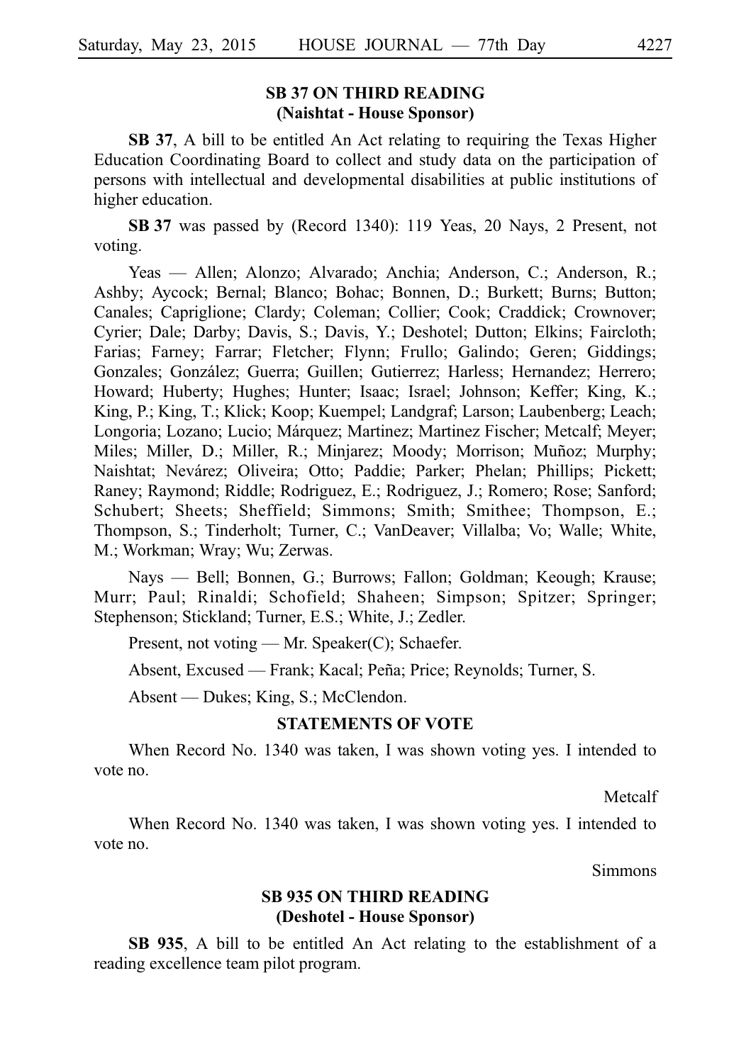### SB 37 ON THIRD READING
### (Naishtat - House Sponsor)

**SB 37**, A bill to be entitled An Act relating to requiring the Texas Higher Education Coordinating Board to collect and study data on the participation of persons with intellectual and developmental disabilities at public institutions of higher education.

**SB 37** was passed by (Record 1340): 119 Yeas, 20 Nays, 2 Present, not voting.

Yeas — Allen; Alonzo; Alvarado; Anchia; Anderson, C.; Anderson, R.; Ashby; Aycock; Bernal; Blanco; Bohac; Bonnen, D.; Burkett; Burns; Button; Canales; Capriglione; Clardy; Coleman; Collier; Cook; Craddick; Crownover; Cyrier; Dale; Darby; Davis, S.; Davis, Y.; Deshotel; Dutton; Elkins; Faircloth; Farias; Farney; Farrar; Fletcher; Flynn; Frullo; Galindo; Geren; Giddings; Gonzales; González; Guerra; Guillen; Gutierrez; Harless; Hernandez; Herrero; Howard; Huberty; Hughes; Hunter; Isaac; Israel; Johnson; Keffer; King, K.; King, P.; King, T.; Klick; Koop; Kuempel; Landgraf; Larson; Laubenberg; Leach; Longoria; Lozano; Lucio; Márquez; Martinez; Martinez Fischer; Metcalf; Meyer; Miles; Miller, D.; Miller, R.; Minjarez; Moody; Morrison; Muñoz; Murphy; Naishtat; Nevárez; Oliveira; Otto; Paddie; Parker; Phelan; Phillips; Pickett; Raney; Raymond; Riddle; Rodriguez, E.; Rodriguez, J.; Romero; Rose; Sanford; Schubert; Sheets; Sheffield; Simmons; Smith; Smithee; Thompson, E.; Thompson, S.; Tinderholt; Turner, C.; VanDeaver; Villalba; Vo; Walle; White, M.; Workman; Wray; Wu; Zerwas.

Nays — Bell; Bonnen, G.; Burrows; Fallon; Goldman; Keough; Krause; Murr; Paul; Rinaldi; Schofield; Shaheen; Simpson; Spitzer; Springer; Stephenson; Stickland; Turner, E.S.; White, J.; Zedler.

Present, not voting — Mr. Speaker(C); Schaefer.

Absent, Excused — Frank; Kacal; Peña; Price; Reynolds; Turner, S.

Absent — Dukes; King, S.; McClendon.

### STATEMENTS OF VOTE

When Record No. 1340 was taken, I was shown voting yes. I intended to vote no.

Metcalf

When Record No. 1340 was taken, I was shown voting yes. I intended to vote no.

Simmons

### SB 935 ON THIRD READING
### (Deshotel - House Sponsor)

**SB 935**, A bill to be entitled An Act relating to the establishment of a reading excellence team pilot program.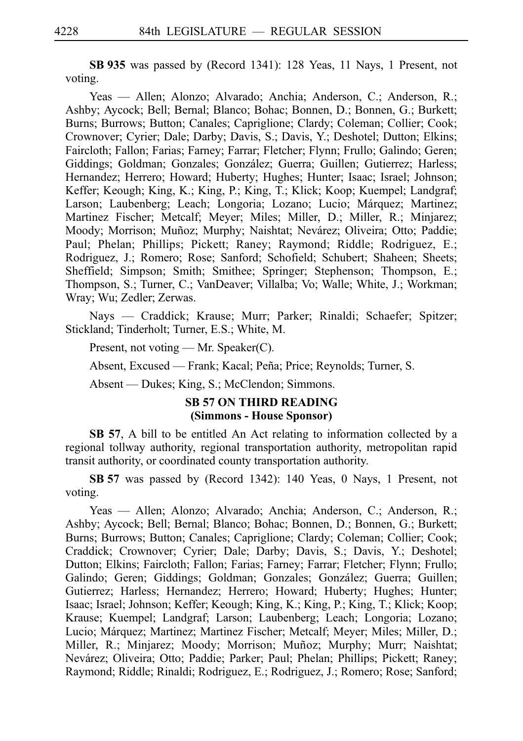**SB 935** was passed by (Record 1341): 128 Yeas, 11 Nays, 1 Present, not voting.

Yeas — Allen; Alonzo; Alvarado; Anchia; Anderson, C.; Anderson, R.; Ashby; Aycock; Bell; Bernal; Blanco; Bohac; Bonnen, D.; Bonnen, G.; Burkett; Burns; Burrows; Button; Canales; Capriglione; Clardy; Coleman; Collier; Cook; Crownover; Cyrier; Dale; Darby; Davis, S.; Davis, Y.; Deshotel; Dutton; Elkins; Faircloth; Fallon; Farias; Farney; Farrar; Fletcher; Flynn; Frullo; Galindo; Geren; Giddings; Goldman; Gonzales; González; Guerra; Guillen; Gutierrez; Harless; Hernandez; Herrero; Howard; Huberty; Hughes; Hunter; Isaac; Israel; Johnson; Keffer; Keough; King, K.; King, P.; King, T.; Klick; Koop; Kuempel; Landgraf; Larson; Laubenberg; Leach; Longoria; Lozano; Lucio; Márquez; Martinez; Martinez Fischer; Metcalf; Meyer; Miles; Miller, D.; Miller, R.; Minjarez; Moody; Morrison; Muñoz; Murphy; Naishtat; Nevárez; Oliveira; Otto; Paddie; Paul; Phelan; Phillips; Pickett; Raney; Raymond; Riddle; Rodriguez, E.; Rodriguez, J.; Romero; Rose; Sanford; Schofield; Schubert; Shaheen; Sheets; Sheffield; Simpson; Smith; Smithee; Springer; Stephenson; Thompson, E.; Thompson, S.; Turner, C.; VanDeaver; Villalba; Vo; Walle; White, J.; Workman; Wray; Wu; Zedler; Zerwas.

Nays — Craddick; Krause; Murr; Parker; Rinaldi; Schaefer; Spitzer; Stickland; Tinderholt; Turner, E.S.; White, M.

Present, not voting — Mr. Speaker(C).

Absent, Excused — Frank; Kacal; Peña; Price; Reynolds; Turner, S.

Absent — Dukes; King, S.; McClendon; Simmons.

### SB 57 ON THIRD READING
### (Simmons - House Sponsor)

**SB 57**, A bill to be entitled An Act relating to information collected by a regional tollway authority, regional transportation authority, metropolitan rapid transit authority, or coordinated county transportation authority.

**SB 57** was passed by (Record 1342): 140 Yeas, 0 Nays, 1 Present, not voting.

Yeas — Allen; Alonzo; Alvarado; Anchia; Anderson, C.; Anderson, R.; Ashby; Aycock; Bell; Bernal; Blanco; Bohac; Bonnen, D.; Bonnen, G.; Burkett; Burns; Burrows; Button; Canales; Capriglione; Clardy; Coleman; Collier; Cook; Craddick; Crownover; Cyrier; Dale; Darby; Davis, S.; Davis, Y.; Deshotel; Dutton; Elkins; Faircloth; Fallon; Farias; Farney; Farrar; Fletcher; Flynn; Frullo; Galindo; Geren; Giddings; Goldman; Gonzales; González; Guerra; Guillen; Gutierrez; Harless; Hernandez; Herrero; Howard; Huberty; Hughes; Hunter; Isaac; Israel; Johnson; Keffer; Keough; King, K.; King, P.; King, T.; Klick; Koop; Krause; Kuempel; Landgraf; Larson; Laubenberg; Leach; Longoria; Lozano; Lucio; Márquez; Martinez; Martinez Fischer; Metcalf; Meyer; Miles; Miller, D.; Miller, R.; Minjarez; Moody; Morrison; Muñoz; Murphy; Murr; Naishtat; Nevárez; Oliveira; Otto; Paddie; Parker; Paul; Phelan; Phillips; Pickett; Raney; Raymond; Riddle; Rinaldi; Rodriguez, E.; Rodriguez, J.; Romero; Rose; Sanford;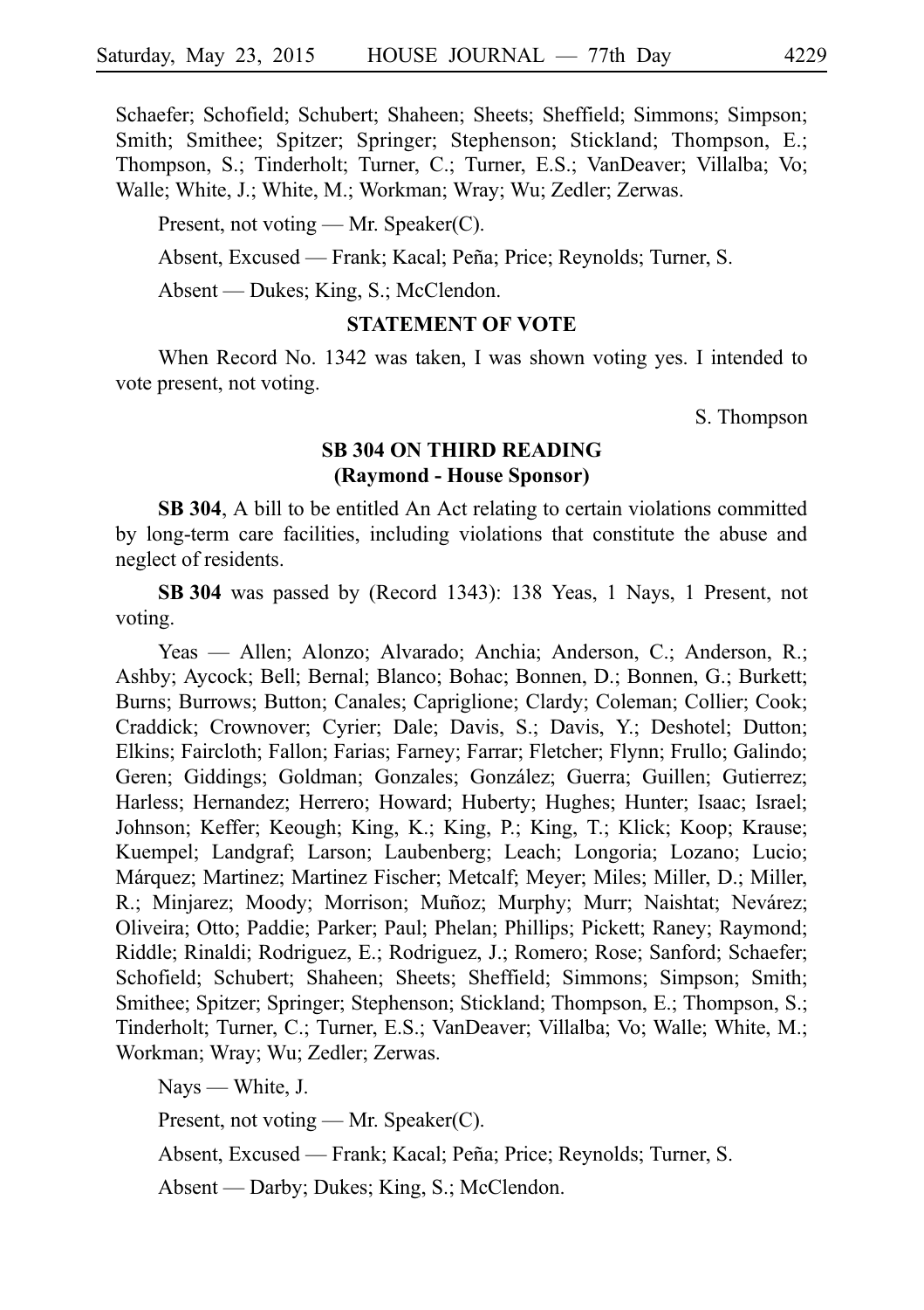Schaefer; Schofield; Schubert; Shaheen; Sheets; Sheffield; Simmons; Simpson; Smith; Smithee; Spitzer; Springer; Stephenson; Stickland; Thompson, E.; Thompson, S.; Tinderholt; Turner, C.; Turner, E.S.; VanDeaver; Villalba; Vo; Walle; White, J.; White, M.; Workman; Wray; Wu; Zedler; Zerwas.

Present, not voting — Mr. Speaker(C).

Absent, Excused — Frank; Kacal; Peña; Price; Reynolds; Turner, S.

Absent — Dukes; King, S.; McClendon.

**STATEMENT OF VOTE**

When Record No. 1342 was taken, I was shown voting yes. I intended to vote present, not voting.

S. Thompson

**SB 304 ON THIRD READING**
**(Raymond - House Sponsor)**

**SB 304**, A bill to be entitled An Act relating to certain violations committed by long-term care facilities, including violations that constitute the abuse and neglect of residents.

**SB 304** was passed by (Record 1343): 138 Yeas, 1 Nays, 1 Present, not voting.

Yeas — Allen; Alonzo; Alvarado; Anchia; Anderson, C.; Anderson, R.; Ashby; Aycock; Bell; Bernal; Blanco; Bohac; Bonnen, D.; Bonnen, G.; Burkett; Burns; Burrows; Button; Canales; Capriglione; Clardy; Coleman; Collier; Cook; Craddick; Crownover; Cyrier; Dale; Davis, S.; Davis, Y.; Deshotel; Dutton; Elkins; Faircloth; Fallon; Farias; Farney; Farrar; Fletcher; Flynn; Frullo; Galindo; Geren; Giddings; Goldman; Gonzales; González; Guerra; Guillen; Gutierrez; Harless; Hernandez; Herrero; Howard; Huberty; Hughes; Hunter; Isaac; Israel; Johnson; Keffer; Keough; King, K.; King, P.; King, T.; Klick; Koop; Krause; Kuempel; Landgraf; Larson; Laubenberg; Leach; Longoria; Lozano; Lucio; Márquez; Martinez; Martinez Fischer; Metcalf; Meyer; Miles; Miller, D.; Miller, R.; Minjarez; Moody; Morrison; Muñoz; Murphy; Murr; Naishtat; Nevárez; Oliveira; Otto; Paddie; Parker; Paul; Phelan; Phillips; Pickett; Raney; Raymond; Riddle; Rinaldi; Rodriguez, E.; Rodriguez, J.; Romero; Rose; Sanford; Schaefer; Schofield; Schubert; Shaheen; Sheets; Sheffield; Simmons; Simpson; Smith; Smithee; Spitzer; Springer; Stephenson; Stickland; Thompson, E.; Thompson, S.; Tinderholt; Turner, C.; Turner, E.S.; VanDeaver; Villalba; Vo; Walle; White, M.; Workman; Wray; Wu; Zedler; Zerwas.

Nays — White, J.

Present, not voting — Mr. Speaker(C).

Absent, Excused — Frank; Kacal; Peña; Price; Reynolds; Turner, S.

Absent — Darby; Dukes; King, S.; McClendon.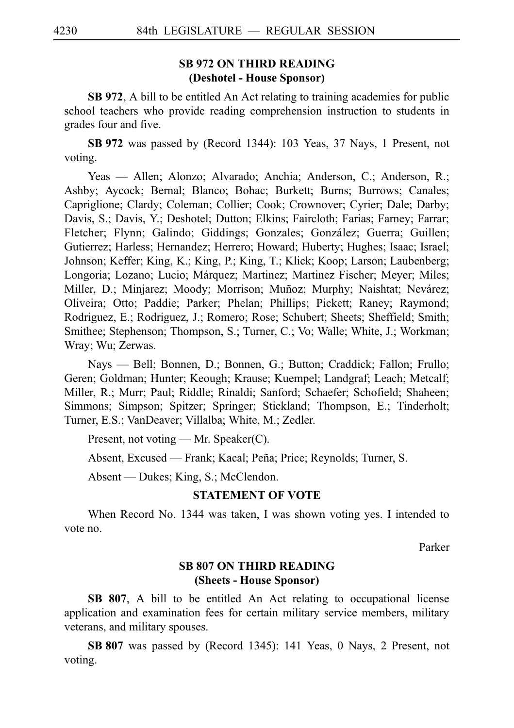### SB 972 ON THIRD READING
### (Deshotel - House Sponsor)

**SB 972**, A bill to be entitled An Act relating to training academies for public school teachers who provide reading comprehension instruction to students in grades four and five.

**SB 972** was passed by (Record 1344): 103 Yeas, 37 Nays, 1 Present, not voting.

Yeas — Allen; Alonzo; Alvarado; Anchia; Anderson, C.; Anderson, R.; Ashby; Aycock; Bernal; Blanco; Bohac; Burkett; Burns; Burrows; Canales; Capriglione; Clardy; Coleman; Collier; Cook; Crownover; Cyrier; Dale; Darby; Davis, S.; Davis, Y.; Deshotel; Dutton; Elkins; Faircloth; Farias; Farney; Farrar; Fletcher; Flynn; Galindo; Giddings; Gonzales; González; Guerra; Guillen; Gutierrez; Harless; Hernandez; Herrero; Howard; Huberty; Hughes; Isaac; Israel; Johnson; Keffer; King, K.; King, P.; King, T.; Klick; Koop; Larson; Laubenberg; Longoria; Lozano; Lucio; Márquez; Martinez; Martinez Fischer; Meyer; Miles; Miller, D.; Minjarez; Moody; Morrison; Muñoz; Murphy; Naishtat; Nevárez; Oliveira; Otto; Paddie; Parker; Phelan; Phillips; Pickett; Raney; Raymond; Rodriguez, E.; Rodriguez, J.; Romero; Rose; Schubert; Sheets; Sheffield; Smith; Smithee; Stephenson; Thompson, S.; Turner, C.; Vo; Walle; White, J.; Workman; Wray; Wu; Zerwas.

Nays — Bell; Bonnen, D.; Bonnen, G.; Button; Craddick; Fallon; Frullo; Geren; Goldman; Hunter; Keough; Krause; Kuempel; Landgraf; Leach; Metcalf; Miller, R.; Murr; Paul; Riddle; Rinaldi; Sanford; Schaefer; Schofield; Shaheen; Simmons; Simpson; Spitzer; Springer; Stickland; Thompson, E.; Tinderholt; Turner, E.S.; VanDeaver; Villalba; White, M.; Zedler.

Present, not voting — Mr. Speaker(C).

Absent, Excused — Frank; Kacal; Peña; Price; Reynolds; Turner, S.

Absent — Dukes; King, S.; McClendon.

### STATEMENT OF VOTE

When Record No. 1344 was taken, I was shown voting yes. I intended to vote no.

Parker

### SB 807 ON THIRD READING
### (Sheets - House Sponsor)

**SB 807**, A bill to be entitled An Act relating to occupational license application and examination fees for certain military service members, military veterans, and military spouses.

**SB 807** was passed by (Record 1345): 141 Yeas, 0 Nays, 2 Present, not voting.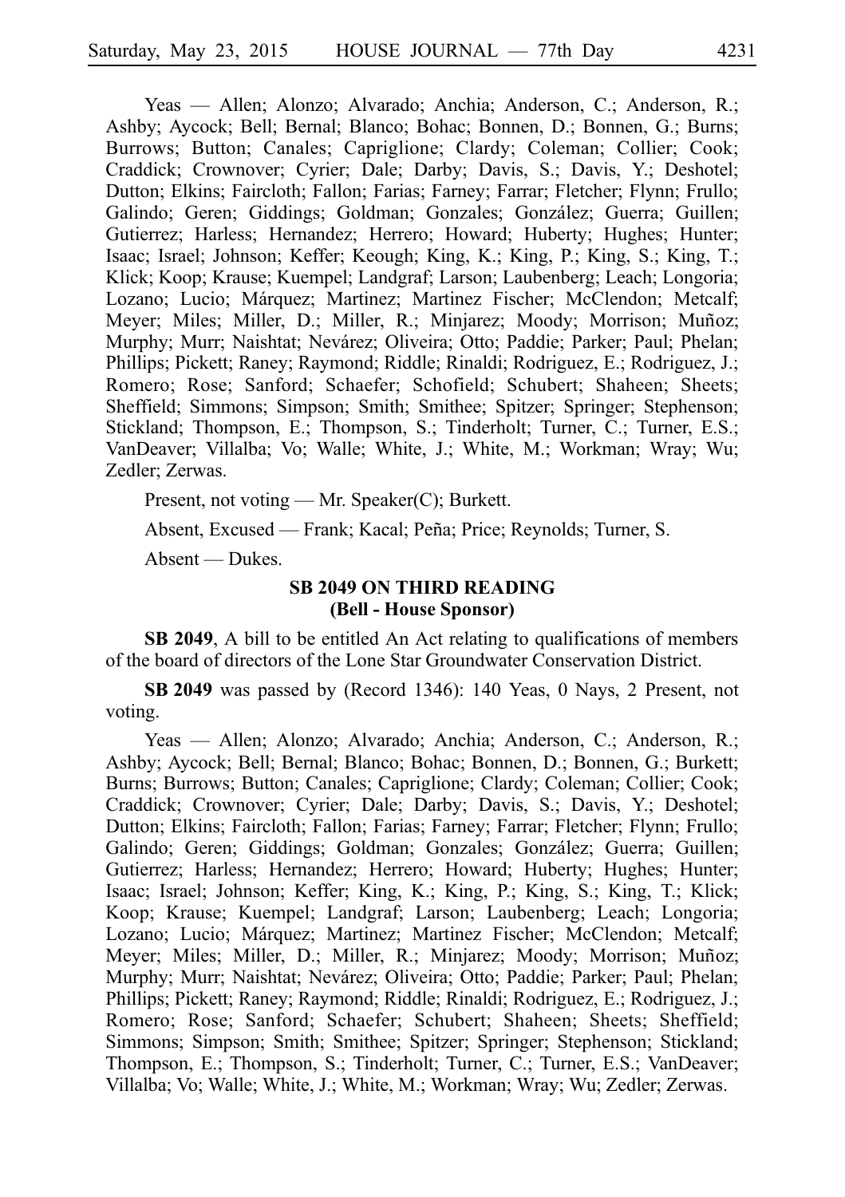Yeas — Allen; Alonzo; Alvarado; Anchia; Anderson, C.; Anderson, R.; Ashby; Aycock; Bell; Bernal; Blanco; Bohac; Bonnen, D.; Bonnen, G.; Burns; Burrows; Button; Canales; Capriglione; Clardy; Coleman; Collier; Cook; Craddick; Crownover; Cyrier; Dale; Darby; Davis, S.; Davis, Y.; Deshotel; Dutton; Elkins; Faircloth; Fallon; Farias; Farney; Farrar; Fletcher; Flynn; Frullo; Galindo; Geren; Giddings; Goldman; Gonzales; González; Guerra; Guillen; Gutierrez; Harless; Hernandez; Herrero; Howard; Huberty; Hughes; Hunter; Isaac; Israel; Johnson; Keffer; Keough; King, K.; King, P.; King, S.; King, T.; Klick; Koop; Krause; Kuempel; Landgraf; Larson; Laubenberg; Leach; Longoria; Lozano; Lucio; Márquez; Martinez; Martinez Fischer; McClendon; Metcalf; Meyer; Miles; Miller, D.; Miller, R.; Minjarez; Moody; Morrison; Muñoz; Murphy; Murr; Naishtat; Nevárez; Oliveira; Otto; Paddie; Parker; Paul; Phelan; Phillips; Pickett; Raney; Raymond; Riddle; Rinaldi; Rodriguez, E.; Rodriguez, J.; Romero; Rose; Sanford; Schaefer; Schofield; Schubert; Shaheen; Sheets; Sheffield; Simmons; Simpson; Smith; Smithee; Spitzer; Springer; Stephenson; Stickland; Thompson, E.; Thompson, S.; Tinderholt; Turner, C.; Turner, E.S.; VanDeaver; Villalba; Vo; Walle; White, J.; White, M.; Workman; Wray; Wu; Zedler; Zerwas.

Present, not voting — Mr. Speaker(C); Burkett.

Absent, Excused — Frank; Kacal; Peña; Price; Reynolds; Turner, S.

Absent — Dukes.

## SB 2049 ON THIRD READING
## (Bell - House Sponsor)

**SB 2049**, A bill to be entitled An Act relating to qualifications of members of the board of directors of the Lone Star Groundwater Conservation District.

**SB 2049** was passed by (Record 1346): 140 Yeas, 0 Nays, 2 Present, not voting.

Yeas — Allen; Alonzo; Alvarado; Anchia; Anderson, C.; Anderson, R.; Ashby; Aycock; Bell; Bernal; Blanco; Bohac; Bonnen, D.; Bonnen, G.; Burkett; Burns; Burrows; Button; Canales; Capriglione; Clardy; Coleman; Collier; Cook; Craddick; Crownover; Cyrier; Dale; Darby; Davis, S.; Davis, Y.; Deshotel; Dutton; Elkins; Faircloth; Fallon; Farias; Farney; Farrar; Fletcher; Flynn; Frullo; Galindo; Geren; Giddings; Goldman; Gonzales; González; Guerra; Guillen; Gutierrez; Harless; Hernandez; Herrero; Howard; Huberty; Hughes; Hunter; Isaac; Israel; Johnson; Keffer; King, K.; King, P.; King, S.; King, T.; Klick; Koop; Krause; Kuempel; Landgraf; Larson; Laubenberg; Leach; Longoria; Lozano; Lucio; Márquez; Martinez; Martinez Fischer; McClendon; Metcalf; Meyer; Miles; Miller, D.; Miller, R.; Minjarez; Moody; Morrison; Muñoz; Murphy; Murr; Naishtat; Nevárez; Oliveira; Otto; Paddie; Parker; Paul; Phelan; Phillips; Pickett; Raney; Raymond; Riddle; Rinaldi; Rodriguez, E.; Rodriguez, J.; Romero; Rose; Sanford; Schaefer; Schubert; Shaheen; Sheets; Sheffield; Simmons; Simpson; Smith; Smithee; Spitzer; Springer; Stephenson; Stickland; Thompson, E.; Thompson, S.; Tinderholt; Turner, C.; Turner, E.S.; VanDeaver; Villalba; Vo; Walle; White, J.; White, M.; Workman; Wray; Wu; Zedler; Zerwas.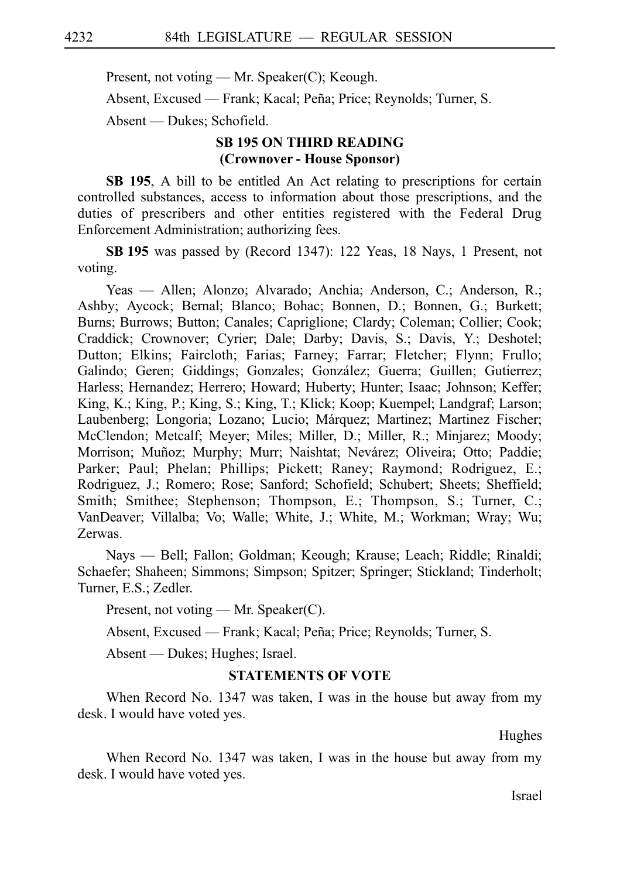Present, not voting — Mr. Speaker(C); Keough.

Absent, Excused — Frank; Kacal; Peña; Price; Reynolds; Turner, S.

Absent — Dukes; Schofield.

### SB 195 ON THIRD READING
### (Crownover - House Sponsor)

**SB 195**, A bill to be entitled An Act relating to prescriptions for certain controlled substances, access to information about those prescriptions, and the duties of prescribers and other entities registered with the Federal Drug Enforcement Administration; authorizing fees.

**SB 195** was passed by (Record 1347): 122 Yeas, 18 Nays, 1 Present, not voting.

Yeas — Allen; Alonzo; Alvarado; Anchia; Anderson, C.; Anderson, R.; Ashby; Aycock; Bernal; Blanco; Bohac; Bonnen, D.; Bonnen, G.; Burkett; Burns; Burrows; Button; Canales; Capriglione; Clardy; Coleman; Collier; Cook; Craddick; Crownover; Cyrier; Dale; Darby; Davis, S.; Davis, Y.; Deshotel; Dutton; Elkins; Faircloth; Farias; Farney; Farrar; Fletcher; Flynn; Frullo; Galindo; Geren; Giddings; Gonzales; González; Guerra; Guillen; Gutierrez; Harless; Hernandez; Herrero; Howard; Huberty; Hunter; Isaac; Johnson; Keffer; King, K.; King, P.; King, S.; King, T.; Klick; Koop; Kuempel; Landgraf; Larson; Laubenberg; Longoria; Lozano; Lucio; Márquez; Martinez; Martinez Fischer; McClendon; Metcalf; Meyer; Miles; Miller, D.; Miller, R.; Minjarez; Moody; Morrison; Muñoz; Murphy; Murr; Naishtat; Nevárez; Oliveira; Otto; Paddie; Parker; Paul; Phelan; Phillips; Pickett; Raney; Raymond; Rodriguez, E.; Rodriguez, J.; Romero; Rose; Sanford; Schofield; Schubert; Sheets; Sheffield; Smith; Smithee; Stephenson; Thompson, E.; Thompson, S.; Turner, C.; VanDeaver; Villalba; Vo; Walle; White, J.; White, M.; Workman; Wray; Wu; Zerwas.

Nays — Bell; Fallon; Goldman; Keough; Krause; Leach; Riddle; Rinaldi; Schaefer; Shaheen; Simmons; Simpson; Spitzer; Springer; Stickland; Tinderholt; Turner, E.S.; Zedler.

Present, not voting — Mr. Speaker(C).

Absent, Excused — Frank; Kacal; Peña; Price; Reynolds; Turner, S.

Absent — Dukes; Hughes; Israel.

### STATEMENTS OF VOTE

When Record No. 1347 was taken, I was in the house but away from my desk. I would have voted yes.

Hughes

When Record No. 1347 was taken, I was in the house but away from my desk. I would have voted yes.

Israel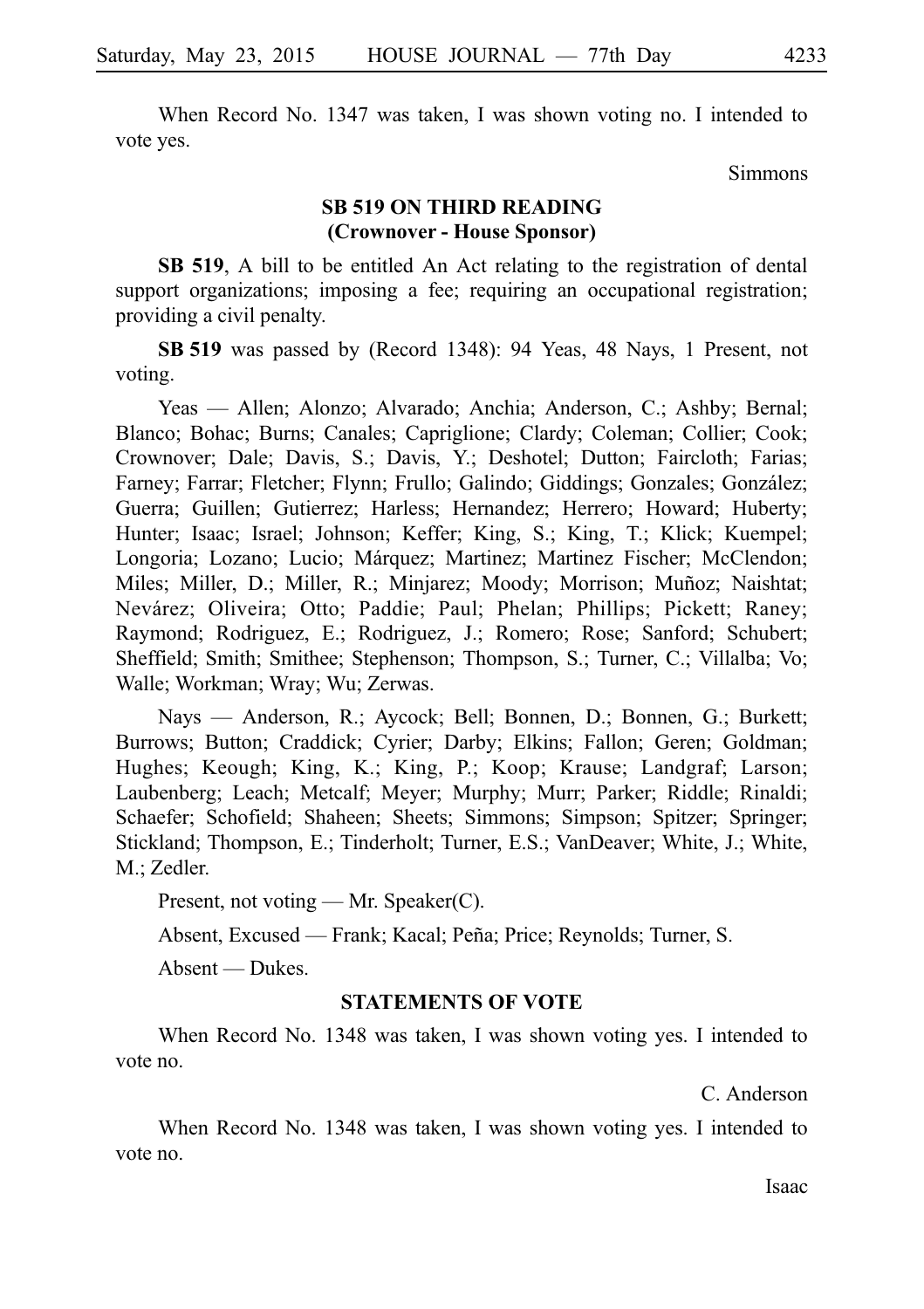When Record No. 1347 was taken, I was shown voting no. I intended to vote yes.

Simmons

### SB 519 ON THIRD READING
### (Crownover - House Sponsor)

**SB 519**, A bill to be entitled An Act relating to the registration of dental support organizations; imposing a fee; requiring an occupational registration; providing a civil penalty.

**SB 519** was passed by (Record 1348): 94 Yeas, 48 Nays, 1 Present, not voting.

Yeas — Allen; Alonzo; Alvarado; Anchia; Anderson, C.; Ashby; Bernal; Blanco; Bohac; Burns; Canales; Capriglione; Clardy; Coleman; Collier; Cook; Crownover; Dale; Davis, S.; Davis, Y.; Deshotel; Dutton; Faircloth; Farias; Farney; Farrar; Fletcher; Flynn; Frullo; Galindo; Giddings; Gonzales; González; Guerra; Guillen; Gutierrez; Harless; Hernandez; Herrero; Howard; Huberty; Hunter; Isaac; Israel; Johnson; Keffer; King, S.; King, T.; Klick; Kuempel; Longoria; Lozano; Lucio; Márquez; Martinez; Martinez Fischer; McClendon; Miles; Miller, D.; Miller, R.; Minjarez; Moody; Morrison; Muñoz; Naishtat; Nevárez; Oliveira; Otto; Paddie; Paul; Phelan; Phillips; Pickett; Raney; Raymond; Rodriguez, E.; Rodriguez, J.; Romero; Rose; Sanford; Schubert; Sheffield; Smith; Smithee; Stephenson; Thompson, S.; Turner, C.; Villalba; Vo; Walle; Workman; Wray; Wu; Zerwas.

Nays — Anderson, R.; Aycock; Bell; Bonnen, D.; Bonnen, G.; Burkett; Burrows; Button; Craddick; Cyrier; Darby; Elkins; Fallon; Geren; Goldman; Hughes; Keough; King, K.; King, P.; Koop; Krause; Landgraf; Larson; Laubenberg; Leach; Metcalf; Meyer; Murphy; Murr; Parker; Riddle; Rinaldi; Schaefer; Schofield; Shaheen; Sheets; Simmons; Simpson; Spitzer; Springer; Stickland; Thompson, E.; Tinderholt; Turner, E.S.; VanDeaver; White, J.; White, M.; Zedler.

Present, not voting — Mr. Speaker(C).

Absent, Excused — Frank; Kacal; Peña; Price; Reynolds; Turner, S.

Absent — Dukes.

### STATEMENTS OF VOTE

When Record No. 1348 was taken, I was shown voting yes. I intended to vote no.

C. Anderson

When Record No. 1348 was taken, I was shown voting yes. I intended to vote no.

Isaac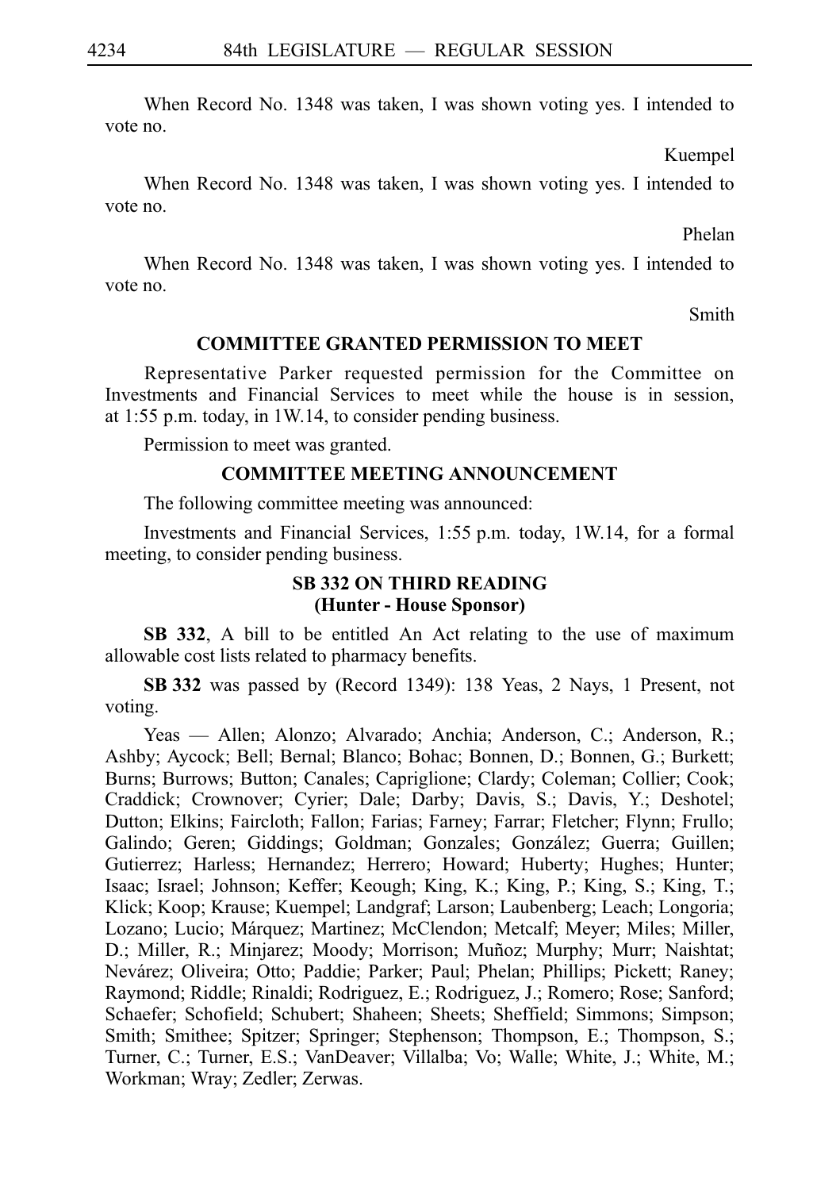When Record No. 1348 was taken, I was shown voting yes. I intended to vote no.

Kuempel

When Record No. 1348 was taken, I was shown voting yes. I intended to vote no.

Phelan

When Record No. 1348 was taken, I was shown voting yes. I intended to vote no.

Smith

## COMMITTEE GRANTED PERMISSION TO MEET

Representative Parker requested permission for the Committee on Investments and Financial Services to meet while the house is in session, at 1:55 p.m. today, in 1W.14, to consider pending business.

Permission to meet was granted.

## COMMITTEE MEETING ANNOUNCEMENT

The following committee meeting was announced:

Investments and Financial Services, 1:55 p.m. today, 1W.14, for a formal meeting, to consider pending business.

## SB 332 ON THIRD READING
### (Hunter - House Sponsor)

**SB 332**, A bill to be entitled An Act relating to the use of maximum allowable cost lists related to pharmacy benefits.

**SB 332** was passed by (Record 1349): 138 Yeas, 2 Nays, 1 Present, not voting.

Yeas — Allen; Alonzo; Alvarado; Anchia; Anderson, C.; Anderson, R.; Ashby; Aycock; Bell; Bernal; Blanco; Bohac; Bonnen, D.; Bonnen, G.; Burkett; Burns; Burrows; Button; Canales; Capriglione; Clardy; Coleman; Collier; Cook; Craddick; Crownover; Cyrier; Dale; Darby; Davis, S.; Davis, Y.; Deshotel; Dutton; Elkins; Faircloth; Fallon; Farias; Farney; Farrar; Fletcher; Flynn; Frullo; Galindo; Geren; Giddings; Goldman; Gonzales; González; Guerra; Guillen; Gutierrez; Harless; Hernandez; Herrero; Howard; Huberty; Hughes; Hunter; Isaac; Israel; Johnson; Keffer; Keough; King, K.; King, P.; King, S.; King, T.; Klick; Koop; Krause; Kuempel; Landgraf; Larson; Laubenberg; Leach; Longoria; Lozano; Lucio; Márquez; Martinez; McClendon; Metcalf; Meyer; Miles; Miller, D.; Miller, R.; Minjarez; Moody; Morrison; Muñoz; Murphy; Murr; Naishtat; Nevárez; Oliveira; Otto; Paddie; Parker; Paul; Phelan; Phillips; Pickett; Raney; Raymond; Riddle; Rinaldi; Rodriguez, E.; Rodriguez, J.; Romero; Rose; Sanford; Schaefer; Schofield; Schubert; Shaheen; Sheets; Sheffield; Simmons; Simpson; Smith; Smithee; Spitzer; Springer; Stephenson; Thompson, E.; Thompson, S.; Turner, C.; Turner, E.S.; VanDeaver; Villalba; Vo; Walle; White, J.; White, M.; Workman; Wray; Zedler; Zerwas.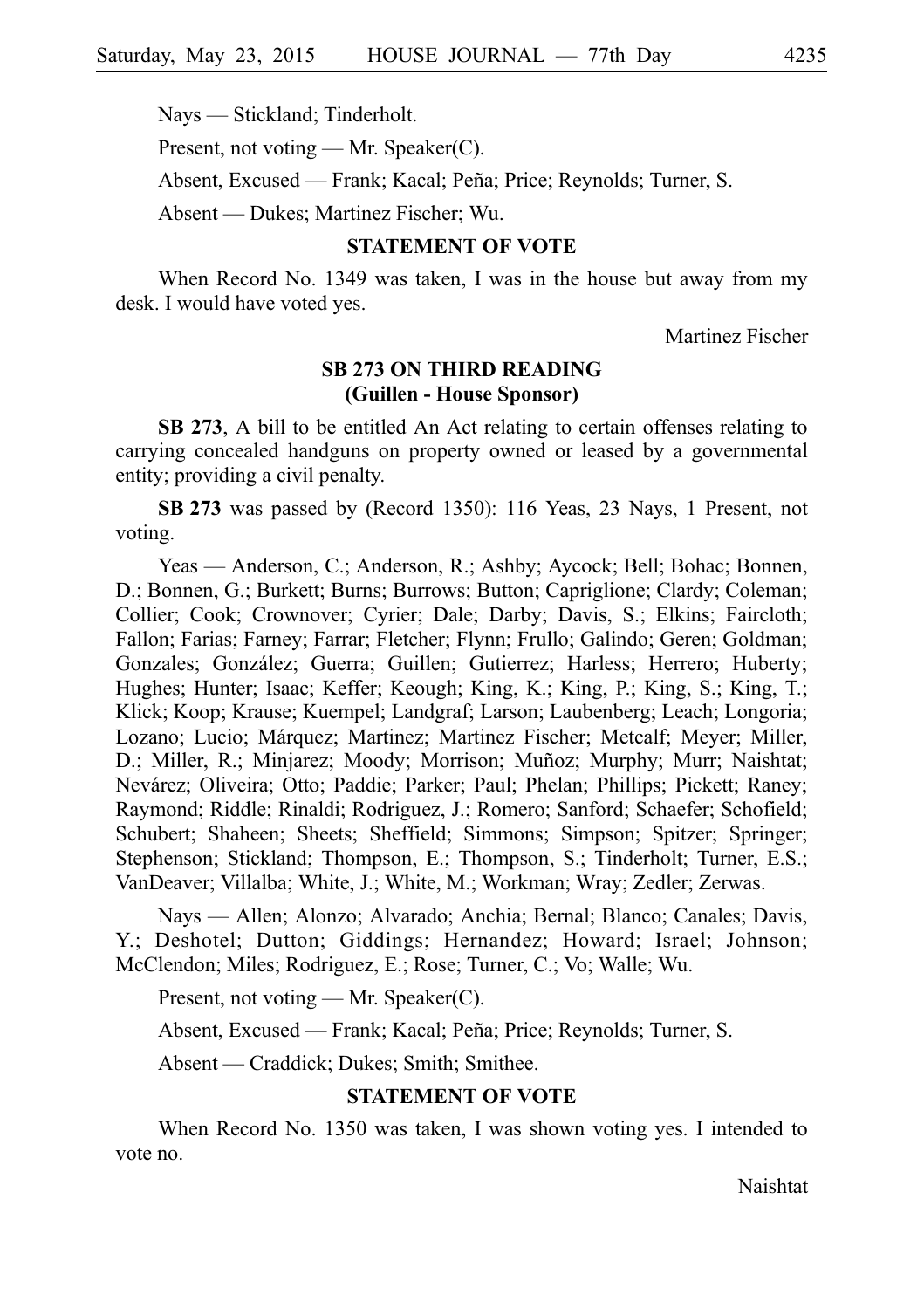Nays — Stickland; Tinderholt.

Present, not voting — Mr. Speaker(C).

Absent, Excused — Frank; Kacal; Peña; Price; Reynolds; Turner, S.

Absent — Dukes; Martinez Fischer; Wu.

## STATEMENT OF VOTE

When Record No. 1349 was taken, I was in the house but away from my desk. I would have voted yes.

Martinez Fischer

## SB 273 ON THIRD READING (Guillen - House Sponsor)

**SB 273**, A bill to be entitled An Act relating to certain offenses relating to carrying concealed handguns on property owned or leased by a governmental entity; providing a civil penalty.

**SB 273** was passed by (Record 1350): 116 Yeas, 23 Nays, 1 Present, not voting.

Yeas — Anderson, C.; Anderson, R.; Ashby; Aycock; Bell; Bohac; Bonnen, D.; Bonnen, G.; Burkett; Burns; Burrows; Button; Capriglione; Clardy; Coleman; Collier; Cook; Crownover; Cyrier; Dale; Darby; Davis, S.; Elkins; Faircloth; Fallon; Farias; Farney; Farrar; Fletcher; Flynn; Frullo; Galindo; Geren; Goldman; Gonzales; González; Guerra; Guillen; Gutierrez; Harless; Herrero; Huberty; Hughes; Hunter; Isaac; Keffer; Keough; King, K.; King, P.; King, S.; King, T.; Klick; Koop; Krause; Kuempel; Landgraf; Larson; Laubenberg; Leach; Longoria; Lozano; Lucio; Márquez; Martinez; Martinez Fischer; Metcalf; Meyer; Miller, D.; Miller, R.; Minjarez; Moody; Morrison; Muñoz; Murphy; Murr; Naishtat; Nevárez; Oliveira; Otto; Paddie; Parker; Paul; Phelan; Phillips; Pickett; Raney; Raymond; Riddle; Rinaldi; Rodriguez, J.; Romero; Sanford; Schaefer; Schofield; Schubert; Shaheen; Sheets; Sheffield; Simmons; Simpson; Spitzer; Springer; Stephenson; Stickland; Thompson, E.; Thompson, S.; Tinderholt; Turner, E.S.; VanDeaver; Villalba; White, J.; White, M.; Workman; Wray; Zedler; Zerwas.

Nays — Allen; Alonzo; Alvarado; Anchia; Bernal; Blanco; Canales; Davis, Y.; Deshotel; Dutton; Giddings; Hernandez; Howard; Israel; Johnson; McClendon; Miles; Rodriguez, E.; Rose; Turner, C.; Vo; Walle; Wu.

Present, not voting — Mr. Speaker(C).

Absent, Excused — Frank; Kacal; Peña; Price; Reynolds; Turner, S.

Absent — Craddick; Dukes; Smith; Smithee.

## STATEMENT OF VOTE

When Record No. 1350 was taken, I was shown voting yes. I intended to vote no.

Naishtat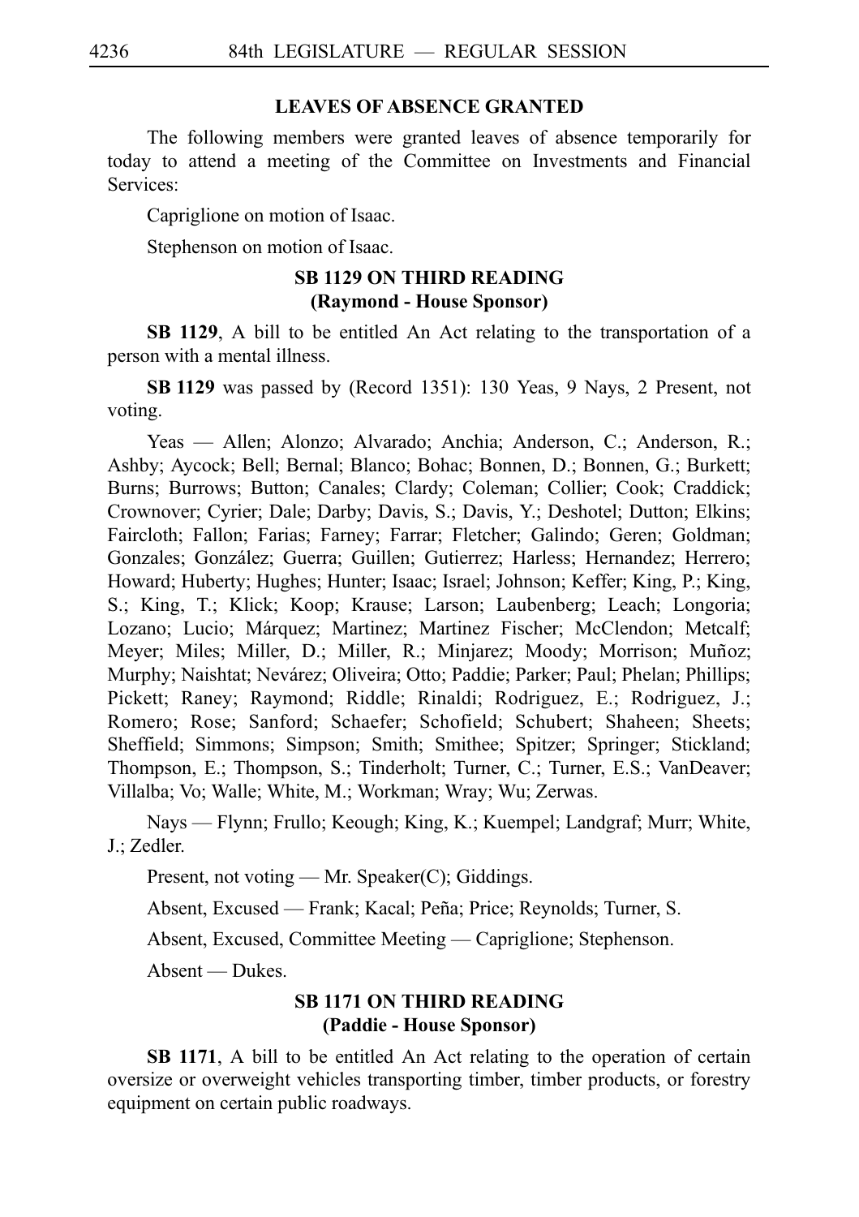### LEAVES OF ABSENCE GRANTED

The following members were granted leaves of absence temporarily for today to attend a meeting of the Committee on Investments and Financial Services:

Capriglione on motion of Isaac.

Stephenson on motion of Isaac.

### SB 1129 ON THIRD READING
### (Raymond - House Sponsor)

**SB 1129**, A bill to be entitled An Act relating to the transportation of a person with a mental illness.

**SB 1129** was passed by (Record 1351): 130 Yeas, 9 Nays, 2 Present, not voting.

Yeas — Allen; Alonzo; Alvarado; Anchia; Anderson, C.; Anderson, R.; Ashby; Aycock; Bell; Bernal; Blanco; Bohac; Bonnen, D.; Bonnen, G.; Burkett; Burns; Burrows; Button; Canales; Clardy; Coleman; Collier; Cook; Craddick; Crownover; Cyrier; Dale; Darby; Davis, S.; Davis, Y.; Deshotel; Dutton; Elkins; Faircloth; Fallon; Farias; Farney; Farrar; Fletcher; Galindo; Geren; Goldman; Gonzales; González; Guerra; Guillen; Gutierrez; Harless; Hernandez; Herrero; Howard; Huberty; Hughes; Hunter; Isaac; Israel; Johnson; Keffer; King, P.; King, S.; King, T.; Klick; Koop; Krause; Larson; Laubenberg; Leach; Longoria; Lozano; Lucio; Márquez; Martinez; Martinez Fischer; McClendon; Metcalf; Meyer; Miles; Miller, D.; Miller, R.; Minjarez; Moody; Morrison; Muñoz; Murphy; Naishtat; Nevárez; Oliveira; Otto; Paddie; Parker; Paul; Phelan; Phillips; Pickett; Raney; Raymond; Riddle; Rinaldi; Rodriguez, E.; Rodriguez, J.; Romero; Rose; Sanford; Schaefer; Schofield; Schubert; Shaheen; Sheets; Sheffield; Simmons; Simpson; Smith; Smithee; Spitzer; Springer; Stickland; Thompson, E.; Thompson, S.; Tinderholt; Turner, C.; Turner, E.S.; VanDeaver; Villalba; Vo; Walle; White, M.; Workman; Wray; Wu; Zerwas.

Nays — Flynn; Frullo; Keough; King, K.; Kuempel; Landgraf; Murr; White, J.; Zedler.

Present, not voting — Mr. Speaker(C); Giddings.

Absent, Excused — Frank; Kacal; Peña; Price; Reynolds; Turner, S.

Absent, Excused, Committee Meeting — Capriglione; Stephenson.

Absent — Dukes.

### SB 1171 ON THIRD READING
### (Paddie - House Sponsor)

**SB 1171**, A bill to be entitled An Act relating to the operation of certain oversize or overweight vehicles transporting timber, timber products, or forestry equipment on certain public roadways.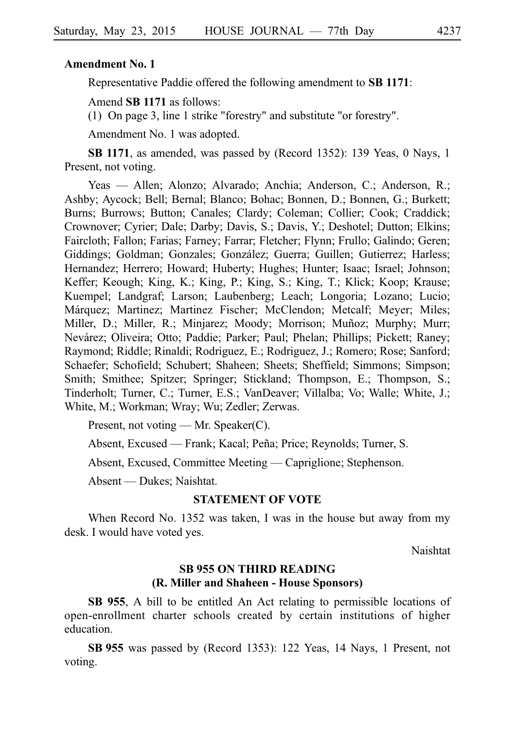**Amendment No. 1**

Representative Paddie offered the following amendment to **SB 1171**:

Amend **SB 1171** as follows:

(1) On page 3, line 1 strike "forestry" and substitute "or forestry".

Amendment No. 1 was adopted.

**SB 1171**, as amended, was passed by (Record 1352): 139 Yeas, 0 Nays, 1 Present, not voting.

Yeas — Allen; Alonzo; Alvarado; Anchia; Anderson, C.; Anderson, R.; Ashby; Aycock; Bell; Bernal; Blanco; Bohac; Bonnen, D.; Bonnen, G.; Burkett; Burns; Burrows; Button; Canales; Clardy; Coleman; Collier; Cook; Craddick; Crownover; Cyrier; Dale; Darby; Davis, S.; Davis, Y.; Deshotel; Dutton; Elkins; Faircloth; Fallon; Farias; Farney; Farrar; Fletcher; Flynn; Frullo; Galindo; Geren; Giddings; Goldman; Gonzales; González; Guerra; Guillen; Gutierrez; Harless; Hernandez; Herrero; Howard; Huberty; Hughes; Hunter; Isaac; Israel; Johnson; Keffer; Keough; King, K.; King, P.; King, S.; King, T.; Klick; Koop; Krause; Kuempel; Landgraf; Larson; Laubenberg; Leach; Longoria; Lozano; Lucio; Márquez; Martinez; Martinez Fischer; McClendon; Metcalf; Meyer; Miles; Miller, D.; Miller, R.; Minjarez; Moody; Morrison; Muñoz; Murphy; Murr; Nevárez; Oliveira; Otto; Paddie; Parker; Paul; Phelan; Phillips; Pickett; Raney; Raymond; Riddle; Rinaldi; Rodriguez, E.; Rodriguez, J.; Romero; Rose; Sanford; Schaefer; Schofield; Schubert; Shaheen; Sheets; Sheffield; Simmons; Simpson; Smith; Smithee; Spitzer; Springer; Stickland; Thompson, E.; Thompson, S.; Tinderholt; Turner, C.; Turner, E.S.; VanDeaver; Villalba; Vo; Walle; White, J.; White, M.; Workman; Wray; Wu; Zedler; Zerwas.

Present, not voting — Mr. Speaker(C).

Absent, Excused — Frank; Kacal; Peña; Price; Reynolds; Turner, S.

Absent, Excused, Committee Meeting — Capriglione; Stephenson.

Absent — Dukes; Naishtat.

## STATEMENT OF VOTE

When Record No. 1352 was taken, I was in the house but away from my desk. I would have voted yes.

Naishtat

## SB 955 ON THIRD READING
## (R. Miller and Shaheen - House Sponsors)

**SB 955**, A bill to be entitled An Act relating to permissible locations of open-enrollment charter schools created by certain institutions of higher education.

**SB 955** was passed by (Record 1353): 122 Yeas, 14 Nays, 1 Present, not voting.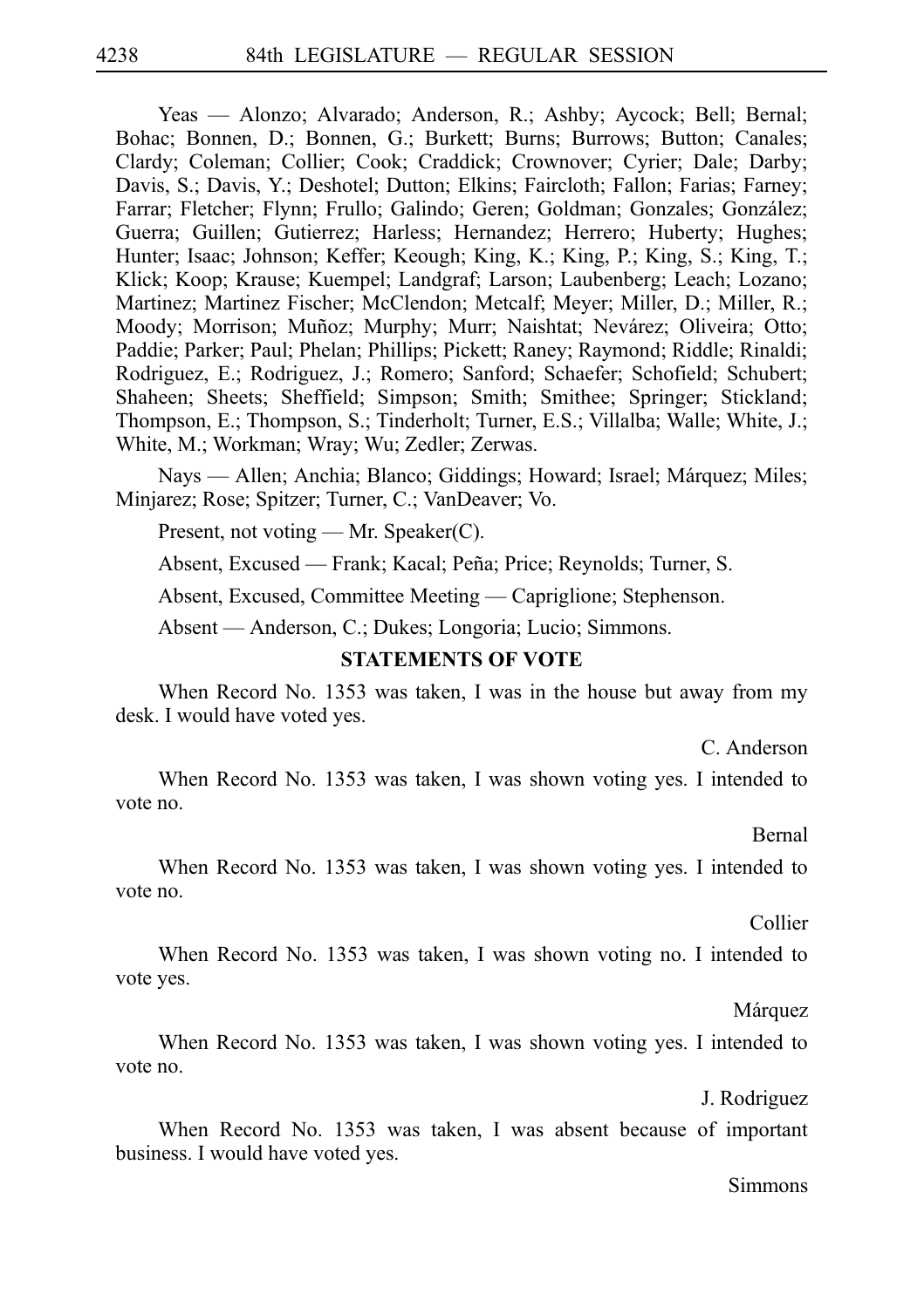Yeas — Alonzo; Alvarado; Anderson, R.; Ashby; Aycock; Bell; Bernal; Bohac; Bonnen, D.; Bonnen, G.; Burkett; Burns; Burrows; Button; Canales; Clardy; Coleman; Collier; Cook; Craddick; Crownover; Cyrier; Dale; Darby; Davis, S.; Davis, Y.; Deshotel; Dutton; Elkins; Faircloth; Fallon; Farias; Farney; Farrar; Fletcher; Flynn; Frullo; Galindo; Geren; Goldman; Gonzales; González; Guerra; Guillen; Gutierrez; Harless; Hernandez; Herrero; Huberty; Hughes; Hunter; Isaac; Johnson; Keffer; Keough; King, K.; King, P.; King, S.; King, T.; Klick; Koop; Krause; Kuempel; Landgraf; Larson; Laubenberg; Leach; Lozano; Martinez; Martinez Fischer; McClendon; Metcalf; Meyer; Miller, D.; Miller, R.; Moody; Morrison; Muñoz; Murphy; Murr; Naishtat; Nevárez; Oliveira; Otto; Paddie; Parker; Paul; Phelan; Phillips; Pickett; Raney; Raymond; Riddle; Rinaldi; Rodriguez, E.; Rodriguez, J.; Romero; Sanford; Schaefer; Schofield; Schubert; Shaheen; Sheets; Sheffield; Simpson; Smith; Smithee; Springer; Stickland; Thompson, E.; Thompson, S.; Tinderholt; Turner, E.S.; Villalba; Walle; White, J.; White, M.; Workman; Wray; Wu; Zedler; Zerwas.

Nays — Allen; Anchia; Blanco; Giddings; Howard; Israel; Márquez; Miles; Minjarez; Rose; Spitzer; Turner, C.; VanDeaver; Vo.

Present, not voting — Mr. Speaker(C).

Absent, Excused — Frank; Kacal; Peña; Price; Reynolds; Turner, S.

Absent, Excused, Committee Meeting — Capriglione; Stephenson.

Absent — Anderson, C.; Dukes; Longoria; Lucio; Simmons.

**STATEMENTS OF VOTE**

When Record No. 1353 was taken, I was in the house but away from my desk. I would have voted yes.

C. Anderson

When Record No. 1353 was taken, I was shown voting yes. I intended to vote no.

Bernal

When Record No. 1353 was taken, I was shown voting yes. I intended to vote no.

Collier

When Record No. 1353 was taken, I was shown voting no. I intended to vote yes.

Márquez

When Record No. 1353 was taken, I was shown voting yes. I intended to vote no.

J. Rodriguez

When Record No. 1353 was taken, I was absent because of important business. I would have voted yes.

Simmons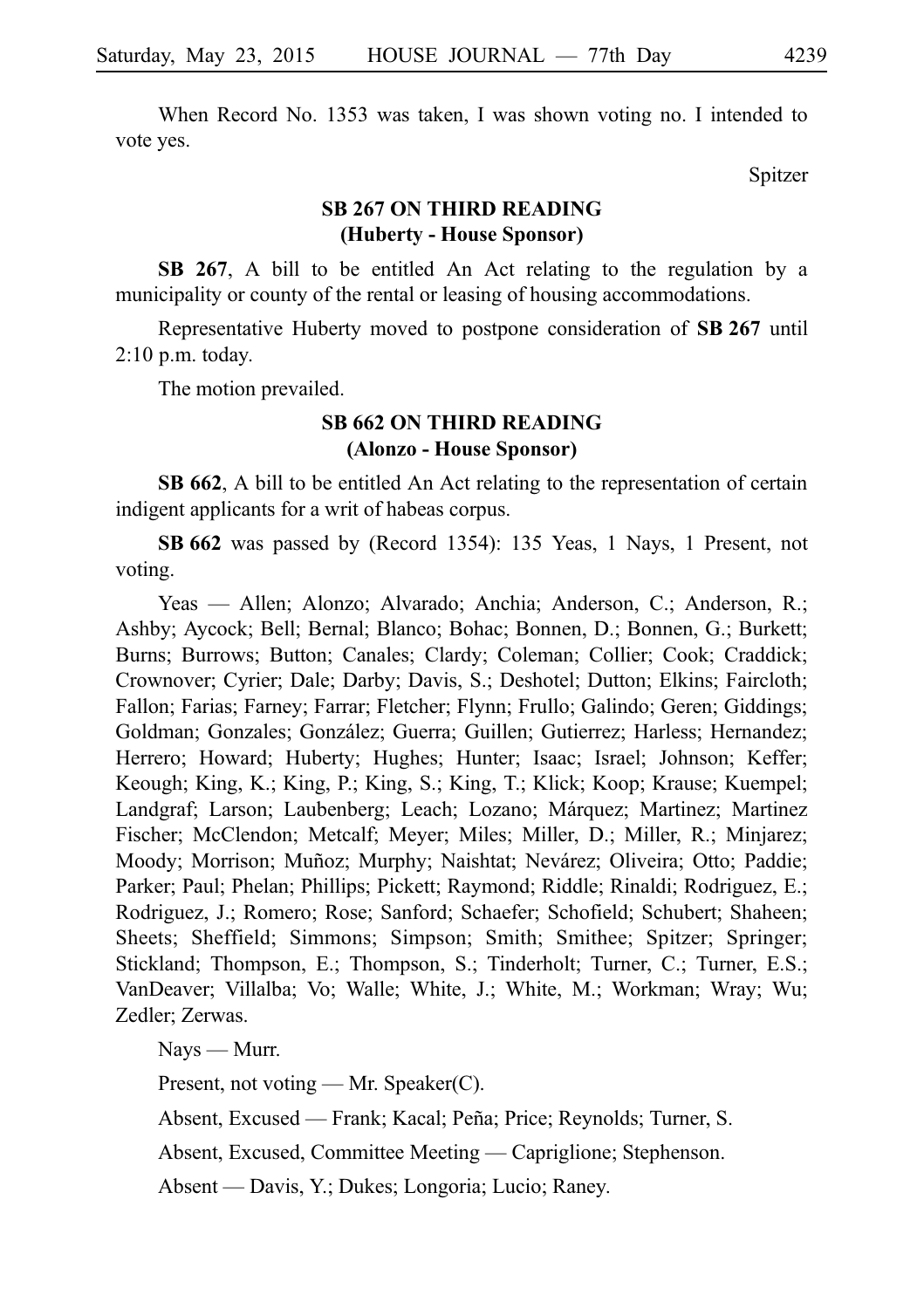When Record No. 1353 was taken, I was shown voting no. I intended to vote yes.

Spitzer

**SB 267 ON THIRD READING**
**(Huberty - House Sponsor)**

**SB 267**, A bill to be entitled An Act relating to the regulation by a municipality or county of the rental or leasing of housing accommodations.

Representative Huberty moved to postpone consideration of **SB 267** until 2:10 p.m. today.

The motion prevailed.

**SB 662 ON THIRD READING**
**(Alonzo - House Sponsor)**

**SB 662**, A bill to be entitled An Act relating to the representation of certain indigent applicants for a writ of habeas corpus.

**SB 662** was passed by (Record 1354): 135 Yeas, 1 Nays, 1 Present, not voting.

Yeas — Allen; Alonzo; Alvarado; Anchia; Anderson, C.; Anderson, R.; Ashby; Aycock; Bell; Bernal; Blanco; Bohac; Bonnen, D.; Bonnen, G.; Burkett; Burns; Burrows; Button; Canales; Clardy; Coleman; Collier; Cook; Craddick; Crownover; Cyrier; Dale; Darby; Davis, S.; Deshotel; Dutton; Elkins; Faircloth; Fallon; Farias; Farney; Farrar; Fletcher; Flynn; Frullo; Galindo; Geren; Giddings; Goldman; Gonzales; González; Guerra; Guillen; Gutierrez; Harless; Hernandez; Herrero; Howard; Huberty; Hughes; Hunter; Isaac; Israel; Johnson; Keffer; Keough; King, K.; King, P.; King, S.; King, T.; Klick; Koop; Krause; Kuempel; Landgraf; Larson; Laubenberg; Leach; Lozano; Márquez; Martinez; Martinez Fischer; McClendon; Metcalf; Meyer; Miles; Miller, D.; Miller, R.; Minjarez; Moody; Morrison; Muñoz; Murphy; Naishtat; Nevárez; Oliveira; Otto; Paddie; Parker; Paul; Phelan; Phillips; Pickett; Raymond; Riddle; Rinaldi; Rodriguez, E.; Rodriguez, J.; Romero; Rose; Sanford; Schaefer; Schofield; Schubert; Shaheen; Sheets; Sheffield; Simmons; Simpson; Smith; Smithee; Spitzer; Springer; Stickland; Thompson, E.; Thompson, S.; Tinderholt; Turner, C.; Turner, E.S.; VanDeaver; Villalba; Vo; Walle; White, J.; White, M.; Workman; Wray; Wu; Zedler; Zerwas.

Nays — Murr.

Present, not voting — Mr. Speaker(C).

Absent, Excused — Frank; Kacal; Peña; Price; Reynolds; Turner, S.

Absent, Excused, Committee Meeting — Capriglione; Stephenson.

Absent — Davis, Y.; Dukes; Longoria; Lucio; Raney.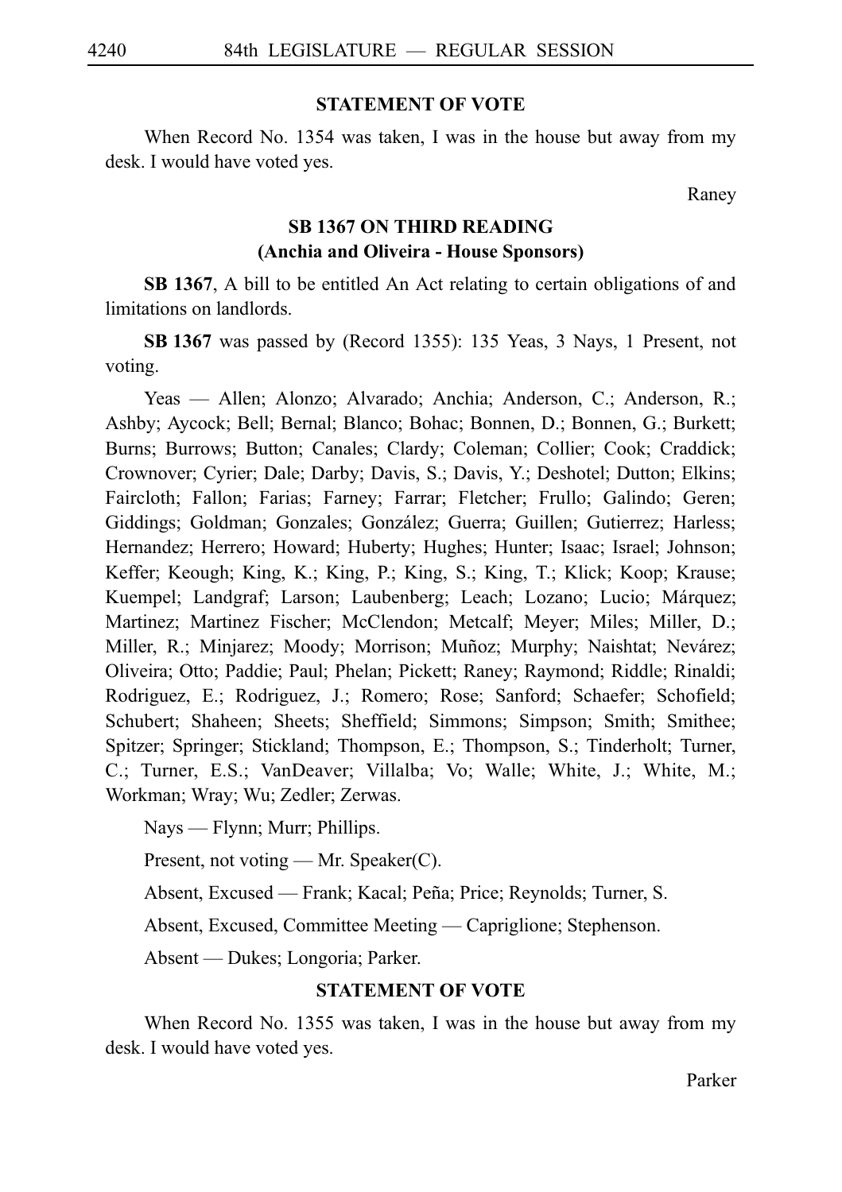## STATEMENT OF VOTE

When Record No. 1354 was taken, I was in the house but away from my desk. I would have voted yes.

Raney

## SB 1367 ON THIRD READING
## (Anchia and Oliveira - House Sponsors)

**SB 1367**, A bill to be entitled An Act relating to certain obligations of and limitations on landlords.

**SB 1367** was passed by (Record 1355): 135 Yeas, 3 Nays, 1 Present, not voting.

Yeas — Allen; Alonzo; Alvarado; Anchia; Anderson, C.; Anderson, R.; Ashby; Aycock; Bell; Bernal; Blanco; Bohac; Bonnen, D.; Bonnen, G.; Burkett; Burns; Burrows; Button; Canales; Clardy; Coleman; Collier; Cook; Craddick; Crownover; Cyrier; Dale; Darby; Davis, S.; Davis, Y.; Deshotel; Dutton; Elkins; Faircloth; Fallon; Farias; Farney; Farrar; Fletcher; Frullo; Galindo; Geren; Giddings; Goldman; Gonzales; González; Guerra; Guillen; Gutierrez; Harless; Hernandez; Herrero; Howard; Huberty; Hughes; Hunter; Isaac; Israel; Johnson; Keffer; Keough; King, K.; King, P.; King, S.; King, T.; Klick; Koop; Krause; Kuempel; Landgraf; Larson; Laubenberg; Leach; Lozano; Lucio; Márquez; Martinez; Martinez Fischer; McClendon; Metcalf; Meyer; Miles; Miller, D.; Miller, R.; Minjarez; Moody; Morrison; Muñoz; Murphy; Naishtat; Nevárez; Oliveira; Otto; Paddie; Paul; Phelan; Pickett; Raney; Raymond; Riddle; Rinaldi; Rodriguez, E.; Rodriguez, J.; Romero; Rose; Sanford; Schaefer; Schofield; Schubert; Shaheen; Sheets; Sheffield; Simmons; Simpson; Smith; Smithee; Spitzer; Springer; Stickland; Thompson, E.; Thompson, S.; Tinderholt; Turner, C.; Turner, E.S.; VanDeaver; Villalba; Vo; Walle; White, J.; White, M.; Workman; Wray; Wu; Zedler; Zerwas.

Nays — Flynn; Murr; Phillips.

Present, not voting — Mr. Speaker(C).

Absent, Excused — Frank; Kacal; Peña; Price; Reynolds; Turner, S.

Absent, Excused, Committee Meeting — Capriglione; Stephenson.

Absent — Dukes; Longoria; Parker.

## STATEMENT OF VOTE

When Record No. 1355 was taken, I was in the house but away from my desk. I would have voted yes.

Parker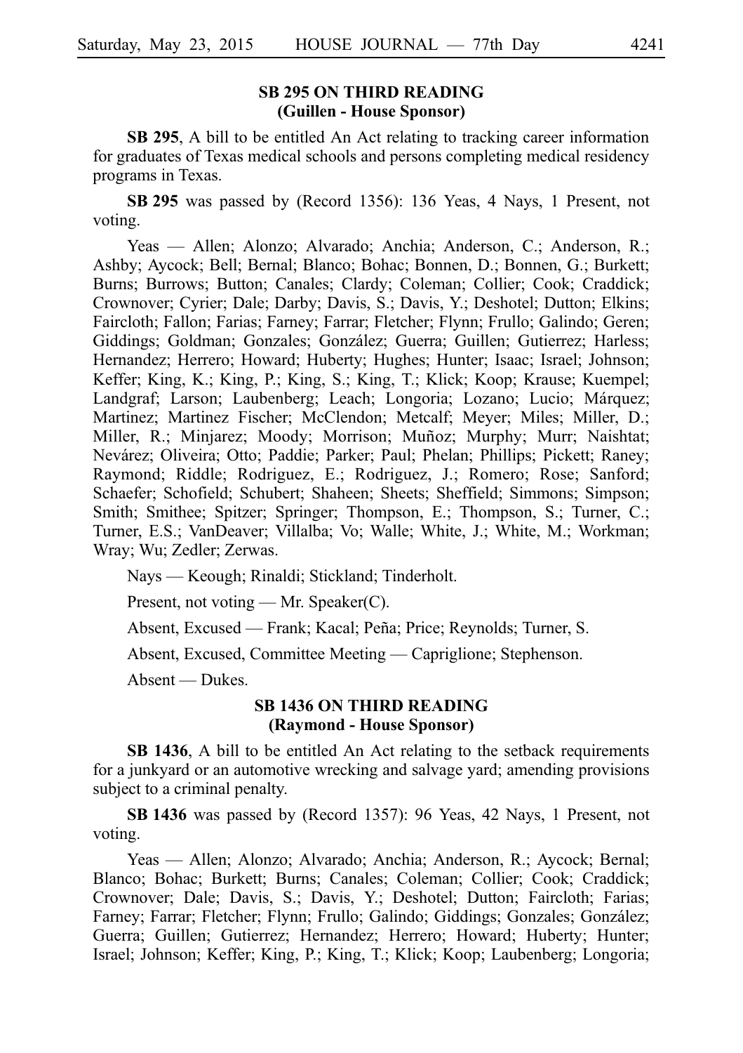## SB 295 ON THIRD READING
## (Guillen - House Sponsor)

**SB 295**, A bill to be entitled An Act relating to tracking career information for graduates of Texas medical schools and persons completing medical residency programs in Texas.

**SB 295** was passed by (Record 1356): 136 Yeas, 4 Nays, 1 Present, not voting.

Yeas — Allen; Alonzo; Alvarado; Anchia; Anderson, C.; Anderson, R.; Ashby; Aycock; Bell; Bernal; Blanco; Bohac; Bonnen, D.; Bonnen, G.; Burkett; Burns; Burrows; Button; Canales; Clardy; Coleman; Collier; Cook; Craddick; Crownover; Cyrier; Dale; Darby; Davis, S.; Davis, Y.; Deshotel; Dutton; Elkins; Faircloth; Fallon; Farias; Farney; Farrar; Fletcher; Flynn; Frullo; Galindo; Geren; Giddings; Goldman; Gonzales; González; Guerra; Guillen; Gutierrez; Harless; Hernandez; Herrero; Howard; Huberty; Hughes; Hunter; Isaac; Israel; Johnson; Keffer; King, K.; King, P.; King, S.; King, T.; Klick; Koop; Krause; Kuempel; Landgraf; Larson; Laubenberg; Leach; Longoria; Lozano; Lucio; Márquez; Martinez; Martinez Fischer; McClendon; Metcalf; Meyer; Miles; Miller, D.; Miller, R.; Minjarez; Moody; Morrison; Muñoz; Murphy; Murr; Naishtat; Nevárez; Oliveira; Otto; Paddie; Parker; Paul; Phelan; Phillips; Pickett; Raney; Raymond; Riddle; Rodriguez, E.; Rodriguez, J.; Romero; Rose; Sanford; Schaefer; Schofield; Schubert; Shaheen; Sheets; Sheffield; Simmons; Simpson; Smith; Smithee; Spitzer; Springer; Thompson, E.; Thompson, S.; Turner, C.; Turner, E.S.; VanDeaver; Villalba; Vo; Walle; White, J.; White, M.; Workman; Wray; Wu; Zedler; Zerwas.

Nays — Keough; Rinaldi; Stickland; Tinderholt.

Present, not voting — Mr. Speaker(C).

Absent, Excused — Frank; Kacal; Peña; Price; Reynolds; Turner, S.

Absent, Excused, Committee Meeting — Capriglione; Stephenson.

Absent — Dukes.

## SB 1436 ON THIRD READING
## (Raymond - House Sponsor)

**SB 1436**, A bill to be entitled An Act relating to the setback requirements for a junkyard or an automotive wrecking and salvage yard; amending provisions subject to a criminal penalty.

**SB 1436** was passed by (Record 1357): 96 Yeas, 42 Nays, 1 Present, not voting.

Yeas — Allen; Alonzo; Alvarado; Anchia; Anderson, R.; Aycock; Bernal; Blanco; Bohac; Burkett; Burns; Canales; Coleman; Collier; Cook; Craddick; Crownover; Dale; Davis, S.; Davis, Y.; Deshotel; Dutton; Faircloth; Farias; Farney; Farrar; Fletcher; Flynn; Frullo; Galindo; Giddings; Gonzales; González; Guerra; Guillen; Gutierrez; Hernandez; Herrero; Howard; Huberty; Hunter; Israel; Johnson; Keffer; King, P.; King, T.; Klick; Koop; Laubenberg; Longoria;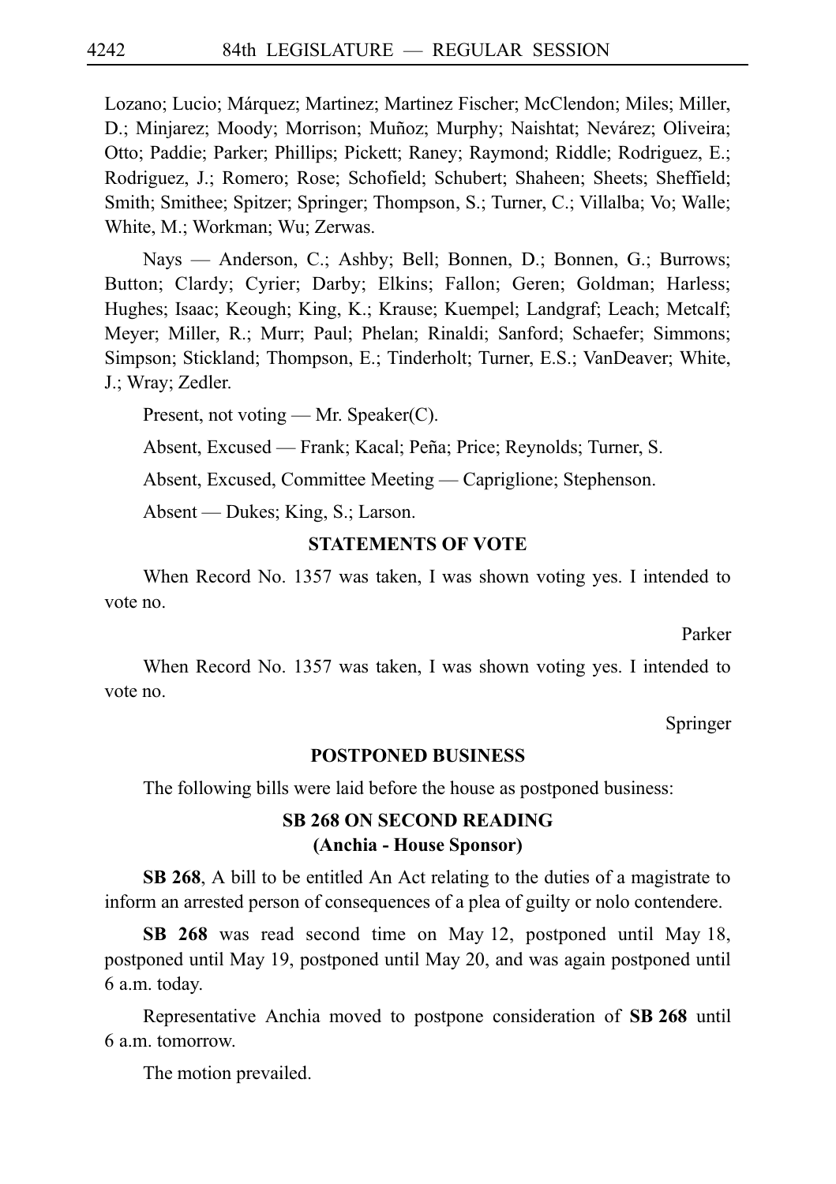Lozano; Lucio; Márquez; Martinez; Martinez Fischer; McClendon; Miles; Miller, D.; Minjarez; Moody; Morrison; Muñoz; Murphy; Naishtat; Nevárez; Oliveira; Otto; Paddie; Parker; Phillips; Pickett; Raney; Raymond; Riddle; Rodriguez, E.; Rodriguez, J.; Romero; Rose; Schofield; Schubert; Shaheen; Sheets; Sheffield; Smith; Smithee; Spitzer; Springer; Thompson, S.; Turner, C.; Villalba; Vo; Walle; White, M.; Workman; Wu; Zerwas.

Nays — Anderson, C.; Ashby; Bell; Bonnen, D.; Bonnen, G.; Burrows; Button; Clardy; Cyrier; Darby; Elkins; Fallon; Geren; Goldman; Harless; Hughes; Isaac; Keough; King, K.; Krause; Kuempel; Landgraf; Leach; Metcalf; Meyer; Miller, R.; Murr; Paul; Phelan; Rinaldi; Sanford; Schaefer; Simmons; Simpson; Stickland; Thompson, E.; Tinderholt; Turner, E.S.; VanDeaver; White, J.; Wray; Zedler.

Present, not voting — Mr. Speaker(C).

Absent, Excused — Frank; Kacal; Peña; Price; Reynolds; Turner, S.

Absent, Excused, Committee Meeting — Capriglione; Stephenson.

Absent — Dukes; King, S.; Larson.

**STATEMENTS OF VOTE**

When Record No. 1357 was taken, I was shown voting yes. I intended to vote no.

Parker

When Record No. 1357 was taken, I was shown voting yes. I intended to vote no.

Springer

**POSTPONED BUSINESS**

The following bills were laid before the house as postponed business:

**SB 268 ON SECOND READING**
**(Anchia - House Sponsor)**

**SB 268**, A bill to be entitled An Act relating to the duties of a magistrate to inform an arrested person of consequences of a plea of guilty or nolo contendere.

**SB 268** was read second time on May 12, postponed until May 18, postponed until May 19, postponed until May 20, and was again postponed until 6 a.m. today.

Representative Anchia moved to postpone consideration of **SB 268** until 6 a.m. tomorrow.

The motion prevailed.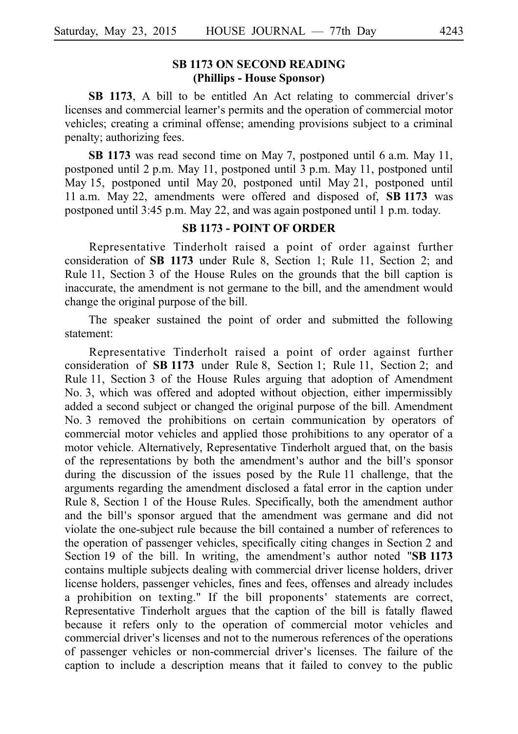## SB 1173 ON SECOND READING
## (Phillips - House Sponsor)

**SB 1173**, A bill to be entitled An Act relating to commercial driver's licenses and commercial learner's permits and the operation of commercial motor vehicles; creating a criminal offense; amending provisions subject to a criminal penalty; authorizing fees.

**SB 1173** was read second time on May 7, postponed until 6 a.m. May 11, postponed until 2 p.m. May 11, postponed until 3 p.m. May 11, postponed until May 15, postponed until May 20, postponed until May 21, postponed until 11 a.m. May 22, amendments were offered and disposed of, **SB 1173** was postponed until 3:45 p.m. May 22, and was again postponed until 1 p.m. today.

## SB 1173 - POINT OF ORDER

Representative Tinderholt raised a point of order against further consideration of **SB 1173** under Rule 8, Section 1; Rule 11, Section 2; and Rule 11, Section 3 of the House Rules on the grounds that the bill caption is inaccurate, the amendment is not germane to the bill, and the amendment would change the original purpose of the bill.

The speaker sustained the point of order and submitted the following statement:

Representative Tinderholt raised a point of order against further consideration of **SB 1173** under Rule 8, Section 1; Rule 11, Section 2; and Rule 11, Section 3 of the House Rules arguing that adoption of Amendment No. 3, which was offered and adopted without objection, either impermissibly added a second subject or changed the original purpose of the bill. Amendment No. 3 removed the prohibitions on certain communication by operators of commercial motor vehicles and applied those prohibitions to any operator of a motor vehicle. Alternatively, Representative Tinderholt argued that, on the basis of the representations by both the amendment's author and the bill's sponsor during the discussion of the issues posed by the Rule 11 challenge, that the arguments regarding the amendment disclosed a fatal error in the caption under Rule 8, Section 1 of the House Rules. Specifically, both the amendment author and the bill's sponsor argued that the amendment was germane and did not violate the one-subject rule because the bill contained a number of references to the operation of passenger vehicles, specifically citing changes in Section 2 and Section 19 of the bill. In writing, the amendment's author noted "**SB 1173** contains multiple subjects dealing with commercial driver license holders, driver license holders, passenger vehicles, fines and fees, offenses and already includes a prohibition on texting." If the bill proponents' statements are correct, Representative Tinderholt argues that the caption of the bill is fatally flawed because it refers only to the operation of commercial motor vehicles and commercial driver's licenses and not to the numerous references of the operations of passenger vehicles or non-commercial driver's licenses. The failure of the caption to include a description means that it failed to convey to the public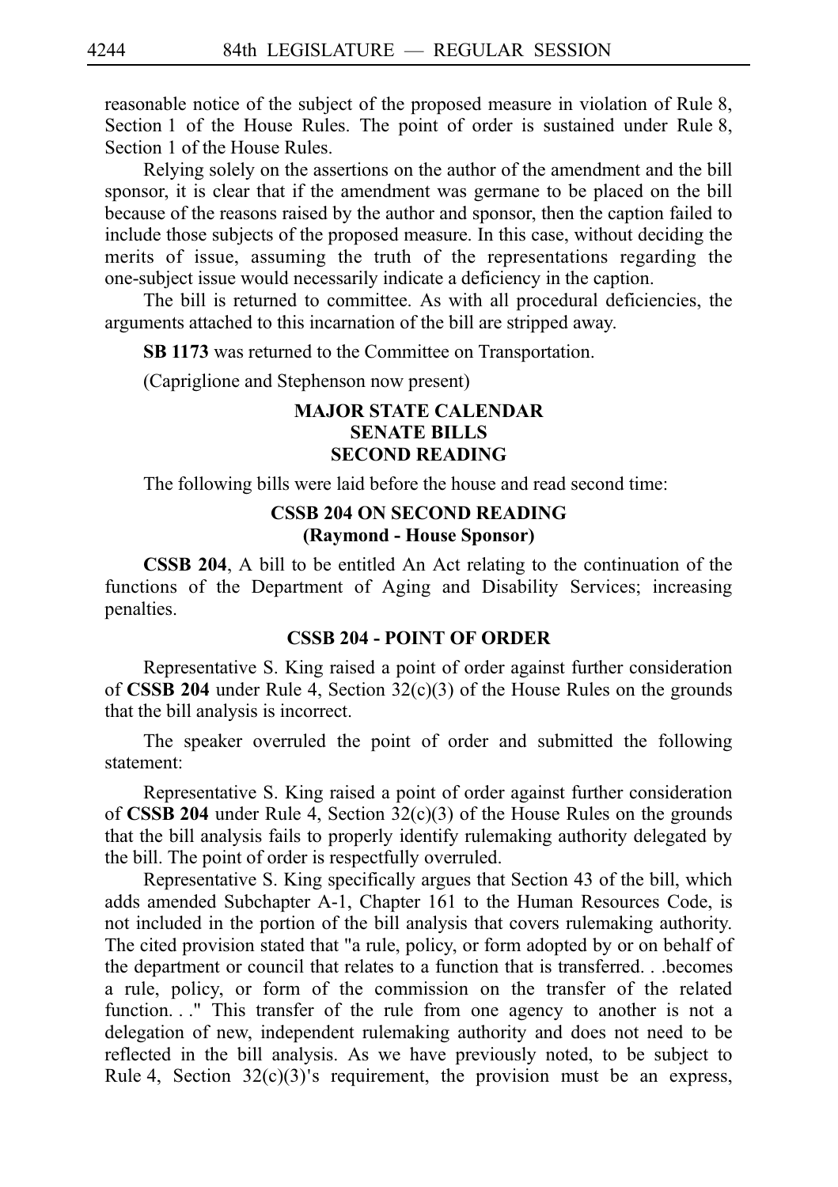reasonable notice of the subject of the proposed measure in violation of Rule 8, Section 1 of the House Rules. The point of order is sustained under Rule 8, Section 1 of the House Rules.

Relying solely on the assertions on the author of the amendment and the bill sponsor, it is clear that if the amendment was germane to be placed on the bill because of the reasons raised by the author and sponsor, then the caption failed to include those subjects of the proposed measure. In this case, without deciding the merits of issue, assuming the truth of the representations regarding the one-subject issue would necessarily indicate a deficiency in the caption.

The bill is returned to committee. As with all procedural deficiencies, the arguments attached to this incarnation of the bill are stripped away.

**SB 1173** was returned to the Committee on Transportation.

(Capriglione and Stephenson now present)

## MAJOR STATE CALENDAR
## SENATE BILLS
## SECOND READING

The following bills were laid before the house and read second time:

### CSSB 204 ON SECOND READING
### (Raymond - House Sponsor)

**CSSB 204**, A bill to be entitled An Act relating to the continuation of the functions of the Department of Aging and Disability Services; increasing penalties.

### CSSB 204 - POINT OF ORDER

Representative S. King raised a point of order against further consideration of **CSSB 204** under Rule 4, Section 32(c)(3) of the House Rules on the grounds that the bill analysis is incorrect.

The speaker overruled the point of order and submitted the following statement:

Representative S. King raised a point of order against further consideration of **CSSB 204** under Rule 4, Section 32(c)(3) of the House Rules on the grounds that the bill analysis fails to properly identify rulemaking authority delegated by the bill. The point of order is respectfully overruled.

Representative S. King specifically argues that Section 43 of the bill, which adds amended Subchapter A-1, Chapter 161 to the Human Resources Code, is not included in the portion of the bill analysis that covers rulemaking authority. The cited provision stated that "a rule, policy, or form adopted by or on behalf of the department or council that relates to a function that is transferred. . .becomes a rule, policy, or form of the commission on the transfer of the related function. . ." This transfer of the rule from one agency to another is not a delegation of new, independent rulemaking authority and does not need to be reflected in the bill analysis. As we have previously noted, to be subject to Rule 4, Section 32(c)(3)'s requirement, the provision must be an express,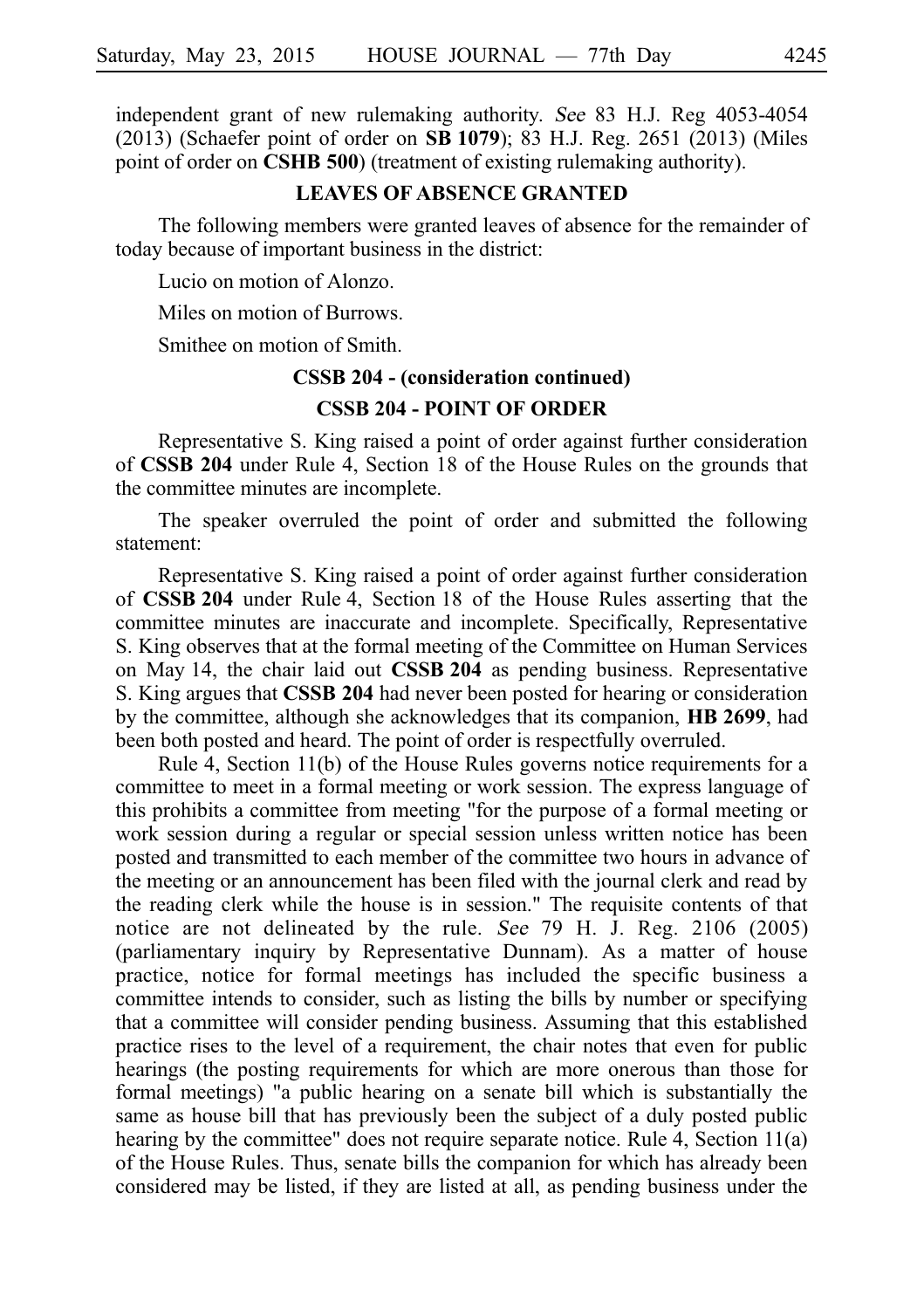independent grant of new rulemaking authority. *See* 83 H.J. Reg 4053-4054 (2013) (Schaefer point of order on **SB 1079**); 83 H.J. Reg. 2651 (2013) (Miles point of order on **CSHB 500**) (treatment of existing rulemaking authority).

## LEAVES OF ABSENCE GRANTED

The following members were granted leaves of absence for the remainder of today because of important business in the district:

Lucio on motion of Alonzo.

Miles on motion of Burrows.

Smithee on motion of Smith.

## CSSB 204 - (consideration continued)

## CSSB 204 - POINT OF ORDER

Representative S. King raised a point of order against further consideration of **CSSB 204** under Rule 4, Section 18 of the House Rules on the grounds that the committee minutes are incomplete.

The speaker overruled the point of order and submitted the following statement:

Representative S. King raised a point of order against further consideration of **CSSB 204** under Rule 4, Section 18 of the House Rules asserting that the committee minutes are inaccurate and incomplete. Specifically, Representative S. King observes that at the formal meeting of the Committee on Human Services on May 14, the chair laid out **CSSB 204** as pending business. Representative S. King argues that **CSSB 204** had never been posted for hearing or consideration by the committee, although she acknowledges that its companion, **HB 2699**, had been both posted and heard. The point of order is respectfully overruled.

Rule 4, Section 11(b) of the House Rules governs notice requirements for a committee to meet in a formal meeting or work session. The express language of this prohibits a committee from meeting "for the purpose of a formal meeting or work session during a regular or special session unless written notice has been posted and transmitted to each member of the committee two hours in advance of the meeting or an announcement has been filed with the journal clerk and read by the reading clerk while the house is in session." The requisite contents of that notice are not delineated by the rule. *See* 79 H. J. Reg. 2106 (2005) (parliamentary inquiry by Representative Dunnam). As a matter of house practice, notice for formal meetings has included the specific business a committee intends to consider, such as listing the bills by number or specifying that a committee will consider pending business. Assuming that this established practice rises to the level of a requirement, the chair notes that even for public hearings (the posting requirements for which are more onerous than those for formal meetings) "a public hearing on a senate bill which is substantially the same as house bill that has previously been the subject of a duly posted public hearing by the committee" does not require separate notice. Rule 4, Section 11(a) of the House Rules. Thus, senate bills the companion for which has already been considered may be listed, if they are listed at all, as pending business under the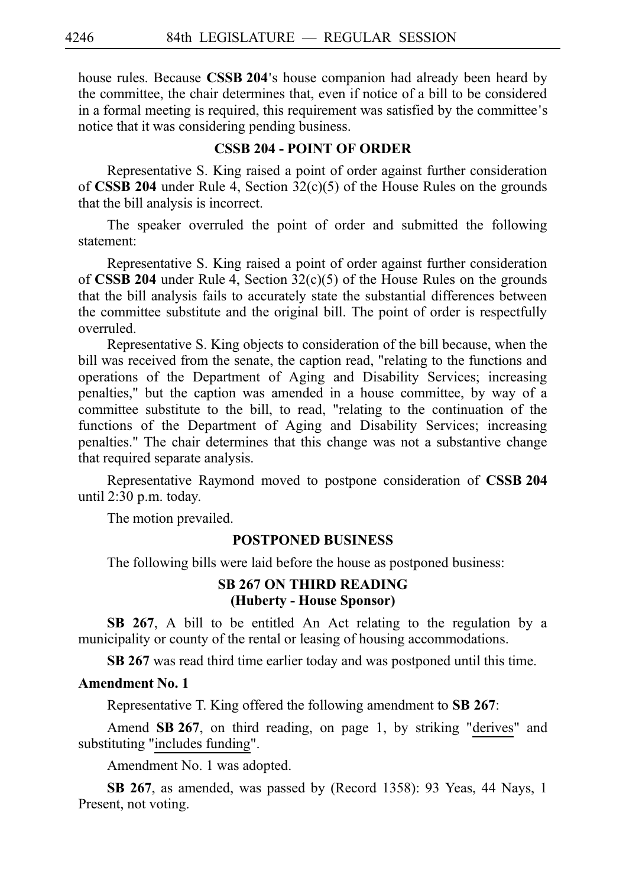house rules. Because **CSSB 204**'s house companion had already been heard by the committee, the chair determines that, even if notice of a bill to be considered in a formal meeting is required, this requirement was satisfied by the committee's notice that it was considering pending business.

### CSSB 204 - POINT OF ORDER

Representative S. King raised a point of order against further consideration of **CSSB 204** under Rule 4, Section 32(c)(5) of the House Rules on the grounds that the bill analysis is incorrect.

The speaker overruled the point of order and submitted the following statement:

Representative S. King raised a point of order against further consideration of **CSSB 204** under Rule 4, Section 32(c)(5) of the House Rules on the grounds that the bill analysis fails to accurately state the substantial differences between the committee substitute and the original bill. The point of order is respectfully overruled.

Representative S. King objects to consideration of the bill because, when the bill was received from the senate, the caption read, "relating to the functions and operations of the Department of Aging and Disability Services; increasing penalties," but the caption was amended in a house committee, by way of a committee substitute to the bill, to read, "relating to the continuation of the functions of the Department of Aging and Disability Services; increasing penalties." The chair determines that this change was not a substantive change that required separate analysis.

Representative Raymond moved to postpone consideration of **CSSB 204** until 2:30 p.m. today.

The motion prevailed.

### POSTPONED BUSINESS

The following bills were laid before the house as postponed business:

### SB 267 ON THIRD READING (Huberty - House Sponsor)

**SB 267**, A bill to be entitled An Act relating to the regulation by a municipality or county of the rental or leasing of housing accommodations.

**SB 267** was read third time earlier today and was postponed until this time.

**Amendment No. 1**

Representative T. King offered the following amendment to **SB 267**:

Amend **SB 267**, on third reading, on page 1, by striking "derives" and substituting "includes funding".

Amendment No. 1 was adopted.

**SB 267**, as amended, was passed by (Record 1358): 93 Yeas, 44 Nays, 1 Present, not voting.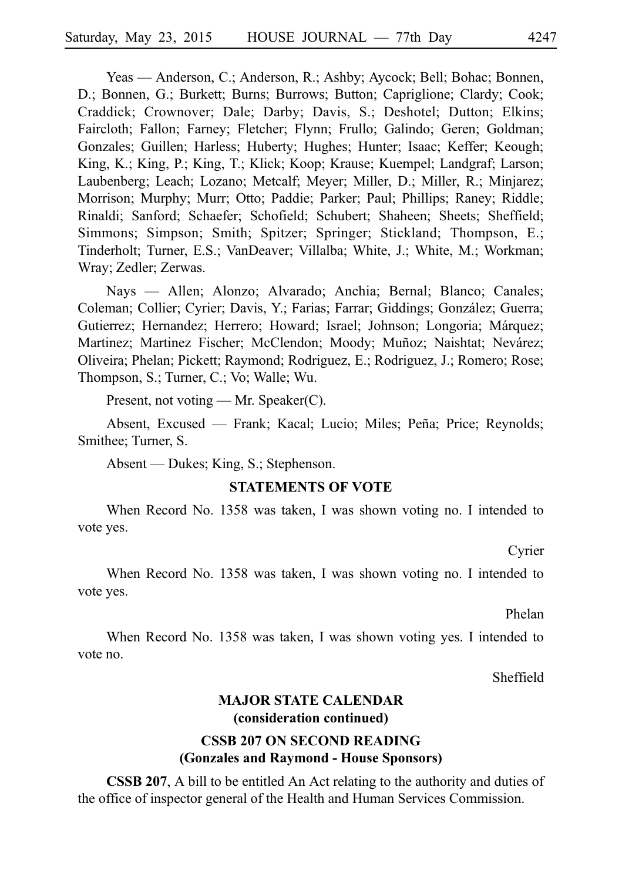Yeas — Anderson, C.; Anderson, R.; Ashby; Aycock; Bell; Bohac; Bonnen, D.; Bonnen, G.; Burkett; Burns; Burrows; Button; Capriglione; Clardy; Cook; Craddick; Crownover; Dale; Darby; Davis, S.; Deshotel; Dutton; Elkins; Faircloth; Fallon; Farney; Fletcher; Flynn; Frullo; Galindo; Geren; Goldman; Gonzales; Guillen; Harless; Huberty; Hughes; Hunter; Isaac; Keffer; Keough; King, K.; King, P.; King, T.; Klick; Koop; Krause; Kuempel; Landgraf; Larson; Laubenberg; Leach; Lozano; Metcalf; Meyer; Miller, D.; Miller, R.; Minjarez; Morrison; Murphy; Murr; Otto; Paddie; Parker; Paul; Phillips; Raney; Riddle; Rinaldi; Sanford; Schaefer; Schofield; Schubert; Shaheen; Sheets; Sheffield; Simmons; Simpson; Smith; Spitzer; Springer; Stickland; Thompson, E.; Tinderholt; Turner, E.S.; VanDeaver; Villalba; White, J.; White, M.; Workman; Wray; Zedler; Zerwas.

Nays — Allen; Alonzo; Alvarado; Anchia; Bernal; Blanco; Canales; Coleman; Collier; Cyrier; Davis, Y.; Farias; Farrar; Giddings; González; Guerra; Gutierrez; Hernandez; Herrero; Howard; Israel; Johnson; Longoria; Márquez; Martinez; Martinez Fischer; McClendon; Moody; Muñoz; Naishtat; Nevárez; Oliveira; Phelan; Pickett; Raymond; Rodriguez, E.; Rodriguez, J.; Romero; Rose; Thompson, S.; Turner, C.; Vo; Walle; Wu.

Present, not voting — Mr. Speaker(C).

Absent, Excused — Frank; Kacal; Lucio; Miles; Peña; Price; Reynolds; Smithee; Turner, S.

Absent — Dukes; King, S.; Stephenson.

**STATEMENTS OF VOTE**

When Record No. 1358 was taken, I was shown voting no. I intended to vote yes.

Cyrier

When Record No. 1358 was taken, I was shown voting no. I intended to vote yes.

Phelan

When Record No. 1358 was taken, I was shown voting yes. I intended to vote no.

Sheffield

**MAJOR STATE CALENDAR**
**(consideration continued)**

**CSSB 207 ON SECOND READING**
**(Gonzales and Raymond - House Sponsors)**

**CSSB 207**, A bill to be entitled An Act relating to the authority and duties of the office of inspector general of the Health and Human Services Commission.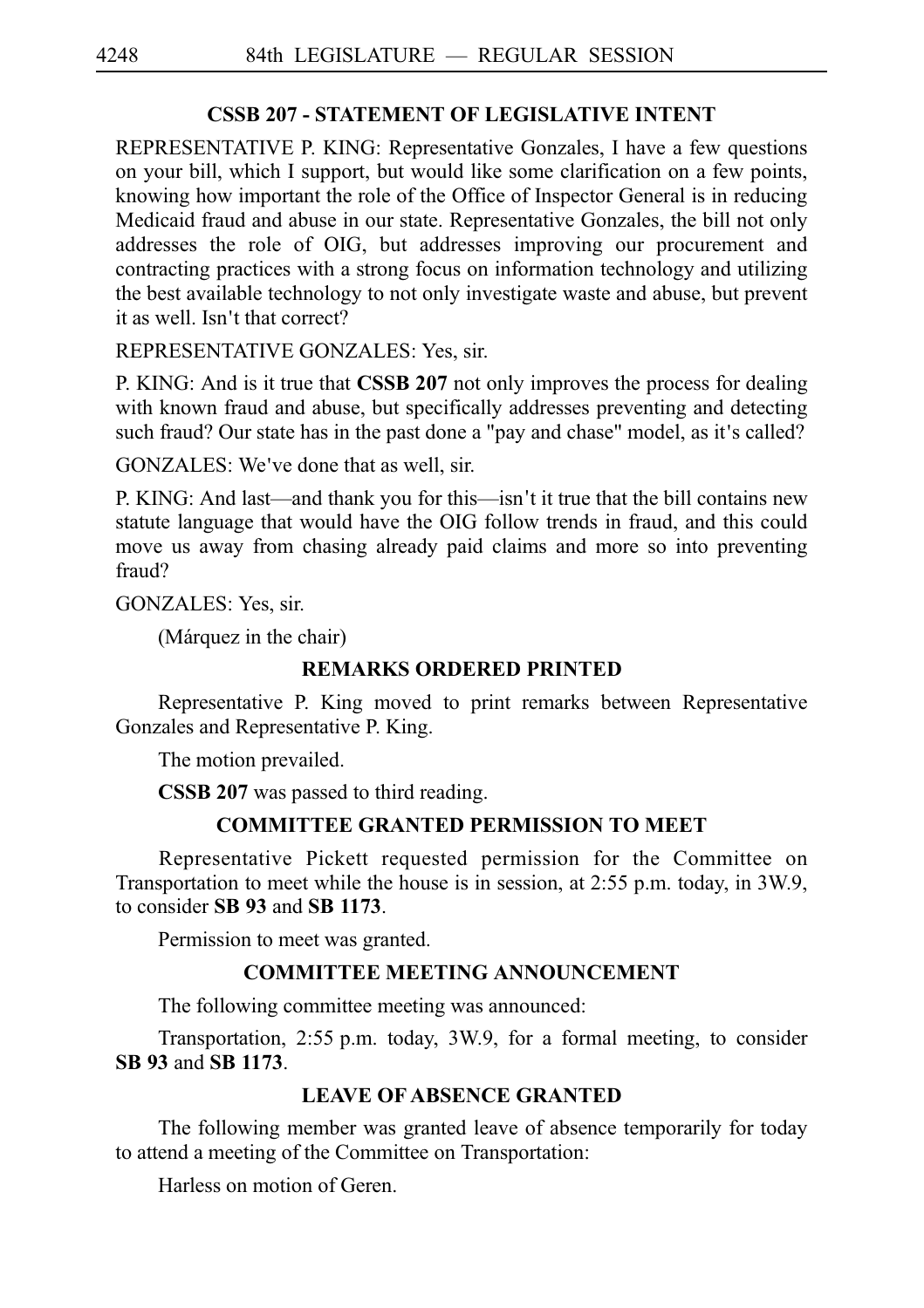## CSSB 207 - STATEMENT OF LEGISLATIVE INTENT

REPRESENTATIVE P. KING: Representative Gonzales, I have a few questions on your bill, which I support, but would like some clarification on a few points, knowing how important the role of the Office of Inspector General is in reducing Medicaid fraud and abuse in our state. Representative Gonzales, the bill not only addresses the role of OIG, but addresses improving our procurement and contracting practices with a strong focus on information technology and utilizing the best available technology to not only investigate waste and abuse, but prevent it as well. Isn't that correct?

REPRESENTATIVE GONZALES: Yes, sir.

P. KING: And is it true that **CSSB 207** not only improves the process for dealing with known fraud and abuse, but specifically addresses preventing and detecting such fraud? Our state has in the past done a "pay and chase" model, as it's called?

GONZALES: We've done that as well, sir.

P. KING: And last—and thank you for this—isn't it true that the bill contains new statute language that would have the OIG follow trends in fraud, and this could move us away from chasing already paid claims and more so into preventing fraud?

GONZALES: Yes, sir.

(Márquez in the chair)

## REMARKS ORDERED PRINTED

Representative P. King moved to print remarks between Representative Gonzales and Representative P. King.

The motion prevailed.

**CSSB 207** was passed to third reading.

## COMMITTEE GRANTED PERMISSION TO MEET

Representative Pickett requested permission for the Committee on Transportation to meet while the house is in session, at 2:55 p.m. today, in 3W.9, to consider **SB 93** and **SB 1173**.

Permission to meet was granted.

## COMMITTEE MEETING ANNOUNCEMENT

The following committee meeting was announced:

Transportation, 2:55 p.m. today, 3W.9, for a formal meeting, to consider **SB 93** and **SB 1173**.

## LEAVE OF ABSENCE GRANTED

The following member was granted leave of absence temporarily for today to attend a meeting of the Committee on Transportation:

Harless on motion of Geren.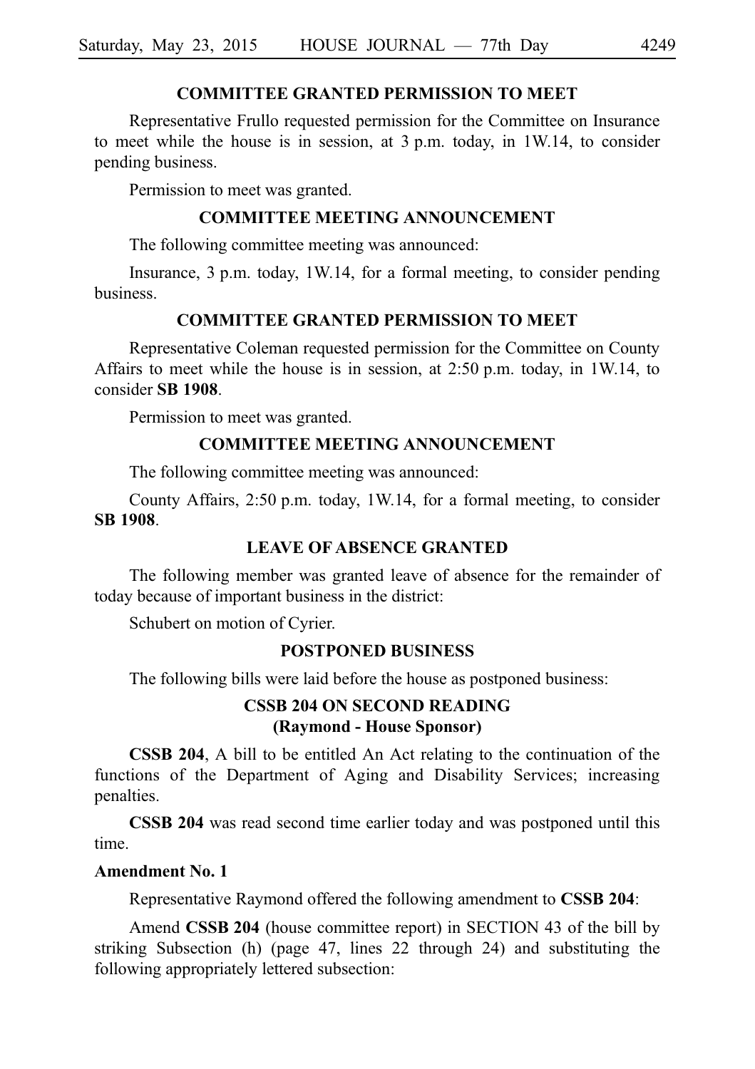## COMMITTEE GRANTED PERMISSION TO MEET

Representative Frullo requested permission for the Committee on Insurance to meet while the house is in session, at 3 p.m. today, in 1W.14, to consider pending business.

Permission to meet was granted.

## COMMITTEE MEETING ANNOUNCEMENT

The following committee meeting was announced:

Insurance, 3 p.m. today, 1W.14, for a formal meeting, to consider pending business.

## COMMITTEE GRANTED PERMISSION TO MEET

Representative Coleman requested permission for the Committee on County Affairs to meet while the house is in session, at 2:50 p.m. today, in 1W.14, to consider **SB 1908**.

Permission to meet was granted.

## COMMITTEE MEETING ANNOUNCEMENT

The following committee meeting was announced:

County Affairs, 2:50 p.m. today, 1W.14, for a formal meeting, to consider **SB 1908**.

## LEAVE OF ABSENCE GRANTED

The following member was granted leave of absence for the remainder of today because of important business in the district:

Schubert on motion of Cyrier.

## POSTPONED BUSINESS

The following bills were laid before the house as postponed business:

### CSSB 204 ON SECOND READING
### (Raymond - House Sponsor)

**CSSB 204**, A bill to be entitled An Act relating to the continuation of the functions of the Department of Aging and Disability Services; increasing penalties.

**CSSB 204** was read second time earlier today and was postponed until this time.

**Amendment No. 1**

Representative Raymond offered the following amendment to **CSSB 204**:

Amend **CSSB 204** (house committee report) in SECTION 43 of the bill by striking Subsection (h) (page 47, lines 22 through 24) and substituting the following appropriately lettered subsection: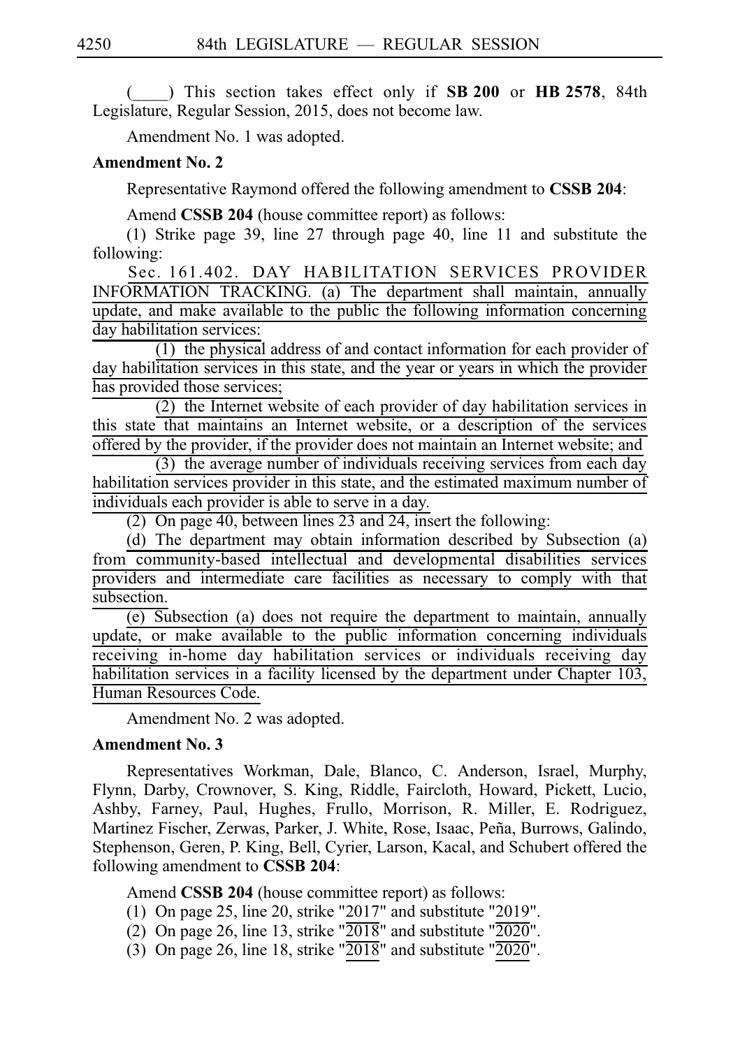(\_\_\_\_) This section takes effect only if **SB 200** or **HB 2578**, 84th Legislature, Regular Session, 2015, does not become law.

Amendment No. 1 was adopted.

**Amendment No. 2**

Representative Raymond offered the following amendment to **CSSB 204**:

Amend **CSSB 204** (house committee report) as follows:

(1) Strike page 39, line 27 through page 40, line 11 and substitute the following:

Sec. 161.402. DAY HABILITATION SERVICES PROVIDER INFORMATION TRACKING. (a) The department shall maintain, annually update, and make available to the public the following information concerning day habilitation services:

(1) the physical address of and contact information for each provider of day habilitation services in this state, and the year or years in which the provider has provided those services;

(2) the Internet website of each provider of day habilitation services in this state that maintains an Internet website, or a description of the services offered by the provider, if the provider does not maintain an Internet website; and

(3) the average number of individuals receiving services from each day habilitation services provider in this state, and the estimated maximum number of individuals each provider is able to serve in a day.

(2) On page 40, between lines 23 and 24, insert the following:

(d) The department may obtain information described by Subsection (a) from community-based intellectual and developmental disabilities services providers and intermediate care facilities as necessary to comply with that subsection.

(e) Subsection (a) does not require the department to maintain, annually update, or make available to the public information concerning individuals receiving in-home day habilitation services or individuals receiving day habilitation services in a facility licensed by the department under Chapter 103, Human Resources Code.

Amendment No. 2 was adopted.

**Amendment No. 3**

Representatives Workman, Dale, Blanco, C. Anderson, Israel, Murphy, Flynn, Darby, Crownover, S. King, Riddle, Faircloth, Howard, Pickett, Lucio, Ashby, Farney, Paul, Hughes, Frullo, Morrison, R. Miller, E. Rodriguez, Martinez Fischer, Zerwas, Parker, J. White, Rose, Isaac, Peña, Burrows, Galindo, Stephenson, Geren, P. King, Bell, Cyrier, Larson, Kacal, and Schubert offered the following amendment to **CSSB 204**:

Amend **CSSB 204** (house committee report) as follows:

(1) On page 25, line 20, strike "2017" and substitute "2019".

(2) On page 26, line 13, strike "2018" and substitute "2020".

(3) On page 26, line 18, strike "2018" and substitute "2020".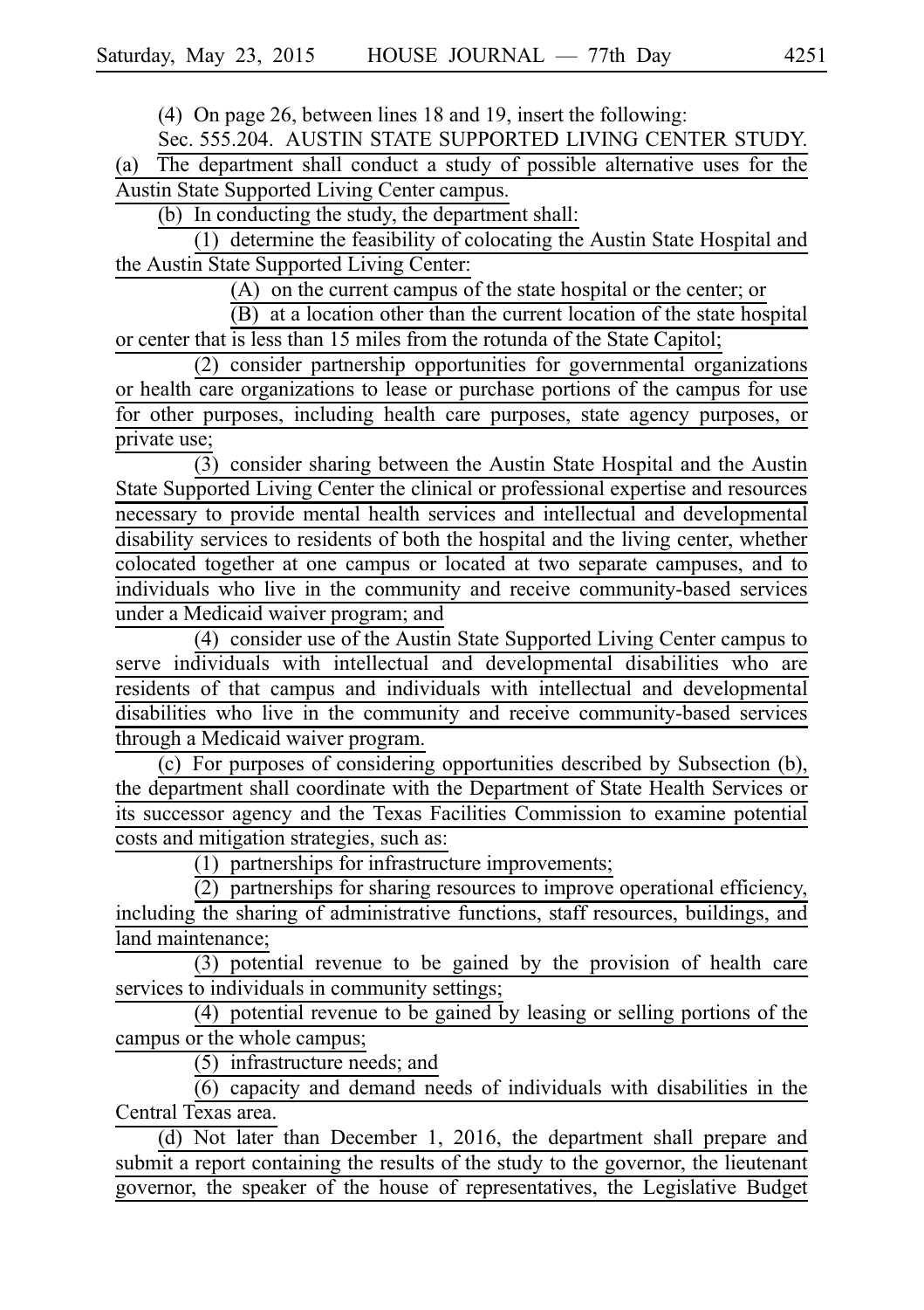(4) On page 26, between lines 18 and 19, insert the following:

Sec. 555.204. AUSTIN STATE SUPPORTED LIVING CENTER STUDY. (a) The department shall conduct a study of possible alternative uses for the Austin State Supported Living Center campus.

(b) In conducting the study, the department shall:

(1) determine the feasibility of colocating the Austin State Hospital and the Austin State Supported Living Center:

(A) on the current campus of the state hospital or the center; or

(B) at a location other than the current location of the state hospital or center that is less than 15 miles from the rotunda of the State Capitol;

(2) consider partnership opportunities for governmental organizations or health care organizations to lease or purchase portions of the campus for use for other purposes, including health care purposes, state agency purposes, or private use;

(3) consider sharing between the Austin State Hospital and the Austin State Supported Living Center the clinical or professional expertise and resources necessary to provide mental health services and intellectual and developmental disability services to residents of both the hospital and the living center, whether colocated together at one campus or located at two separate campuses, and to individuals who live in the community and receive community-based services under a Medicaid waiver program; and

(4) consider use of the Austin State Supported Living Center campus to serve individuals with intellectual and developmental disabilities who are residents of that campus and individuals with intellectual and developmental disabilities who live in the community and receive community-based services through a Medicaid waiver program.

(c) For purposes of considering opportunities described by Subsection (b), the department shall coordinate with the Department of State Health Services or its successor agency and the Texas Facilities Commission to examine potential costs and mitigation strategies, such as:

(1) partnerships for infrastructure improvements;

(2) partnerships for sharing resources to improve operational efficiency, including the sharing of administrative functions, staff resources, buildings, and land maintenance;

(3) potential revenue to be gained by the provision of health care services to individuals in community settings;

(4) potential revenue to be gained by leasing or selling portions of the campus or the whole campus;

(5) infrastructure needs; and

(6) capacity and demand needs of individuals with disabilities in the Central Texas area.

(d) Not later than December 1, 2016, the department shall prepare and submit a report containing the results of the study to the governor, the lieutenant governor, the speaker of the house of representatives, the Legislative Budget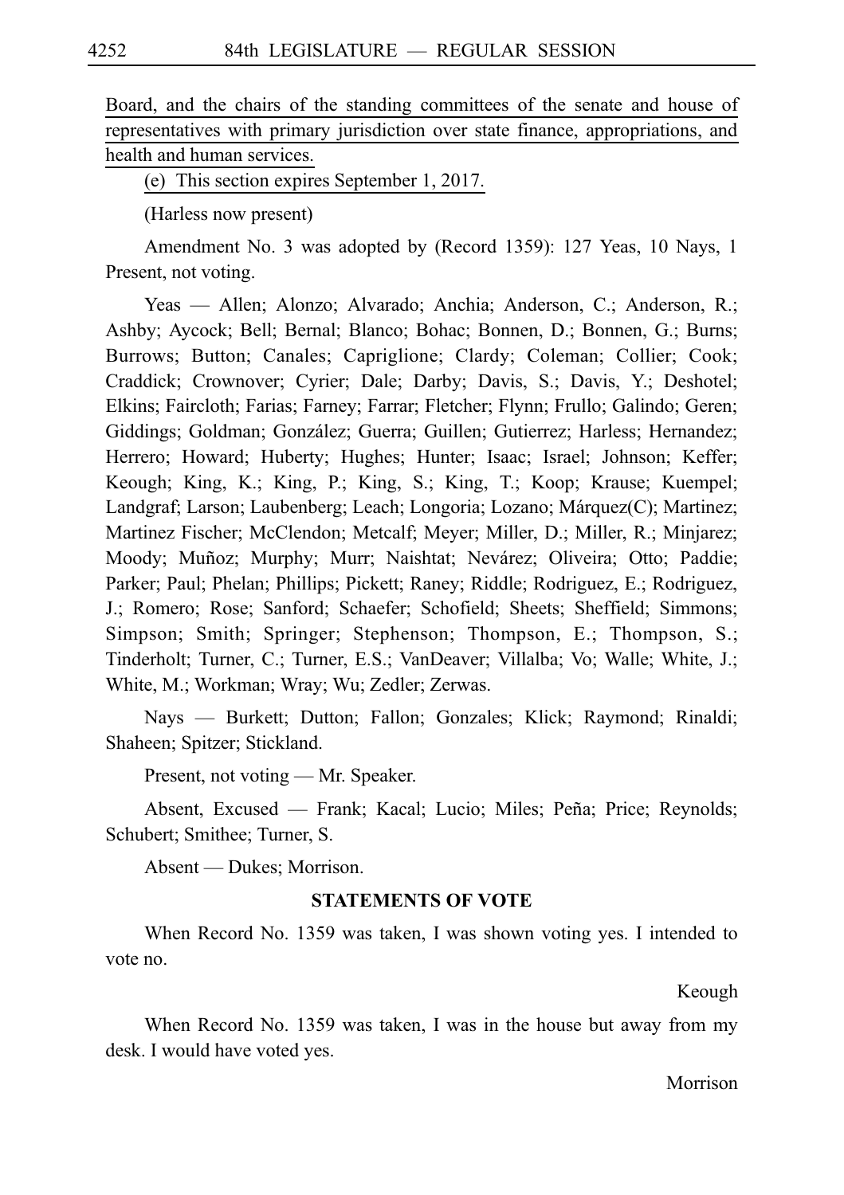Board, and the chairs of the standing committees of the senate and house of representatives with primary jurisdiction over state finance, appropriations, and health and human services.

(e) This section expires September 1, 2017.

(Harless now present)

Amendment No. 3 was adopted by (Record 1359): 127 Yeas, 10 Nays, 1 Present, not voting.

Yeas — Allen; Alonzo; Alvarado; Anchia; Anderson, C.; Anderson, R.; Ashby; Aycock; Bell; Bernal; Blanco; Bohac; Bonnen, D.; Bonnen, G.; Burns; Burrows; Button; Canales; Capriglione; Clardy; Coleman; Collier; Cook; Craddick; Crownover; Cyrier; Dale; Darby; Davis, S.; Davis, Y.; Deshotel; Elkins; Faircloth; Farias; Farney; Farrar; Fletcher; Flynn; Frullo; Galindo; Geren; Giddings; Goldman; González; Guerra; Guillen; Gutierrez; Harless; Hernandez; Herrero; Howard; Huberty; Hughes; Hunter; Isaac; Israel; Johnson; Keffer; Keough; King, K.; King, P.; King, S.; King, T.; Koop; Krause; Kuempel; Landgraf; Larson; Laubenberg; Leach; Longoria; Lozano; Márquez(C); Martinez; Martinez Fischer; McClendon; Metcalf; Meyer; Miller, D.; Miller, R.; Minjarez; Moody; Muñoz; Murphy; Murr; Naishtat; Nevárez; Oliveira; Otto; Paddie; Parker; Paul; Phelan; Phillips; Pickett; Raney; Riddle; Rodriguez, E.; Rodriguez, J.; Romero; Rose; Sanford; Schaefer; Schofield; Sheets; Sheffield; Simmons; Simpson; Smith; Springer; Stephenson; Thompson, E.; Thompson, S.; Tinderholt; Turner, C.; Turner, E.S.; VanDeaver; Villalba; Vo; Walle; White, J.; White, M.; Workman; Wray; Wu; Zedler; Zerwas.

Nays — Burkett; Dutton; Fallon; Gonzales; Klick; Raymond; Rinaldi; Shaheen; Spitzer; Stickland.

Present, not voting — Mr. Speaker.

Absent, Excused — Frank; Kacal; Lucio; Miles; Peña; Price; Reynolds; Schubert; Smithee; Turner, S.

Absent — Dukes; Morrison.

## STATEMENTS OF VOTE

When Record No. 1359 was taken, I was shown voting yes. I intended to vote no.

Keough

When Record No. 1359 was taken, I was in the house but away from my desk. I would have voted yes.

Morrison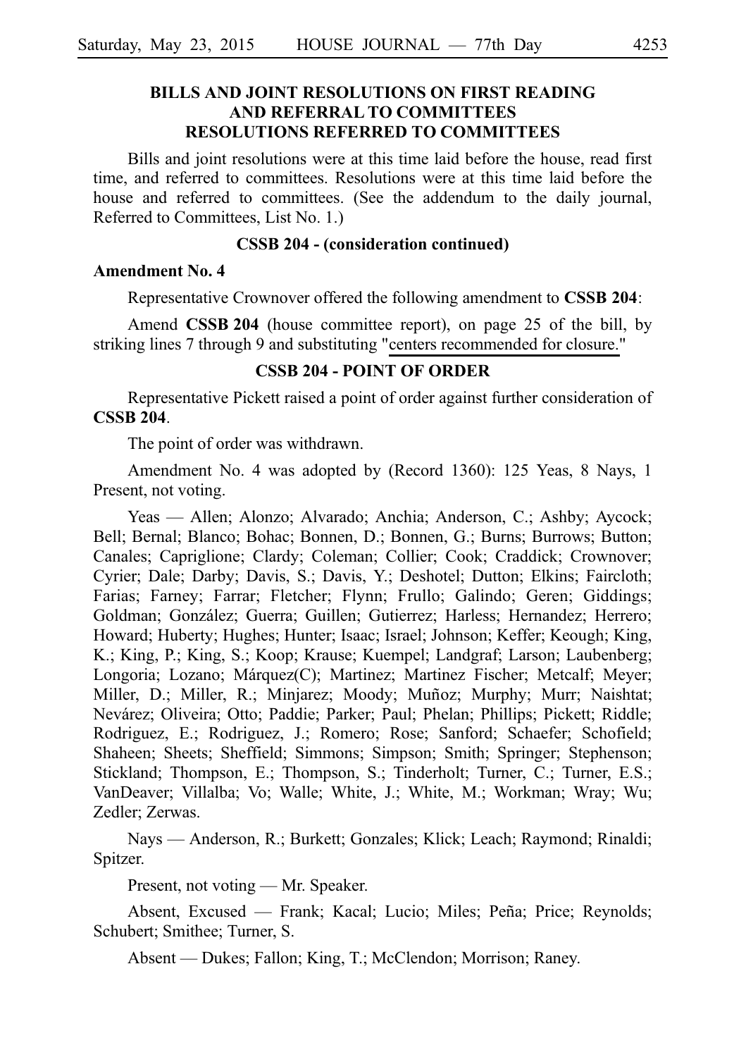## BILLS AND JOINT RESOLUTIONS ON FIRST READING AND REFERRAL TO COMMITTEES RESOLUTIONS REFERRED TO COMMITTEES

Bills and joint resolutions were at this time laid before the house, read first time, and referred to committees. Resolutions were at this time laid before the house and referred to committees. (See the addendum to the daily journal, Referred to Committees, List No. 1.)

### CSSB 204 - (consideration continued)

**Amendment No. 4**

Representative Crownover offered the following amendment to **CSSB 204**:

Amend **CSSB 204** (house committee report), on page 25 of the bill, by striking lines 7 through 9 and substituting "centers recommended for closure."

### CSSB 204 - POINT OF ORDER

Representative Pickett raised a point of order against further consideration of **CSSB 204**.

The point of order was withdrawn.

Amendment No. 4 was adopted by (Record 1360): 125 Yeas, 8 Nays, 1 Present, not voting.

Yeas — Allen; Alonzo; Alvarado; Anchia; Anderson, C.; Ashby; Aycock; Bell; Bernal; Blanco; Bohac; Bonnen, D.; Bonnen, G.; Burns; Burrows; Button; Canales; Capriglione; Clardy; Coleman; Collier; Cook; Craddick; Crownover; Cyrier; Dale; Darby; Davis, S.; Davis, Y.; Deshotel; Dutton; Elkins; Faircloth; Farias; Farney; Farrar; Fletcher; Flynn; Frullo; Galindo; Geren; Giddings; Goldman; González; Guerra; Guillen; Gutierrez; Harless; Hernandez; Herrero; Howard; Huberty; Hughes; Hunter; Isaac; Israel; Johnson; Keffer; Keough; King, K.; King, P.; King, S.; Koop; Krause; Kuempel; Landgraf; Larson; Laubenberg; Longoria; Lozano; Márquez(C); Martinez; Martinez Fischer; Metcalf; Meyer; Miller, D.; Miller, R.; Minjarez; Moody; Muñoz; Murphy; Murr; Naishtat; Nevárez; Oliveira; Otto; Paddie; Parker; Paul; Phelan; Phillips; Pickett; Riddle; Rodriguez, E.; Rodriguez, J.; Romero; Rose; Sanford; Schaefer; Schofield; Shaheen; Sheets; Sheffield; Simmons; Simpson; Smith; Springer; Stephenson; Stickland; Thompson, E.; Thompson, S.; Tinderholt; Turner, C.; Turner, E.S.; VanDeaver; Villalba; Vo; Walle; White, J.; White, M.; Workman; Wray; Wu; Zedler; Zerwas.

Nays — Anderson, R.; Burkett; Gonzales; Klick; Leach; Raymond; Rinaldi; Spitzer.

Present, not voting — Mr. Speaker.

Absent, Excused — Frank; Kacal; Lucio; Miles; Peña; Price; Reynolds; Schubert; Smithee; Turner, S.

Absent — Dukes; Fallon; King, T.; McClendon; Morrison; Raney.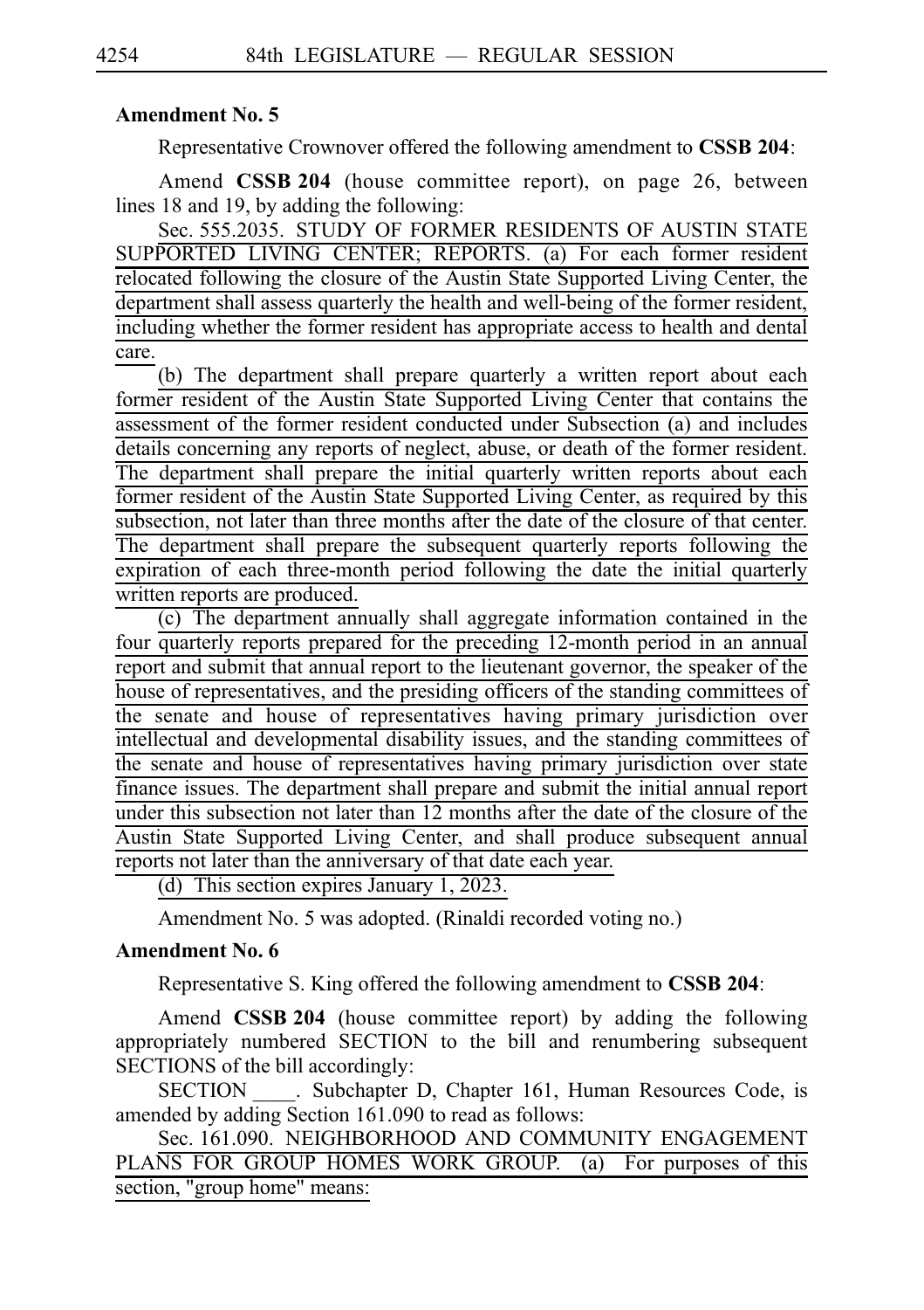**Amendment No. 5**

Representative Crownover offered the following amendment to **CSSB 204**:

Amend **CSSB 204** (house committee report), on page 26, between lines 18 and 19, by adding the following:

Sec. 555.2035. STUDY OF FORMER RESIDENTS OF AUSTIN STATE SUPPORTED LIVING CENTER; REPORTS. (a) For each former resident relocated following the closure of the Austin State Supported Living Center, the department shall assess quarterly the health and well-being of the former resident, including whether the former resident has appropriate access to health and dental care.

(b) The department shall prepare quarterly a written report about each former resident of the Austin State Supported Living Center that contains the assessment of the former resident conducted under Subsection (a) and includes details concerning any reports of neglect, abuse, or death of the former resident. The department shall prepare the initial quarterly written reports about each former resident of the Austin State Supported Living Center, as required by this subsection, not later than three months after the date of the closure of that center. The department shall prepare the subsequent quarterly reports following the expiration of each three-month period following the date the initial quarterly written reports are produced.

(c) The department annually shall aggregate information contained in the four quarterly reports prepared for the preceding 12-month period in an annual report and submit that annual report to the lieutenant governor, the speaker of the house of representatives, and the presiding officers of the standing committees of the senate and house of representatives having primary jurisdiction over intellectual and developmental disability issues, and the standing committees of the senate and house of representatives having primary jurisdiction over state finance issues. The department shall prepare and submit the initial annual report under this subsection not later than 12 months after the date of the closure of the Austin State Supported Living Center, and shall produce subsequent annual reports not later than the anniversary of that date each year.

(d) This section expires January 1, 2023.

Amendment No. 5 was adopted. (Rinaldi recorded voting no.)

**Amendment No. 6**

Representative S. King offered the following amendment to **CSSB 204**:

Amend **CSSB 204** (house committee report) by adding the following appropriately numbered SECTION to the bill and renumbering subsequent SECTIONS of the bill accordingly:

SECTION ____. Subchapter D, Chapter 161, Human Resources Code, is amended by adding Section 161.090 to read as follows:

Sec. 161.090. NEIGHBORHOOD AND COMMUNITY ENGAGEMENT PLANS FOR GROUP HOMES WORK GROUP. (a) For purposes of this section, "group home" means: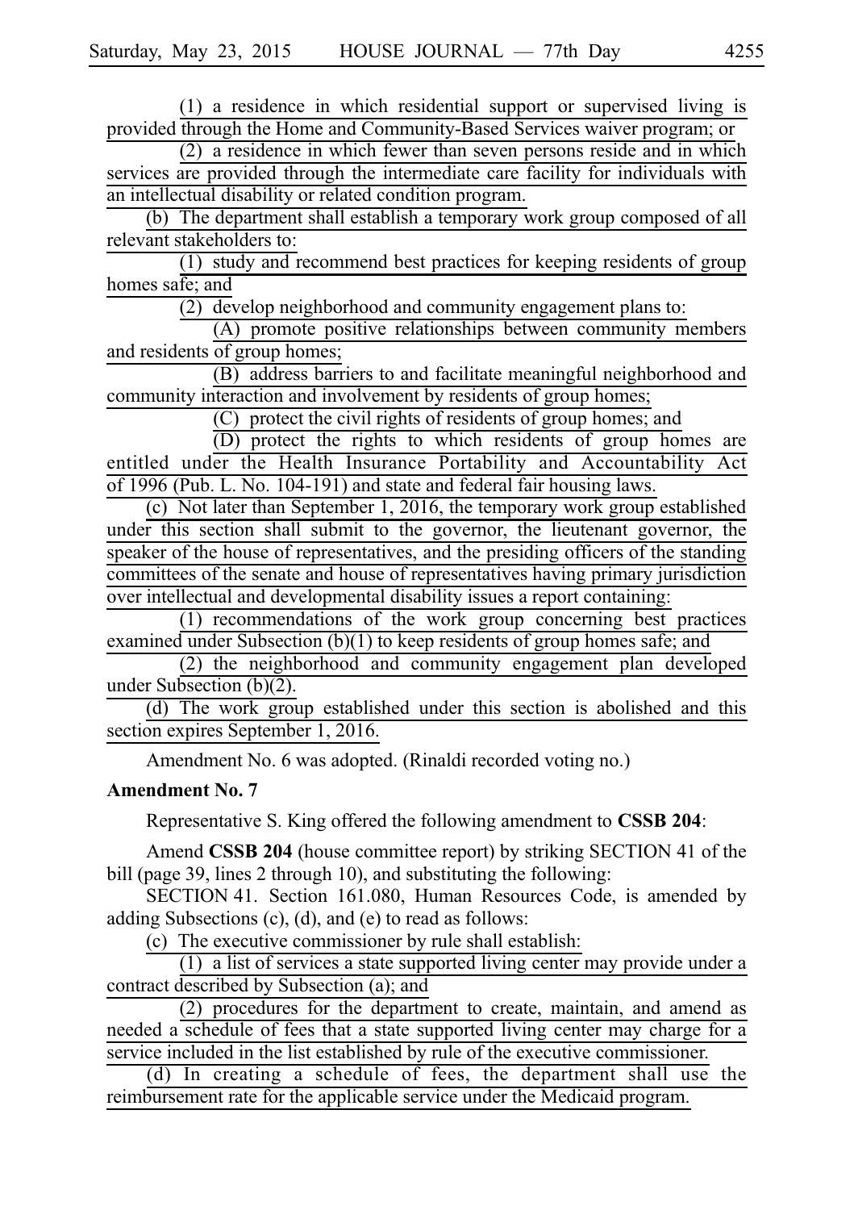(1) a residence in which residential support or supervised living is provided through the Home and Community-Based Services waiver program; or

(2) a residence in which fewer than seven persons reside and in which services are provided through the intermediate care facility for individuals with an intellectual disability or related condition program.

(b) The department shall establish a temporary work group composed of all relevant stakeholders to:

(1) study and recommend best practices for keeping residents of group homes safe; and

(2) develop neighborhood and community engagement plans to:

(A) promote positive relationships between community members and residents of group homes;

(B) address barriers to and facilitate meaningful neighborhood and community interaction and involvement by residents of group homes;

(C) protect the civil rights of residents of group homes; and

(D) protect the rights to which residents of group homes are entitled under the Health Insurance Portability and Accountability Act of 1996 (Pub. L. No. 104-191) and state and federal fair housing laws.

(c) Not later than September 1, 2016, the temporary work group established under this section shall submit to the governor, the lieutenant governor, the speaker of the house of representatives, and the presiding officers of the standing committees of the senate and house of representatives having primary jurisdiction over intellectual and developmental disability issues a report containing:

(1) recommendations of the work group concerning best practices examined under Subsection (b)(1) to keep residents of group homes safe; and

(2) the neighborhood and community engagement plan developed under Subsection (b)(2).

(d) The work group established under this section is abolished and this section expires September 1, 2016.

Amendment No. 6 was adopted. (Rinaldi recorded voting no.)

**Amendment No. 7**

Representative S. King offered the following amendment to **CSSB 204**:

Amend **CSSB 204** (house committee report) by striking SECTION 41 of the bill (page 39, lines 2 through 10), and substituting the following:

SECTION 41. Section 161.080, Human Resources Code, is amended by adding Subsections (c), (d), and (e) to read as follows:

(c) The executive commissioner by rule shall establish:

(1) a list of services a state supported living center may provide under a contract described by Subsection (a); and

(2) procedures for the department to create, maintain, and amend as needed a schedule of fees that a state supported living center may charge for a service included in the list established by rule of the executive commissioner.

(d) In creating a schedule of fees, the department shall use the reimbursement rate for the applicable service under the Medicaid program.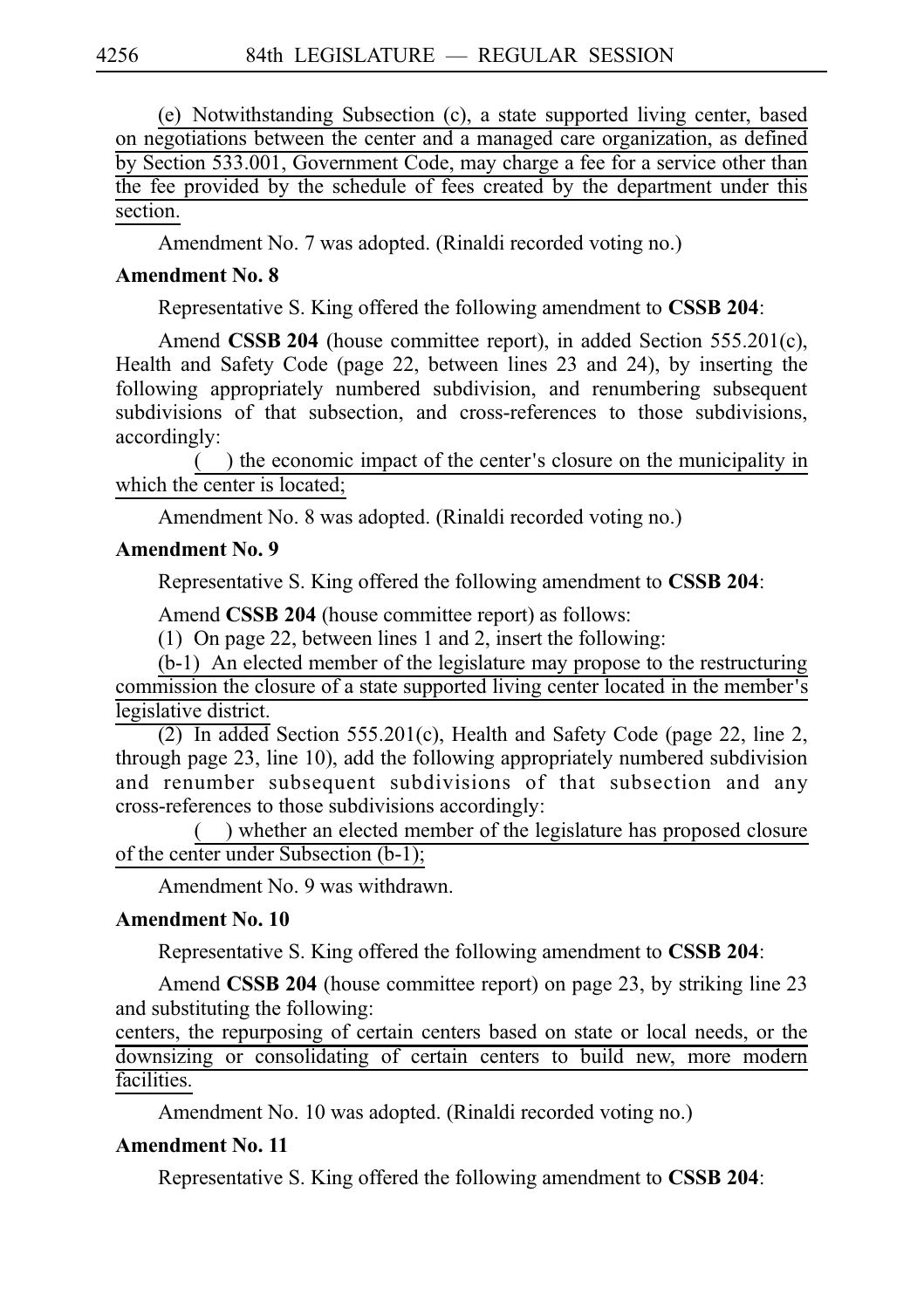(e) Notwithstanding Subsection (c), a state supported living center, based on negotiations between the center and a managed care organization, as defined by Section 533.001, Government Code, may charge a fee for a service other than the fee provided by the schedule of fees created by the department under this section.

Amendment No. 7 was adopted. (Rinaldi recorded voting no.)

**Amendment No. 8**

Representative S. King offered the following amendment to **CSSB 204**:

Amend **CSSB 204** (house committee report), in added Section 555.201(c), Health and Safety Code (page 22, between lines 23 and 24), by inserting the following appropriately numbered subdivision, and renumbering subsequent subdivisions of that subsection, and cross-references to those subdivisions, accordingly:

( ) the economic impact of the center's closure on the municipality in which the center is located;

Amendment No. 8 was adopted. (Rinaldi recorded voting no.)

**Amendment No. 9**

Representative S. King offered the following amendment to **CSSB 204**:

Amend **CSSB 204** (house committee report) as follows:

(1) On page 22, between lines 1 and 2, insert the following:

(b-1) An elected member of the legislature may propose to the restructuring commission the closure of a state supported living center located in the member's legislative district.

(2) In added Section 555.201(c), Health and Safety Code (page 22, line 2, through page 23, line 10), add the following appropriately numbered subdivision and renumber subsequent subdivisions of that subsection and any cross-references to those subdivisions accordingly:

( ) whether an elected member of the legislature has proposed closure of the center under Subsection (b-1);

Amendment No. 9 was withdrawn.

**Amendment No. 10**

Representative S. King offered the following amendment to **CSSB 204**:

Amend **CSSB 204** (house committee report) on page 23, by striking line 23 and substituting the following:

centers, the repurposing of certain centers based on state or local needs, or the downsizing or consolidating of certain centers to build new, more modern facilities.

Amendment No. 10 was adopted. (Rinaldi recorded voting no.)

**Amendment No. 11**

Representative S. King offered the following amendment to **CSSB 204**: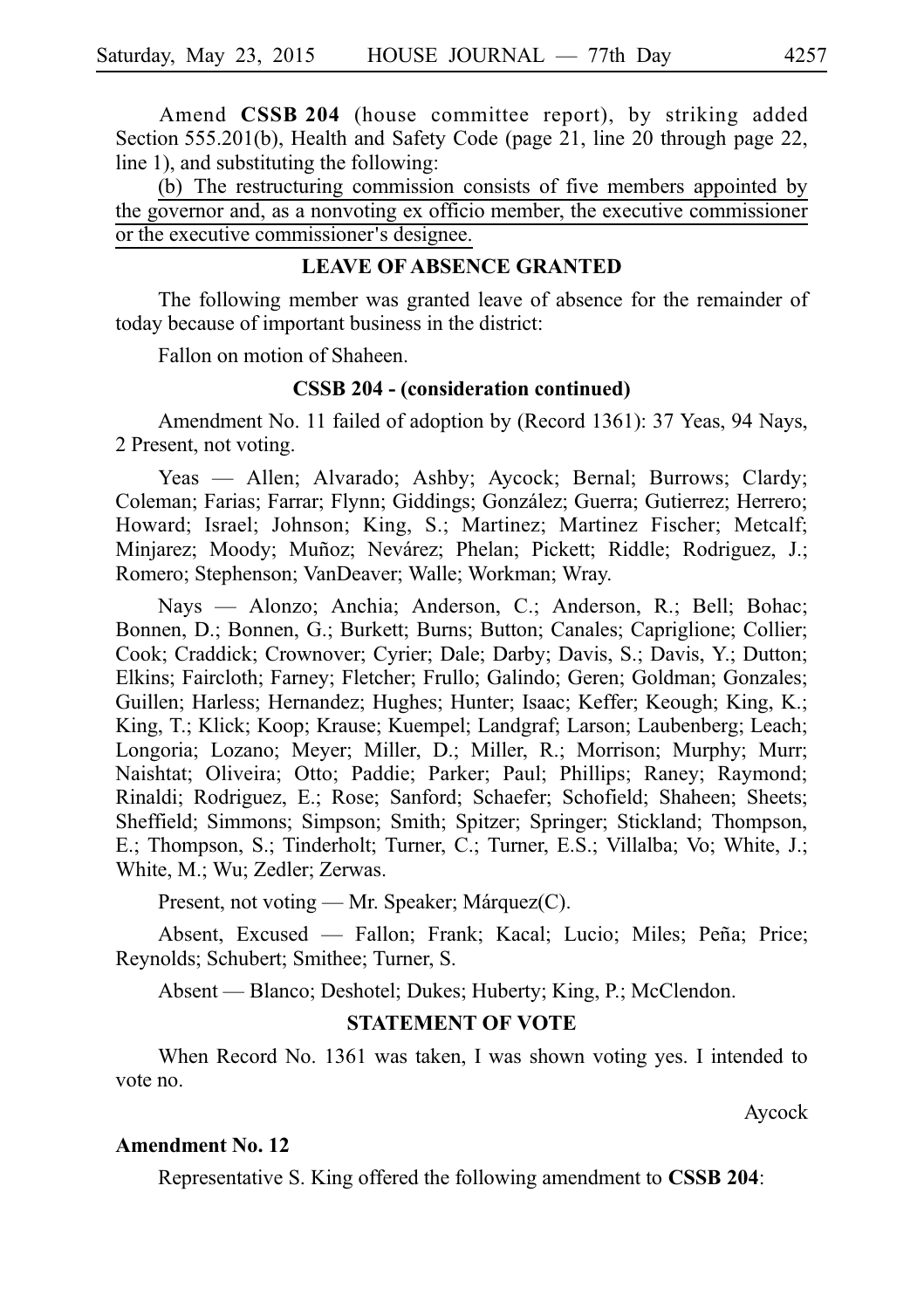Amend **CSSB 204** (house committee report), by striking added Section 555.201(b), Health and Safety Code (page 21, line 20 through page 22, line 1), and substituting the following:

<u>(b) The restructuring commission consists of five members appointed by the governor and, as a nonvoting ex officio member, the executive commissioner or the executive commissioner's designee.</u>

### LEAVE OF ABSENCE GRANTED

The following member was granted leave of absence for the remainder of today because of important business in the district:

Fallon on motion of Shaheen.

### CSSB 204 - (consideration continued)

Amendment No. 11 failed of adoption by (Record 1361): 37 Yeas, 94 Nays, 2 Present, not voting.

Yeas — Allen; Alvarado; Ashby; Aycock; Bernal; Burrows; Clardy; Coleman; Farias; Farrar; Flynn; Giddings; González; Guerra; Gutierrez; Herrero; Howard; Israel; Johnson; King, S.; Martinez; Martinez Fischer; Metcalf; Minjarez; Moody; Muñoz; Nevárez; Phelan; Pickett; Riddle; Rodriguez, J.; Romero; Stephenson; VanDeaver; Walle; Workman; Wray.

Nays — Alonzo; Anchia; Anderson, C.; Anderson, R.; Bell; Bohac; Bonnen, D.; Bonnen, G.; Burkett; Burns; Button; Canales; Capriglione; Collier; Cook; Craddick; Crownover; Cyrier; Dale; Darby; Davis, S.; Davis, Y.; Dutton; Elkins; Faircloth; Farney; Fletcher; Frullo; Galindo; Geren; Goldman; Gonzales; Guillen; Harless; Hernandez; Hughes; Hunter; Isaac; Keffer; Keough; King, K.; King, T.; Klick; Koop; Krause; Kuempel; Landgraf; Larson; Laubenberg; Leach; Longoria; Lozano; Meyer; Miller, D.; Miller, R.; Morrison; Murphy; Murr; Naishtat; Oliveira; Otto; Paddie; Parker; Paul; Phillips; Raney; Raymond; Rinaldi; Rodriguez, E.; Rose; Sanford; Schaefer; Schofield; Shaheen; Sheets; Sheffield; Simmons; Simpson; Smith; Spitzer; Springer; Stickland; Thompson, E.; Thompson, S.; Tinderholt; Turner, C.; Turner, E.S.; Villalba; Vo; White, J.; White, M.; Wu; Zedler; Zerwas.

Present, not voting — Mr. Speaker; Márquez(C).

Absent, Excused — Fallon; Frank; Kacal; Lucio; Miles; Peña; Price; Reynolds; Schubert; Smithee; Turner, S.

Absent — Blanco; Deshotel; Dukes; Huberty; King, P.; McClendon.

### STATEMENT OF VOTE

When Record No. 1361 was taken, I was shown voting yes. I intended to vote no.

Aycock

**Amendment No. 12**

Representative S. King offered the following amendment to **CSSB 204**: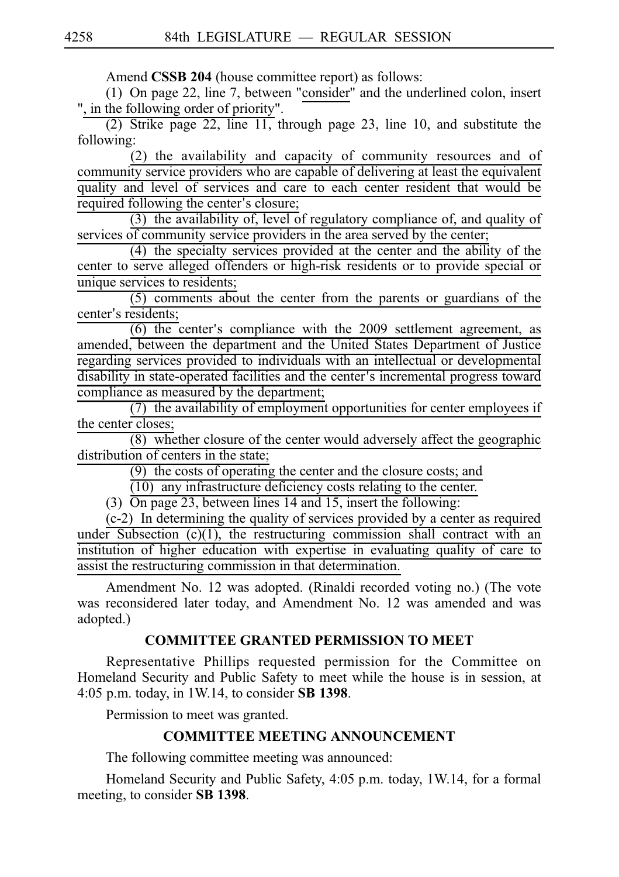Amend **CSSB 204** (house committee report) as follows:

(1) On page 22, line 7, between "consider" and the underlined colon, insert ", in the following order of priority".

(2) Strike page 22, line 11, through page 23, line 10, and substitute the following:

(2) the availability and capacity of community resources and of community service providers who are capable of delivering at least the equivalent quality and level of services and care to each center resident that would be required following the center's closure;

(3) the availability of, level of regulatory compliance of, and quality of services of community service providers in the area served by the center;

(4) the specialty services provided at the center and the ability of the center to serve alleged offenders or high-risk residents or to provide special or unique services to residents;

(5) comments about the center from the parents or guardians of the center's residents;

(6) the center's compliance with the 2009 settlement agreement, as amended, between the department and the United States Department of Justice regarding services provided to individuals with an intellectual or developmental disability in state-operated facilities and the center's incremental progress toward compliance as measured by the department;

(7) the availability of employment opportunities for center employees if the center closes;

(8) whether closure of the center would adversely affect the geographic distribution of centers in the state;

(9) the costs of operating the center and the closure costs; and

(10) any infrastructure deficiency costs relating to the center.

(3) On page 23, between lines 14 and 15, insert the following:

(c-2) In determining the quality of services provided by a center as required under Subsection (c)(1), the restructuring commission shall contract with an institution of higher education with expertise in evaluating quality of care to assist the restructuring commission in that determination.

Amendment No. 12 was adopted. (Rinaldi recorded voting no.) (The vote was reconsidered later today, and Amendment No. 12 was amended and was adopted.)

## COMMITTEE GRANTED PERMISSION TO MEET

Representative Phillips requested permission for the Committee on Homeland Security and Public Safety to meet while the house is in session, at 4:05 p.m. today, in 1W.14, to consider **SB 1398**.

Permission to meet was granted.

## COMMITTEE MEETING ANNOUNCEMENT

The following committee meeting was announced:

Homeland Security and Public Safety, 4:05 p.m. today, 1W.14, for a formal meeting, to consider **SB 1398**.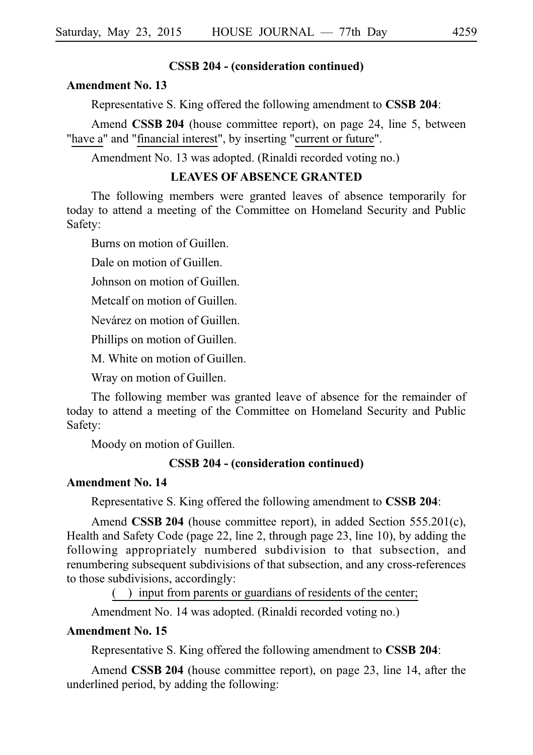**CSSB 204 - (consideration continued)**

**Amendment No. 13**

Representative S. King offered the following amendment to **CSSB 204**:

Amend **CSSB 204** (house committee report), on page 24, line 5, between "have a" and "financial interest", by inserting "current or future".

Amendment No. 13 was adopted. (Rinaldi recorded voting no.)

**LEAVES OF ABSENCE GRANTED**

The following members were granted leaves of absence temporarily for today to attend a meeting of the Committee on Homeland Security and Public Safety:

Burns on motion of Guillen.

Dale on motion of Guillen.

Johnson on motion of Guillen.

Metcalf on motion of Guillen.

Nevárez on motion of Guillen.

Phillips on motion of Guillen.

M. White on motion of Guillen.

Wray on motion of Guillen.

The following member was granted leave of absence for the remainder of today to attend a meeting of the Committee on Homeland Security and Public Safety:

Moody on motion of Guillen.

**CSSB 204 - (consideration continued)**

**Amendment No. 14**

Representative S. King offered the following amendment to **CSSB 204**:

Amend **CSSB 204** (house committee report), in added Section 555.201(c), Health and Safety Code (page 22, line 2, through page 23, line 10), by adding the following appropriately numbered subdivision to that subsection, and renumbering subsequent subdivisions of that subsection, and any cross-references to those subdivisions, accordingly:

( ) input from parents or guardians of residents of the center;

Amendment No. 14 was adopted. (Rinaldi recorded voting no.)

**Amendment No. 15**

Representative S. King offered the following amendment to **CSSB 204**:

Amend **CSSB 204** (house committee report), on page 23, line 14, after the underlined period, by adding the following: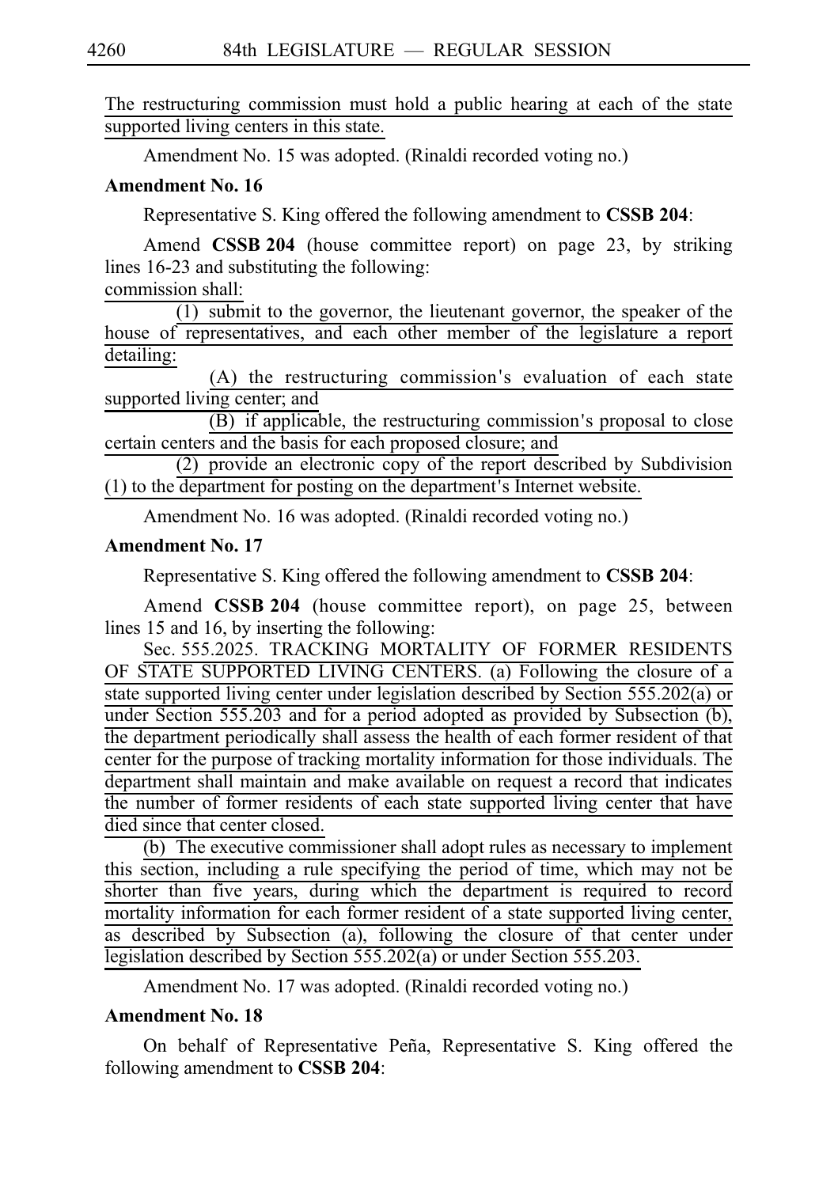The restructuring commission must hold a public hearing at each of the state supported living centers in this state.

Amendment No. 15 was adopted. (Rinaldi recorded voting no.)

**Amendment No. 16**

Representative S. King offered the following amendment to **CSSB 204**:

Amend **CSSB 204** (house committee report) on page 23, by striking lines 16-23 and substituting the following:

commission shall:

(1) submit to the governor, the lieutenant governor, the speaker of the house of representatives, and each other member of the legislature a report detailing:

(A) the restructuring commission's evaluation of each state supported living center; and

(B) if applicable, the restructuring commission's proposal to close certain centers and the basis for each proposed closure; and

(2) provide an electronic copy of the report described by Subdivision (1) to the department for posting on the department's Internet website.

Amendment No. 16 was adopted. (Rinaldi recorded voting no.)

**Amendment No. 17**

Representative S. King offered the following amendment to **CSSB 204**:

Amend **CSSB 204** (house committee report), on page 25, between lines 15 and 16, by inserting the following:

Sec. 555.2025. TRACKING MORTALITY OF FORMER RESIDENTS OF STATE SUPPORTED LIVING CENTERS. (a) Following the closure of a state supported living center under legislation described by Section 555.202(a) or under Section 555.203 and for a period adopted as provided by Subsection (b), the department periodically shall assess the health of each former resident of that center for the purpose of tracking mortality information for those individuals. The department shall maintain and make available on request a record that indicates the number of former residents of each state supported living center that have died since that center closed.

(b) The executive commissioner shall adopt rules as necessary to implement this section, including a rule specifying the period of time, which may not be shorter than five years, during which the department is required to record mortality information for each former resident of a state supported living center, as described by Subsection (a), following the closure of that center under legislation described by Section 555.202(a) or under Section 555.203.

Amendment No. 17 was adopted. (Rinaldi recorded voting no.)

**Amendment No. 18**

On behalf of Representative Peña, Representative S. King offered the following amendment to **CSSB 204**: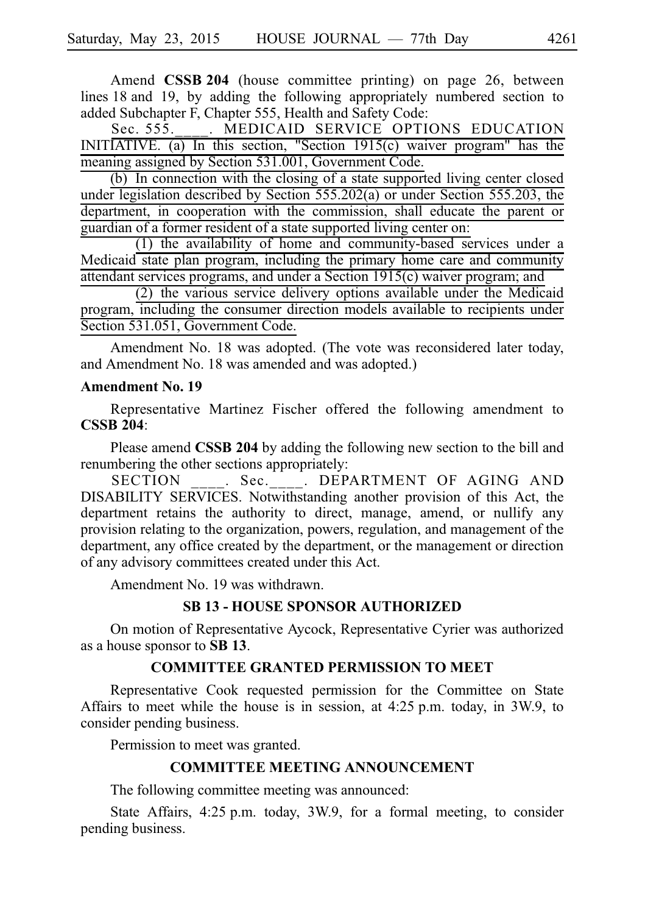Amend **CSSB 204** (house committee printing) on page 26, between lines 18 and 19, by adding the following appropriately numbered section to added Subchapter F, Chapter 555, Health and Safety Code:

Sec. 555.____. MEDICAID SERVICE OPTIONS EDUCATION INITIATIVE. (a) In this section, "Section 1915(c) waiver program" has the meaning assigned by Section 531.001, Government Code.

(b) In connection with the closing of a state supported living center closed under legislation described by Section 555.202(a) or under Section 555.203, the department, in cooperation with the commission, shall educate the parent or guardian of a former resident of a state supported living center on:

(1) the availability of home and community-based services under a Medicaid state plan program, including the primary home care and community attendant services programs, and under a Section 1915(c) waiver program; and

(2) the various service delivery options available under the Medicaid program, including the consumer direction models available to recipients under Section 531.051, Government Code.

Amendment No. 18 was adopted. (The vote was reconsidered later today, and Amendment No. 18 was amended and was adopted.)

**Amendment No. 19**

Representative Martinez Fischer offered the following amendment to **CSSB 204**:

Please amend **CSSB 204** by adding the following new section to the bill and renumbering the other sections appropriately:

SECTION ____. Sec.____. DEPARTMENT OF AGING AND DISABILITY SERVICES. Notwithstanding another provision of this Act, the department retains the authority to direct, manage, amend, or nullify any provision relating to the organization, powers, regulation, and management of the department, any office created by the department, or the management or direction of any advisory committees created under this Act.

Amendment No. 19 was withdrawn.

## SB 13 - HOUSE SPONSOR AUTHORIZED

On motion of Representative Aycock, Representative Cyrier was authorized as a house sponsor to **SB 13**.

## COMMITTEE GRANTED PERMISSION TO MEET

Representative Cook requested permission for the Committee on State Affairs to meet while the house is in session, at 4:25 p.m. today, in 3W.9, to consider pending business.

Permission to meet was granted.

## COMMITTEE MEETING ANNOUNCEMENT

The following committee meeting was announced:

State Affairs, 4:25 p.m. today, 3W.9, for a formal meeting, to consider pending business.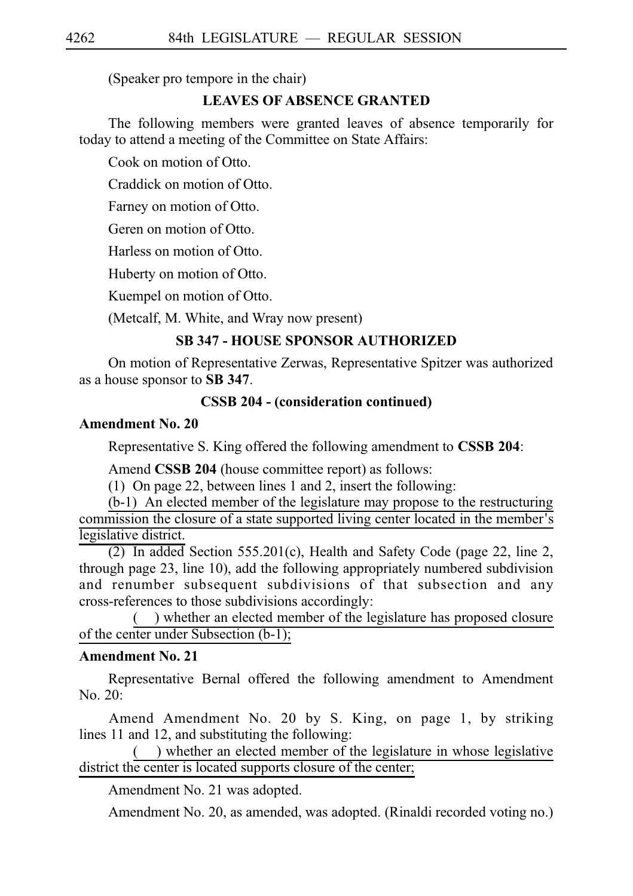(Speaker pro tempore in the chair)

## LEAVES OF ABSENCE GRANTED

The following members were granted leaves of absence temporarily for today to attend a meeting of the Committee on State Affairs:

Cook on motion of Otto.

Craddick on motion of Otto.

Farney on motion of Otto.

Geren on motion of Otto.

Harless on motion of Otto.

Huberty on motion of Otto.

Kuempel on motion of Otto.

(Metcalf, M. White, and Wray now present)

## SB 347 - HOUSE SPONSOR AUTHORIZED

On motion of Representative Zerwas, Representative Spitzer was authorized as a house sponsor to **SB 347**.

## CSSB 204 - (consideration continued)

**Amendment No. 20**

Representative S. King offered the following amendment to **CSSB 204**:

Amend **CSSB 204** (house committee report) as follows:

(1) On page 22, between lines 1 and 2, insert the following:

<u>(b-1) An elected member of the legislature may propose to the restructuring commission the closure of a state supported living center located in the member's legislative district.</u>

(2) In added Section 555.201(c), Health and Safety Code (page 22, line 2, through page 23, line 10), add the following appropriately numbered subdivision and renumber subsequent subdivisions of that subsection and any cross-references to those subdivisions accordingly:

<u>( ) whether an elected member of the legislature has proposed closure of the center under Subsection (b-1);</u>

**Amendment No. 21**

Representative Bernal offered the following amendment to Amendment No. 20:

Amend Amendment No. 20 by S. King, on page 1, by striking lines 11 and 12, and substituting the following:

<u>( ) whether an elected member of the legislature in whose legislative district the center is located supports closure of the center;</u>

Amendment No. 21 was adopted.

Amendment No. 20, as amended, was adopted. (Rinaldi recorded voting no.)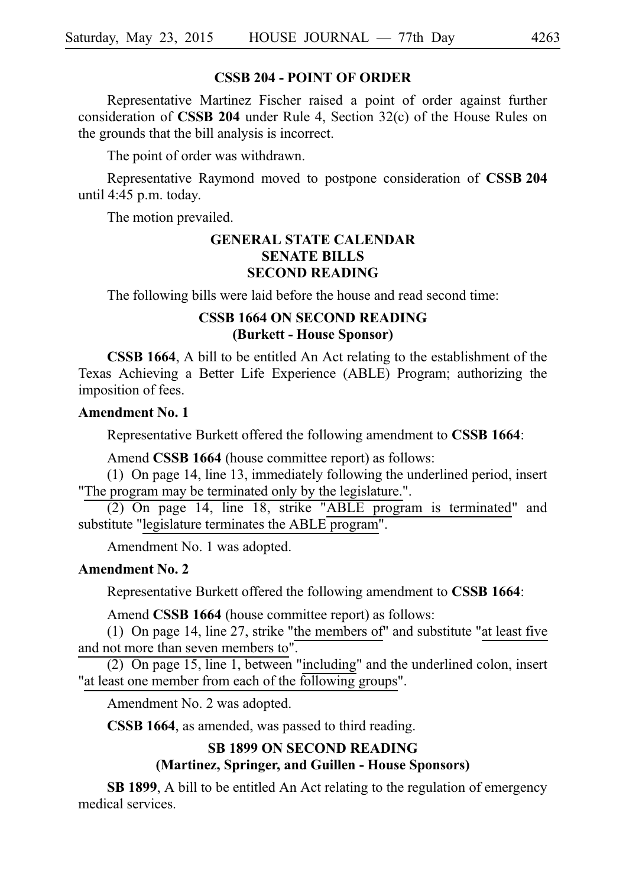**CSSB 204 - POINT OF ORDER**

Representative Martinez Fischer raised a point of order against further consideration of **CSSB 204** under Rule 4, Section 32(c) of the House Rules on the grounds that the bill analysis is incorrect.

The point of order was withdrawn.

Representative Raymond moved to postpone consideration of **CSSB 204** until 4:45 p.m. today.

The motion prevailed.

**GENERAL STATE CALENDAR**
**SENATE BILLS**
**SECOND READING**

The following bills were laid before the house and read second time:

**CSSB 1664 ON SECOND READING**
**(Burkett - House Sponsor)**

**CSSB 1664**, A bill to be entitled An Act relating to the establishment of the Texas Achieving a Better Life Experience (ABLE) Program; authorizing the imposition of fees.

**Amendment No. 1**

Representative Burkett offered the following amendment to **CSSB 1664**:

Amend **CSSB 1664** (house committee report) as follows:

(1) On page 14, line 13, immediately following the underlined period, insert "The program may be terminated only by the legislature.".

(2) On page 14, line 18, strike "ABLE program is terminated" and substitute "legislature terminates the ABLE program".

Amendment No. 1 was adopted.

**Amendment No. 2**

Representative Burkett offered the following amendment to **CSSB 1664**:

Amend **CSSB 1664** (house committee report) as follows:

(1) On page 14, line 27, strike "the members of" and substitute "at least five and not more than seven members to".

(2) On page 15, line 1, between "including" and the underlined colon, insert "at least one member from each of the following groups".

Amendment No. 2 was adopted.

**CSSB 1664**, as amended, was passed to third reading.

**SB 1899 ON SECOND READING**
**(Martinez, Springer, and Guillen - House Sponsors)**

**SB 1899**, A bill to be entitled An Act relating to the regulation of emergency medical services.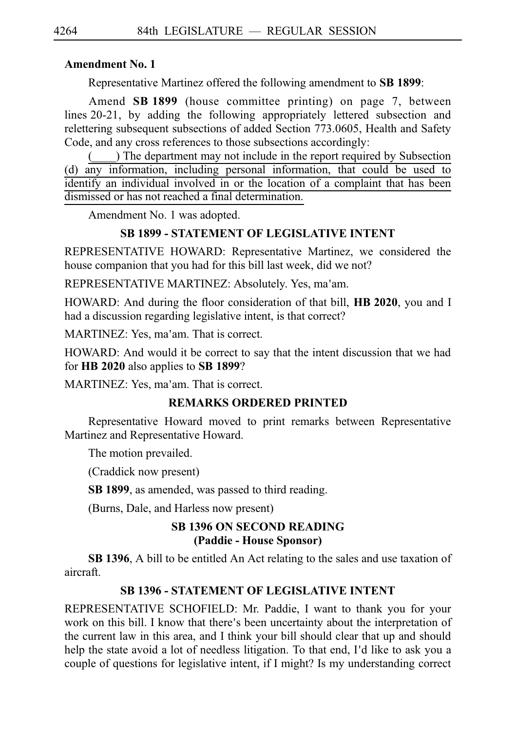**Amendment No. 1**

Representative Martinez offered the following amendment to **SB 1899**:

Amend **SB 1899** (house committee printing) on page 7, between lines 20-21, by adding the following appropriately lettered subsection and relettering subsequent subsections of added Section 773.0605, Health and Safety Code, and any cross references to those subsections accordingly:

(____) The department may not include in the report required by Subsection (d) any information, including personal information, that could be used to identify an individual involved in or the location of a complaint that has been dismissed or has not reached a final determination.

Amendment No. 1 was adopted.

**SB 1899 - STATEMENT OF LEGISLATIVE INTENT**

REPRESENTATIVE HOWARD: Representative Martinez, we considered the house companion that you had for this bill last week, did we not?

REPRESENTATIVE MARTINEZ: Absolutely. Yes, ma'am.

HOWARD: And during the floor consideration of that bill, **HB 2020**, you and I had a discussion regarding legislative intent, is that correct?

MARTINEZ: Yes, ma'am. That is correct.

HOWARD: And would it be correct to say that the intent discussion that we had for **HB 2020** also applies to **SB 1899**?

MARTINEZ: Yes, ma'am. That is correct.

**REMARKS ORDERED PRINTED**

Representative Howard moved to print remarks between Representative Martinez and Representative Howard.

The motion prevailed.

(Craddick now present)

**SB 1899**, as amended, was passed to third reading.

(Burns, Dale, and Harless now present)

**SB 1396 ON SECOND READING**
**(Paddie - House Sponsor)**

**SB 1396**, A bill to be entitled An Act relating to the sales and use taxation of aircraft.

**SB 1396 - STATEMENT OF LEGISLATIVE INTENT**

REPRESENTATIVE SCHOFIELD: Mr. Paddie, I want to thank you for your work on this bill. I know that there's been uncertainty about the interpretation of the current law in this area, and I think your bill should clear that up and should help the state avoid a lot of needless litigation. To that end, I'd like to ask you a couple of questions for legislative intent, if I might? Is my understanding correct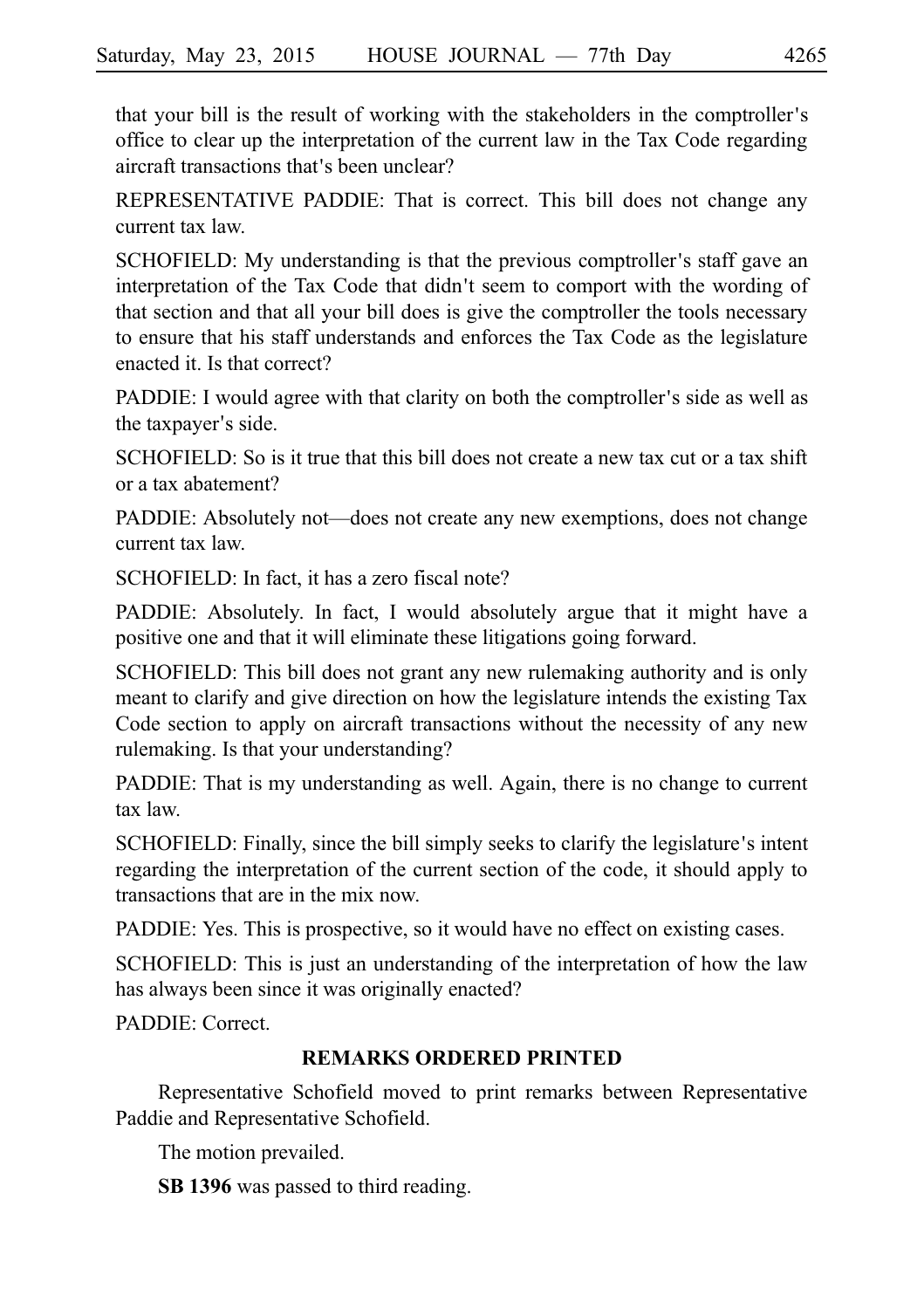that your bill is the result of working with the stakeholders in the comptroller's office to clear up the interpretation of the current law in the Tax Code regarding aircraft transactions that's been unclear?

REPRESENTATIVE PADDIE: That is correct. This bill does not change any current tax law.

SCHOFIELD: My understanding is that the previous comptroller's staff gave an interpretation of the Tax Code that didn't seem to comport with the wording of that section and that all your bill does is give the comptroller the tools necessary to ensure that his staff understands and enforces the Tax Code as the legislature enacted it. Is that correct?

PADDIE: I would agree with that clarity on both the comptroller's side as well as the taxpayer's side.

SCHOFIELD: So is it true that this bill does not create a new tax cut or a tax shift or a tax abatement?

PADDIE: Absolutely not—does not create any new exemptions, does not change current tax law.

SCHOFIELD: In fact, it has a zero fiscal note?

PADDIE: Absolutely. In fact, I would absolutely argue that it might have a positive one and that it will eliminate these litigations going forward.

SCHOFIELD: This bill does not grant any new rulemaking authority and is only meant to clarify and give direction on how the legislature intends the existing Tax Code section to apply on aircraft transactions without the necessity of any new rulemaking. Is that your understanding?

PADDIE: That is my understanding as well. Again, there is no change to current tax law.

SCHOFIELD: Finally, since the bill simply seeks to clarify the legislature's intent regarding the interpretation of the current section of the code, it should apply to transactions that are in the mix now.

PADDIE: Yes. This is prospective, so it would have no effect on existing cases.

SCHOFIELD: This is just an understanding of the interpretation of how the law has always been since it was originally enacted?

PADDIE: Correct.

## REMARKS ORDERED PRINTED

Representative Schofield moved to print remarks between Representative Paddie and Representative Schofield.

The motion prevailed.

**SB 1396** was passed to third reading.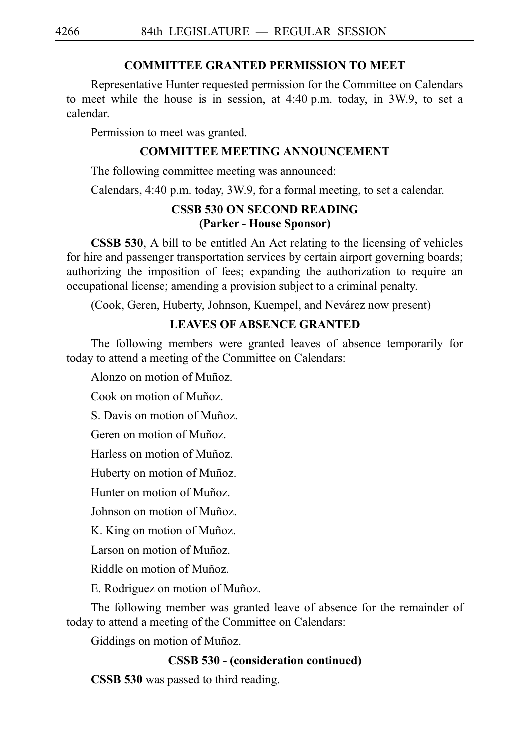## COMMITTEE GRANTED PERMISSION TO MEET

Representative Hunter requested permission for the Committee on Calendars to meet while the house is in session, at 4:40 p.m. today, in 3W.9, to set a calendar.

Permission to meet was granted.

## COMMITTEE MEETING ANNOUNCEMENT

The following committee meeting was announced:

Calendars, 4:40 p.m. today, 3W.9, for a formal meeting, to set a calendar.

## CSSB 530 ON SECOND READING (Parker - House Sponsor)

**CSSB 530**, A bill to be entitled An Act relating to the licensing of vehicles for hire and passenger transportation services by certain airport governing boards; authorizing the imposition of fees; expanding the authorization to require an occupational license; amending a provision subject to a criminal penalty.

(Cook, Geren, Huberty, Johnson, Kuempel, and Nevárez now present)

## LEAVES OF ABSENCE GRANTED

The following members were granted leaves of absence temporarily for today to attend a meeting of the Committee on Calendars:

Alonzo on motion of Muñoz.

Cook on motion of Muñoz.

S. Davis on motion of Muñoz.

Geren on motion of Muñoz.

Harless on motion of Muñoz.

Huberty on motion of Muñoz.

Hunter on motion of Muñoz.

Johnson on motion of Muñoz.

K. King on motion of Muñoz.

Larson on motion of Muñoz.

Riddle on motion of Muñoz.

E. Rodriguez on motion of Muñoz.

The following member was granted leave of absence for the remainder of today to attend a meeting of the Committee on Calendars:

Giddings on motion of Muñoz.

## CSSB 530 - (consideration continued)

**CSSB 530** was passed to third reading.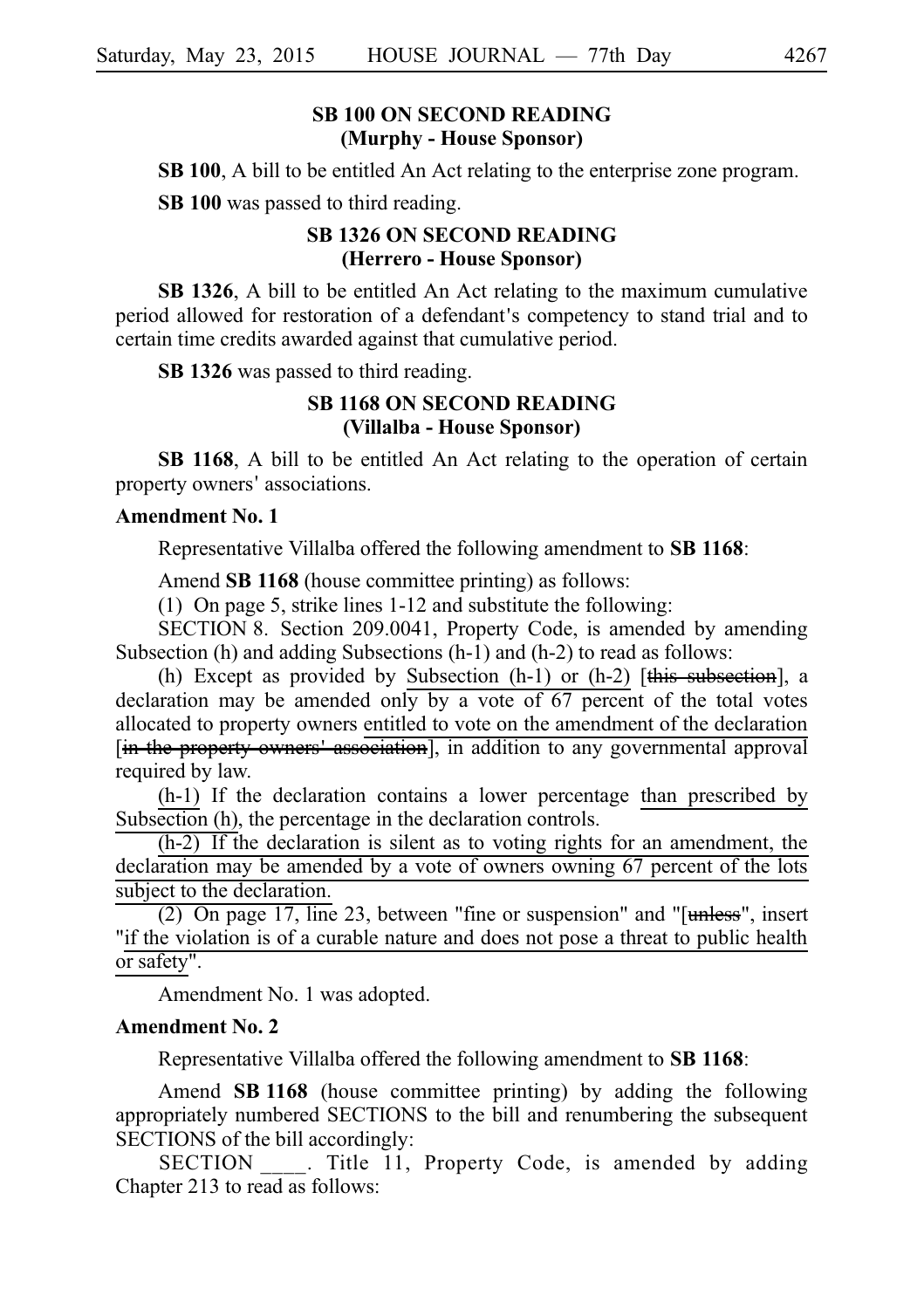## SB 100 ON SECOND READING
### (Murphy - House Sponsor)

**SB 100**, A bill to be entitled An Act relating to the enterprise zone program.

**SB 100** was passed to third reading.

## SB 1326 ON SECOND READING
### (Herrero - House Sponsor)

**SB 1326**, A bill to be entitled An Act relating to the maximum cumulative period allowed for restoration of a defendant's competency to stand trial and to certain time credits awarded against that cumulative period.

**SB 1326** was passed to third reading.

## SB 1168 ON SECOND READING
### (Villalba - House Sponsor)

**SB 1168**, A bill to be entitled An Act relating to the operation of certain property owners' associations.

**Amendment No. 1**

Representative Villalba offered the following amendment to **SB 1168**:

Amend **SB 1168** (house committee printing) as follows:

(1) On page 5, strike lines 1-12 and substitute the following:

SECTION 8. Section 209.0041, Property Code, is amended by amending Subsection (h) and adding Subsections (h-1) and (h-2) to read as follows:

(h) Except as provided by <u>Subsection (h-1) or (h-2)</u> [~~this subsection~~], a declaration may be amended only by a vote of 67 percent of the total votes allocated to property owners <u>entitled to vote on the amendment of the declaration</u> [~~in the property owners' association~~], in addition to any governmental approval required by law.

<u>(h-1)</u> If the declaration contains a lower percentage <u>than prescribed by Subsection (h)</u>, the percentage in the declaration controls.

<u>(h-2) If the declaration is silent as to voting rights for an amendment, the declaration may be amended by a vote of owners owning 67 percent of the lots subject to the declaration.</u>

(2) On page 17, line 23, between "fine or suspension" and "[~~unless~~", insert "<u>if the violation is of a curable nature and does not pose a threat to public health or safety</u>".

Amendment No. 1 was adopted.

**Amendment No. 2**

Representative Villalba offered the following amendment to **SB 1168**:

Amend **SB 1168** (house committee printing) by adding the following appropriately numbered SECTIONS to the bill and renumbering the subsequent SECTIONS of the bill accordingly:

SECTION ____. Title 11, Property Code, is amended by adding Chapter 213 to read as follows: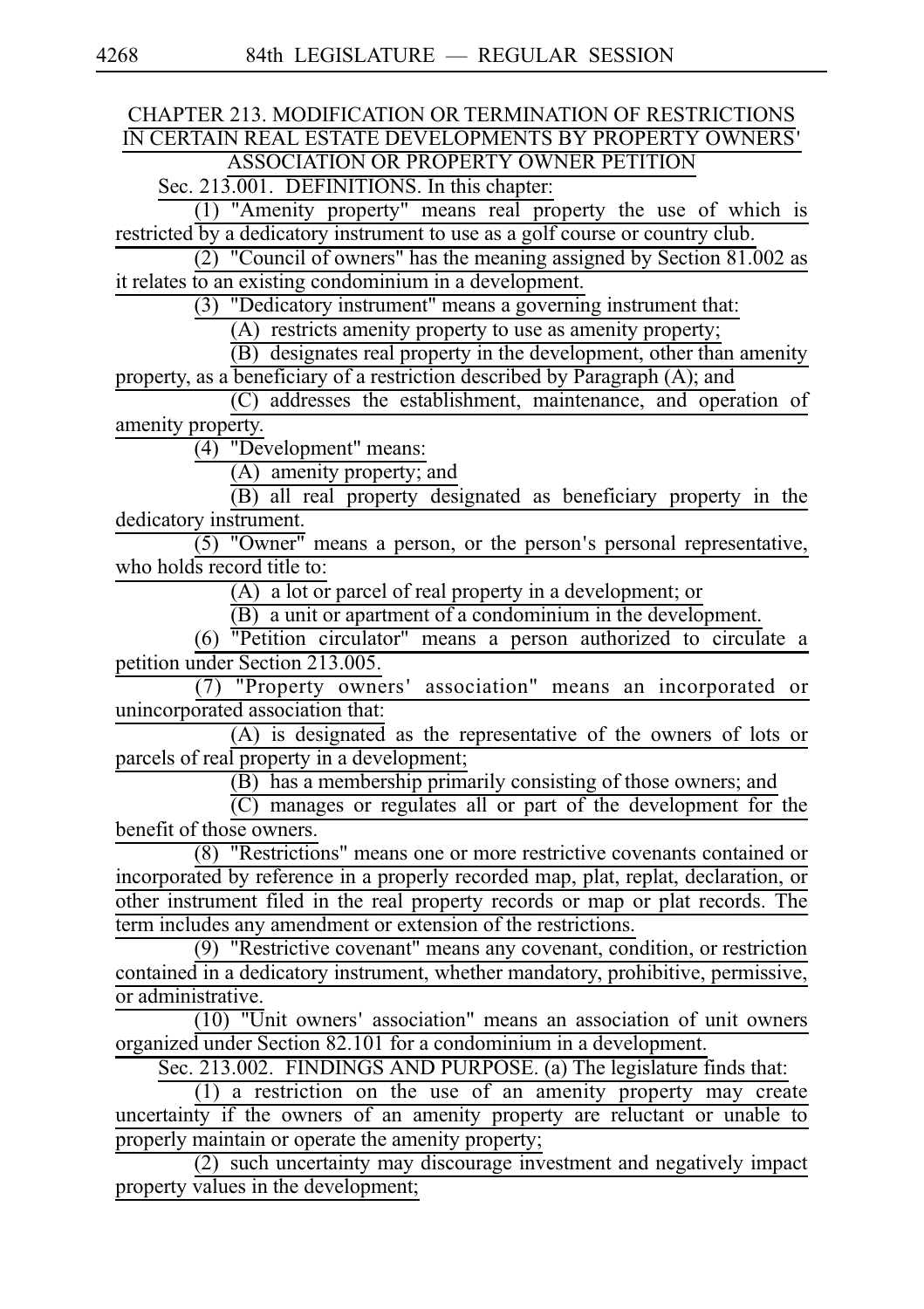CHAPTER 213. MODIFICATION OR TERMINATION OF RESTRICTIONS IN CERTAIN REAL ESTATE DEVELOPMENTS BY PROPERTY OWNERS' ASSOCIATION OR PROPERTY OWNER PETITION

Sec. 213.001. DEFINITIONS. In this chapter:

(1) "Amenity property" means real property the use of which is restricted by a dedicatory instrument to use as a golf course or country club.

(2) "Council of owners" has the meaning assigned by Section 81.002 as it relates to an existing condominium in a development.

(3) "Dedicatory instrument" means a governing instrument that:

(A) restricts amenity property to use as amenity property;

(B) designates real property in the development, other than amenity property, as a beneficiary of a restriction described by Paragraph (A); and

(C) addresses the establishment, maintenance, and operation of amenity property.

(4) "Development" means:

(A) amenity property; and

(B) all real property designated as beneficiary property in the dedicatory instrument.

(5) "Owner" means a person, or the person's personal representative, who holds record title to:

(A) a lot or parcel of real property in a development; or

(B) a unit or apartment of a condominium in the development.

(6) "Petition circulator" means a person authorized to circulate a petition under Section 213.005.

(7) "Property owners' association" means an incorporated or unincorporated association that:

(A) is designated as the representative of the owners of lots or parcels of real property in a development;

(B) has a membership primarily consisting of those owners; and

(C) manages or regulates all or part of the development for the benefit of those owners.

(8) "Restrictions" means one or more restrictive covenants contained or incorporated by reference in a properly recorded map, plat, replat, declaration, or other instrument filed in the real property records or map or plat records. The term includes any amendment or extension of the restrictions.

(9) "Restrictive covenant" means any covenant, condition, or restriction contained in a dedicatory instrument, whether mandatory, prohibitive, permissive, or administrative.

(10) "Unit owners' association" means an association of unit owners organized under Section 82.101 for a condominium in a development.

Sec. 213.002. FINDINGS AND PURPOSE. (a) The legislature finds that:

(1) a restriction on the use of an amenity property may create uncertainty if the owners of an amenity property are reluctant or unable to properly maintain or operate the amenity property;

(2) such uncertainty may discourage investment and negatively impact property values in the development;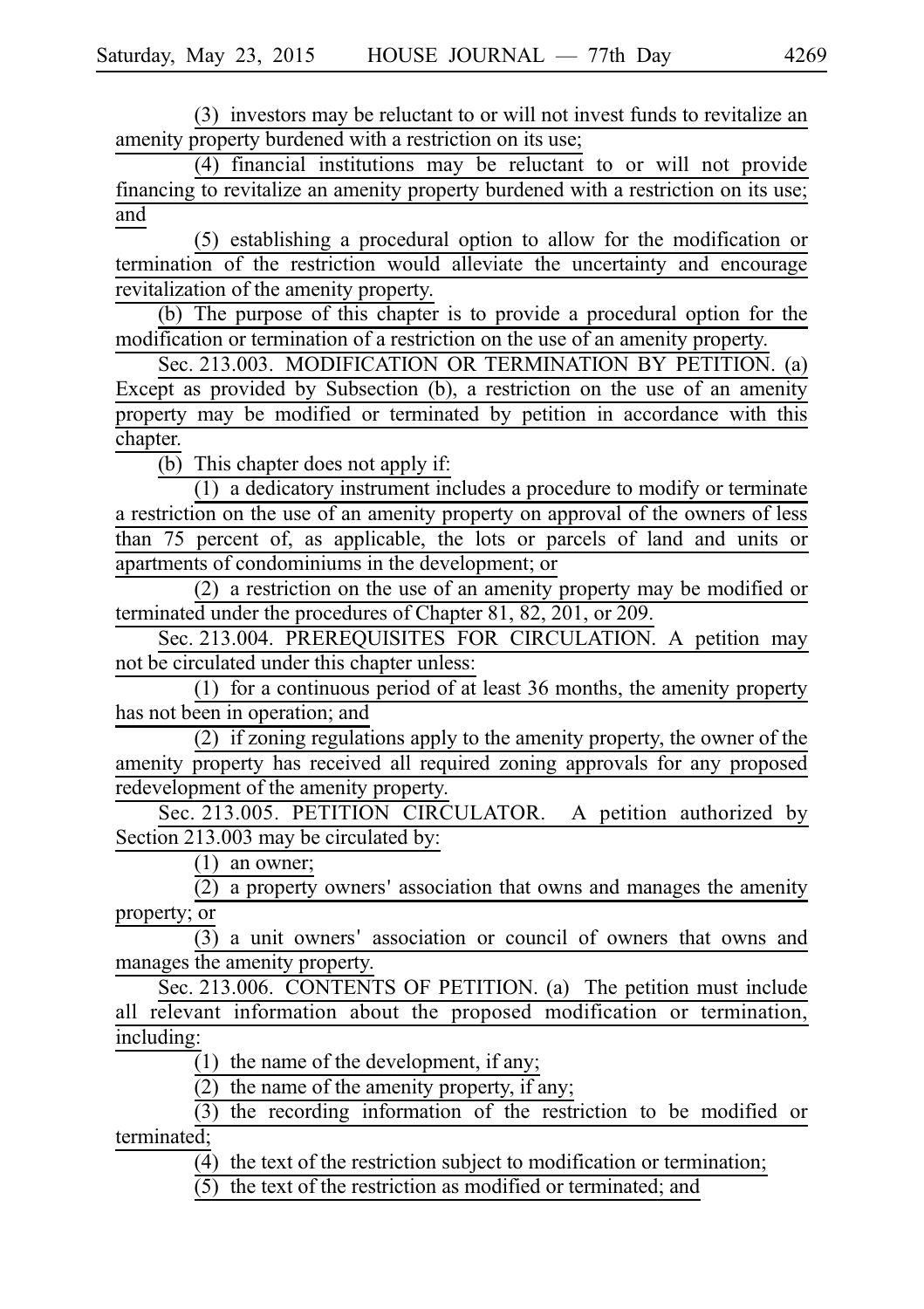(3) investors may be reluctant to or will not invest funds to revitalize an amenity property burdened with a restriction on its use;

(4) financial institutions may be reluctant to or will not provide financing to revitalize an amenity property burdened with a restriction on its use; and

(5) establishing a procedural option to allow for the modification or termination of the restriction would alleviate the uncertainty and encourage revitalization of the amenity property.

(b) The purpose of this chapter is to provide a procedural option for the modification or termination of a restriction on the use of an amenity property.

Sec. 213.003. MODIFICATION OR TERMINATION BY PETITION. (a) Except as provided by Subsection (b), a restriction on the use of an amenity property may be modified or terminated by petition in accordance with this chapter.

(b) This chapter does not apply if:

(1) a dedicatory instrument includes a procedure to modify or terminate a restriction on the use of an amenity property on approval of the owners of less than 75 percent of, as applicable, the lots or parcels of land and units or apartments of condominiums in the development; or

(2) a restriction on the use of an amenity property may be modified or terminated under the procedures of Chapter 81, 82, 201, or 209.

Sec. 213.004. PREREQUISITES FOR CIRCULATION. A petition may not be circulated under this chapter unless:

(1) for a continuous period of at least 36 months, the amenity property has not been in operation; and

(2) if zoning regulations apply to the amenity property, the owner of the amenity property has received all required zoning approvals for any proposed redevelopment of the amenity property.

Sec. 213.005. PETITION CIRCULATOR. A petition authorized by Section 213.003 may be circulated by:

(1) an owner;

(2) a property owners' association that owns and manages the amenity property; or

(3) a unit owners' association or council of owners that owns and manages the amenity property.

Sec. 213.006. CONTENTS OF PETITION. (a) The petition must include all relevant information about the proposed modification or termination, including:

(1) the name of the development, if any;

(2) the name of the amenity property, if any;

(3) the recording information of the restriction to be modified or terminated;

(4) the text of the restriction subject to modification or termination;

(5) the text of the restriction as modified or terminated; and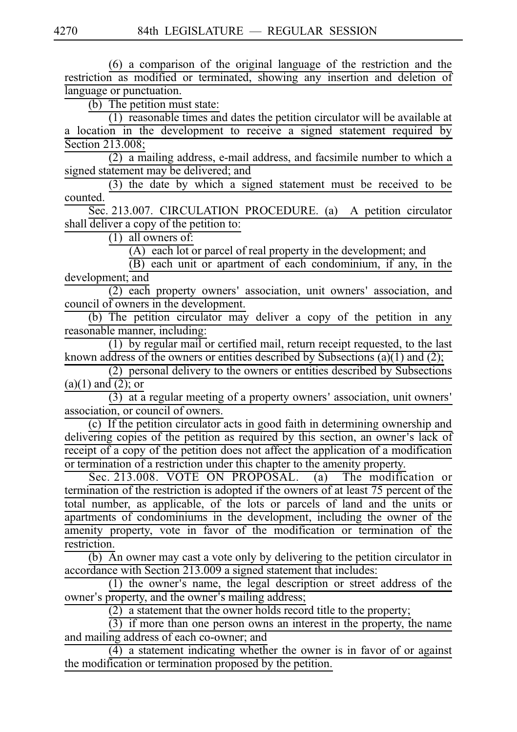(6) a comparison of the original language of the restriction and the restriction as modified or terminated, showing any insertion and deletion of language or punctuation.

(b) The petition must state:

(1) reasonable times and dates the petition circulator will be available at a location in the development to receive a signed statement required by Section 213.008;

(2) a mailing address, e-mail address, and facsimile number to which a signed statement may be delivered; and

(3) the date by which a signed statement must be received to be counted.

Sec. 213.007. CIRCULATION PROCEDURE. (a) A petition circulator shall deliver a copy of the petition to:

(1) all owners of:

(A) each lot or parcel of real property in the development; and

(B) each unit or apartment of each condominium, if any, in the development; and

(2) each property owners' association, unit owners' association, and council of owners in the development.

(b) The petition circulator may deliver a copy of the petition in any reasonable manner, including:

(1) by regular mail or certified mail, return receipt requested, to the last known address of the owners or entities described by Subsections (a)(1) and (2);

(2) personal delivery to the owners or entities described by Subsections (a)(1) and (2); or

(3) at a regular meeting of a property owners' association, unit owners' association, or council of owners.

(c) If the petition circulator acts in good faith in determining ownership and delivering copies of the petition as required by this section, an owner's lack of receipt of a copy of the petition does not affect the application of a modification or termination of a restriction under this chapter to the amenity property.

Sec. 213.008. VOTE ON PROPOSAL. (a) The modification or termination of the restriction is adopted if the owners of at least 75 percent of the total number, as applicable, of the lots or parcels of land and the units or apartments of condominiums in the development, including the owner of the amenity property, vote in favor of the modification or termination of the restriction.

(b) An owner may cast a vote only by delivering to the petition circulator in accordance with Section 213.009 a signed statement that includes:

(1) the owner's name, the legal description or street address of the owner's property, and the owner's mailing address;

(2) a statement that the owner holds record title to the property;

(3) if more than one person owns an interest in the property, the name and mailing address of each co-owner; and

(4) a statement indicating whether the owner is in favor of or against the modification or termination proposed by the petition.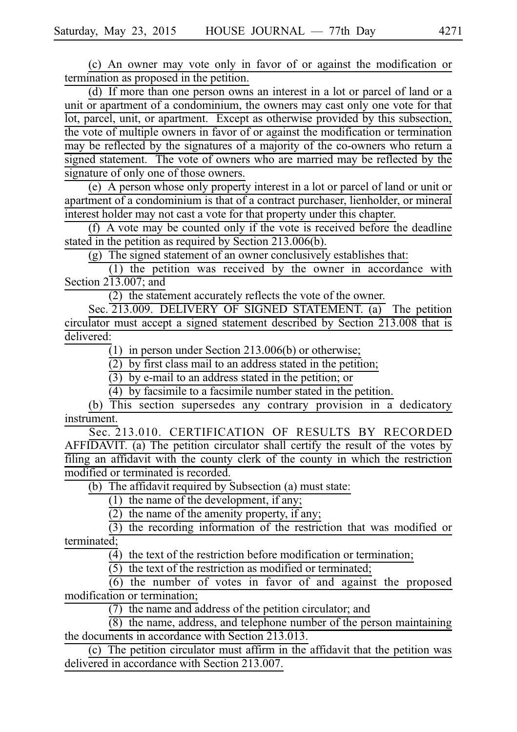(c) An owner may vote only in favor of or against the modification or termination as proposed in the petition.

(d) If more than one person owns an interest in a lot or parcel of land or a unit or apartment of a condominium, the owners may cast only one vote for that lot, parcel, unit, or apartment. Except as otherwise provided by this subsection, the vote of multiple owners in favor of or against the modification or termination may be reflected by the signatures of a majority of the co-owners who return a signed statement. The vote of owners who are married may be reflected by the signature of only one of those owners.

(e) A person whose only property interest in a lot or parcel of land or unit or apartment of a condominium is that of a contract purchaser, lienholder, or mineral interest holder may not cast a vote for that property under this chapter.

(f) A vote may be counted only if the vote is received before the deadline stated in the petition as required by Section 213.006(b).

(g) The signed statement of an owner conclusively establishes that:

(1) the petition was received by the owner in accordance with Section 213.007; and

(2) the statement accurately reflects the vote of the owner.

Sec. 213.009. DELIVERY OF SIGNED STATEMENT. (a) The petition circulator must accept a signed statement described by Section 213.008 that is delivered:

(1) in person under Section 213.006(b) or otherwise;

(2) by first class mail to an address stated in the petition;

(3) by e-mail to an address stated in the petition; or

(4) by facsimile to a facsimile number stated in the petition.

(b) This section supersedes any contrary provision in a dedicatory instrument.

Sec. 213.010. CERTIFICATION OF RESULTS BY RECORDED AFFIDAVIT. (a) The petition circulator shall certify the result of the votes by filing an affidavit with the county clerk of the county in which the restriction modified or terminated is recorded.

(b) The affidavit required by Subsection (a) must state:

(1) the name of the development, if any;

(2) the name of the amenity property, if any;

(3) the recording information of the restriction that was modified or terminated;

(4) the text of the restriction before modification or termination;

(5) the text of the restriction as modified or terminated;

(6) the number of votes in favor of and against the proposed modification or termination;

(7) the name and address of the petition circulator; and

(8) the name, address, and telephone number of the person maintaining the documents in accordance with Section 213.013.

(c) The petition circulator must affirm in the affidavit that the petition was delivered in accordance with Section 213.007.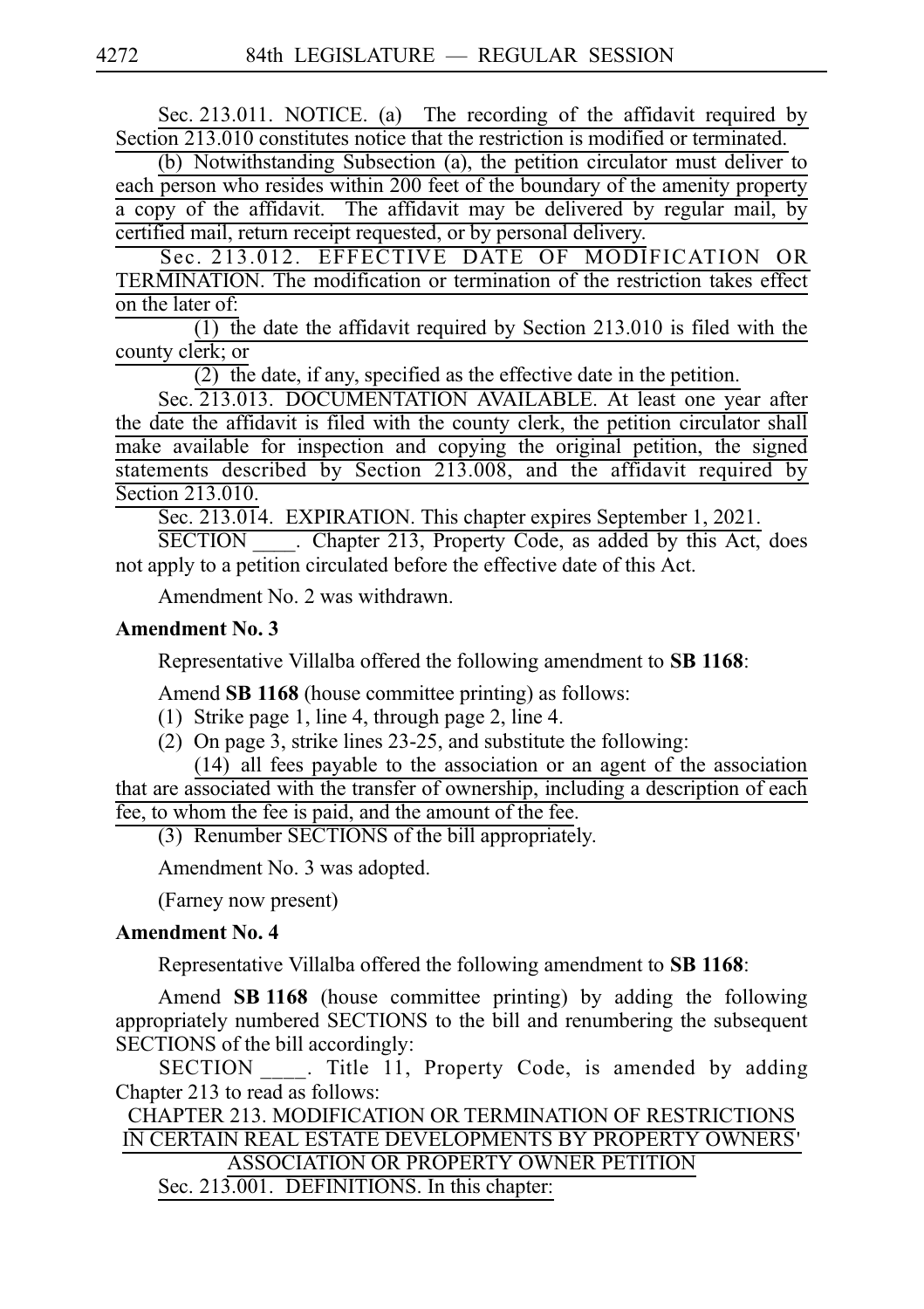Sec. 213.011. NOTICE. (a) The recording of the affidavit required by Section 213.010 constitutes notice that the restriction is modified or terminated.

(b) Notwithstanding Subsection (a), the petition circulator must deliver to each person who resides within 200 feet of the boundary of the amenity property a copy of the affidavit. The affidavit may be delivered by regular mail, by certified mail, return receipt requested, or by personal delivery.

Sec. 213.012. EFFECTIVE DATE OF MODIFICATION OR TERMINATION. The modification or termination of the restriction takes effect on the later of:

(1) the date the affidavit required by Section 213.010 is filed with the county clerk; or

(2) the date, if any, specified as the effective date in the petition.

Sec. 213.013. DOCUMENTATION AVAILABLE. At least one year after the date the affidavit is filed with the county clerk, the petition circulator shall make available for inspection and copying the original petition, the signed statements described by Section 213.008, and the affidavit required by Section 213.010.

Sec. 213.014. EXPIRATION. This chapter expires September 1, 2021.

SECTION ____. Chapter 213, Property Code, as added by this Act, does not apply to a petition circulated before the effective date of this Act.

Amendment No. 2 was withdrawn.

**Amendment No. 3**

Representative Villalba offered the following amendment to **SB 1168**:

Amend **SB 1168** (house committee printing) as follows:

(1) Strike page 1, line 4, through page 2, line 4.

(2) On page 3, strike lines 23-25, and substitute the following:

(14) all fees payable to the association or an agent of the association that are associated with the transfer of ownership, including a description of each fee, to whom the fee is paid, and the amount of the fee.

(3) Renumber SECTIONS of the bill appropriately.

Amendment No. 3 was adopted.

(Farney now present)

**Amendment No. 4**

Representative Villalba offered the following amendment to **SB 1168**:

Amend **SB 1168** (house committee printing) by adding the following appropriately numbered SECTIONS to the bill and renumbering the subsequent SECTIONS of the bill accordingly:

SECTION ____. Title 11, Property Code, is amended by adding Chapter 213 to read as follows:

CHAPTER 213. MODIFICATION OR TERMINATION OF RESTRICTIONS IN CERTAIN REAL ESTATE DEVELOPMENTS BY PROPERTY OWNERS' ASSOCIATION OR PROPERTY OWNER PETITION

Sec. 213.001. DEFINITIONS. In this chapter: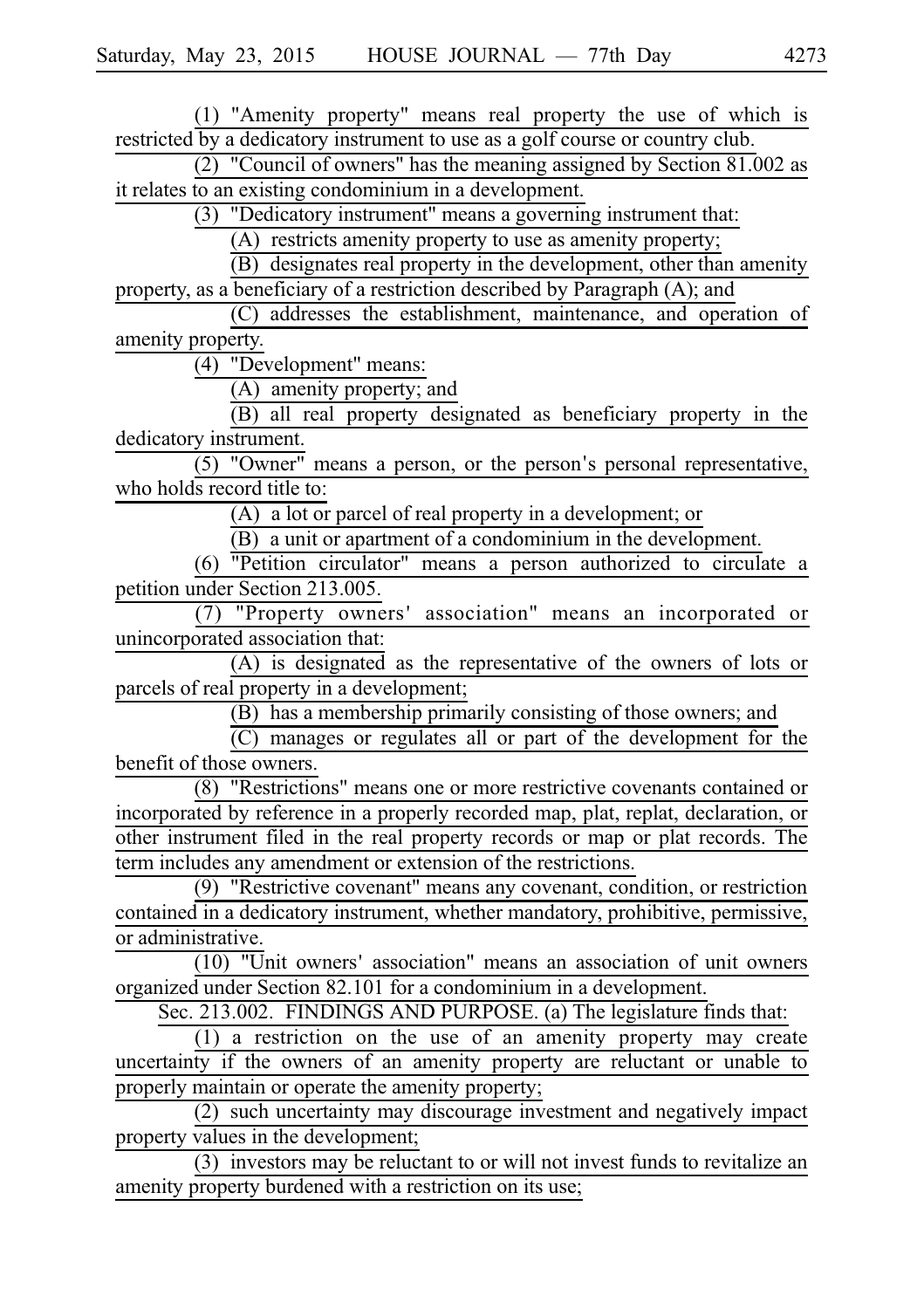(1) "Amenity property" means real property the use of which is restricted by a dedicatory instrument to use as a golf course or country club.

(2) "Council of owners" has the meaning assigned by Section 81.002 as it relates to an existing condominium in a development.

(3) "Dedicatory instrument" means a governing instrument that:

(A) restricts amenity property to use as amenity property;

(B) designates real property in the development, other than amenity property, as a beneficiary of a restriction described by Paragraph (A); and

(C) addresses the establishment, maintenance, and operation of amenity property.

(4) "Development" means:

(A) amenity property; and

(B) all real property designated as beneficiary property in the dedicatory instrument.

(5) "Owner" means a person, or the person's personal representative, who holds record title to:

(A) a lot or parcel of real property in a development; or

(B) a unit or apartment of a condominium in the development.

(6) "Petition circulator" means a person authorized to circulate a petition under Section 213.005.

(7) "Property owners' association" means an incorporated or unincorporated association that:

(A) is designated as the representative of the owners of lots or parcels of real property in a development;

(B) has a membership primarily consisting of those owners; and

(C) manages or regulates all or part of the development for the benefit of those owners.

(8) "Restrictions" means one or more restrictive covenants contained or incorporated by reference in a properly recorded map, plat, replat, declaration, or other instrument filed in the real property records or map or plat records. The term includes any amendment or extension of the restrictions.

(9) "Restrictive covenant" means any covenant, condition, or restriction contained in a dedicatory instrument, whether mandatory, prohibitive, permissive, or administrative.

(10) "Unit owners' association" means an association of unit owners organized under Section 82.101 for a condominium in a development.

Sec. 213.002. FINDINGS AND PURPOSE. (a) The legislature finds that:

(1) a restriction on the use of an amenity property may create uncertainty if the owners of an amenity property are reluctant or unable to properly maintain or operate the amenity property;

(2) such uncertainty may discourage investment and negatively impact property values in the development;

(3) investors may be reluctant to or will not invest funds to revitalize an amenity property burdened with a restriction on its use;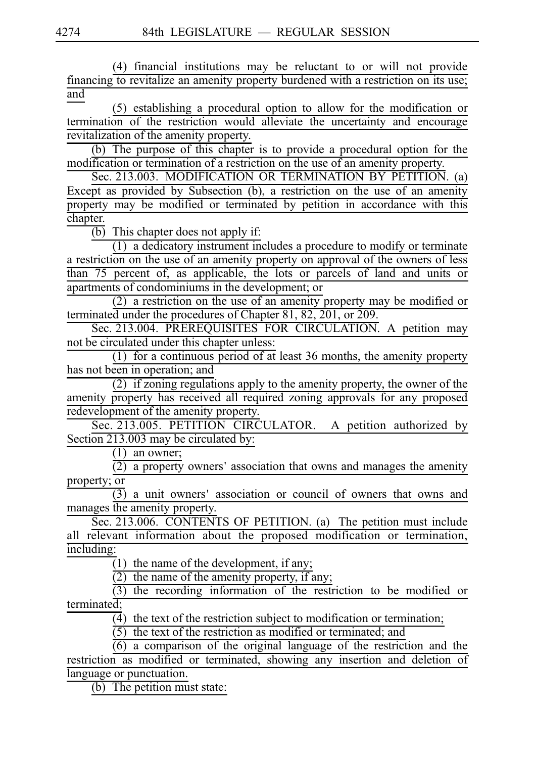(4) financial institutions may be reluctant to or will not provide financing to revitalize an amenity property burdened with a restriction on its use; and

(5) establishing a procedural option to allow for the modification or termination of the restriction would alleviate the uncertainty and encourage revitalization of the amenity property.

(b) The purpose of this chapter is to provide a procedural option for the modification or termination of a restriction on the use of an amenity property.

Sec. 213.003. MODIFICATION OR TERMINATION BY PETITION. (a) Except as provided by Subsection (b), a restriction on the use of an amenity property may be modified or terminated by petition in accordance with this chapter.

(b) This chapter does not apply if:

(1) a dedicatory instrument includes a procedure to modify or terminate a restriction on the use of an amenity property on approval of the owners of less than 75 percent of, as applicable, the lots or parcels of land and units or apartments of condominiums in the development; or

(2) a restriction on the use of an amenity property may be modified or terminated under the procedures of Chapter 81, 82, 201, or 209.

Sec. 213.004. PREREQUISITES FOR CIRCULATION. A petition may not be circulated under this chapter unless:

(1) for a continuous period of at least 36 months, the amenity property has not been in operation; and

(2) if zoning regulations apply to the amenity property, the owner of the amenity property has received all required zoning approvals for any proposed redevelopment of the amenity property.

Sec. 213.005. PETITION CIRCULATOR. A petition authorized by Section 213.003 may be circulated by:

(1) an owner;

(2) a property owners' association that owns and manages the amenity property; or

(3) a unit owners' association or council of owners that owns and manages the amenity property.

Sec. 213.006. CONTENTS OF PETITION. (a) The petition must include all relevant information about the proposed modification or termination, including:

(1) the name of the development, if any;

(2) the name of the amenity property, if any;

(3) the recording information of the restriction to be modified or terminated;

(4) the text of the restriction subject to modification or termination;

(5) the text of the restriction as modified or terminated; and

(6) a comparison of the original language of the restriction and the restriction as modified or terminated, showing any insertion and deletion of language or punctuation.

(b) The petition must state: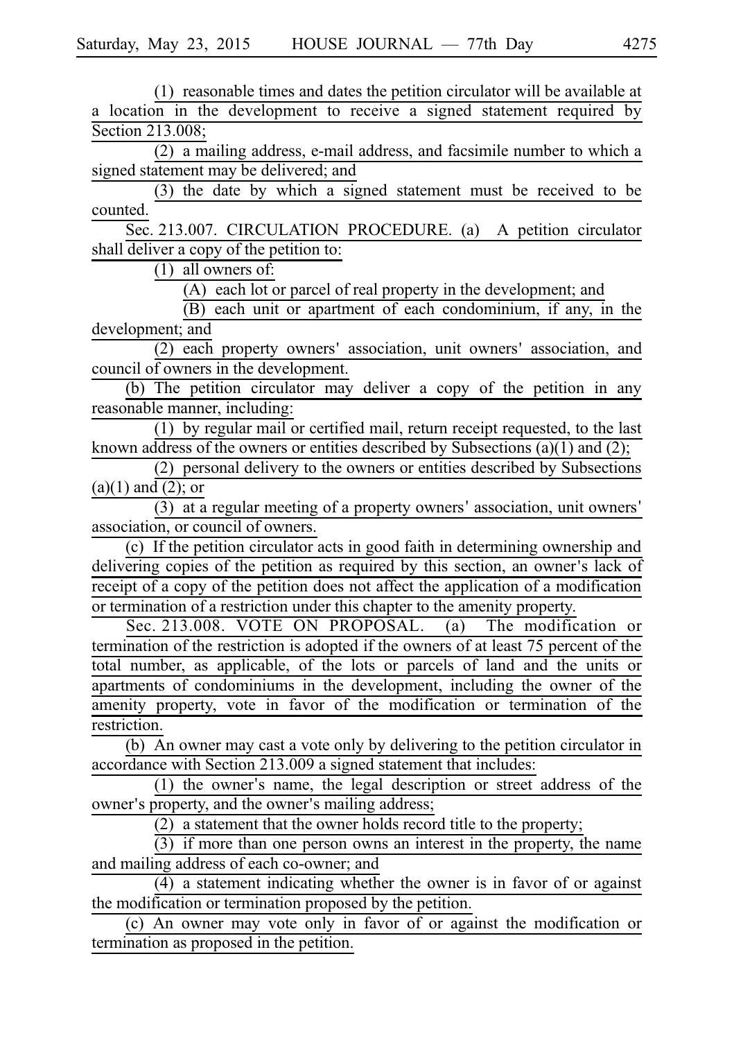(1) reasonable times and dates the petition circulator will be available at a location in the development to receive a signed statement required by Section 213.008;

(2) a mailing address, e-mail address, and facsimile number to which a signed statement may be delivered; and

(3) the date by which a signed statement must be received to be counted.

Sec. 213.007. CIRCULATION PROCEDURE. (a) A petition circulator shall deliver a copy of the petition to:

(1) all owners of:

(A) each lot or parcel of real property in the development; and

(B) each unit or apartment of each condominium, if any, in the development; and

(2) each property owners' association, unit owners' association, and council of owners in the development.

(b) The petition circulator may deliver a copy of the petition in any reasonable manner, including:

(1) by regular mail or certified mail, return receipt requested, to the last known address of the owners or entities described by Subsections (a)(1) and (2);

(2) personal delivery to the owners or entities described by Subsections (a)(1) and (2); or

(3) at a regular meeting of a property owners' association, unit owners' association, or council of owners.

(c) If the petition circulator acts in good faith in determining ownership and delivering copies of the petition as required by this section, an owner's lack of receipt of a copy of the petition does not affect the application of a modification or termination of a restriction under this chapter to the amenity property.

Sec. 213.008. VOTE ON PROPOSAL. (a) The modification or termination of the restriction is adopted if the owners of at least 75 percent of the total number, as applicable, of the lots or parcels of land and the units or apartments of condominiums in the development, including the owner of the amenity property, vote in favor of the modification or termination of the restriction.

(b) An owner may cast a vote only by delivering to the petition circulator in accordance with Section 213.009 a signed statement that includes:

(1) the owner's name, the legal description or street address of the owner's property, and the owner's mailing address;

(2) a statement that the owner holds record title to the property;

(3) if more than one person owns an interest in the property, the name and mailing address of each co-owner; and

(4) a statement indicating whether the owner is in favor of or against the modification or termination proposed by the petition.

(c) An owner may vote only in favor of or against the modification or termination as proposed in the petition.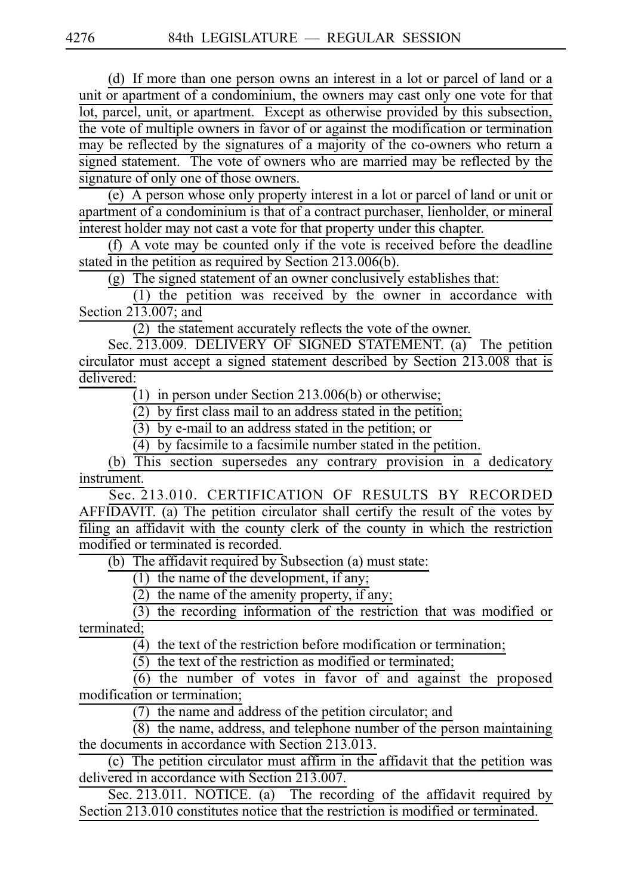(d) If more than one person owns an interest in a lot or parcel of land or a unit or apartment of a condominium, the owners may cast only one vote for that lot, parcel, unit, or apartment. Except as otherwise provided by this subsection, the vote of multiple owners in favor of or against the modification or termination may be reflected by the signatures of a majority of the co-owners who return a signed statement. The vote of owners who are married may be reflected by the signature of only one of those owners.

(e) A person whose only property interest in a lot or parcel of land or unit or apartment of a condominium is that of a contract purchaser, lienholder, or mineral interest holder may not cast a vote for that property under this chapter.

(f) A vote may be counted only if the vote is received before the deadline stated in the petition as required by Section 213.006(b).

(g) The signed statement of an owner conclusively establishes that:

(1) the petition was received by the owner in accordance with Section 213.007; and

(2) the statement accurately reflects the vote of the owner.

Sec. 213.009. DELIVERY OF SIGNED STATEMENT. (a) The petition circulator must accept a signed statement described by Section 213.008 that is delivered:

(1) in person under Section 213.006(b) or otherwise;

(2) by first class mail to an address stated in the petition;

(3) by e-mail to an address stated in the petition; or

(4) by facsimile to a facsimile number stated in the petition.

(b) This section supersedes any contrary provision in a dedicatory instrument.

Sec. 213.010. CERTIFICATION OF RESULTS BY RECORDED AFFIDAVIT. (a) The petition circulator shall certify the result of the votes by filing an affidavit with the county clerk of the county in which the restriction modified or terminated is recorded.

(b) The affidavit required by Subsection (a) must state:

(1) the name of the development, if any;

(2) the name of the amenity property, if any;

(3) the recording information of the restriction that was modified or terminated;

(4) the text of the restriction before modification or termination;

(5) the text of the restriction as modified or terminated;

(6) the number of votes in favor of and against the proposed modification or termination;

(7) the name and address of the petition circulator; and

(8) the name, address, and telephone number of the person maintaining the documents in accordance with Section 213.013.

(c) The petition circulator must affirm in the affidavit that the petition was delivered in accordance with Section 213.007.

Sec. 213.011. NOTICE. (a) The recording of the affidavit required by Section 213.010 constitutes notice that the restriction is modified or terminated.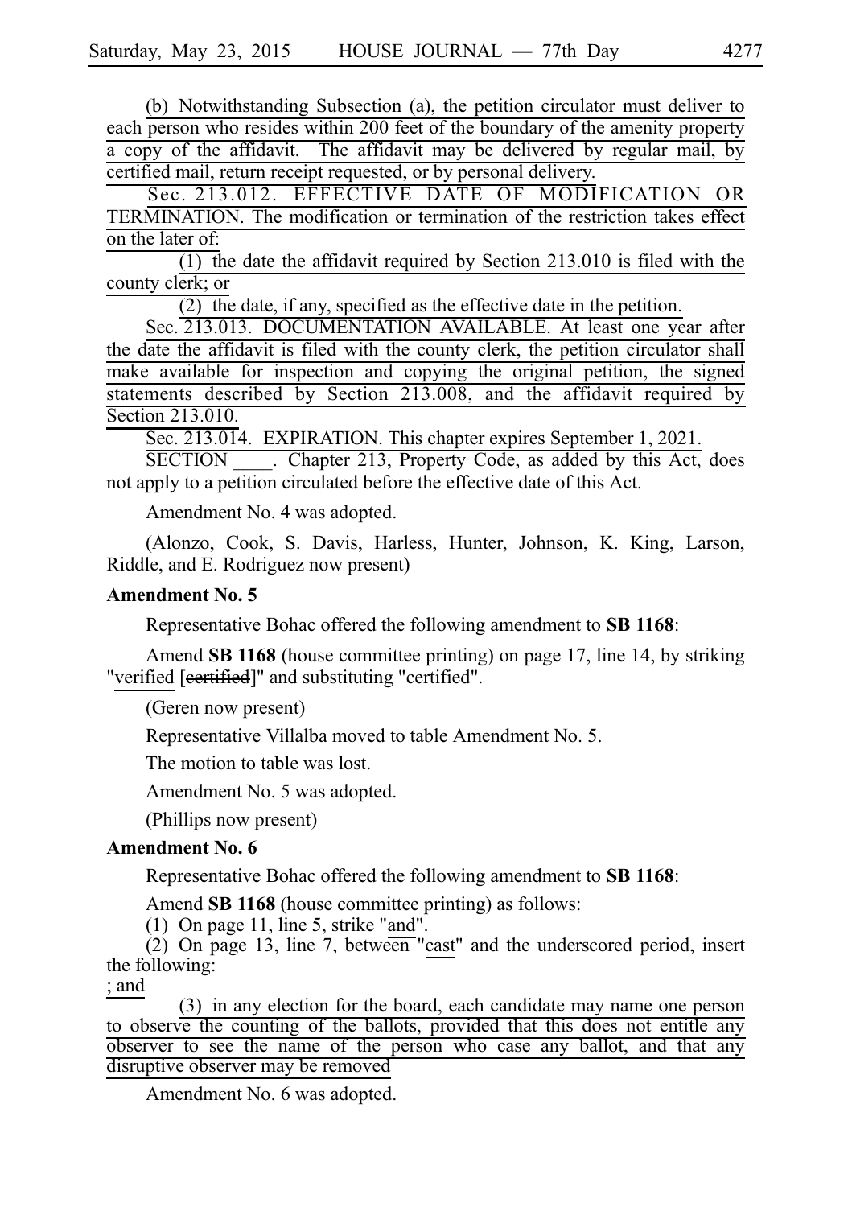(b) Notwithstanding Subsection (a), the petition circulator must deliver to each person who resides within 200 feet of the boundary of the amenity property a copy of the affidavit. The affidavit may be delivered by regular mail, by certified mail, return receipt requested, or by personal delivery.

Sec. 213.012. EFFECTIVE DATE OF MODIFICATION OR TERMINATION. The modification or termination of the restriction takes effect on the later of:

(1) the date the affidavit required by Section 213.010 is filed with the county clerk; or

(2) the date, if any, specified as the effective date in the petition.

Sec. 213.013. DOCUMENTATION AVAILABLE. At least one year after the date the affidavit is filed with the county clerk, the petition circulator shall make available for inspection and copying the original petition, the signed statements described by Section 213.008, and the affidavit required by Section 213.010.

Sec. 213.014. EXPIRATION. This chapter expires September 1, 2021.

SECTION ____. Chapter 213, Property Code, as added by this Act, does not apply to a petition circulated before the effective date of this Act.

Amendment No. 4 was adopted.

(Alonzo, Cook, S. Davis, Harless, Hunter, Johnson, K. King, Larson, Riddle, and E. Rodriguez now present)

**Amendment No. 5**

Representative Bohac offered the following amendment to **SB 1168**:

Amend **SB 1168** (house committee printing) on page 17, line 14, by striking "verified [~~certified~~]" and substituting "certified".

(Geren now present)

Representative Villalba moved to table Amendment No. 5.

The motion to table was lost.

Amendment No. 5 was adopted.

(Phillips now present)

**Amendment No. 6**

Representative Bohac offered the following amendment to **SB 1168**:

Amend **SB 1168** (house committee printing) as follows:

(1) On page 11, line 5, strike "and".

(2) On page 13, line 7, between "cast" and the underscored period, insert the following:

; and

(3) in any election for the board, each candidate may name one person to observe the counting of the ballots, provided that this does not entitle any observer to see the name of the person who case any ballot, and that any disruptive observer may be removed

Amendment No. 6 was adopted.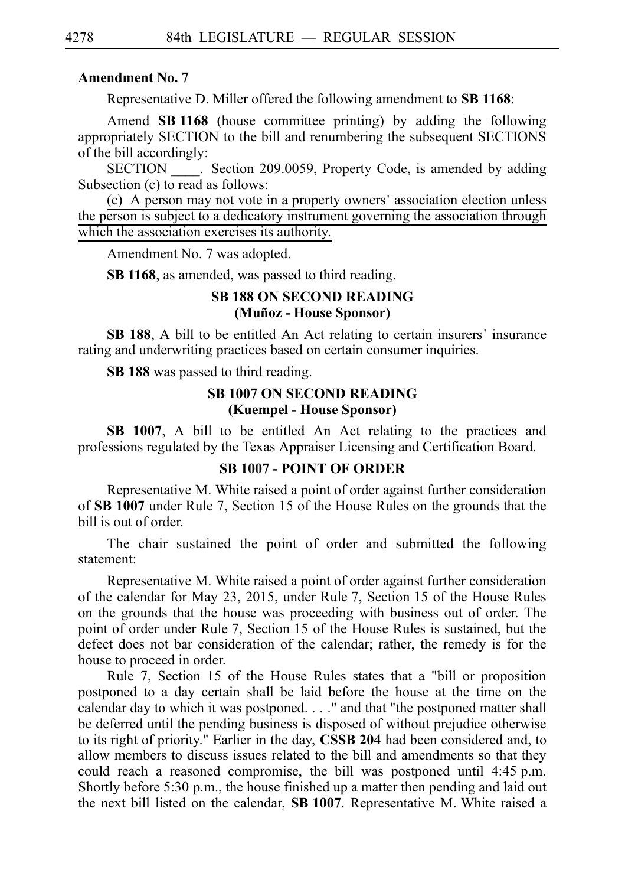**Amendment No. 7**

Representative D. Miller offered the following amendment to **SB 1168**:

Amend **SB 1168** (house committee printing) by adding the following appropriately SECTION to the bill and renumbering the subsequent SECTIONS of the bill accordingly:

SECTION ____. Section 209.0059, Property Code, is amended by adding Subsection (c) to read as follows:

<u>(c) A person may not vote in a property owners' association election unless the person is subject to a dedicatory instrument governing the association through which the association exercises its authority.</u>

Amendment No. 7 was adopted.

**SB 1168**, as amended, was passed to third reading.

### SB 188 ON SECOND READING
### (Muñoz - House Sponsor)

**SB 188**, A bill to be entitled An Act relating to certain insurers' insurance rating and underwriting practices based on certain consumer inquiries.

**SB 188** was passed to third reading.

### SB 1007 ON SECOND READING
### (Kuempel - House Sponsor)

**SB 1007**, A bill to be entitled An Act relating to the practices and professions regulated by the Texas Appraiser Licensing and Certification Board.

### SB 1007 - POINT OF ORDER

Representative M. White raised a point of order against further consideration of **SB 1007** under Rule 7, Section 15 of the House Rules on the grounds that the bill is out of order.

The chair sustained the point of order and submitted the following statement:

Representative M. White raised a point of order against further consideration of the calendar for May 23, 2015, under Rule 7, Section 15 of the House Rules on the grounds that the house was proceeding with business out of order. The point of order under Rule 7, Section 15 of the House Rules is sustained, but the defect does not bar consideration of the calendar; rather, the remedy is for the house to proceed in order.

Rule 7, Section 15 of the House Rules states that a "bill or proposition postponed to a day certain shall be laid before the house at the time on the calendar day to which it was postponed. . . ." and that "the postponed matter shall be deferred until the pending business is disposed of without prejudice otherwise to its right of priority." Earlier in the day, **CSSB 204** had been considered and, to allow members to discuss issues related to the bill and amendments so that they could reach a reasoned compromise, the bill was postponed until 4:45 p.m. Shortly before 5:30 p.m., the house finished up a matter then pending and laid out the next bill listed on the calendar, **SB 1007**. Representative M. White raised a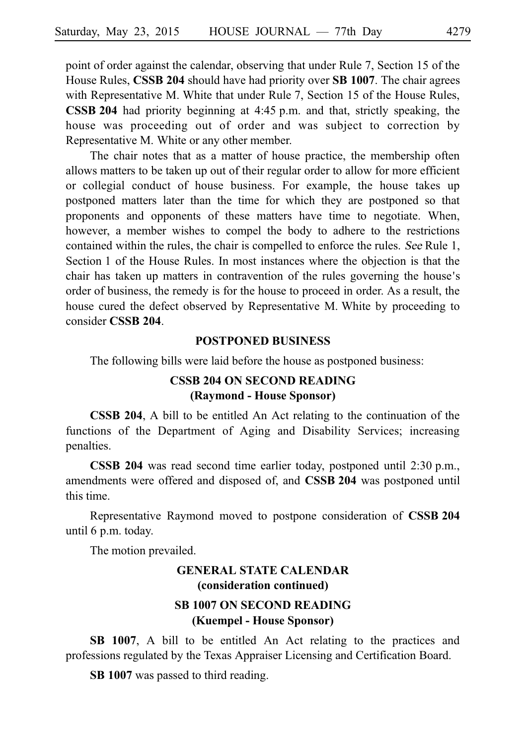point of order against the calendar, observing that under Rule 7, Section 15 of the House Rules, **CSSB 204** should have had priority over **SB 1007**. The chair agrees with Representative M. White that under Rule 7, Section 15 of the House Rules, **CSSB 204** had priority beginning at 4:45 p.m. and that, strictly speaking, the house was proceeding out of order and was subject to correction by Representative M. White or any other member.

The chair notes that as a matter of house practice, the membership often allows matters to be taken up out of their regular order to allow for more efficient or collegial conduct of house business. For example, the house takes up postponed matters later than the time for which they are postponed so that proponents and opponents of these matters have time to negotiate. When, however, a member wishes to compel the body to adhere to the restrictions contained within the rules, the chair is compelled to enforce the rules. *See* Rule 1, Section 1 of the House Rules. In most instances where the objection is that the chair has taken up matters in contravention of the rules governing the house's order of business, the remedy is for the house to proceed in order. As a result, the house cured the defect observed by Representative M. White by proceeding to consider **CSSB 204**.

## POSTPONED BUSINESS

The following bills were laid before the house as postponed business:

### CSSB 204 ON SECOND READING (Raymond - House Sponsor)

**CSSB 204**, A bill to be entitled An Act relating to the continuation of the functions of the Department of Aging and Disability Services; increasing penalties.

**CSSB 204** was read second time earlier today, postponed until 2:30 p.m., amendments were offered and disposed of, and **CSSB 204** was postponed until this time.

Representative Raymond moved to postpone consideration of **CSSB 204** until 6 p.m. today.

The motion prevailed.

## GENERAL STATE CALENDAR (consideration continued)

### SB 1007 ON SECOND READING (Kuempel - House Sponsor)

**SB 1007**, A bill to be entitled An Act relating to the practices and professions regulated by the Texas Appraiser Licensing and Certification Board.

**SB 1007** was passed to third reading.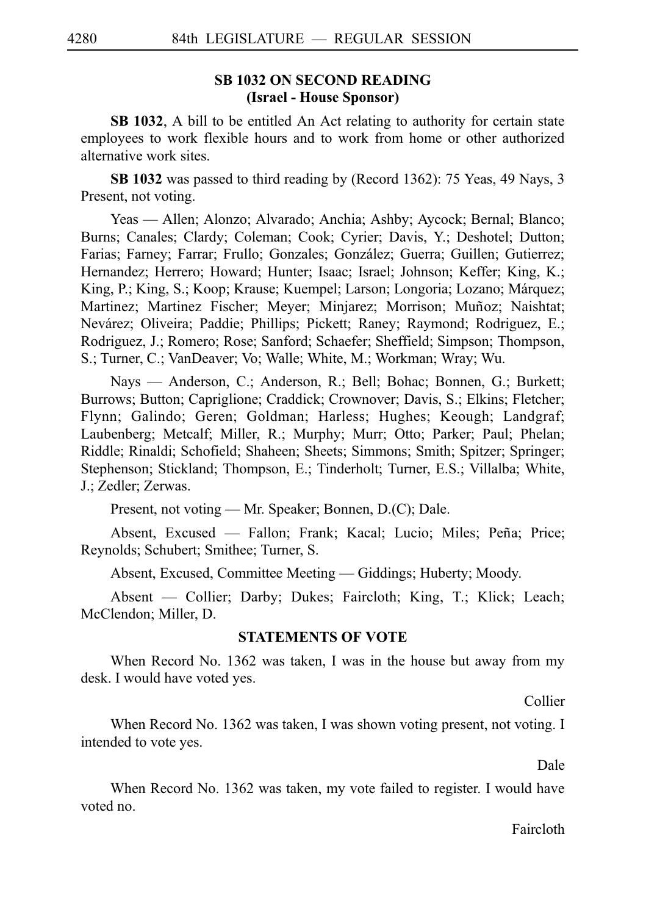## SB 1032 ON SECOND READING
### (Israel - House Sponsor)

**SB 1032**, A bill to be entitled An Act relating to authority for certain state employees to work flexible hours and to work from home or other authorized alternative work sites.

**SB 1032** was passed to third reading by (Record 1362): 75 Yeas, 49 Nays, 3 Present, not voting.

Yeas — Allen; Alonzo; Alvarado; Anchia; Ashby; Aycock; Bernal; Blanco; Burns; Canales; Clardy; Coleman; Cook; Cyrier; Davis, Y.; Deshotel; Dutton; Farias; Farney; Farrar; Frullo; Gonzales; González; Guerra; Guillen; Gutierrez; Hernandez; Herrero; Howard; Hunter; Isaac; Israel; Johnson; Keffer; King, K.; King, P.; King, S.; Koop; Krause; Kuempel; Larson; Longoria; Lozano; Márquez; Martinez; Martinez Fischer; Meyer; Minjarez; Morrison; Muñoz; Naishtat; Nevárez; Oliveira; Paddie; Phillips; Pickett; Raney; Raymond; Rodriguez, E.; Rodriguez, J.; Romero; Rose; Sanford; Schaefer; Sheffield; Simpson; Thompson, S.; Turner, C.; VanDeaver; Vo; Walle; White, M.; Workman; Wray; Wu.

Nays — Anderson, C.; Anderson, R.; Bell; Bohac; Bonnen, G.; Burkett; Burrows; Button; Capriglione; Craddick; Crownover; Davis, S.; Elkins; Fletcher; Flynn; Galindo; Geren; Goldman; Harless; Hughes; Keough; Landgraf; Laubenberg; Metcalf; Miller, R.; Murphy; Murr; Otto; Parker; Paul; Phelan; Riddle; Rinaldi; Schofield; Shaheen; Sheets; Simmons; Smith; Spitzer; Springer; Stephenson; Stickland; Thompson, E.; Tinderholt; Turner, E.S.; Villalba; White, J.; Zedler; Zerwas.

Present, not voting — Mr. Speaker; Bonnen, D.(C); Dale.

Absent, Excused — Fallon; Frank; Kacal; Lucio; Miles; Peña; Price; Reynolds; Schubert; Smithee; Turner, S.

Absent, Excused, Committee Meeting — Giddings; Huberty; Moody.

Absent — Collier; Darby; Dukes; Faircloth; King, T.; Klick; Leach; McClendon; Miller, D.

### STATEMENTS OF VOTE

When Record No. 1362 was taken, I was in the house but away from my desk. I would have voted yes.

Collier

When Record No. 1362 was taken, I was shown voting present, not voting. I intended to vote yes.

Dale

When Record No. 1362 was taken, my vote failed to register. I would have voted no.

Faircloth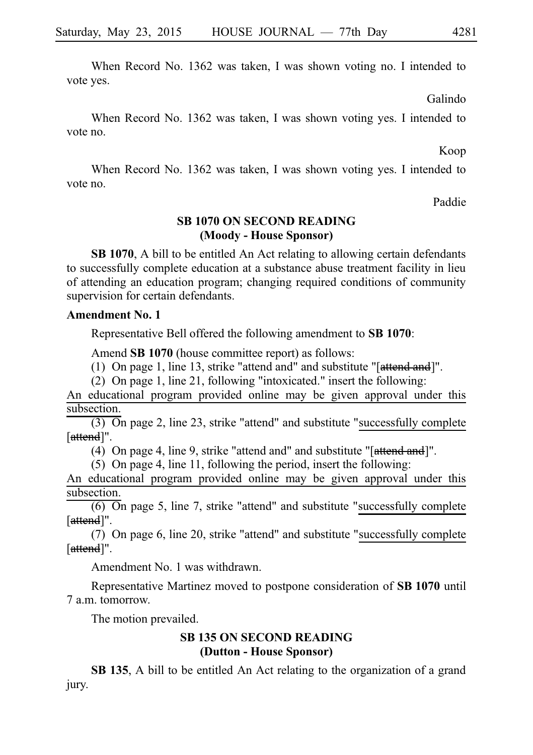When Record No. 1362 was taken, I was shown voting no. I intended to vote yes.

Galindo

When Record No. 1362 was taken, I was shown voting yes. I intended to vote no.

Koop

When Record No. 1362 was taken, I was shown voting yes. I intended to vote no.

Paddie

## SB 1070 ON SECOND READING (Moody - House Sponsor)

**SB 1070**, A bill to be entitled An Act relating to allowing certain defendants to successfully complete education at a substance abuse treatment facility in lieu of attending an education program; changing required conditions of community supervision for certain defendants.

**Amendment No. 1**

Representative Bell offered the following amendment to **SB 1070**:

Amend **SB 1070** (house committee report) as follows:

(1) On page 1, line 13, strike "attend and" and substitute "[~~attend and~~]".

(2) On page 1, line 21, following "intoxicated." insert the following:

<u>An educational program provided online may be given approval under this subsection.</u>

(3) On page 2, line 23, strike "attend" and substitute "<u>successfully complete</u> [~~attend~~]".

(4) On page 4, line 9, strike "attend and" and substitute "[~~attend and~~]".

(5) On page 4, line 11, following the period, insert the following:

<u>An educational program provided online may be given approval under this subsection.</u>

(6) On page 5, line 7, strike "attend" and substitute "<u>successfully complete</u> [~~attend~~]".

(7) On page 6, line 20, strike "attend" and substitute "<u>successfully complete</u> [~~attend~~]".

Amendment No. 1 was withdrawn.

Representative Martinez moved to postpone consideration of **SB 1070** until 7 a.m. tomorrow.

The motion prevailed.

## SB 135 ON SECOND READING (Dutton - House Sponsor)

**SB 135**, A bill to be entitled An Act relating to the organization of a grand jury.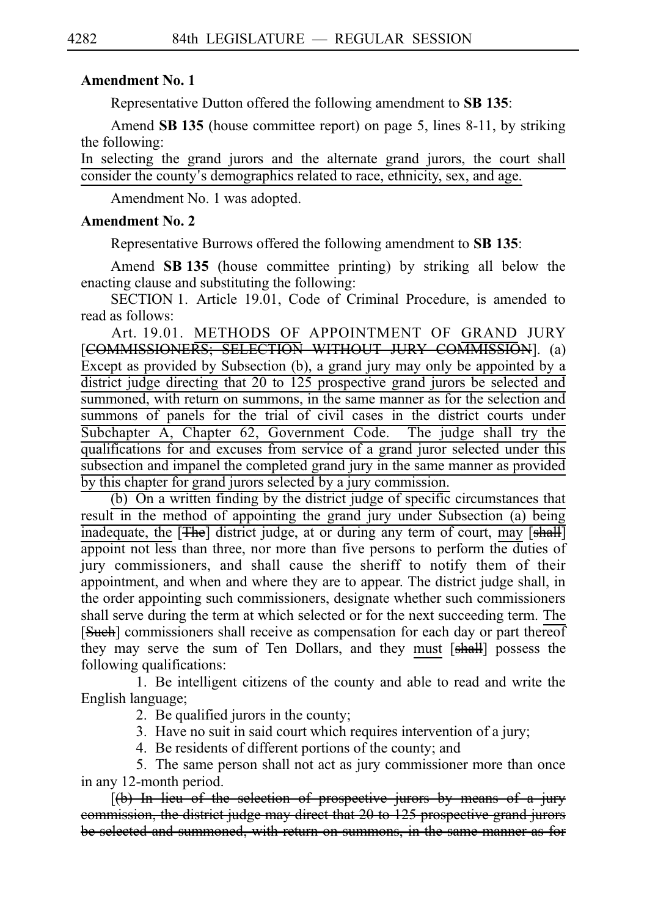**Amendment No. 1**

Representative Dutton offered the following amendment to **SB 135**:

Amend **SB 135** (house committee report) on page 5, lines 8-11, by striking the following:

<u>In selecting the grand jurors and the alternate grand jurors, the court shall consider the county's demographics related to race, ethnicity, sex, and age.</u>

Amendment No. 1 was adopted.

**Amendment No. 2**

Representative Burrows offered the following amendment to **SB 135**:

Amend **SB 135** (house committee printing) by striking all below the enacting clause and substituting the following:

SECTION 1. Article 19.01, Code of Criminal Procedure, is amended to read as follows:

Art. 19.01. <u>METHODS OF</u> APPOINTMENT OF <u>GRAND</u> JURY [~~COMMISSIONERS; SELECTION WITHOUT JURY COMMISSION~~]. (a) <u>Except as provided by Subsection (b), a grand jury may only be appointed by a district judge directing that 20 to 125 prospective grand jurors be selected and summoned, with return on summons, in the same manner as for the selection and summons of panels for the trial of civil cases in the district courts under Subchapter A, Chapter 62, Government Code. The judge shall try the qualifications for and excuses from service of a grand juror selected under this subsection and impanel the completed grand jury in the same manner as provided by this chapter for grand jurors selected by a jury commission.</u>

<u>(b) On a written finding by the district judge of specific circumstances that result in the method of appointing the grand jury under Subsection (a) being inadequate, the</u> [~~The~~] district judge, at or during any term of court, <u>may</u> [~~shall~~] appoint not less than three, nor more than five persons to perform the duties of jury commissioners, and shall cause the sheriff to notify them of their appointment, and when and where they are to appear. The district judge shall, in the order appointing such commissioners, designate whether such commissioners shall serve during the term at which selected or for the next succeeding term. <u>The</u> [~~Such~~] commissioners shall receive as compensation for each day or part thereof they may serve the sum of Ten Dollars, and they <u>must</u> [~~shall~~] possess the following qualifications:

1. Be intelligent citizens of the county and able to read and write the English language;
2. Be qualified jurors in the county;
3. Have no suit in said court which requires intervention of a jury;
4. Be residents of different portions of the county; and
5. The same person shall not act as jury commissioner more than once in any 12-month period.

[~~(b) In lieu of the selection of prospective jurors by means of a jury commission, the district judge may direct that 20 to 125 prospective grand jurors be selected and summoned, with return on summons, in the same manner as for~~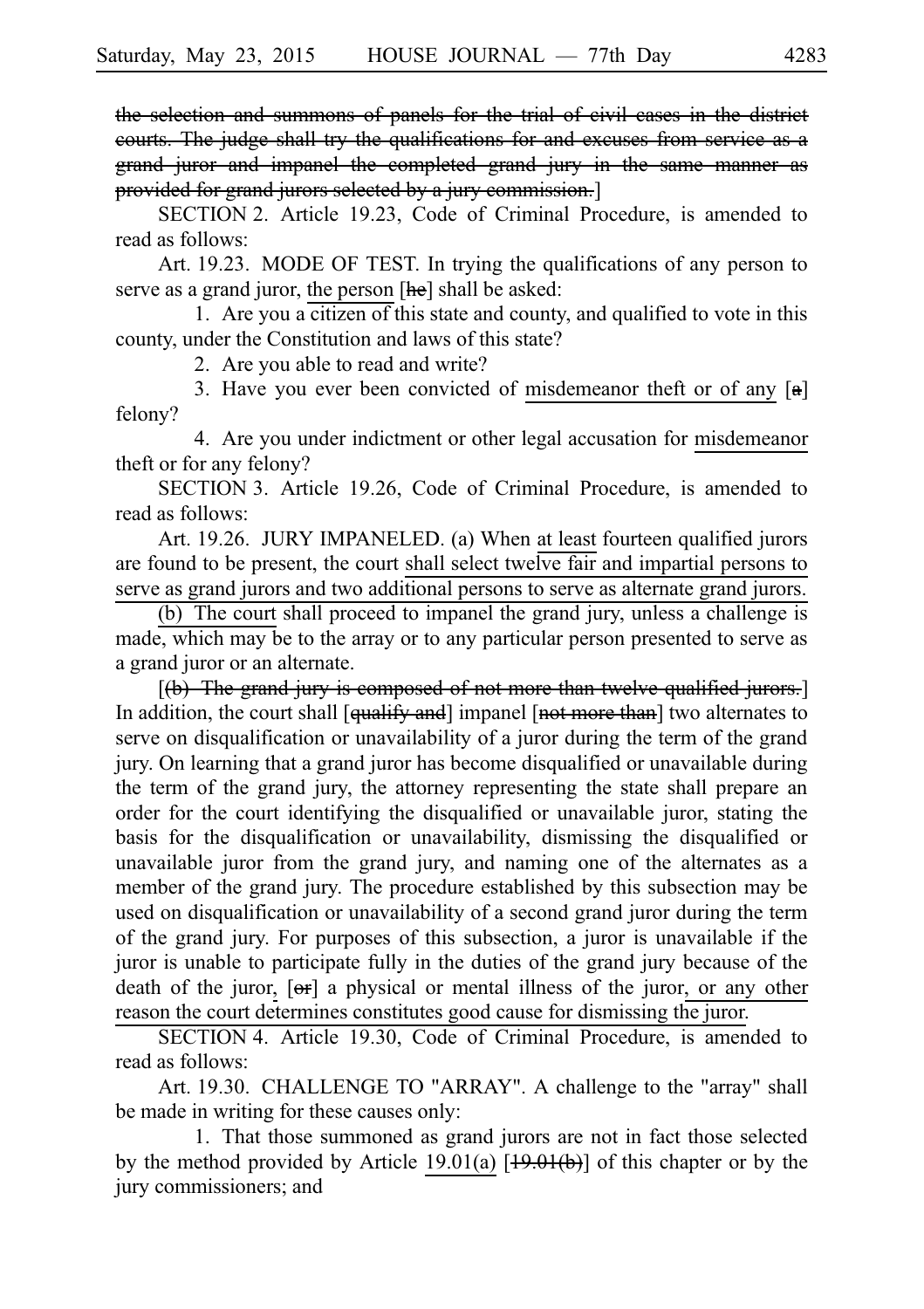~~the selection and summons of panels for the trial of civil cases in the district courts. The judge shall try the qualifications for and excuses from service as a grand juror and impanel the completed grand jury in the same manner as provided for grand jurors selected by a jury commission.~~]

SECTION 2. Article 19.23, Code of Criminal Procedure, is amended to read as follows:

Art. 19.23. MODE OF TEST. In trying the qualifications of any person to serve as a grand juror, <u>the person</u> [~~he~~] shall be asked:

1. Are you a citizen of this state and county, and qualified to vote in this county, under the Constitution and laws of this state?

2. Are you able to read and write?

3. Have you ever been convicted of <u>misdemeanor theft or of any</u> [~~a~~] felony?

4. Are you under indictment or other legal accusation for <u>misdemeanor theft or for</u> any felony?

SECTION 3. Article 19.26, Code of Criminal Procedure, is amended to read as follows:

Art. 19.26. JURY IMPANELED. (a) When <u>at least</u> fourteen qualified jurors are found to be present, the court <u>shall select twelve fair and impartial persons to serve as grand jurors and two additional persons to serve as alternate grand jurors.</u>

<u>(b) The court</u> shall proceed to impanel the grand jury, unless a challenge is made, which may be to the array or to any particular person presented to serve as a grand juror or an alternate.

[~~(b) The grand jury is composed of not more than twelve qualified jurors.~~] In addition, the court shall [~~qualify and~~] impanel [~~not more than~~] two alternates to serve on disqualification or unavailability of a juror during the term of the grand jury. On learning that a grand juror has become disqualified or unavailable during the term of the grand jury, the attorney representing the state shall prepare an order for the court identifying the disqualified or unavailable juror, stating the basis for the disqualification or unavailability, dismissing the disqualified or unavailable juror from the grand jury, and naming one of the alternates as a member of the grand jury. The procedure established by this subsection may be used on disqualification or unavailability of a second grand juror during the term of the grand jury. For purposes of this subsection, a juror is unavailable if the juror is unable to participate fully in the duties of the grand jury because of the death of the juror, [~~or~~] a physical or mental illness of the juror<u>, or any other reason the court determines constitutes good cause for dismissing the juror</u>.

SECTION 4. Article 19.30, Code of Criminal Procedure, is amended to read as follows:

Art. 19.30. CHALLENGE TO "ARRAY". A challenge to the "array" shall be made in writing for these causes only:

1. That those summoned as grand jurors are not in fact those selected by the method provided by Article <u>19.01(a)</u> [~~19.01(b)~~] of this chapter or by the jury commissioners; and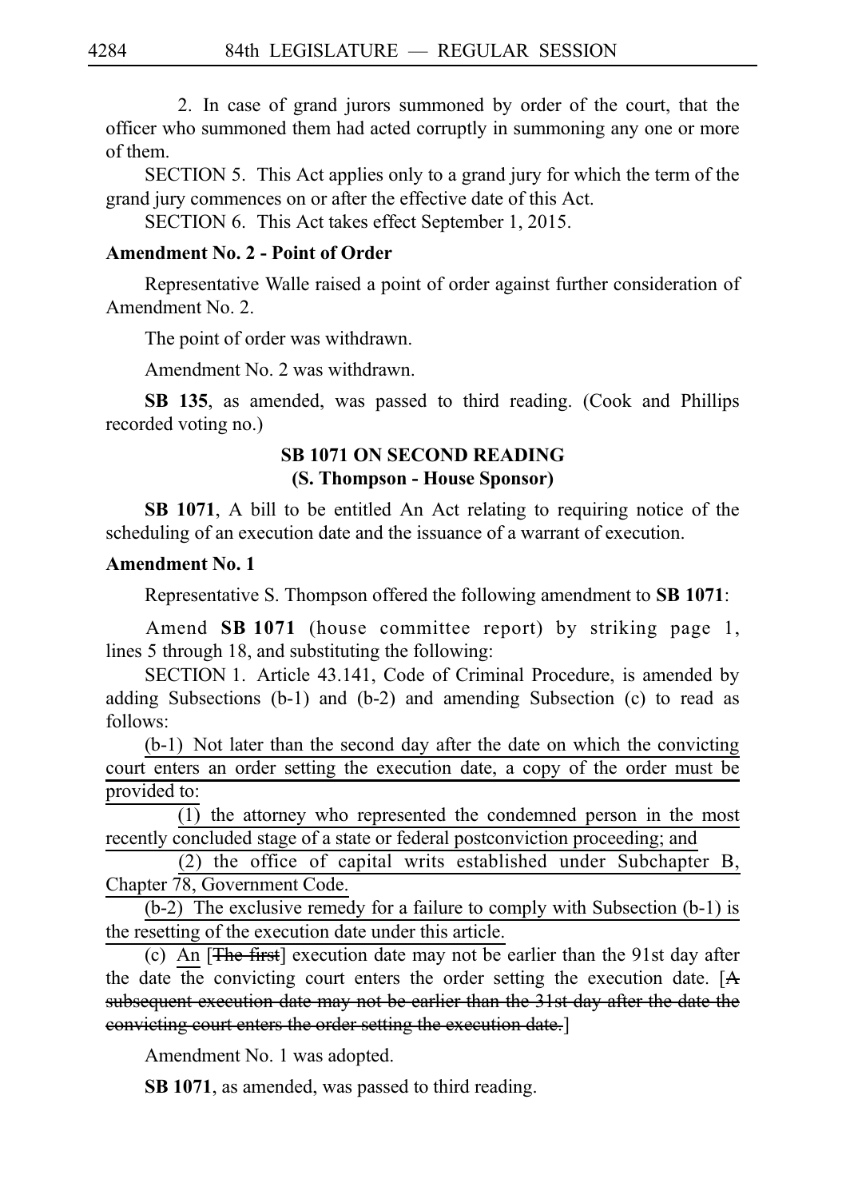2. In case of grand jurors summoned by order of the court, that the officer who summoned them had acted corruptly in summoning any one or more of them.

SECTION 5. This Act applies only to a grand jury for which the term of the grand jury commences on or after the effective date of this Act.

SECTION 6. This Act takes effect September 1, 2015.

**Amendment No. 2 - Point of Order**

Representative Walle raised a point of order against further consideration of Amendment No. 2.

The point of order was withdrawn.

Amendment No. 2 was withdrawn.

**SB 135**, as amended, was passed to third reading. (Cook and Phillips recorded voting no.)

## SB 1071 ON SECOND READING
## (S. Thompson - House Sponsor)

**SB 1071**, A bill to be entitled An Act relating to requiring notice of the scheduling of an execution date and the issuance of a warrant of execution.

**Amendment No. 1**

Representative S. Thompson offered the following amendment to **SB 1071**:

Amend **SB 1071** (house committee report) by striking page 1, lines 5 through 18, and substituting the following:

SECTION 1. Article 43.141, Code of Criminal Procedure, is amended by adding Subsections (b-1) and (b-2) and amending Subsection (c) to read as follows:

<u>(b-1) Not later than the second day after the date on which the convicting court enters an order setting the execution date, a copy of the order must be provided to:</u>

<u>(1) the attorney who represented the condemned person in the most recently concluded stage of a state or federal postconviction proceeding; and</u>

<u>(2) the office of capital writs established under Subchapter B, Chapter 78, Government Code.</u>

<u>(b-2) The exclusive remedy for a failure to comply with Subsection (b-1) is the resetting of the execution date under this article.</u>

(c) <u>An</u> [~~The first~~] execution date may not be earlier than the 91st day after the date the convicting court enters the order setting the execution date. [~~A subsequent execution date may not be earlier than the 31st day after the date the convicting court enters the order setting the execution date.~~]

Amendment No. 1 was adopted.

**SB 1071**, as amended, was passed to third reading.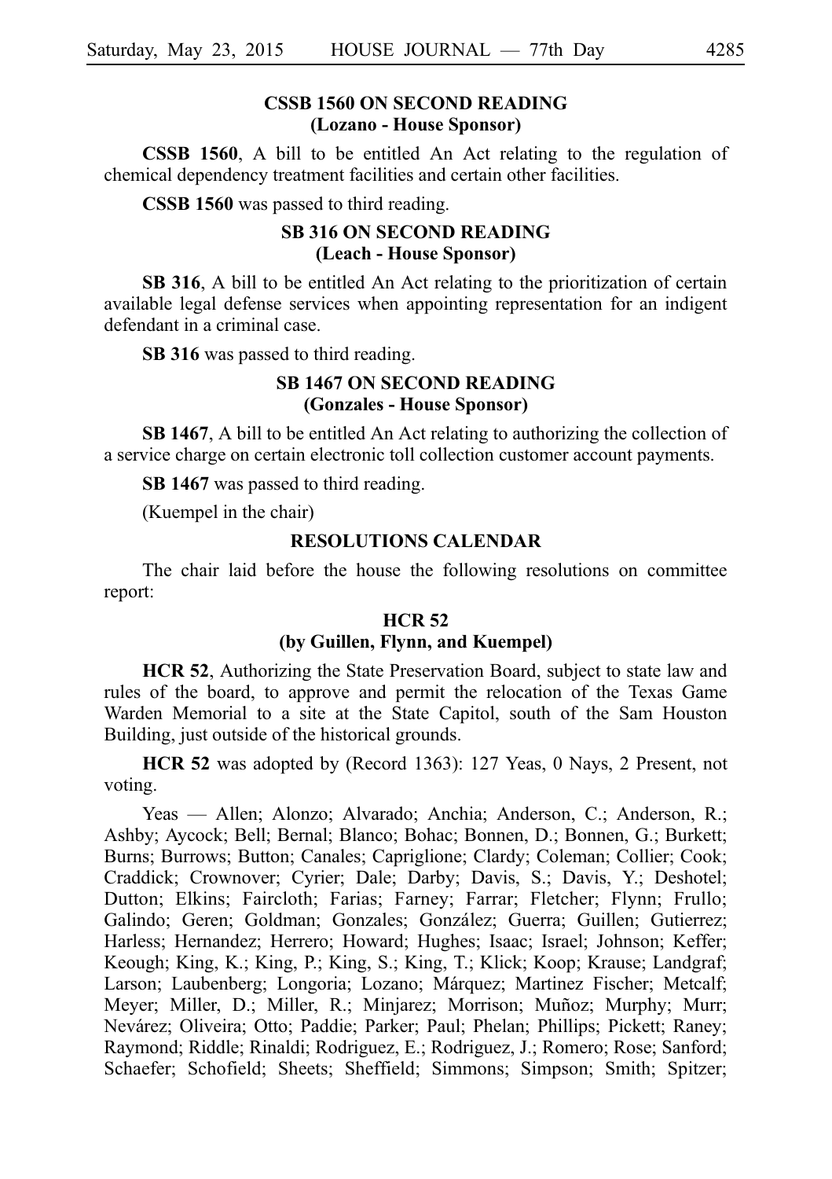**CSSB 1560 ON SECOND READING**
**(Lozano - House Sponsor)**

**CSSB 1560**, A bill to be entitled An Act relating to the regulation of chemical dependency treatment facilities and certain other facilities.

**CSSB 1560** was passed to third reading.

**SB 316 ON SECOND READING**
**(Leach - House Sponsor)**

**SB 316**, A bill to be entitled An Act relating to the prioritization of certain available legal defense services when appointing representation for an indigent defendant in a criminal case.

**SB 316** was passed to third reading.

**SB 1467 ON SECOND READING**
**(Gonzales - House Sponsor)**

**SB 1467**, A bill to be entitled An Act relating to authorizing the collection of a service charge on certain electronic toll collection customer account payments.

**SB 1467** was passed to third reading.

(Kuempel in the chair)

**RESOLUTIONS CALENDAR**

The chair laid before the house the following resolutions on committee report:

**HCR 52**
**(by Guillen, Flynn, and Kuempel)**

**HCR 52**, Authorizing the State Preservation Board, subject to state law and rules of the board, to approve and permit the relocation of the Texas Game Warden Memorial to a site at the State Capitol, south of the Sam Houston Building, just outside of the historical grounds.

**HCR 52** was adopted by (Record 1363): 127 Yeas, 0 Nays, 2 Present, not voting.

Yeas — Allen; Alonzo; Alvarado; Anchia; Anderson, C.; Anderson, R.; Ashby; Aycock; Bell; Bernal; Blanco; Bohac; Bonnen, D.; Bonnen, G.; Burkett; Burns; Burrows; Button; Canales; Capriglione; Clardy; Coleman; Collier; Cook; Craddick; Crownover; Cyrier; Dale; Darby; Davis, S.; Davis, Y.; Deshotel; Dutton; Elkins; Faircloth; Farias; Farney; Farrar; Fletcher; Flynn; Frullo; Galindo; Geren; Goldman; Gonzales; González; Guerra; Guillen; Gutierrez; Harless; Hernandez; Herrero; Howard; Hughes; Isaac; Israel; Johnson; Keffer; Keough; King, K.; King, P.; King, S.; King, T.; Klick; Koop; Krause; Landgraf; Larson; Laubenberg; Longoria; Lozano; Márquez; Martinez Fischer; Metcalf; Meyer; Miller, D.; Miller, R.; Minjarez; Morrison; Muñoz; Murphy; Murr; Nevárez; Oliveira; Otto; Paddie; Parker; Paul; Phelan; Phillips; Pickett; Raney; Raymond; Riddle; Rinaldi; Rodriguez, E.; Rodriguez, J.; Romero; Rose; Sanford; Schaefer; Schofield; Sheets; Sheffield; Simmons; Simpson; Smith; Spitzer;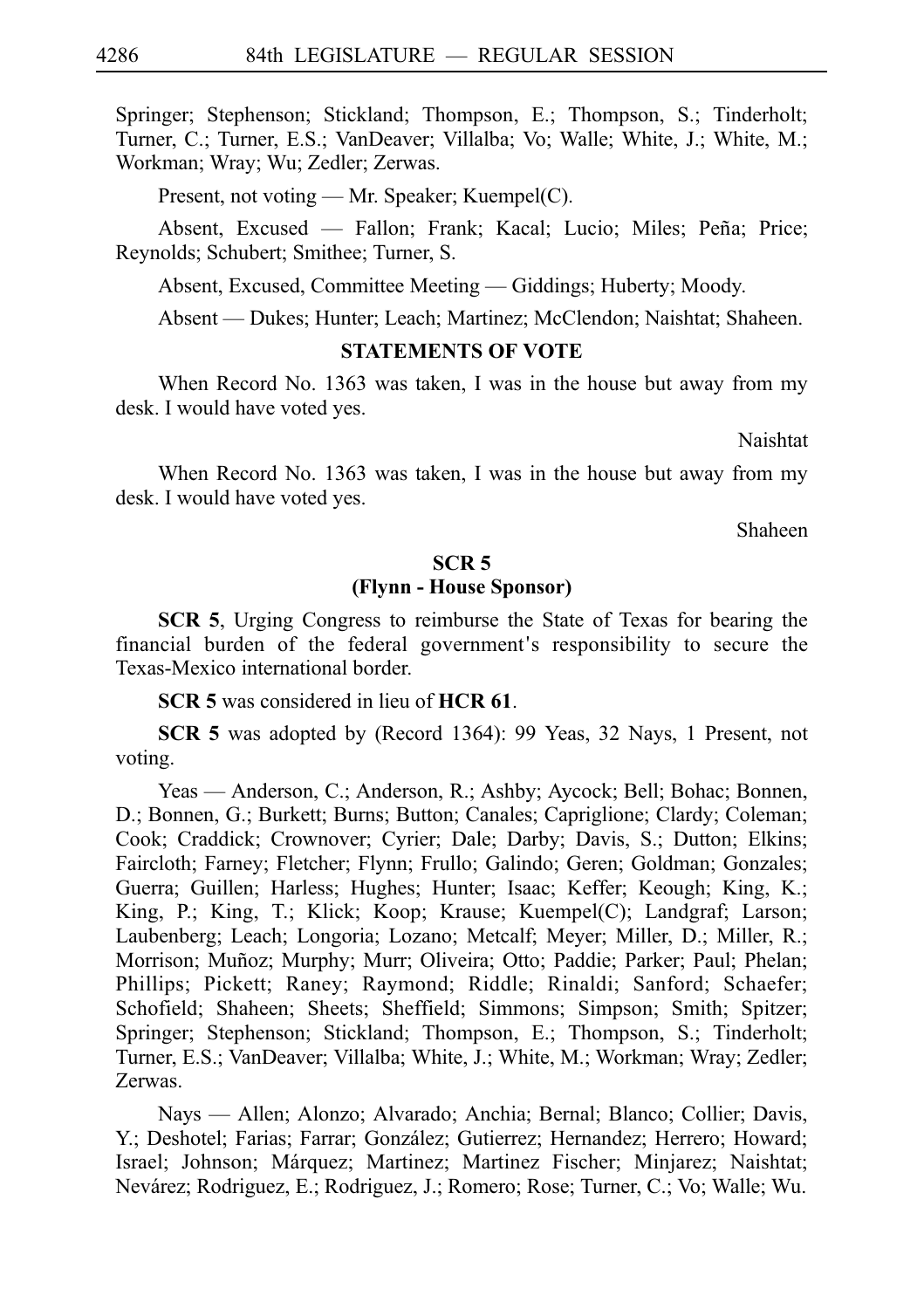Springer; Stephenson; Stickland; Thompson, E.; Thompson, S.; Tinderholt; Turner, C.; Turner, E.S.; VanDeaver; Villalba; Vo; Walle; White, J.; White, M.; Workman; Wray; Wu; Zedler; Zerwas.

Present, not voting — Mr. Speaker; Kuempel(C).

Absent, Excused — Fallon; Frank; Kacal; Lucio; Miles; Peña; Price; Reynolds; Schubert; Smithee; Turner, S.

Absent, Excused, Committee Meeting — Giddings; Huberty; Moody.

Absent — Dukes; Hunter; Leach; Martinez; McClendon; Naishtat; Shaheen.

### STATEMENTS OF VOTE

When Record No. 1363 was taken, I was in the house but away from my desk. I would have voted yes.

Naishtat

When Record No. 1363 was taken, I was in the house but away from my desk. I would have voted yes.

Shaheen

### SCR 5
### (Flynn - House Sponsor)

**SCR 5**, Urging Congress to reimburse the State of Texas for bearing the financial burden of the federal government's responsibility to secure the Texas-Mexico international border.

**SCR 5** was considered in lieu of **HCR 61**.

**SCR 5** was adopted by (Record 1364): 99 Yeas, 32 Nays, 1 Present, not voting.

Yeas — Anderson, C.; Anderson, R.; Ashby; Aycock; Bell; Bohac; Bonnen, D.; Bonnen, G.; Burkett; Burns; Button; Canales; Capriglione; Clardy; Coleman; Cook; Craddick; Crownover; Cyrier; Dale; Darby; Davis, S.; Dutton; Elkins; Faircloth; Farney; Fletcher; Flynn; Frullo; Galindo; Geren; Goldman; Gonzales; Guerra; Guillen; Harless; Hughes; Hunter; Isaac; Keffer; Keough; King, K.; King, P.; King, T.; Klick; Koop; Krause; Kuempel(C); Landgraf; Larson; Laubenberg; Leach; Longoria; Lozano; Metcalf; Meyer; Miller, D.; Miller, R.; Morrison; Muñoz; Murphy; Murr; Oliveira; Otto; Paddie; Parker; Paul; Phelan; Phillips; Pickett; Raney; Raymond; Riddle; Rinaldi; Sanford; Schaefer; Schofield; Shaheen; Sheets; Sheffield; Simmons; Simpson; Smith; Spitzer; Springer; Stephenson; Stickland; Thompson, E.; Thompson, S.; Tinderholt; Turner, E.S.; VanDeaver; Villalba; White, J.; White, M.; Workman; Wray; Zedler; Zerwas.

Nays — Allen; Alonzo; Alvarado; Anchia; Bernal; Blanco; Collier; Davis, Y.; Deshotel; Farias; Farrar; González; Gutierrez; Hernandez; Herrero; Howard; Israel; Johnson; Márquez; Martinez; Martinez Fischer; Minjarez; Naishtat; Nevárez; Rodriguez, E.; Rodriguez, J.; Romero; Rose; Turner, C.; Vo; Walle; Wu.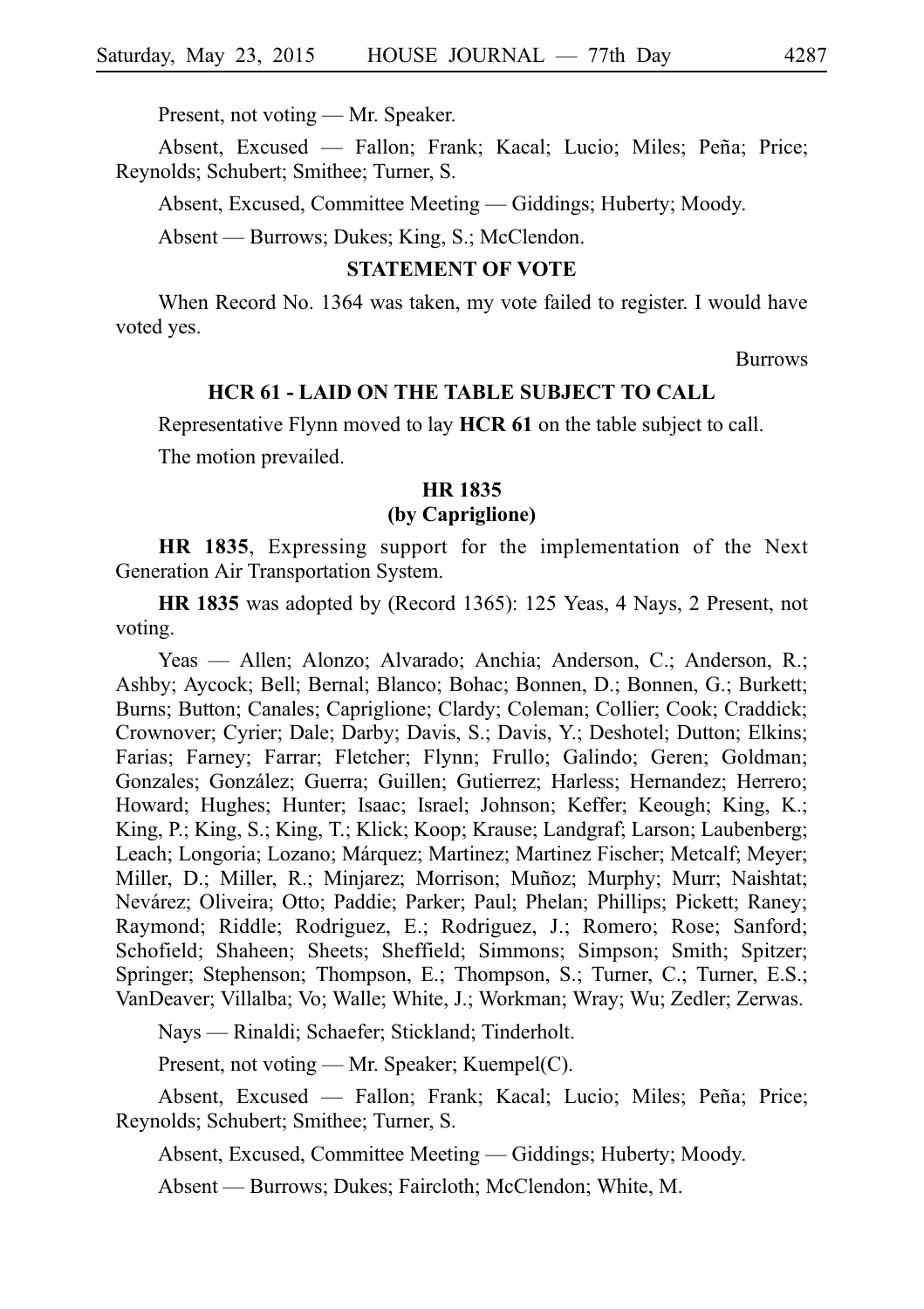Present, not voting — Mr. Speaker.

Absent, Excused — Fallon; Frank; Kacal; Lucio; Miles; Peña; Price; Reynolds; Schubert; Smithee; Turner, S.

Absent, Excused, Committee Meeting — Giddings; Huberty; Moody.

Absent — Burrows; Dukes; King, S.; McClendon.

### STATEMENT OF VOTE

When Record No. 1364 was taken, my vote failed to register. I would have voted yes.

Burrows

### HCR 61 - LAID ON THE TABLE SUBJECT TO CALL

Representative Flynn moved to lay **HCR 61** on the table subject to call.

The motion prevailed.

### HR 1835
### (by Capriglione)

**HR 1835**, Expressing support for the implementation of the Next Generation Air Transportation System.

**HR 1835** was adopted by (Record 1365): 125 Yeas, 4 Nays, 2 Present, not voting.

Yeas — Allen; Alonzo; Alvarado; Anchia; Anderson, C.; Anderson, R.; Ashby; Aycock; Bell; Bernal; Blanco; Bohac; Bonnen, D.; Bonnen, G.; Burkett; Burns; Button; Canales; Capriglione; Clardy; Coleman; Collier; Cook; Craddick; Crownover; Cyrier; Dale; Darby; Davis, S.; Davis, Y.; Deshotel; Dutton; Elkins; Farias; Farney; Farrar; Fletcher; Flynn; Frullo; Galindo; Geren; Goldman; Gonzales; González; Guerra; Guillen; Gutierrez; Harless; Hernandez; Herrero; Howard; Hughes; Hunter; Isaac; Israel; Johnson; Keffer; Keough; King, K.; King, P.; King, S.; King, T.; Klick; Koop; Krause; Landgraf; Larson; Laubenberg; Leach; Longoria; Lozano; Márquez; Martinez; Martinez Fischer; Metcalf; Meyer; Miller, D.; Miller, R.; Minjarez; Morrison; Muñoz; Murphy; Murr; Naishtat; Nevárez; Oliveira; Otto; Paddie; Parker; Paul; Phelan; Phillips; Pickett; Raney; Raymond; Riddle; Rodriguez, E.; Rodriguez, J.; Romero; Rose; Sanford; Schofield; Shaheen; Sheets; Sheffield; Simmons; Simpson; Smith; Spitzer; Springer; Stephenson; Thompson, E.; Thompson, S.; Turner, C.; Turner, E.S.; VanDeaver; Villalba; Vo; Walle; White, J.; Workman; Wray; Wu; Zedler; Zerwas.

Nays — Rinaldi; Schaefer; Stickland; Tinderholt.

Present, not voting — Mr. Speaker; Kuempel(C).

Absent, Excused — Fallon; Frank; Kacal; Lucio; Miles; Peña; Price; Reynolds; Schubert; Smithee; Turner, S.

Absent, Excused, Committee Meeting — Giddings; Huberty; Moody.

Absent — Burrows; Dukes; Faircloth; McClendon; White, M.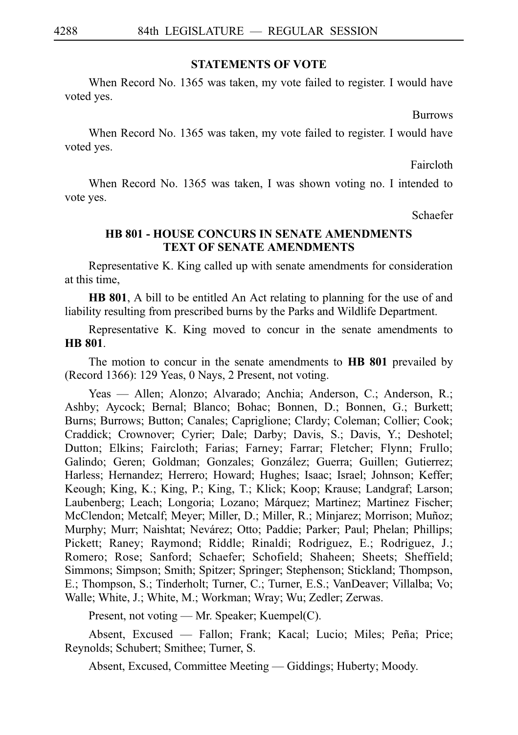## STATEMENTS OF VOTE

When Record No. 1365 was taken, my vote failed to register. I would have voted yes.

Burrows

When Record No. 1365 was taken, my vote failed to register. I would have voted yes.

Faircloth

When Record No. 1365 was taken, I was shown voting no. I intended to vote yes.

Schaefer

## HB 801 - HOUSE CONCURS IN SENATE AMENDMENTS TEXT OF SENATE AMENDMENTS

Representative K. King called up with senate amendments for consideration at this time,

**HB 801**, A bill to be entitled An Act relating to planning for the use of and liability resulting from prescribed burns by the Parks and Wildlife Department.

Representative K. King moved to concur in the senate amendments to **HB 801**.

The motion to concur in the senate amendments to **HB 801** prevailed by (Record 1366): 129 Yeas, 0 Nays, 2 Present, not voting.

Yeas — Allen; Alonzo; Alvarado; Anchia; Anderson, C.; Anderson, R.; Ashby; Aycock; Bernal; Blanco; Bohac; Bonnen, D.; Bonnen, G.; Burkett; Burns; Burrows; Button; Canales; Capriglione; Clardy; Coleman; Collier; Cook; Craddick; Crownover; Cyrier; Dale; Darby; Davis, S.; Davis, Y.; Deshotel; Dutton; Elkins; Faircloth; Farias; Farney; Farrar; Fletcher; Flynn; Frullo; Galindo; Geren; Goldman; Gonzales; González; Guerra; Guillen; Gutierrez; Harless; Hernandez; Herrero; Howard; Hughes; Isaac; Israel; Johnson; Keffer; Keough; King, K.; King, P.; King, T.; Klick; Koop; Krause; Landgraf; Larson; Laubenberg; Leach; Longoria; Lozano; Márquez; Martinez; Martinez Fischer; McClendon; Metcalf; Meyer; Miller, D.; Miller, R.; Minjarez; Morrison; Muñoz; Murphy; Murr; Naishtat; Nevárez; Otto; Paddie; Parker; Paul; Phelan; Phillips; Pickett; Raney; Raymond; Riddle; Rinaldi; Rodriguez, E.; Rodriguez, J.; Romero; Rose; Sanford; Schaefer; Schofield; Shaheen; Sheets; Sheffield; Simmons; Simpson; Smith; Spitzer; Springer; Stephenson; Stickland; Thompson, E.; Thompson, S.; Tinderholt; Turner, C.; Turner, E.S.; VanDeaver; Villalba; Vo; Walle; White, J.; White, M.; Workman; Wray; Wu; Zedler; Zerwas.

Present, not voting — Mr. Speaker; Kuempel(C).

Absent, Excused — Fallon; Frank; Kacal; Lucio; Miles; Peña; Price; Reynolds; Schubert; Smithee; Turner, S.

Absent, Excused, Committee Meeting — Giddings; Huberty; Moody.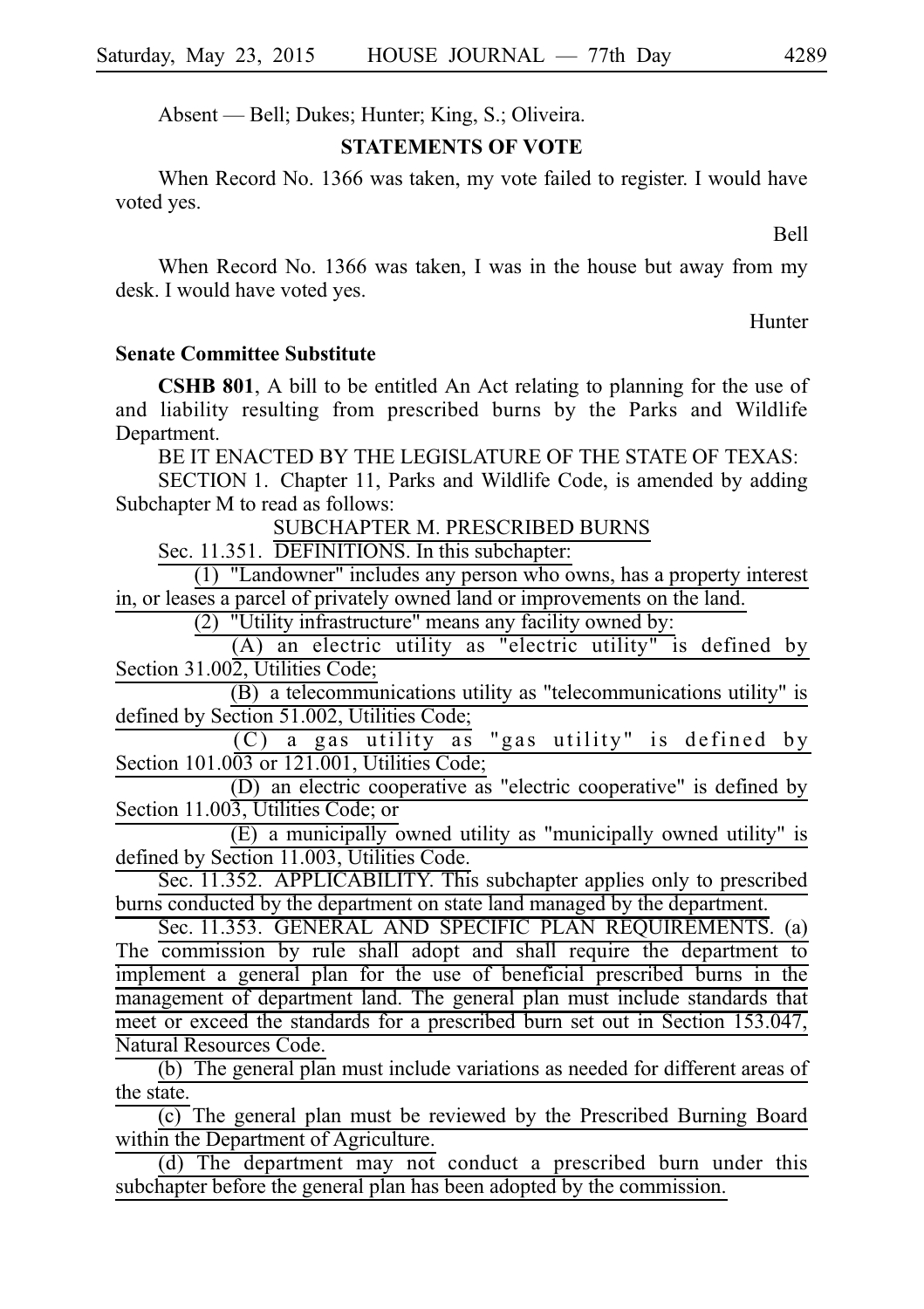Absent — Bell; Dukes; Hunter; King, S.; Oliveira.

## STATEMENTS OF VOTE

When Record No. 1366 was taken, my vote failed to register. I would have voted yes.

Bell

When Record No. 1366 was taken, I was in the house but away from my desk. I would have voted yes.

Hunter

### Senate Committee Substitute

**CSHB 801**, A bill to be entitled An Act relating to planning for the use of and liability resulting from prescribed burns by the Parks and Wildlife Department.

BE IT ENACTED BY THE LEGISLATURE OF THE STATE OF TEXAS:

SECTION 1. Chapter 11, Parks and Wildlife Code, is amended by adding Subchapter M to read as follows:

SUBCHAPTER M. PRESCRIBED BURNS

Sec. 11.351. DEFINITIONS. In this subchapter:

(1) "Landowner" includes any person who owns, has a property interest in, or leases a parcel of privately owned land or improvements on the land.

(2) "Utility infrastructure" means any facility owned by:

(A) an electric utility as "electric utility" is defined by Section 31.002, Utilities Code;

(B) a telecommunications utility as "telecommunications utility" is defined by Section 51.002, Utilities Code;

(C) a gas utility as "gas utility" is defined by Section 101.003 or 121.001, Utilities Code;

(D) an electric cooperative as "electric cooperative" is defined by Section 11.003, Utilities Code; or

(E) a municipally owned utility as "municipally owned utility" is defined by Section 11.003, Utilities Code.

Sec. 11.352. APPLICABILITY. This subchapter applies only to prescribed burns conducted by the department on state land managed by the department.

Sec. 11.353. GENERAL AND SPECIFIC PLAN REQUIREMENTS. (a) The commission by rule shall adopt and shall require the department to implement a general plan for the use of beneficial prescribed burns in the management of department land. The general plan must include standards that meet or exceed the standards for a prescribed burn set out in Section 153.047, Natural Resources Code.

(b) The general plan must include variations as needed for different areas of the state.

(c) The general plan must be reviewed by the Prescribed Burning Board within the Department of Agriculture.

(d) The department may not conduct a prescribed burn under this subchapter before the general plan has been adopted by the commission.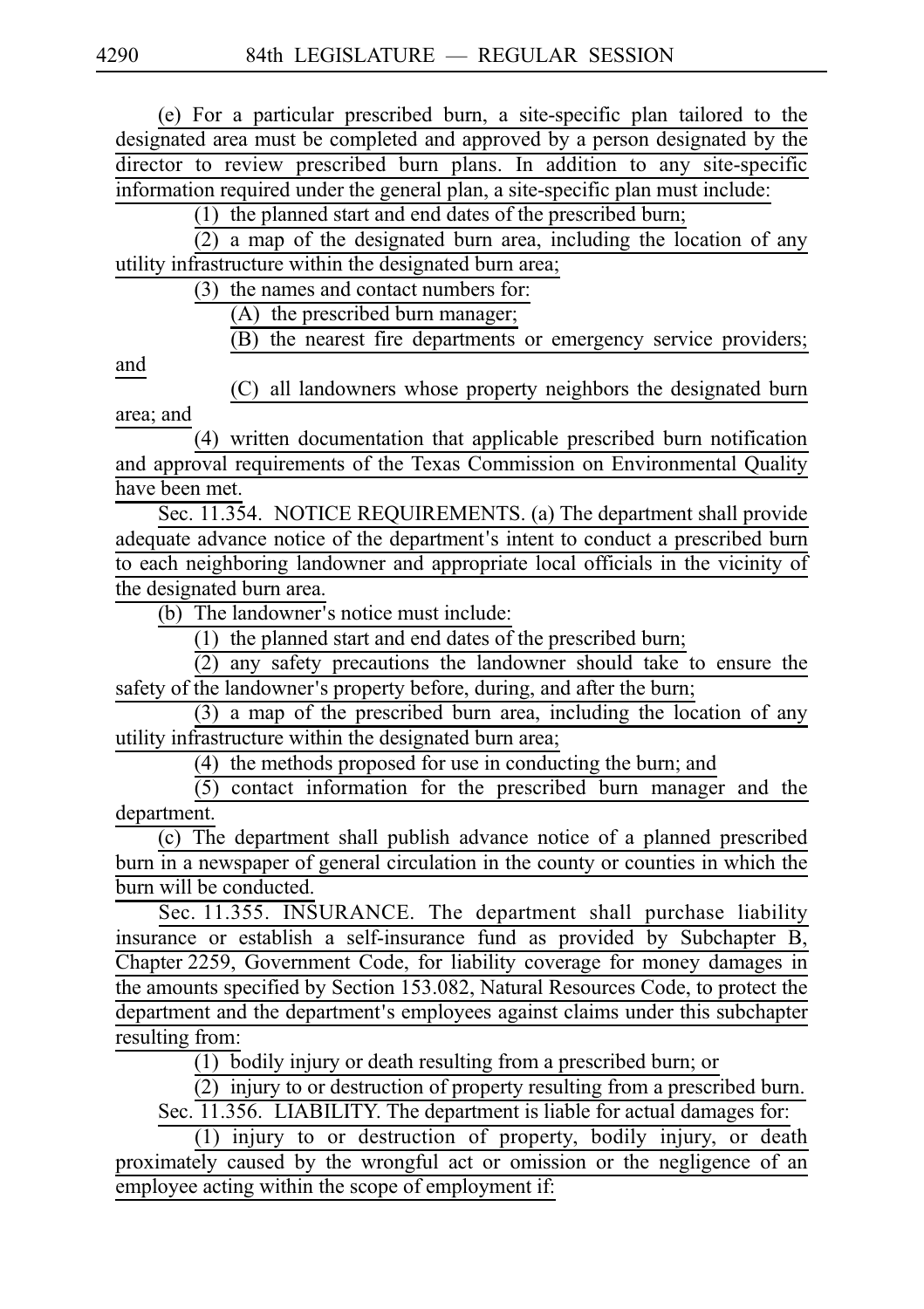(e) For a particular prescribed burn, a site-specific plan tailored to the designated area must be completed and approved by a person designated by the director to review prescribed burn plans. In addition to any site-specific information required under the general plan, a site-specific plan must include:

(1) the planned start and end dates of the prescribed burn;

(2) a map of the designated burn area, including the location of any utility infrastructure within the designated burn area;

(3) the names and contact numbers for:

(A) the prescribed burn manager;

(B) the nearest fire departments or emergency service providers; and

(C) all landowners whose property neighbors the designated burn area; and

(4) written documentation that applicable prescribed burn notification and approval requirements of the Texas Commission on Environmental Quality have been met.

Sec. 11.354. NOTICE REQUIREMENTS. (a) The department shall provide adequate advance notice of the department's intent to conduct a prescribed burn to each neighboring landowner and appropriate local officials in the vicinity of the designated burn area.

(b) The landowner's notice must include:

(1) the planned start and end dates of the prescribed burn;

(2) any safety precautions the landowner should take to ensure the safety of the landowner's property before, during, and after the burn;

(3) a map of the prescribed burn area, including the location of any utility infrastructure within the designated burn area;

(4) the methods proposed for use in conducting the burn; and

(5) contact information for the prescribed burn manager and the department.

(c) The department shall publish advance notice of a planned prescribed burn in a newspaper of general circulation in the county or counties in which the burn will be conducted.

Sec. 11.355. INSURANCE. The department shall purchase liability insurance or establish a self-insurance fund as provided by Subchapter B, Chapter 2259, Government Code, for liability coverage for money damages in the amounts specified by Section 153.082, Natural Resources Code, to protect the department and the department's employees against claims under this subchapter resulting from:

(1) bodily injury or death resulting from a prescribed burn; or

(2) injury to or destruction of property resulting from a prescribed burn.

Sec. 11.356. LIABILITY. The department is liable for actual damages for:

(1) injury to or destruction of property, bodily injury, or death proximately caused by the wrongful act or omission or the negligence of an employee acting within the scope of employment if: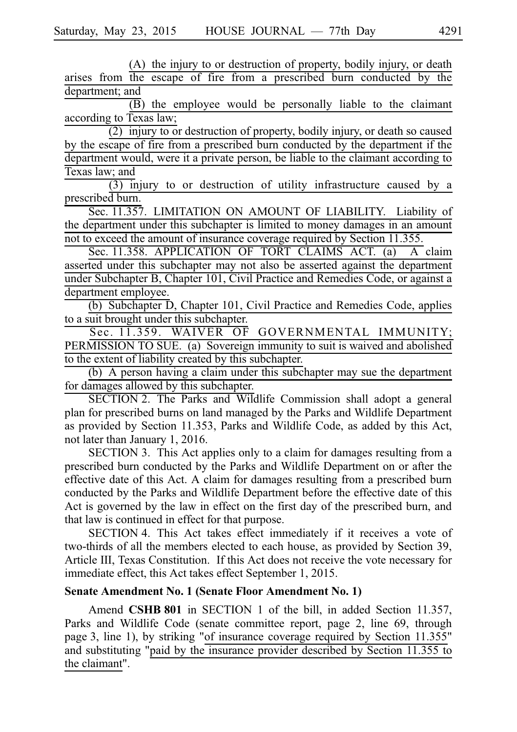(A) the injury to or destruction of property, bodily injury, or death arises from the escape of fire from a prescribed burn conducted by the department; and

(B) the employee would be personally liable to the claimant according to Texas law;

(2) injury to or destruction of property, bodily injury, or death so caused by the escape of fire from a prescribed burn conducted by the department if the department would, were it a private person, be liable to the claimant according to Texas law; and

(3) injury to or destruction of utility infrastructure caused by a prescribed burn.

Sec. 11.357. LIMITATION ON AMOUNT OF LIABILITY. Liability of the department under this subchapter is limited to money damages in an amount not to exceed the amount of insurance coverage required by Section 11.355.

Sec. 11.358. APPLICATION OF TORT CLAIMS ACT. (a) A claim asserted under this subchapter may not also be asserted against the department under Subchapter B, Chapter 101, Civil Practice and Remedies Code, or against a department employee.

(b) Subchapter D, Chapter 101, Civil Practice and Remedies Code, applies to a suit brought under this subchapter.

Sec. 11.359. WAIVER OF GOVERNMENTAL IMMUNITY; PERMISSION TO SUE. (a) Sovereign immunity to suit is waived and abolished to the extent of liability created by this subchapter.

(b) A person having a claim under this subchapter may sue the department for damages allowed by this subchapter.

SECTION 2. The Parks and Wildlife Commission shall adopt a general plan for prescribed burns on land managed by the Parks and Wildlife Department as provided by Section 11.353, Parks and Wildlife Code, as added by this Act, not later than January 1, 2016.

SECTION 3. This Act applies only to a claim for damages resulting from a prescribed burn conducted by the Parks and Wildlife Department on or after the effective date of this Act. A claim for damages resulting from a prescribed burn conducted by the Parks and Wildlife Department before the effective date of this Act is governed by the law in effect on the first day of the prescribed burn, and that law is continued in effect for that purpose.

SECTION 4. This Act takes effect immediately if it receives a vote of two-thirds of all the members elected to each house, as provided by Section 39, Article III, Texas Constitution. If this Act does not receive the vote necessary for immediate effect, this Act takes effect September 1, 2015.

**Senate Amendment No. 1 (Senate Floor Amendment No. 1)**

Amend **CSHB 801** in SECTION 1 of the bill, in added Section 11.357, Parks and Wildlife Code (senate committee report, page 2, line 69, through page 3, line 1), by striking "of insurance coverage required by Section 11.355" and substituting "paid by the insurance provider described by Section 11.355 to the claimant".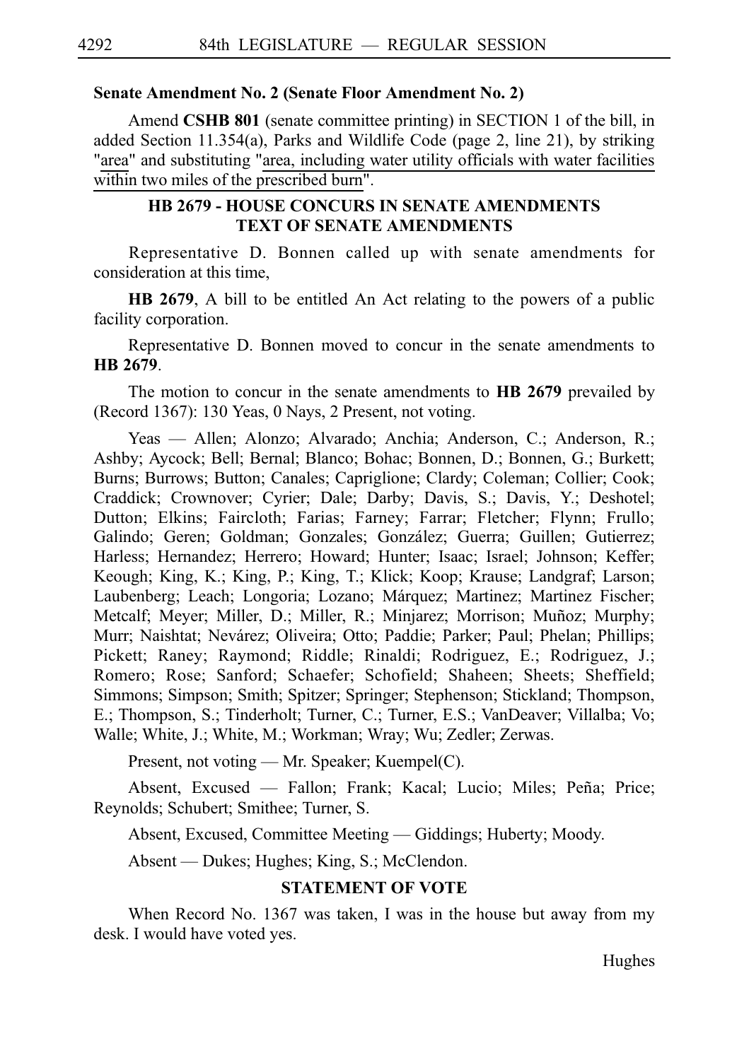**Senate Amendment No. 2 (Senate Floor Amendment No. 2)**

Amend **CSHB 801** (senate committee printing) in SECTION 1 of the bill, in added Section 11.354(a), Parks and Wildlife Code (page 2, line 21), by striking "area" and substituting "area, including water utility officials with water facilities within two miles of the prescribed burn".

### HB 2679 - HOUSE CONCURS IN SENATE AMENDMENTS TEXT OF SENATE AMENDMENTS

Representative D. Bonnen called up with senate amendments for consideration at this time,

**HB 2679**, A bill to be entitled An Act relating to the powers of a public facility corporation.

Representative D. Bonnen moved to concur in the senate amendments to **HB 2679**.

The motion to concur in the senate amendments to **HB 2679** prevailed by (Record 1367): 130 Yeas, 0 Nays, 2 Present, not voting.

Yeas — Allen; Alonzo; Alvarado; Anchia; Anderson, C.; Anderson, R.; Ashby; Aycock; Bell; Bernal; Blanco; Bohac; Bonnen, D.; Bonnen, G.; Burkett; Burns; Burrows; Button; Canales; Capriglione; Clardy; Coleman; Collier; Cook; Craddick; Crownover; Cyrier; Dale; Darby; Davis, S.; Davis, Y.; Deshotel; Dutton; Elkins; Faircloth; Farias; Farney; Farrar; Fletcher; Flynn; Frullo; Galindo; Geren; Goldman; Gonzales; González; Guerra; Guillen; Gutierrez; Harless; Hernandez; Herrero; Howard; Hunter; Isaac; Israel; Johnson; Keffer; Keough; King, K.; King, P.; King, T.; Klick; Koop; Krause; Landgraf; Larson; Laubenberg; Leach; Longoria; Lozano; Márquez; Martinez; Martinez Fischer; Metcalf; Meyer; Miller, D.; Miller, R.; Minjarez; Morrison; Muñoz; Murphy; Murr; Naishtat; Nevárez; Oliveira; Otto; Paddie; Parker; Paul; Phelan; Phillips; Pickett; Raney; Raymond; Riddle; Rinaldi; Rodriguez, E.; Rodriguez, J.; Romero; Rose; Sanford; Schaefer; Schofield; Shaheen; Sheets; Sheffield; Simmons; Simpson; Smith; Spitzer; Springer; Stephenson; Stickland; Thompson, E.; Thompson, S.; Tinderholt; Turner, C.; Turner, E.S.; VanDeaver; Villalba; Vo; Walle; White, J.; White, M.; Workman; Wray; Wu; Zedler; Zerwas.

Present, not voting — Mr. Speaker; Kuempel(C).

Absent, Excused — Fallon; Frank; Kacal; Lucio; Miles; Peña; Price; Reynolds; Schubert; Smithee; Turner, S.

Absent, Excused, Committee Meeting — Giddings; Huberty; Moody.

Absent — Dukes; Hughes; King, S.; McClendon.

### STATEMENT OF VOTE

When Record No. 1367 was taken, I was in the house but away from my desk. I would have voted yes.

Hughes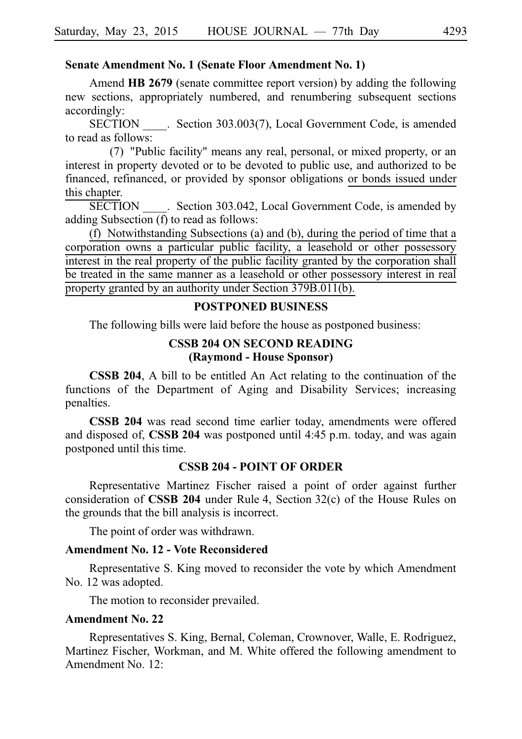**Senate Amendment No. 1 (Senate Floor Amendment No. 1)**

Amend **HB 2679** (senate committee report version) by adding the following new sections, appropriately numbered, and renumbering subsequent sections accordingly:

SECTION ____. Section 303.003(7), Local Government Code, is amended to read as follows:

(7) "Public facility" means any real, personal, or mixed property, or an interest in property devoted or to be devoted to public use, and authorized to be financed, refinanced, or provided by sponsor obligations or bonds issued under this chapter.

SECTION ____. Section 303.042, Local Government Code, is amended by adding Subsection (f) to read as follows:

(f) Notwithstanding Subsections (a) and (b), during the period of time that a corporation owns a particular public facility, a leasehold or other possessory interest in the real property of the public facility granted by the corporation shall be treated in the same manner as a leasehold or other possessory interest in real property granted by an authority under Section 379B.011(b).

## POSTPONED BUSINESS

The following bills were laid before the house as postponed business:

### CSSB 204 ON SECOND READING (Raymond - House Sponsor)

**CSSB 204**, A bill to be entitled An Act relating to the continuation of the functions of the Department of Aging and Disability Services; increasing penalties.

**CSSB 204** was read second time earlier today, amendments were offered and disposed of, **CSSB 204** was postponed until 4:45 p.m. today, and was again postponed until this time.

### CSSB 204 - POINT OF ORDER

Representative Martinez Fischer raised a point of order against further consideration of **CSSB 204** under Rule 4, Section 32(c) of the House Rules on the grounds that the bill analysis is incorrect.

The point of order was withdrawn.

**Amendment No. 12 - Vote Reconsidered**

Representative S. King moved to reconsider the vote by which Amendment No. 12 was adopted.

The motion to reconsider prevailed.

**Amendment No. 22**

Representatives S. King, Bernal, Coleman, Crownover, Walle, E. Rodriguez, Martinez Fischer, Workman, and M. White offered the following amendment to Amendment No. 12: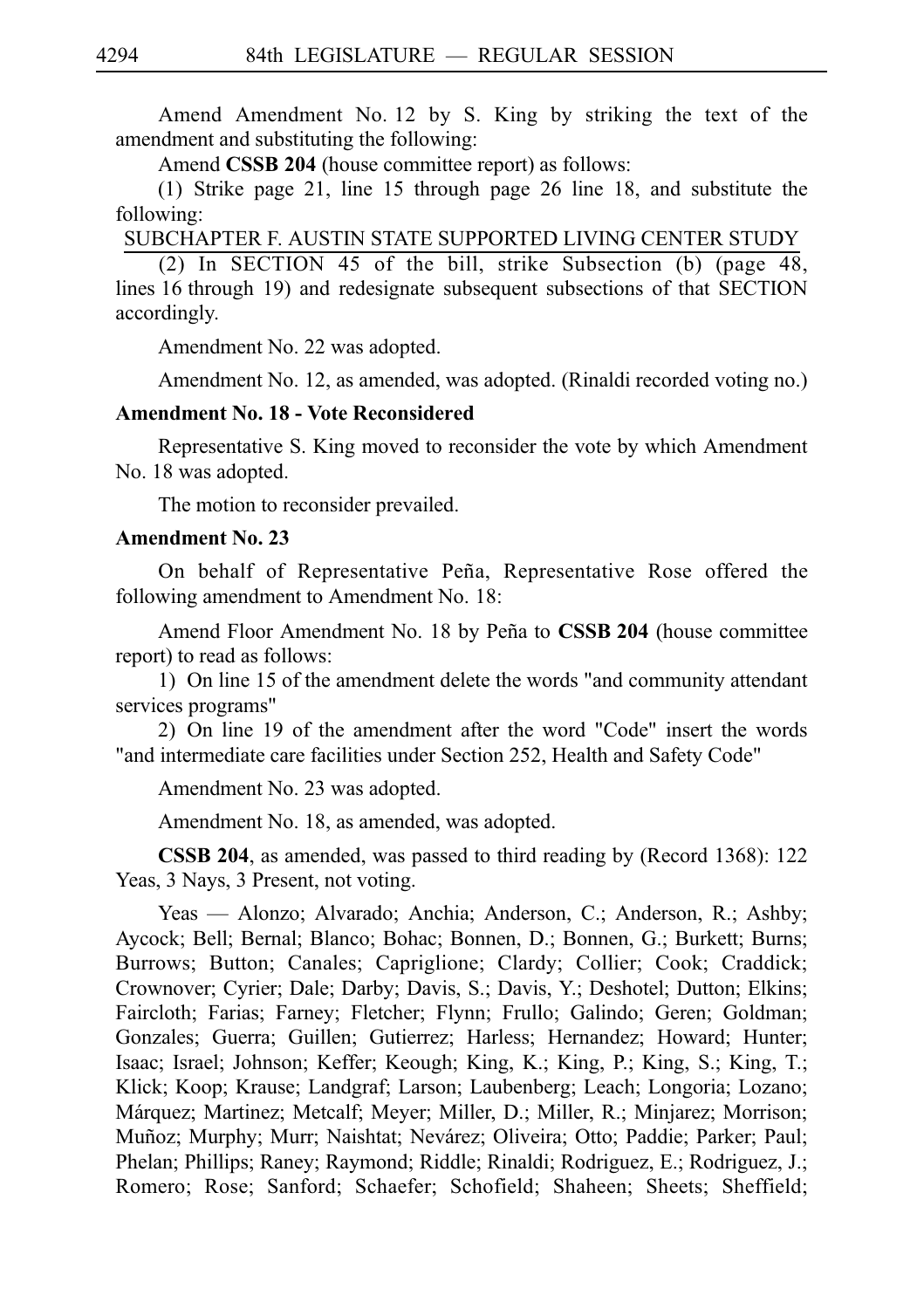Amend Amendment No. 12 by S. King by striking the text of the amendment and substituting the following:

Amend **CSSB 204** (house committee report) as follows:

(1) Strike page 21, line 15 through page 26 line 18, and substitute the following:

<u>SUBCHAPTER F. AUSTIN STATE SUPPORTED LIVING CENTER STUDY</u>

(2) In SECTION 45 of the bill, strike Subsection (b) (page 48, lines 16 through 19) and redesignate subsequent subsections of that SECTION accordingly.

Amendment No. 22 was adopted.

Amendment No. 12, as amended, was adopted. (Rinaldi recorded voting no.)

**Amendment No. 18 - Vote Reconsidered**

Representative S. King moved to reconsider the vote by which Amendment No. 18 was adopted.

The motion to reconsider prevailed.

**Amendment No. 23**

On behalf of Representative Peña, Representative Rose offered the following amendment to Amendment No. 18:

Amend Floor Amendment No. 18 by Peña to **CSSB 204** (house committee report) to read as follows:

1) On line 15 of the amendment delete the words "and community attendant services programs"

2) On line 19 of the amendment after the word "Code" insert the words "and intermediate care facilities under Section 252, Health and Safety Code"

Amendment No. 23 was adopted.

Amendment No. 18, as amended, was adopted.

**CSSB 204**, as amended, was passed to third reading by (Record 1368): 122 Yeas, 3 Nays, 3 Present, not voting.

Yeas — Alonzo; Alvarado; Anchia; Anderson, C.; Anderson, R.; Ashby; Aycock; Bell; Bernal; Blanco; Bohac; Bonnen, D.; Bonnen, G.; Burkett; Burns; Burrows; Button; Canales; Capriglione; Clardy; Collier; Cook; Craddick; Crownover; Cyrier; Dale; Darby; Davis, S.; Davis, Y.; Deshotel; Dutton; Elkins; Faircloth; Farias; Farney; Fletcher; Flynn; Frullo; Galindo; Geren; Goldman; Gonzales; Guerra; Guillen; Gutierrez; Harless; Hernandez; Howard; Hunter; Isaac; Israel; Johnson; Keffer; Keough; King, K.; King, P.; King, S.; King, T.; Klick; Koop; Krause; Landgraf; Larson; Laubenberg; Leach; Longoria; Lozano; Márquez; Martinez; Metcalf; Meyer; Miller, D.; Miller, R.; Minjarez; Morrison; Muñoz; Murphy; Murr; Naishtat; Nevárez; Oliveira; Otto; Paddie; Parker; Paul; Phelan; Phillips; Raney; Raymond; Riddle; Rinaldi; Rodriguez, E.; Rodriguez, J.; Romero; Rose; Sanford; Schaefer; Schofield; Shaheen; Sheets; Sheffield;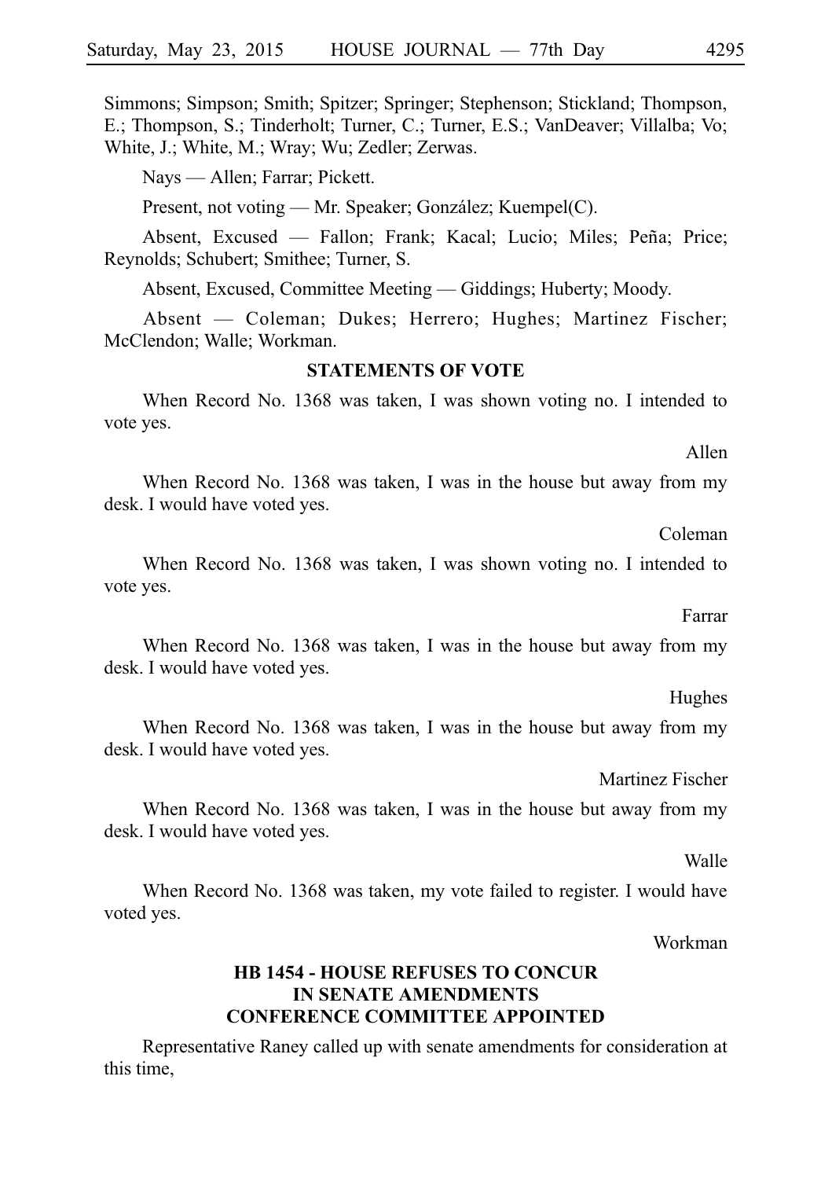Simmons; Simpson; Smith; Spitzer; Springer; Stephenson; Stickland; Thompson, E.; Thompson, S.; Tinderholt; Turner, C.; Turner, E.S.; VanDeaver; Villalba; Vo; White, J.; White, M.; Wray; Wu; Zedler; Zerwas.

Nays — Allen; Farrar; Pickett.

Present, not voting — Mr. Speaker; González; Kuempel(C).

Absent, Excused — Fallon; Frank; Kacal; Lucio; Miles; Peña; Price; Reynolds; Schubert; Smithee; Turner, S.

Absent, Excused, Committee Meeting — Giddings; Huberty; Moody.

Absent — Coleman; Dukes; Herrero; Hughes; Martinez Fischer; McClendon; Walle; Workman.

### STATEMENTS OF VOTE

When Record No. 1368 was taken, I was shown voting no. I intended to vote yes.

Allen

When Record No. 1368 was taken, I was in the house but away from my desk. I would have voted yes.

Coleman

When Record No. 1368 was taken, I was shown voting no. I intended to vote yes.

Farrar

When Record No. 1368 was taken, I was in the house but away from my desk. I would have voted yes.

Hughes

When Record No. 1368 was taken, I was in the house but away from my desk. I would have voted yes.

Martinez Fischer

When Record No. 1368 was taken, I was in the house but away from my desk. I would have voted yes.

Walle

When Record No. 1368 was taken, my vote failed to register. I would have voted yes.

Workman

### HB 1454 - HOUSE REFUSES TO CONCUR IN SENATE AMENDMENTS CONFERENCE COMMITTEE APPOINTED

Representative Raney called up with senate amendments for consideration at this time,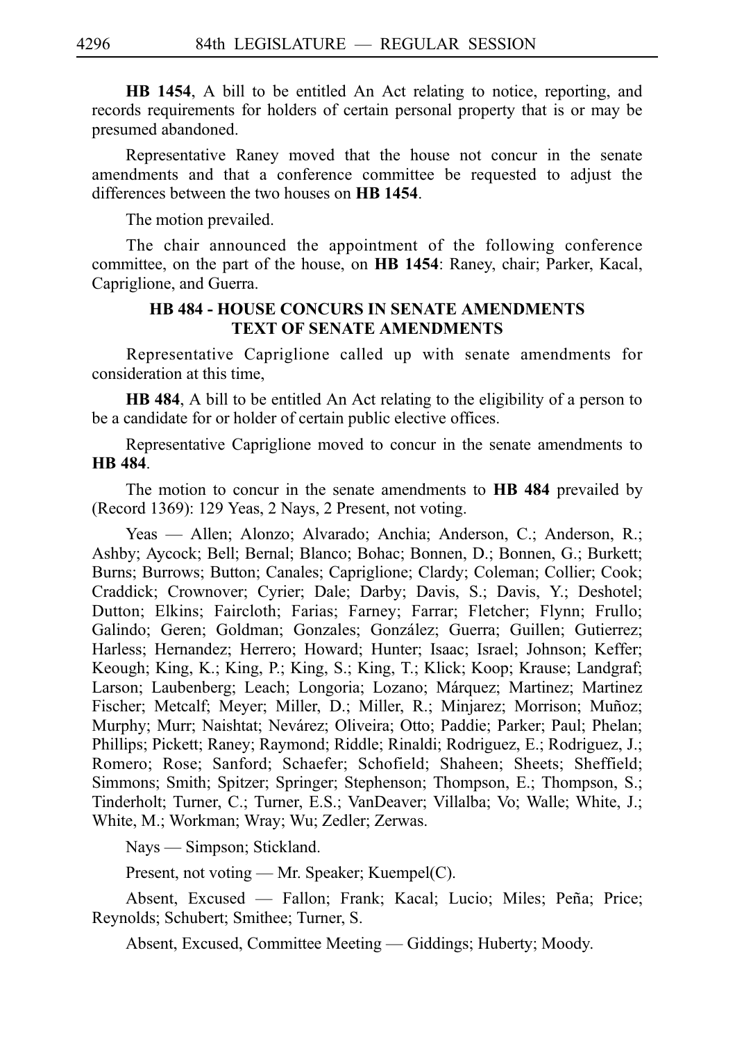**HB 1454**, A bill to be entitled An Act relating to notice, reporting, and records requirements for holders of certain personal property that is or may be presumed abandoned.

Representative Raney moved that the house not concur in the senate amendments and that a conference committee be requested to adjust the differences between the two houses on **HB 1454**.

The motion prevailed.

The chair announced the appointment of the following conference committee, on the part of the house, on **HB 1454**: Raney, chair; Parker, Kacal, Capriglione, and Guerra.

### HB 484 - HOUSE CONCURS IN SENATE AMENDMENTS TEXT OF SENATE AMENDMENTS

Representative Capriglione called up with senate amendments for consideration at this time,

**HB 484**, A bill to be entitled An Act relating to the eligibility of a person to be a candidate for or holder of certain public elective offices.

Representative Capriglione moved to concur in the senate amendments to **HB 484**.

The motion to concur in the senate amendments to **HB 484** prevailed by (Record 1369): 129 Yeas, 2 Nays, 2 Present, not voting.

Yeas — Allen; Alonzo; Alvarado; Anchia; Anderson, C.; Anderson, R.; Ashby; Aycock; Bell; Bernal; Blanco; Bohac; Bonnen, D.; Bonnen, G.; Burkett; Burns; Burrows; Button; Canales; Capriglione; Clardy; Coleman; Collier; Cook; Craddick; Crownover; Cyrier; Dale; Darby; Davis, S.; Davis, Y.; Deshotel; Dutton; Elkins; Faircloth; Farias; Farney; Farrar; Fletcher; Flynn; Frullo; Galindo; Geren; Goldman; Gonzales; González; Guerra; Guillen; Gutierrez; Harless; Hernandez; Herrero; Howard; Hunter; Isaac; Israel; Johnson; Keffer; Keough; King, K.; King, P.; King, S.; King, T.; Klick; Koop; Krause; Landgraf; Larson; Laubenberg; Leach; Longoria; Lozano; Márquez; Martinez; Martinez Fischer; Metcalf; Meyer; Miller, D.; Miller, R.; Minjarez; Morrison; Muñoz; Murphy; Murr; Naishtat; Nevárez; Oliveira; Otto; Paddie; Parker; Paul; Phelan; Phillips; Pickett; Raney; Raymond; Riddle; Rinaldi; Rodriguez, E.; Rodriguez, J.; Romero; Rose; Sanford; Schaefer; Schofield; Shaheen; Sheets; Sheffield; Simmons; Smith; Spitzer; Springer; Stephenson; Thompson, E.; Thompson, S.; Tinderholt; Turner, C.; Turner, E.S.; VanDeaver; Villalba; Vo; Walle; White, J.; White, M.; Workman; Wray; Wu; Zedler; Zerwas.

Nays — Simpson; Stickland.

Present, not voting — Mr. Speaker; Kuempel(C).

Absent, Excused — Fallon; Frank; Kacal; Lucio; Miles; Peña; Price; Reynolds; Schubert; Smithee; Turner, S.

Absent, Excused, Committee Meeting — Giddings; Huberty; Moody.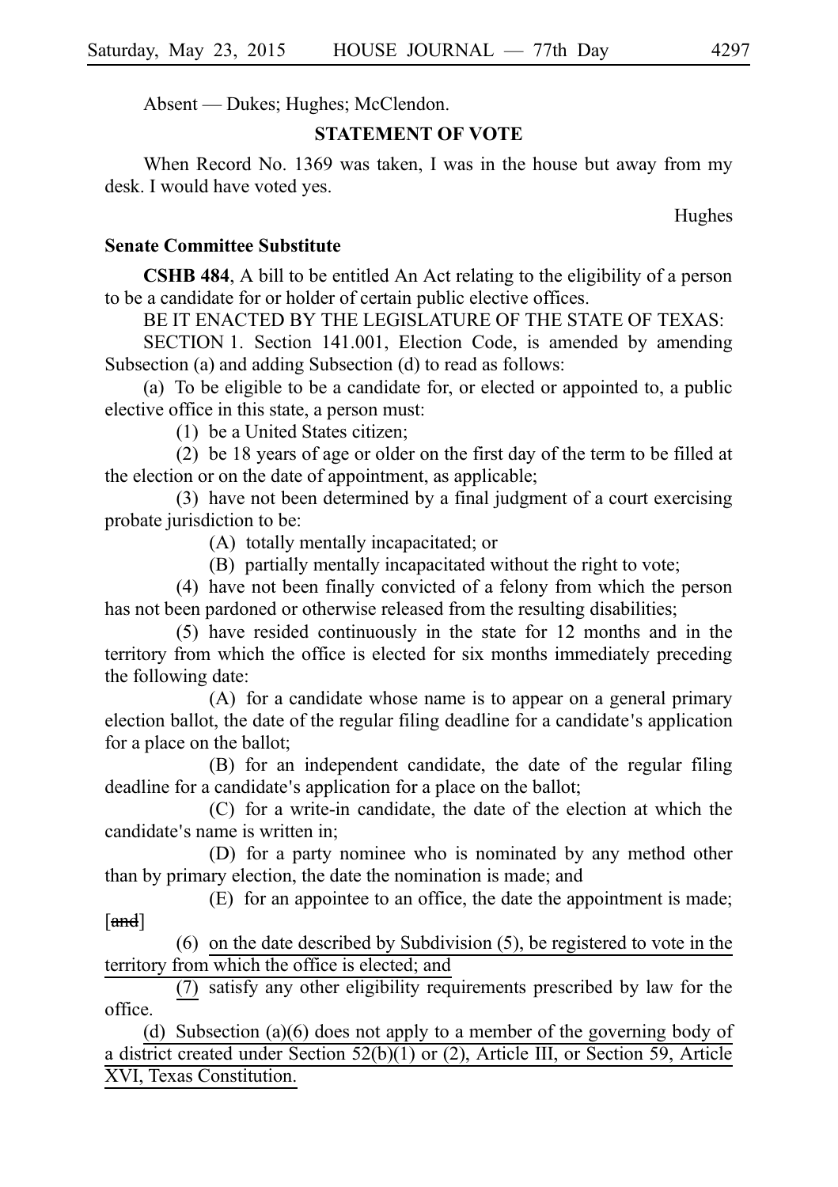Absent — Dukes; Hughes; McClendon.

## STATEMENT OF VOTE

When Record No. 1369 was taken, I was in the house but away from my desk. I would have voted yes.

Hughes

### Senate Committee Substitute

**CSHB 484**, A bill to be entitled An Act relating to the eligibility of a person to be a candidate for or holder of certain public elective offices.

BE IT ENACTED BY THE LEGISLATURE OF THE STATE OF TEXAS:

SECTION 1. Section 141.001, Election Code, is amended by amending Subsection (a) and adding Subsection (d) to read as follows:

(a) To be eligible to be a candidate for, or elected or appointed to, a public elective office in this state, a person must:

(1) be a United States citizen;

(2) be 18 years of age or older on the first day of the term to be filled at the election or on the date of appointment, as applicable;

(3) have not been determined by a final judgment of a court exercising probate jurisdiction to be:

(A) totally mentally incapacitated; or

(B) partially mentally incapacitated without the right to vote;

(4) have not been finally convicted of a felony from which the person has not been pardoned or otherwise released from the resulting disabilities;

(5) have resided continuously in the state for 12 months and in the territory from which the office is elected for six months immediately preceding the following date:

(A) for a candidate whose name is to appear on a general primary election ballot, the date of the regular filing deadline for a candidate's application for a place on the ballot;

(B) for an independent candidate, the date of the regular filing deadline for a candidate's application for a place on the ballot;

(C) for a write-in candidate, the date of the election at which the candidate's name is written in;

(D) for a party nominee who is nominated by any method other than by primary election, the date the nomination is made; and

(E) for an appointee to an office, the date the appointment is made; [~~and~~]

(6) <u>on the date described by Subdivision (5), be registered to vote in the territory from which the office is elected; and</u>

<u>(7)</u> satisfy any other eligibility requirements prescribed by law for the office.

<u>(d) Subsection (a)(6) does not apply to a member of the governing body of a district created under Section 52(b)(1) or (2), Article III, or Section 59, Article XVI, Texas Constitution.</u>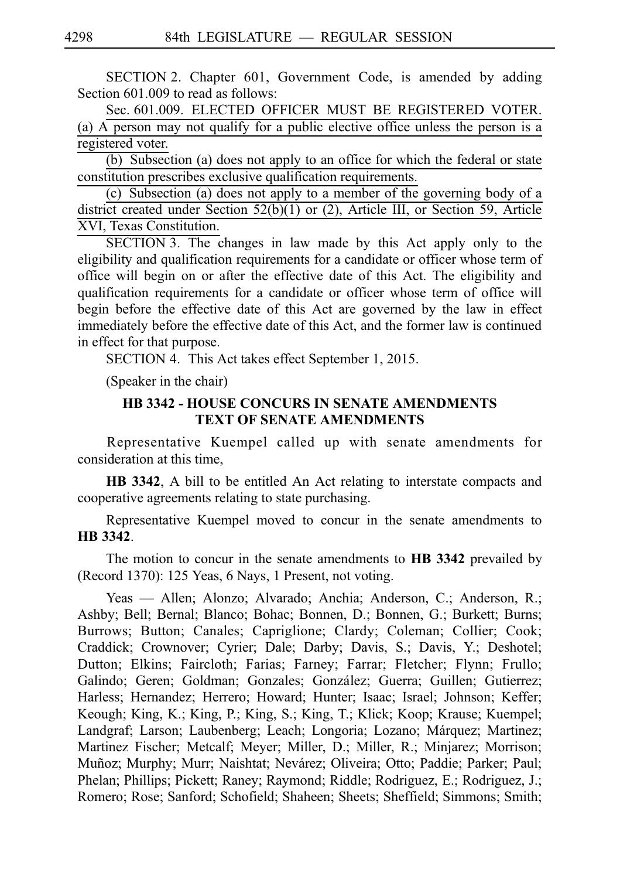SECTION 2. Chapter 601, Government Code, is amended by adding Section 601.009 to read as follows:

Sec. 601.009. ELECTED OFFICER MUST BE REGISTERED VOTER. (a) A person may not qualify for a public elective office unless the person is a registered voter.

(b) Subsection (a) does not apply to an office for which the federal or state constitution prescribes exclusive qualification requirements.

(c) Subsection (a) does not apply to a member of the governing body of a district created under Section 52(b)(1) or (2), Article III, or Section 59, Article XVI, Texas Constitution.

SECTION 3. The changes in law made by this Act apply only to the eligibility and qualification requirements for a candidate or officer whose term of office will begin on or after the effective date of this Act. The eligibility and qualification requirements for a candidate or officer whose term of office will begin before the effective date of this Act are governed by the law in effect immediately before the effective date of this Act, and the former law is continued in effect for that purpose.

SECTION 4. This Act takes effect September 1, 2015.

(Speaker in the chair)

## HB 3342 - HOUSE CONCURS IN SENATE AMENDMENTS TEXT OF SENATE AMENDMENTS

Representative Kuempel called up with senate amendments for consideration at this time,

**HB 3342**, A bill to be entitled An Act relating to interstate compacts and cooperative agreements relating to state purchasing.

Representative Kuempel moved to concur in the senate amendments to **HB 3342**.

The motion to concur in the senate amendments to **HB 3342** prevailed by (Record 1370): 125 Yeas, 6 Nays, 1 Present, not voting.

Yeas — Allen; Alonzo; Alvarado; Anchia; Anderson, C.; Anderson, R.; Ashby; Bell; Bernal; Blanco; Bohac; Bonnen, D.; Bonnen, G.; Burkett; Burns; Burrows; Button; Canales; Capriglione; Clardy; Coleman; Collier; Cook; Craddick; Crownover; Cyrier; Dale; Darby; Davis, S.; Davis, Y.; Deshotel; Dutton; Elkins; Faircloth; Farias; Farney; Farrar; Fletcher; Flynn; Frullo; Galindo; Geren; Goldman; Gonzales; González; Guerra; Guillen; Gutierrez; Harless; Hernandez; Herrero; Howard; Hunter; Isaac; Israel; Johnson; Keffer; Keough; King, K.; King, P.; King, S.; King, T.; Klick; Koop; Krause; Kuempel; Landgraf; Larson; Laubenberg; Leach; Longoria; Lozano; Márquez; Martinez; Martinez Fischer; Metcalf; Meyer; Miller, D.; Miller, R.; Minjarez; Morrison; Muñoz; Murphy; Murr; Naishtat; Nevárez; Oliveira; Otto; Paddie; Parker; Paul; Phelan; Phillips; Pickett; Raney; Raymond; Riddle; Rodriguez, E.; Rodriguez, J.; Romero; Rose; Sanford; Schofield; Shaheen; Sheets; Sheffield; Simmons; Smith;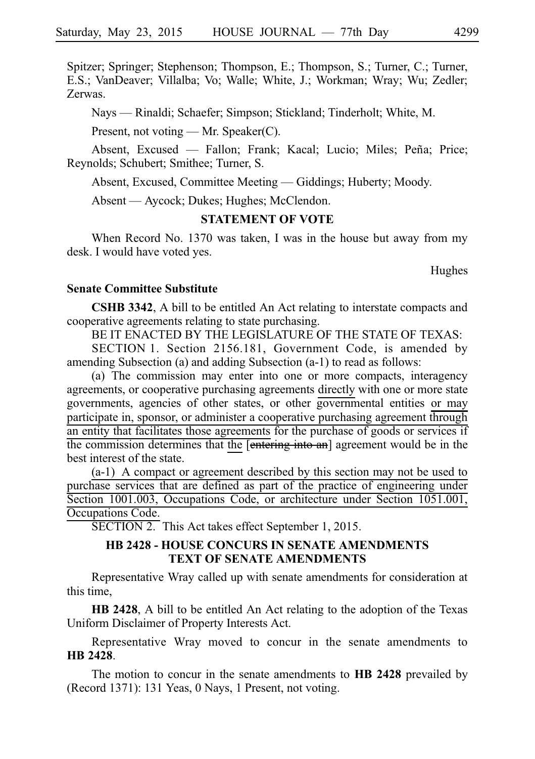Spitzer; Springer; Stephenson; Thompson, E.; Thompson, S.; Turner, C.; Turner, E.S.; VanDeaver; Villalba; Vo; Walle; White, J.; Workman; Wray; Wu; Zedler; Zerwas.

Nays — Rinaldi; Schaefer; Simpson; Stickland; Tinderholt; White, M.

Present, not voting — Mr. Speaker(C).

Absent, Excused — Fallon; Frank; Kacal; Lucio; Miles; Peña; Price; Reynolds; Schubert; Smithee; Turner, S.

Absent, Excused, Committee Meeting — Giddings; Huberty; Moody.

Absent — Aycock; Dukes; Hughes; McClendon.

## STATEMENT OF VOTE

When Record No. 1370 was taken, I was in the house but away from my desk. I would have voted yes.

Hughes

**Senate Committee Substitute**

**CSHB 3342**, A bill to be entitled An Act relating to interstate compacts and cooperative agreements relating to state purchasing.

BE IT ENACTED BY THE LEGISLATURE OF THE STATE OF TEXAS:

SECTION 1. Section 2156.181, Government Code, is amended by amending Subsection (a) and adding Subsection (a-1) to read as follows:

(a) The commission may enter into one or more compacts, interagency agreements, or cooperative purchasing agreements directly with one or more state governments, agencies of other states, or other governmental entities or may participate in, sponsor, or administer a cooperative purchasing agreement through an entity that facilitates those agreements for the purchase of goods or services if the commission determines that the [~~entering into an~~] agreement would be in the best interest of the state.

(a-1) A compact or agreement described by this section may not be used to purchase services that are defined as part of the practice of engineering under Section 1001.003, Occupations Code, or architecture under Section 1051.001, Occupations Code.

SECTION 2. This Act takes effect September 1, 2015.

## HB 2428 - HOUSE CONCURS IN SENATE AMENDMENTS TEXT OF SENATE AMENDMENTS

Representative Wray called up with senate amendments for consideration at this time,

**HB 2428**, A bill to be entitled An Act relating to the adoption of the Texas Uniform Disclaimer of Property Interests Act.

Representative Wray moved to concur in the senate amendments to **HB 2428**.

The motion to concur in the senate amendments to **HB 2428** prevailed by (Record 1371): 131 Yeas, 0 Nays, 1 Present, not voting.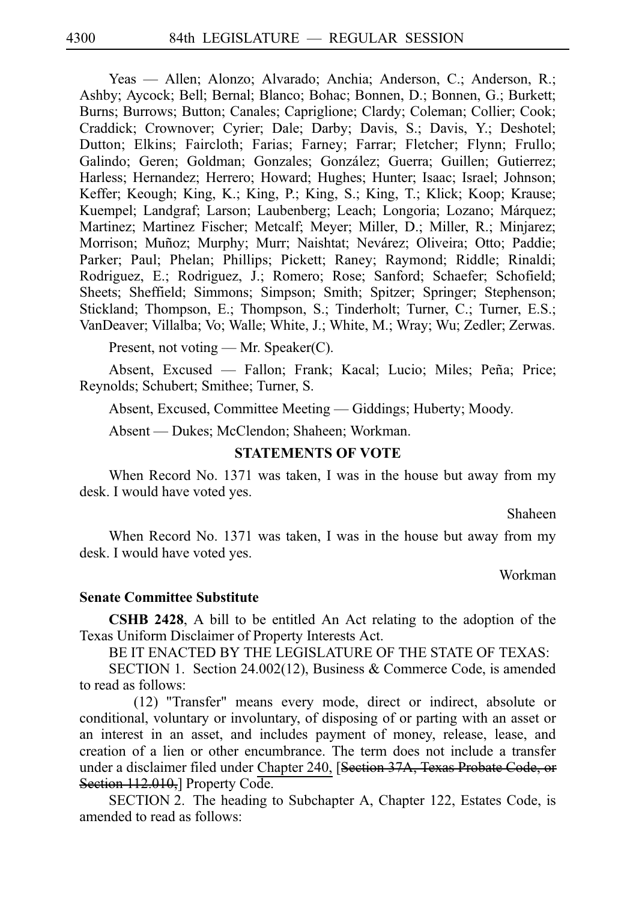Yeas — Allen; Alonzo; Alvarado; Anchia; Anderson, C.; Anderson, R.; Ashby; Aycock; Bell; Bernal; Blanco; Bohac; Bonnen, D.; Bonnen, G.; Burkett; Burns; Burrows; Button; Canales; Capriglione; Clardy; Coleman; Collier; Cook; Craddick; Crownover; Cyrier; Dale; Darby; Davis, S.; Davis, Y.; Deshotel; Dutton; Elkins; Faircloth; Farias; Farney; Farrar; Fletcher; Flynn; Frullo; Galindo; Geren; Goldman; Gonzales; González; Guerra; Guillen; Gutierrez; Harless; Hernandez; Herrero; Howard; Hughes; Hunter; Isaac; Israel; Johnson; Keffer; Keough; King, K.; King, P.; King, S.; King, T.; Klick; Koop; Krause; Kuempel; Landgraf; Larson; Laubenberg; Leach; Longoria; Lozano; Márquez; Martinez; Martinez Fischer; Metcalf; Meyer; Miller, D.; Miller, R.; Minjarez; Morrison; Muñoz; Murphy; Murr; Naishtat; Nevárez; Oliveira; Otto; Paddie; Parker; Paul; Phelan; Phillips; Pickett; Raney; Raymond; Riddle; Rinaldi; Rodriguez, E.; Rodriguez, J.; Romero; Rose; Sanford; Schaefer; Schofield; Sheets; Sheffield; Simmons; Simpson; Smith; Spitzer; Springer; Stephenson; Stickland; Thompson, E.; Thompson, S.; Tinderholt; Turner, C.; Turner, E.S.; VanDeaver; Villalba; Vo; Walle; White, J.; White, M.; Wray; Wu; Zedler; Zerwas.

Present, not voting — Mr. Speaker(C).

Absent, Excused — Fallon; Frank; Kacal; Lucio; Miles; Peña; Price; Reynolds; Schubert; Smithee; Turner, S.

Absent, Excused, Committee Meeting — Giddings; Huberty; Moody.

Absent — Dukes; McClendon; Shaheen; Workman.

## STATEMENTS OF VOTE

When Record No. 1371 was taken, I was in the house but away from my desk. I would have voted yes.

Shaheen

When Record No. 1371 was taken, I was in the house but away from my desk. I would have voted yes.

Workman

### Senate Committee Substitute

**CSHB 2428**, A bill to be entitled An Act relating to the adoption of the Texas Uniform Disclaimer of Property Interests Act.

BE IT ENACTED BY THE LEGISLATURE OF THE STATE OF TEXAS:

SECTION 1. Section 24.002(12), Business & Commerce Code, is amended to read as follows:

(12) "Transfer" means every mode, direct or indirect, absolute or conditional, voluntary or involuntary, of disposing of or parting with an asset or an interest in an asset, and includes payment of money, release, lease, and creation of a lien or other encumbrance. The term does not include a transfer under a disclaimer filed under <u>Chapter 240,</u> [~~Section 37A, Texas Probate Code, or Section 112.010,~~] Property Code.

SECTION 2. The heading to Subchapter A, Chapter 122, Estates Code, is amended to read as follows: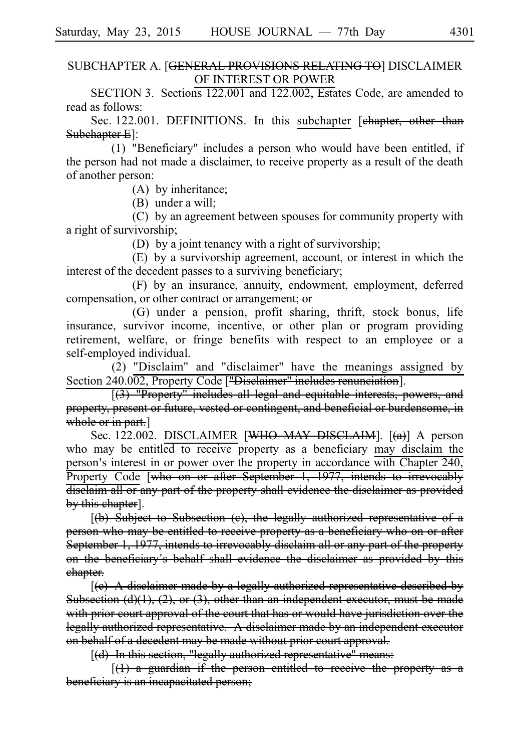SUBCHAPTER A. [~~GENERAL PROVISIONS RELATING TO~~] DISCLAIMER OF INTEREST OR POWER

SECTION 3. Sections 122.001 and 122.002, Estates Code, are amended to read as follows:

Sec. 122.001. DEFINITIONS. In this subchapter [~~chapter, other than Subchapter E~~]:

(1) "Beneficiary" includes a person who would have been entitled, if the person had not made a disclaimer, to receive property as a result of the death of another person:

(A) by inheritance;

(B) under a will;

(C) by an agreement between spouses for community property with a right of survivorship;

(D) by a joint tenancy with a right of survivorship;

(E) by a survivorship agreement, account, or interest in which the interest of the decedent passes to a surviving beneficiary;

(F) by an insurance, annuity, endowment, employment, deferred compensation, or other contract or arrangement; or

(G) under a pension, profit sharing, thrift, stock bonus, life insurance, survivor income, incentive, or other plan or program providing retirement, welfare, or fringe benefits with respect to an employee or a self-employed individual.

(2) "Disclaim" and "disclaimer" have the meanings assigned by Section 240.002, Property Code [~~"Disclaimer" includes renunciation~~].

[~~(3) "Property" includes all legal and equitable interests, powers, and property, present or future, vested or contingent, and beneficial or burdensome, in whole or in part.~~]

Sec. 122.002. DISCLAIMER [~~WHO MAY DISCLAIM~~]. [~~(a)~~] A person who may be entitled to receive property as a beneficiary may disclaim the person's interest in or power over the property in accordance with Chapter 240, Property Code [~~who on or after September 1, 1977, intends to irrevocably disclaim all or any part of the property shall evidence the disclaimer as provided by this chapter~~].

[~~(b) Subject to Subsection (c), the legally authorized representative of a person who may be entitled to receive property as a beneficiary who on or after September 1, 1977, intends to irrevocably disclaim all or any part of the property on the beneficiary's behalf shall evidence the disclaimer as provided by this chapter.~~

[~~(c) A disclaimer made by a legally authorized representative described by Subsection (d)(1), (2), or (3), other than an independent executor, must be made with prior court approval of the court that has or would have jurisdiction over the legally authorized representative. A disclaimer made by an independent executor on behalf of a decedent may be made without prior court approval.~~

[~~(d) In this section, "legally authorized representative" means:~~

[~~(1) a guardian if the person entitled to receive the property as a beneficiary is an incapacitated person;~~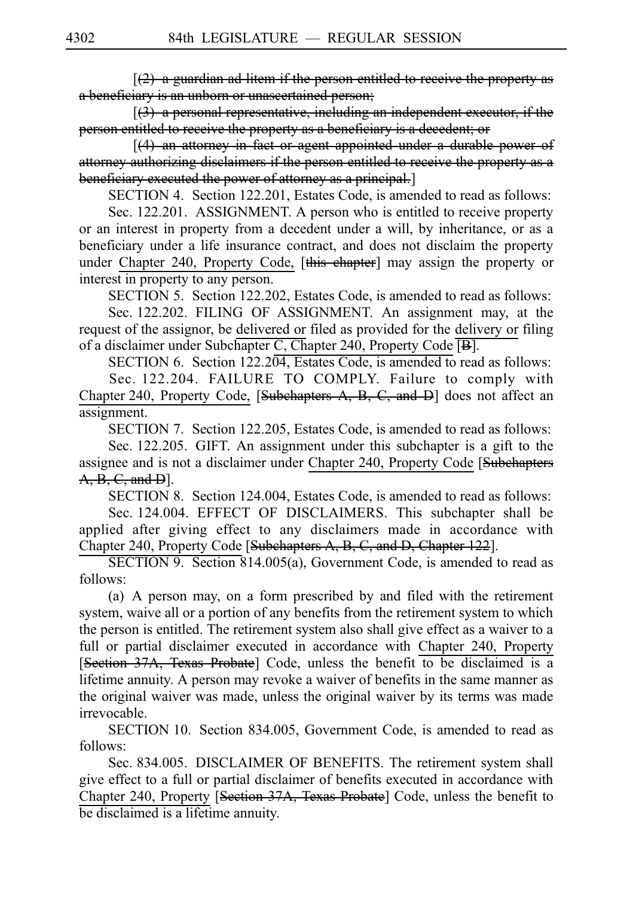[~~(2) a guardian ad litem if the person entitled to receive the property as a beneficiary is an unborn or unascertained person;~~

[~~(3) a personal representative, including an independent executor, if the person entitled to receive the property as a beneficiary is a decedent; or~~

[~~(4) an attorney in fact or agent appointed under a durable power of attorney authorizing disclaimers if the person entitled to receive the property as a beneficiary executed the power of attorney as a principal.~~]

SECTION 4. Section 122.201, Estates Code, is amended to read as follows:

Sec. 122.201. ASSIGNMENT. A person who is entitled to receive property or an interest in property from a decedent under a will, by inheritance, or as a beneficiary under a life insurance contract, and does not disclaim the property under <u>Chapter 240, Property Code,</u> [~~this chapter~~] may assign the property or interest in property to any person.

SECTION 5. Section 122.202, Estates Code, is amended to read as follows:

Sec. 122.202. FILING OF ASSIGNMENT. An assignment may, at the request of the assignor, be <u>delivered or</u> filed as provided for the <u>delivery or</u> filing of a disclaimer under <u>Subchapter C, Chapter 240, Property Code</u> [~~B~~].

SECTION 6. Section 122.204, Estates Code, is amended to read as follows:

Sec. 122.204. FAILURE TO COMPLY. Failure to comply with <u>Chapter 240, Property Code,</u> [~~Subchapters A, B, C, and D~~] does not affect an assignment.

SECTION 7. Section 122.205, Estates Code, is amended to read as follows:

Sec. 122.205. GIFT. An assignment under this subchapter is a gift to the assignee and is not a disclaimer under <u>Chapter 240, Property Code</u> [~~Subchapters A, B, C, and D~~].

SECTION 8. Section 124.004, Estates Code, is amended to read as follows:

Sec. 124.004. EFFECT OF DISCLAIMERS. This subchapter shall be applied after giving effect to any disclaimers made in accordance with <u>Chapter 240, Property Code</u> [~~Subchapters A, B, C, and D, Chapter 122~~].

SECTION 9. Section 814.005(a), Government Code, is amended to read as follows:

(a) A person may, on a form prescribed by and filed with the retirement system, waive all or a portion of any benefits from the retirement system to which the person is entitled. The retirement system also shall give effect as a waiver to a full or partial disclaimer executed in accordance with <u>Chapter 240, Property</u> [~~Section 37A, Texas Probate~~] Code, unless the benefit to be disclaimed is a lifetime annuity. A person may revoke a waiver of benefits in the same manner as the original waiver was made, unless the original waiver by its terms was made irrevocable.

SECTION 10. Section 834.005, Government Code, is amended to read as follows:

Sec. 834.005. DISCLAIMER OF BENEFITS. The retirement system shall give effect to a full or partial disclaimer of benefits executed in accordance with <u>Chapter 240, Property</u> [~~Section 37A, Texas Probate~~] Code, unless the benefit to be disclaimed is a lifetime annuity.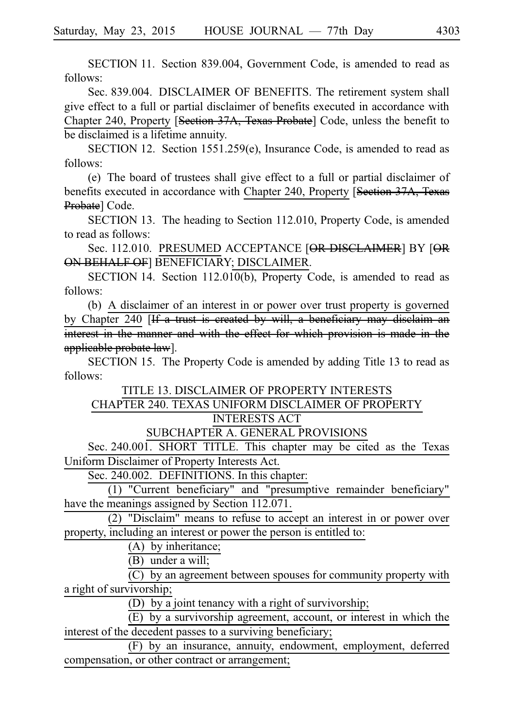SECTION 11. Section 839.004, Government Code, is amended to read as follows:

Sec. 839.004. DISCLAIMER OF BENEFITS. The retirement system shall give effect to a full or partial disclaimer of benefits executed in accordance with Chapter 240, Property [~~Section 37A, Texas Probate~~] Code, unless the benefit to be disclaimed is a lifetime annuity.

SECTION 12. Section 1551.259(e), Insurance Code, is amended to read as follows:

(e) The board of trustees shall give effect to a full or partial disclaimer of benefits executed in accordance with Chapter 240, Property [~~Section 37A, Texas Probate~~] Code.

SECTION 13. The heading to Section 112.010, Property Code, is amended to read as follows:

Sec. 112.010. PRESUMED ACCEPTANCE [~~OR DISCLAIMER~~] BY [~~OR ON BEHALF OF~~] BENEFICIARY; DISCLAIMER.

SECTION 14. Section 112.010(b), Property Code, is amended to read as follows:

(b) A disclaimer of an interest in or power over trust property is governed by Chapter 240 [~~If a trust is created by will, a beneficiary may disclaim an interest in the manner and with the effect for which provision is made in the applicable probate law~~].

SECTION 15. The Property Code is amended by adding Title 13 to read as follows:

TITLE 13. DISCLAIMER OF PROPERTY INTERESTS

CHAPTER 240. TEXAS UNIFORM DISCLAIMER OF PROPERTY INTERESTS ACT

SUBCHAPTER A. GENERAL PROVISIONS

Sec. 240.001. SHORT TITLE. This chapter may be cited as the Texas Uniform Disclaimer of Property Interests Act.

Sec. 240.002. DEFINITIONS. In this chapter:

(1) "Current beneficiary" and "presumptive remainder beneficiary" have the meanings assigned by Section 112.071.

(2) "Disclaim" means to refuse to accept an interest in or power over property, including an interest or power the person is entitled to:

(A) by inheritance;

(B) under a will;

(C) by an agreement between spouses for community property with a right of survivorship;

(D) by a joint tenancy with a right of survivorship;

(E) by a survivorship agreement, account, or interest in which the interest of the decedent passes to a surviving beneficiary;

(F) by an insurance, annuity, endowment, employment, deferred compensation, or other contract or arrangement;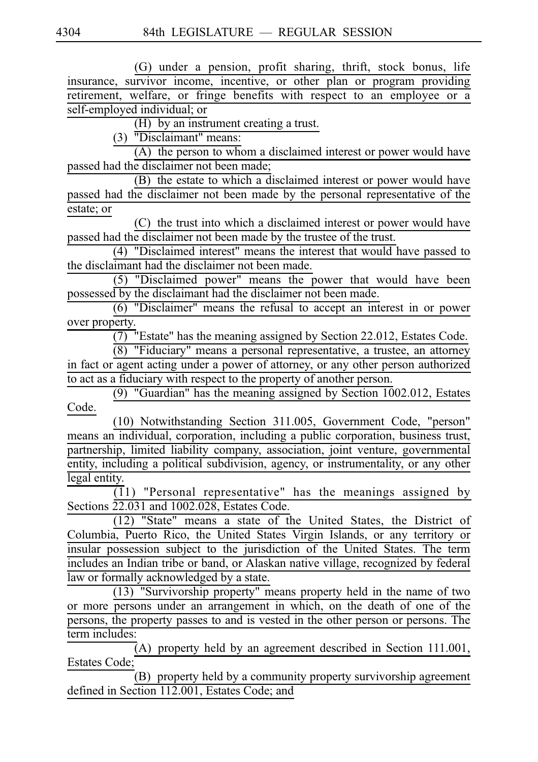(G) under a pension, profit sharing, thrift, stock bonus, life insurance, survivor income, incentive, or other plan or program providing retirement, welfare, or fringe benefits with respect to an employee or a self-employed individual; or

(H) by an instrument creating a trust.

(3) "Disclaimant" means:

(A) the person to whom a disclaimed interest or power would have passed had the disclaimer not been made;

(B) the estate to which a disclaimed interest or power would have passed had the disclaimer not been made by the personal representative of the estate; or

(C) the trust into which a disclaimed interest or power would have passed had the disclaimer not been made by the trustee of the trust.

(4) "Disclaimed interest" means the interest that would have passed to the disclaimant had the disclaimer not been made.

(5) "Disclaimed power" means the power that would have been possessed by the disclaimant had the disclaimer not been made.

(6) "Disclaimer" means the refusal to accept an interest in or power over property.

(7) "Estate" has the meaning assigned by Section 22.012, Estates Code.

(8) "Fiduciary" means a personal representative, a trustee, an attorney in fact or agent acting under a power of attorney, or any other person authorized to act as a fiduciary with respect to the property of another person.

(9) "Guardian" has the meaning assigned by Section 1002.012, Estates Code.

(10) Notwithstanding Section 311.005, Government Code, "person" means an individual, corporation, including a public corporation, business trust, partnership, limited liability company, association, joint venture, governmental entity, including a political subdivision, agency, or instrumentality, or any other legal entity.

(11) "Personal representative" has the meanings assigned by Sections 22.031 and 1002.028, Estates Code.

(12) "State" means a state of the United States, the District of Columbia, Puerto Rico, the United States Virgin Islands, or any territory or insular possession subject to the jurisdiction of the United States. The term includes an Indian tribe or band, or Alaskan native village, recognized by federal law or formally acknowledged by a state.

(13) "Survivorship property" means property held in the name of two or more persons under an arrangement in which, on the death of one of the persons, the property passes to and is vested in the other person or persons. The term includes:

(A) property held by an agreement described in Section 111.001, Estates Code;

(B) property held by a community property survivorship agreement defined in Section 112.001, Estates Code; and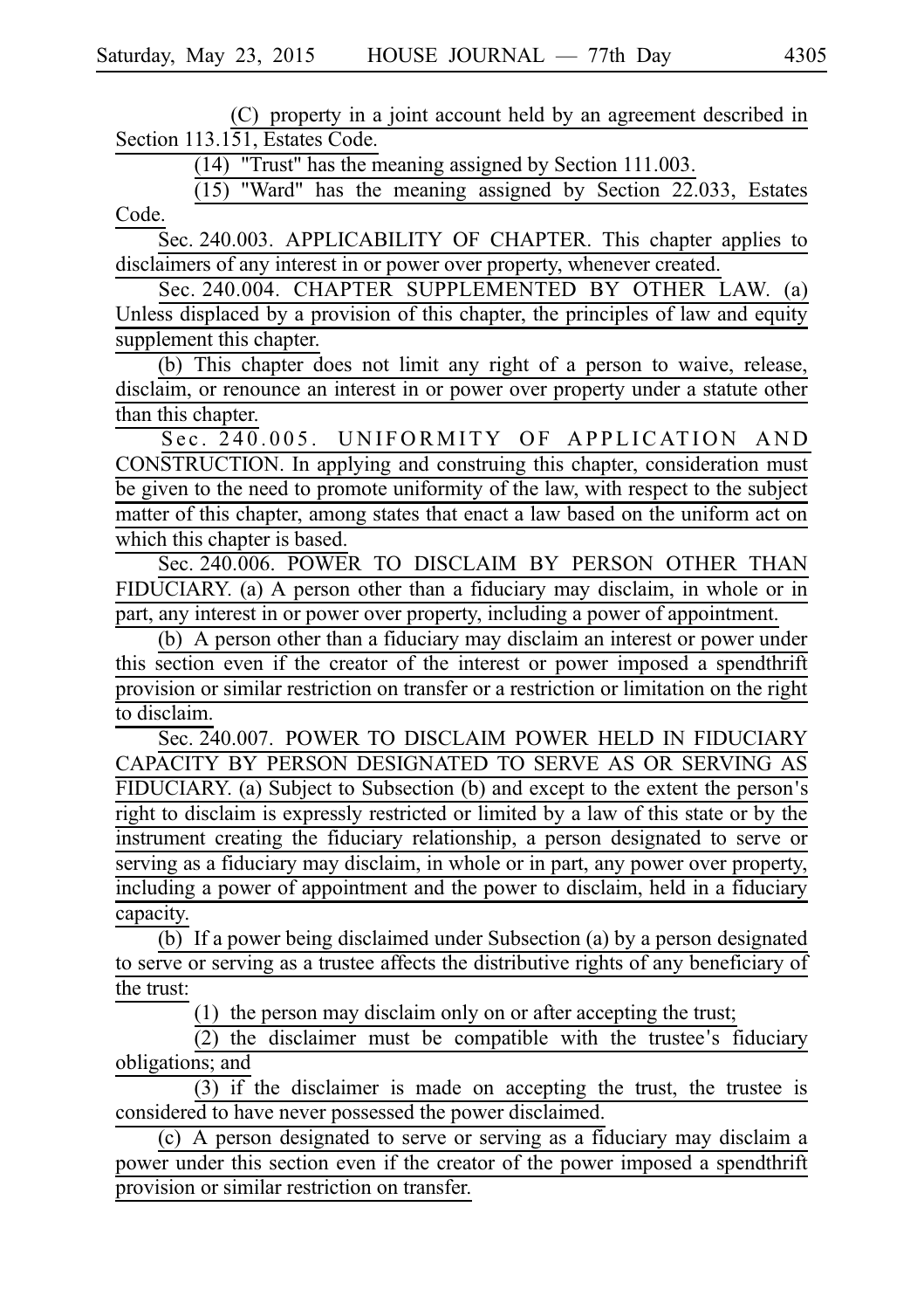(C) property in a joint account held by an agreement described in Section 113.151, Estates Code.

(14) "Trust" has the meaning assigned by Section 111.003.

(15) "Ward" has the meaning assigned by Section 22.033, Estates Code.

Sec. 240.003. APPLICABILITY OF CHAPTER. This chapter applies to disclaimers of any interest in or power over property, whenever created.

Sec. 240.004. CHAPTER SUPPLEMENTED BY OTHER LAW. (a) Unless displaced by a provision of this chapter, the principles of law and equity supplement this chapter.

(b) This chapter does not limit any right of a person to waive, release, disclaim, or renounce an interest in or power over property under a statute other than this chapter.

Sec. 240.005. UNIFORMITY OF APPLICATION AND CONSTRUCTION. In applying and construing this chapter, consideration must be given to the need to promote uniformity of the law, with respect to the subject matter of this chapter, among states that enact a law based on the uniform act on which this chapter is based.

Sec. 240.006. POWER TO DISCLAIM BY PERSON OTHER THAN FIDUCIARY. (a) A person other than a fiduciary may disclaim, in whole or in part, any interest in or power over property, including a power of appointment.

(b) A person other than a fiduciary may disclaim an interest or power under this section even if the creator of the interest or power imposed a spendthrift provision or similar restriction on transfer or a restriction or limitation on the right to disclaim.

Sec. 240.007. POWER TO DISCLAIM POWER HELD IN FIDUCIARY CAPACITY BY PERSON DESIGNATED TO SERVE AS OR SERVING AS FIDUCIARY. (a) Subject to Subsection (b) and except to the extent the person's right to disclaim is expressly restricted or limited by a law of this state or by the instrument creating the fiduciary relationship, a person designated to serve or serving as a fiduciary may disclaim, in whole or in part, any power over property, including a power of appointment and the power to disclaim, held in a fiduciary capacity.

(b) If a power being disclaimed under Subsection (a) by a person designated to serve or serving as a trustee affects the distributive rights of any beneficiary of the trust:

(1) the person may disclaim only on or after accepting the trust;

(2) the disclaimer must be compatible with the trustee's fiduciary obligations; and

(3) if the disclaimer is made on accepting the trust, the trustee is considered to have never possessed the power disclaimed.

(c) A person designated to serve or serving as a fiduciary may disclaim a power under this section even if the creator of the power imposed a spendthrift provision or similar restriction on transfer.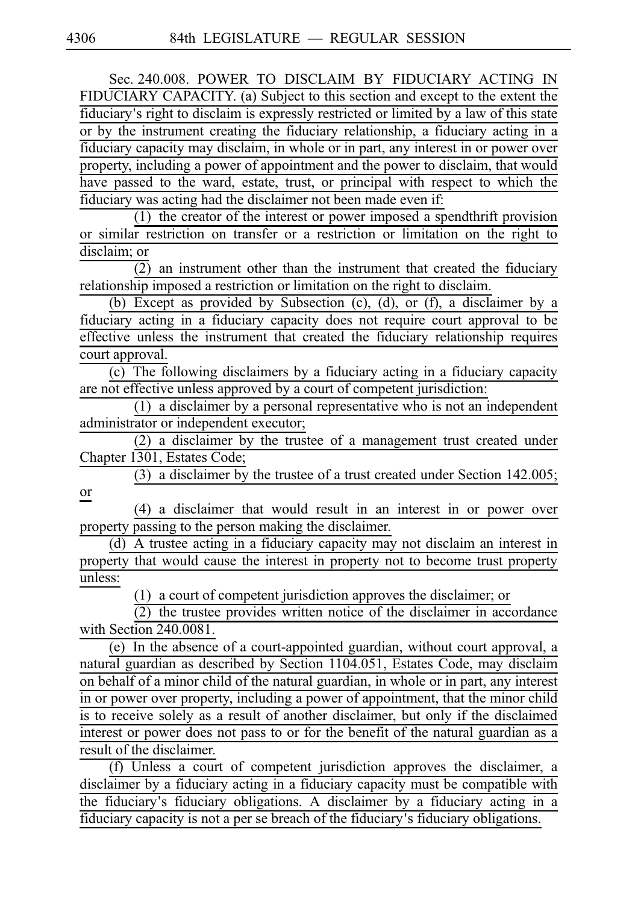Sec. 240.008. POWER TO DISCLAIM BY FIDUCIARY ACTING IN FIDUCIARY CAPACITY. (a) Subject to this section and except to the extent the fiduciary's right to disclaim is expressly restricted or limited by a law of this state or by the instrument creating the fiduciary relationship, a fiduciary acting in a fiduciary capacity may disclaim, in whole or in part, any interest in or power over property, including a power of appointment and the power to disclaim, that would have passed to the ward, estate, trust, or principal with respect to which the fiduciary was acting had the disclaimer not been made even if:

(1) the creator of the interest or power imposed a spendthrift provision or similar restriction on transfer or a restriction or limitation on the right to disclaim; or

(2) an instrument other than the instrument that created the fiduciary relationship imposed a restriction or limitation on the right to disclaim.

(b) Except as provided by Subsection (c), (d), or (f), a disclaimer by a fiduciary acting in a fiduciary capacity does not require court approval to be effective unless the instrument that created the fiduciary relationship requires court approval.

(c) The following disclaimers by a fiduciary acting in a fiduciary capacity are not effective unless approved by a court of competent jurisdiction:

(1) a disclaimer by a personal representative who is not an independent administrator or independent executor;

(2) a disclaimer by the trustee of a management trust created under Chapter 1301, Estates Code;

(3) a disclaimer by the trustee of a trust created under Section 142.005; or

(4) a disclaimer that would result in an interest in or power over property passing to the person making the disclaimer.

(d) A trustee acting in a fiduciary capacity may not disclaim an interest in property that would cause the interest in property not to become trust property unless:

(1) a court of competent jurisdiction approves the disclaimer; or

(2) the trustee provides written notice of the disclaimer in accordance with Section 240.0081.

(e) In the absence of a court-appointed guardian, without court approval, a natural guardian as described by Section 1104.051, Estates Code, may disclaim on behalf of a minor child of the natural guardian, in whole or in part, any interest in or power over property, including a power of appointment, that the minor child is to receive solely as a result of another disclaimer, but only if the disclaimed interest or power does not pass to or for the benefit of the natural guardian as a result of the disclaimer.

(f) Unless a court of competent jurisdiction approves the disclaimer, a disclaimer by a fiduciary acting in a fiduciary capacity must be compatible with the fiduciary's fiduciary obligations. A disclaimer by a fiduciary acting in a fiduciary capacity is not a per se breach of the fiduciary's fiduciary obligations.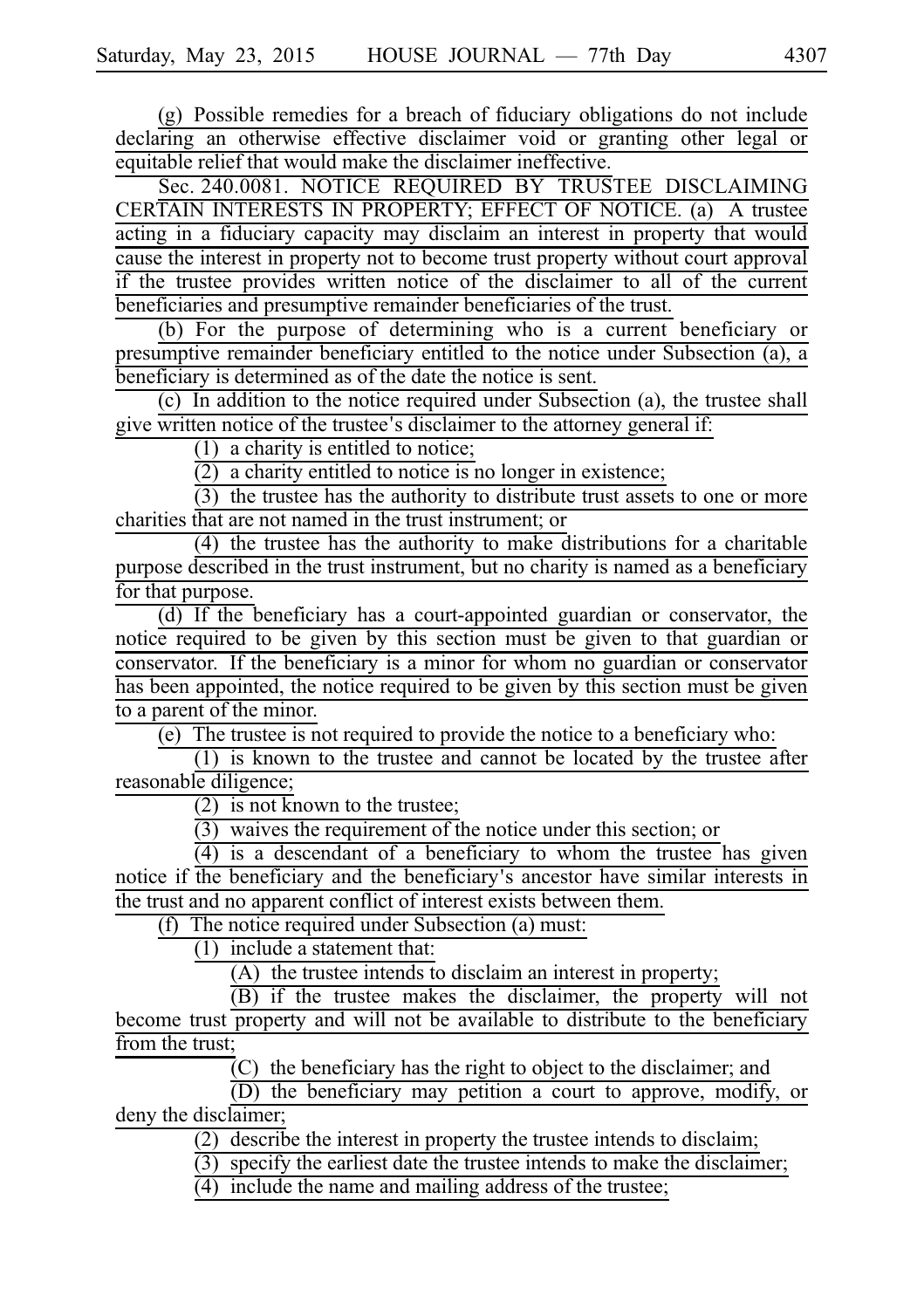(g) Possible remedies for a breach of fiduciary obligations do not include declaring an otherwise effective disclaimer void or granting other legal or equitable relief that would make the disclaimer ineffective.

Sec. 240.0081. NOTICE REQUIRED BY TRUSTEE DISCLAIMING CERTAIN INTERESTS IN PROPERTY; EFFECT OF NOTICE. (a) A trustee acting in a fiduciary capacity may disclaim an interest in property that would cause the interest in property not to become trust property without court approval if the trustee provides written notice of the disclaimer to all of the current beneficiaries and presumptive remainder beneficiaries of the trust.

(b) For the purpose of determining who is a current beneficiary or presumptive remainder beneficiary entitled to the notice under Subsection (a), a beneficiary is determined as of the date the notice is sent.

(c) In addition to the notice required under Subsection (a), the trustee shall give written notice of the trustee's disclaimer to the attorney general if:

(1) a charity is entitled to notice;

(2) a charity entitled to notice is no longer in existence;

(3) the trustee has the authority to distribute trust assets to one or more charities that are not named in the trust instrument; or

(4) the trustee has the authority to make distributions for a charitable purpose described in the trust instrument, but no charity is named as a beneficiary for that purpose.

(d) If the beneficiary has a court-appointed guardian or conservator, the notice required to be given by this section must be given to that guardian or conservator. If the beneficiary is a minor for whom no guardian or conservator has been appointed, the notice required to be given by this section must be given to a parent of the minor.

(e) The trustee is not required to provide the notice to a beneficiary who:

(1) is known to the trustee and cannot be located by the trustee after reasonable diligence;

(2) is not known to the trustee;

(3) waives the requirement of the notice under this section; or

(4) is a descendant of a beneficiary to whom the trustee has given notice if the beneficiary and the beneficiary's ancestor have similar interests in the trust and no apparent conflict of interest exists between them.

(f) The notice required under Subsection (a) must:

(1) include a statement that:

(A) the trustee intends to disclaim an interest in property;

(B) if the trustee makes the disclaimer, the property will not become trust property and will not be available to distribute to the beneficiary from the trust;

(C) the beneficiary has the right to object to the disclaimer; and

(D) the beneficiary may petition a court to approve, modify, or deny the disclaimer;

(2) describe the interest in property the trustee intends to disclaim;

(3) specify the earliest date the trustee intends to make the disclaimer;

(4) include the name and mailing address of the trustee;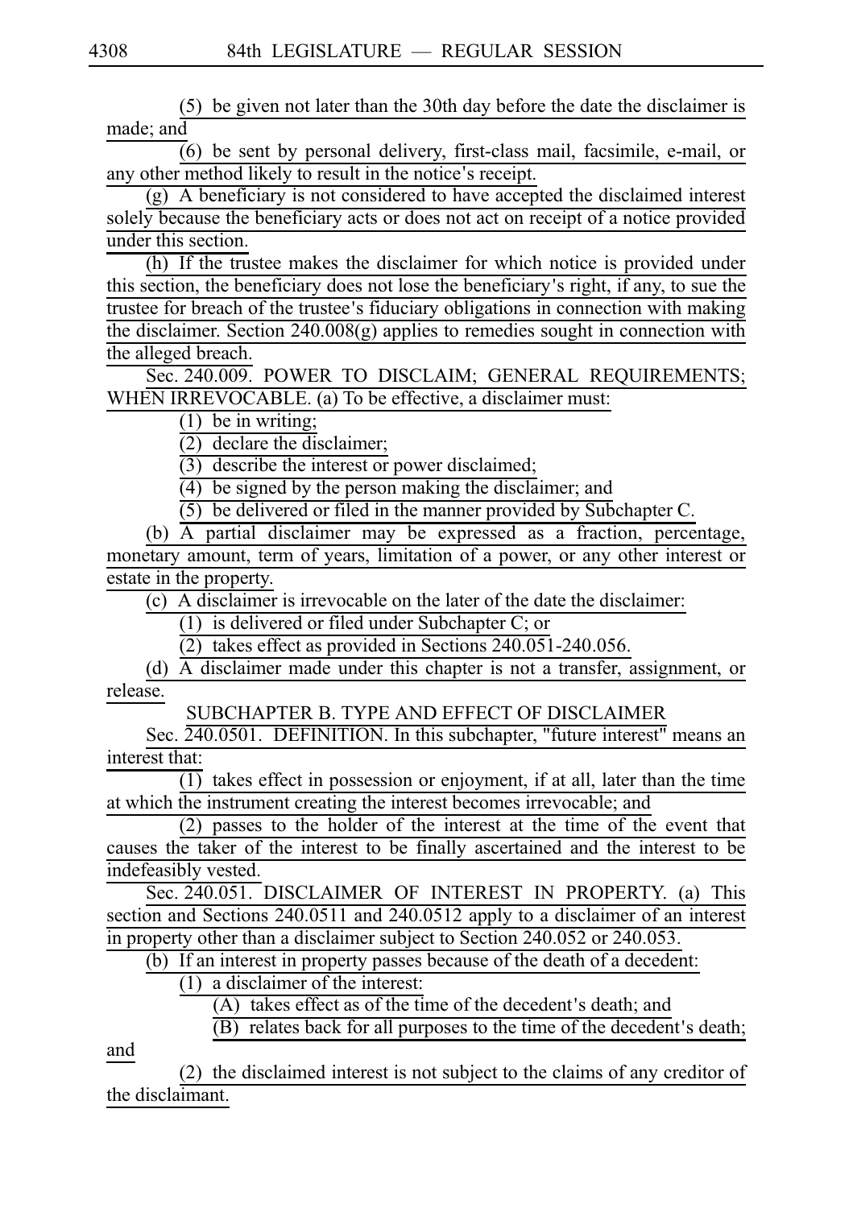(5) be given not later than the 30th day before the date the disclaimer is made; and

(6) be sent by personal delivery, first-class mail, facsimile, e-mail, or any other method likely to result in the notice's receipt.

(g) A beneficiary is not considered to have accepted the disclaimed interest solely because the beneficiary acts or does not act on receipt of a notice provided under this section.

(h) If the trustee makes the disclaimer for which notice is provided under this section, the beneficiary does not lose the beneficiary's right, if any, to sue the trustee for breach of the trustee's fiduciary obligations in connection with making the disclaimer. Section 240.008(g) applies to remedies sought in connection with the alleged breach.

Sec. 240.009. POWER TO DISCLAIM; GENERAL REQUIREMENTS; WHEN IRREVOCABLE. (a) To be effective, a disclaimer must:

(1) be in writing;

(2) declare the disclaimer;

(3) describe the interest or power disclaimed;

(4) be signed by the person making the disclaimer; and

(5) be delivered or filed in the manner provided by Subchapter C.

(b) A partial disclaimer may be expressed as a fraction, percentage, monetary amount, term of years, limitation of a power, or any other interest or estate in the property.

(c) A disclaimer is irrevocable on the later of the date the disclaimer:

(1) is delivered or filed under Subchapter C; or

(2) takes effect as provided in Sections 240.051-240.056.

(d) A disclaimer made under this chapter is not a transfer, assignment, or release.

SUBCHAPTER B. TYPE AND EFFECT OF DISCLAIMER

Sec. 240.0501. DEFINITION. In this subchapter, "future interest" means an interest that:

(1) takes effect in possession or enjoyment, if at all, later than the time at which the instrument creating the interest becomes irrevocable; and

(2) passes to the holder of the interest at the time of the event that causes the taker of the interest to be finally ascertained and the interest to be indefeasibly vested.

Sec. 240.051. DISCLAIMER OF INTEREST IN PROPERTY. (a) This section and Sections 240.0511 and 240.0512 apply to a disclaimer of an interest in property other than a disclaimer subject to Section 240.052 or 240.053.

(b) If an interest in property passes because of the death of a decedent:

(1) a disclaimer of the interest:

(A) takes effect as of the time of the decedent's death; and

(B) relates back for all purposes to the time of the decedent's death; and

(2) the disclaimed interest is not subject to the claims of any creditor of the disclaimant.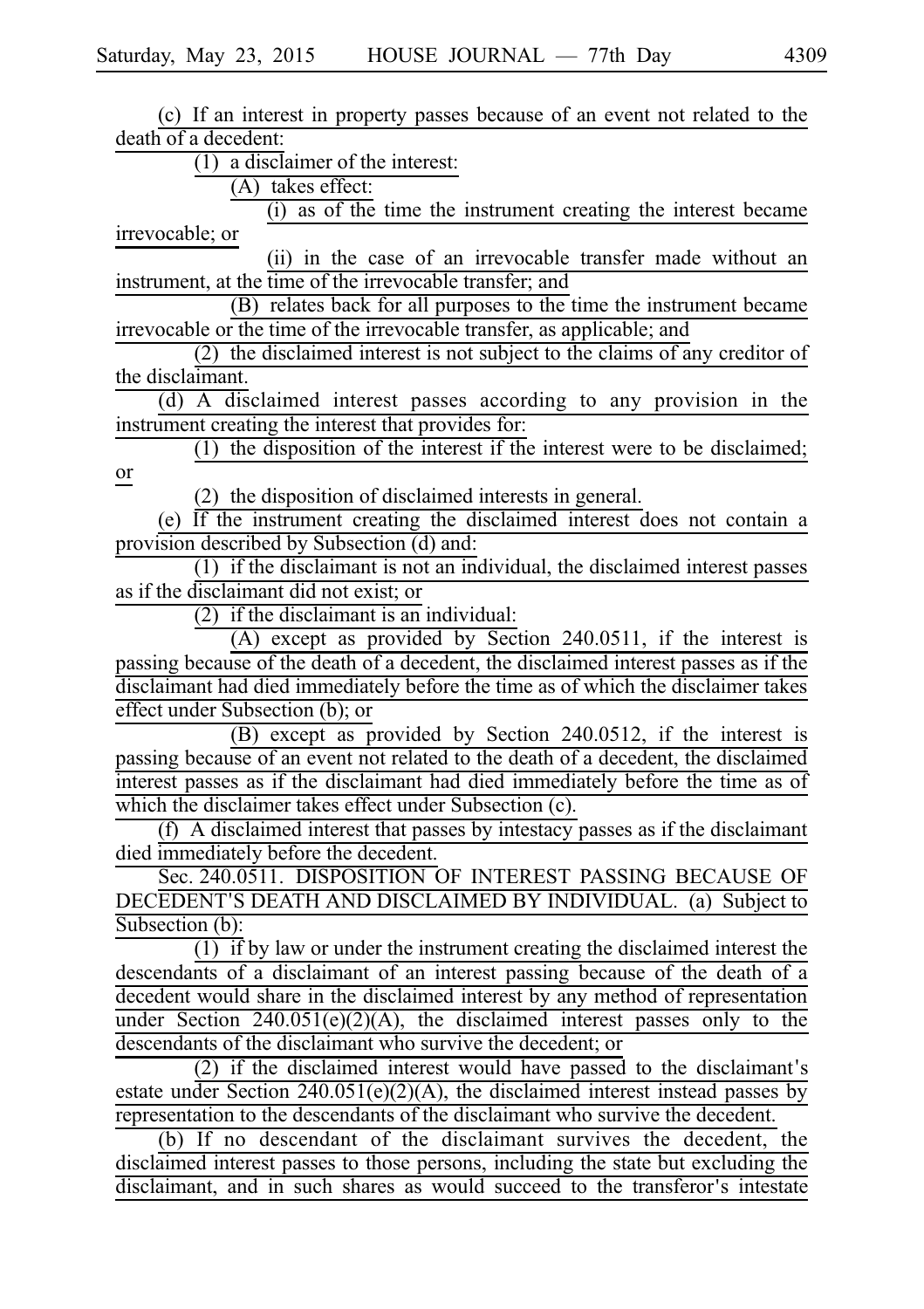(c) If an interest in property passes because of an event not related to the death of a decedent:

(1) a disclaimer of the interest:

(A) takes effect:

(i) as of the time the instrument creating the interest became irrevocable; or

(ii) in the case of an irrevocable transfer made without an instrument, at the time of the irrevocable transfer; and

(B) relates back for all purposes to the time the instrument became irrevocable or the time of the irrevocable transfer, as applicable; and

(2) the disclaimed interest is not subject to the claims of any creditor of the disclaimant.

(d) A disclaimed interest passes according to any provision in the instrument creating the interest that provides for:

(1) the disposition of the interest if the interest were to be disclaimed; or

(2) the disposition of disclaimed interests in general.

(e) If the instrument creating the disclaimed interest does not contain a provision described by Subsection (d) and:

(1) if the disclaimant is not an individual, the disclaimed interest passes as if the disclaimant did not exist; or

(2) if the disclaimant is an individual:

(A) except as provided by Section 240.0511, if the interest is passing because of the death of a decedent, the disclaimed interest passes as if the disclaimant had died immediately before the time as of which the disclaimer takes effect under Subsection (b); or

(B) except as provided by Section 240.0512, if the interest is passing because of an event not related to the death of a decedent, the disclaimed interest passes as if the disclaimant had died immediately before the time as of which the disclaimer takes effect under Subsection (c).

(f) A disclaimed interest that passes by intestacy passes as if the disclaimant died immediately before the decedent.

Sec. 240.0511. DISPOSITION OF INTEREST PASSING BECAUSE OF DECEDENT'S DEATH AND DISCLAIMED BY INDIVIDUAL. (a) Subject to Subsection (b):

(1) if by law or under the instrument creating the disclaimed interest the descendants of a disclaimant of an interest passing because of the death of a decedent would share in the disclaimed interest by any method of representation under Section 240.051(e)(2)(A), the disclaimed interest passes only to the descendants of the disclaimant who survive the decedent; or

(2) if the disclaimed interest would have passed to the disclaimant's estate under Section 240.051(e)(2)(A), the disclaimed interest instead passes by representation to the descendants of the disclaimant who survive the decedent.

(b) If no descendant of the disclaimant survives the decedent, the disclaimed interest passes to those persons, including the state but excluding the disclaimant, and in such shares as would succeed to the transferor's intestate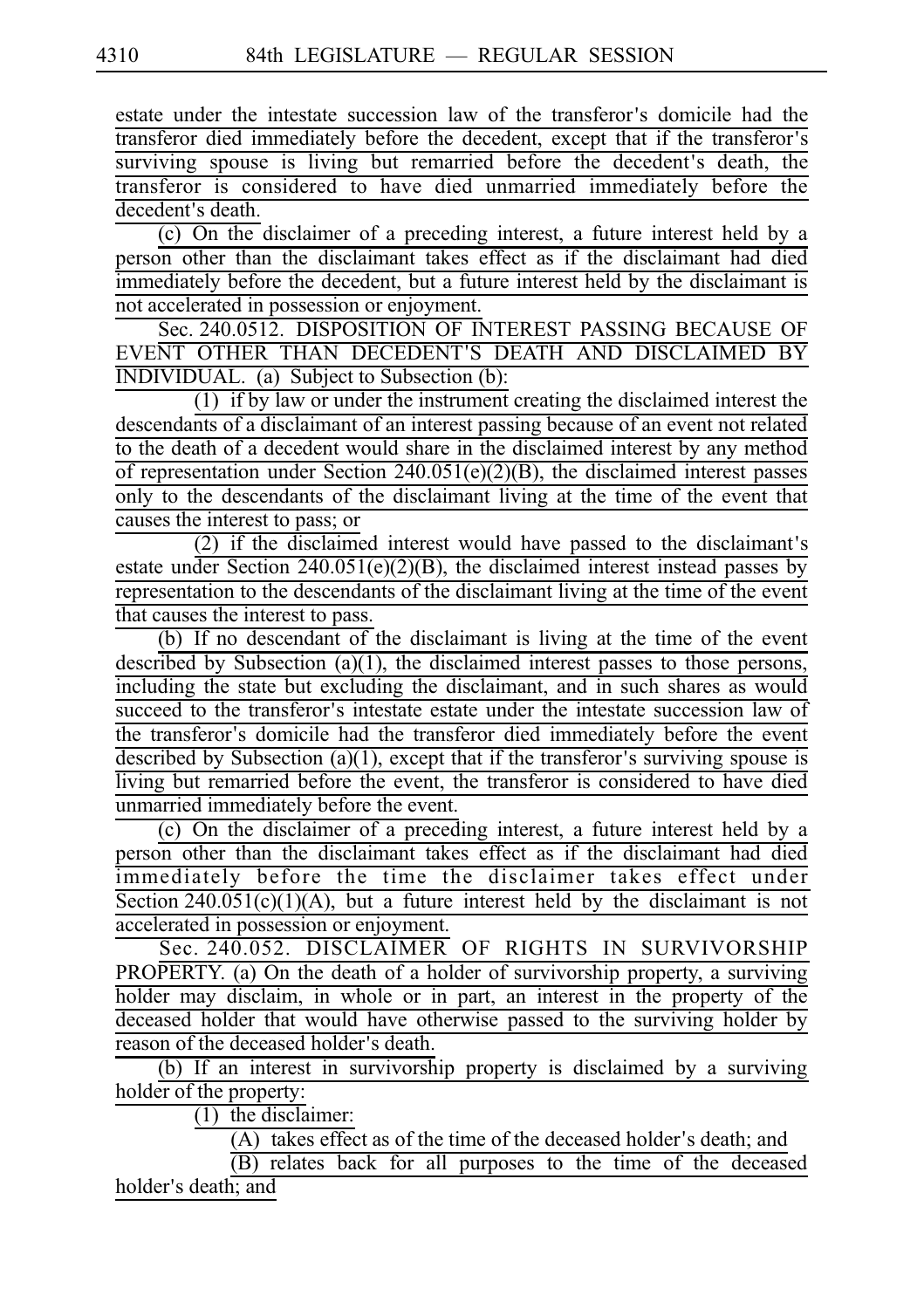estate under the intestate succession law of the transferor's domicile had the transferor died immediately before the decedent, except that if the transferor's surviving spouse is living but remarried before the decedent's death, the transferor is considered to have died unmarried immediately before the decedent's death.

(c) On the disclaimer of a preceding interest, a future interest held by a person other than the disclaimant takes effect as if the disclaimant had died immediately before the decedent, but a future interest held by the disclaimant is not accelerated in possession or enjoyment.

Sec. 240.0512. DISPOSITION OF INTEREST PASSING BECAUSE OF EVENT OTHER THAN DECEDENT'S DEATH AND DISCLAIMED BY INDIVIDUAL. (a) Subject to Subsection (b):

(1) if by law or under the instrument creating the disclaimed interest the descendants of a disclaimant of an interest passing because of an event not related to the death of a decedent would share in the disclaimed interest by any method of representation under Section 240.051(e)(2)(B), the disclaimed interest passes only to the descendants of the disclaimant living at the time of the event that causes the interest to pass; or

(2) if the disclaimed interest would have passed to the disclaimant's estate under Section 240.051(e)(2)(B), the disclaimed interest instead passes by representation to the descendants of the disclaimant living at the time of the event that causes the interest to pass.

(b) If no descendant of the disclaimant is living at the time of the event described by Subsection (a)(1), the disclaimed interest passes to those persons, including the state but excluding the disclaimant, and in such shares as would succeed to the transferor's intestate estate under the intestate succession law of the transferor's domicile had the transferor died immediately before the event described by Subsection (a)(1), except that if the transferor's surviving spouse is living but remarried before the event, the transferor is considered to have died unmarried immediately before the event.

(c) On the disclaimer of a preceding interest, a future interest held by a person other than the disclaimant takes effect as if the disclaimant had died immediately before the time the disclaimer takes effect under Section 240.051(c)(1)(A), but a future interest held by the disclaimant is not accelerated in possession or enjoyment.

Sec. 240.052. DISCLAIMER OF RIGHTS IN SURVIVORSHIP PROPERTY. (a) On the death of a holder of survivorship property, a surviving holder may disclaim, in whole or in part, an interest in the property of the deceased holder that would have otherwise passed to the surviving holder by reason of the deceased holder's death.

(b) If an interest in survivorship property is disclaimed by a surviving holder of the property:

(1) the disclaimer:

(A) takes effect as of the time of the deceased holder's death; and

(B) relates back for all purposes to the time of the deceased holder's death; and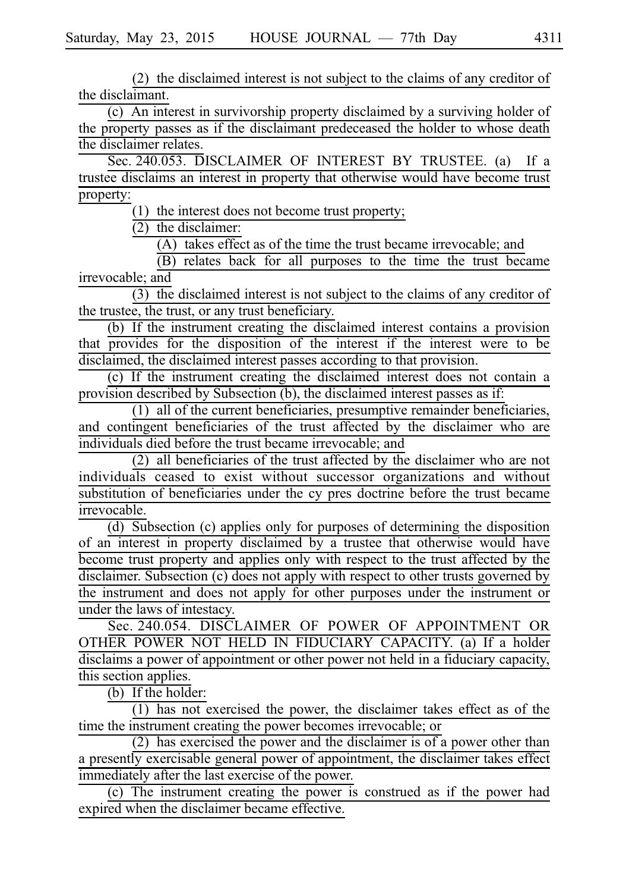(2) the disclaimed interest is not subject to the claims of any creditor of the disclaimant.

(c) An interest in survivorship property disclaimed by a surviving holder of the property passes as if the disclaimant predeceased the holder to whose death the disclaimer relates.

Sec. 240.053. DISCLAIMER OF INTEREST BY TRUSTEE. (a) If a trustee disclaims an interest in property that otherwise would have become trust property:

(1) the interest does not become trust property;

(2) the disclaimer:

(A) takes effect as of the time the trust became irrevocable; and

(B) relates back for all purposes to the time the trust became irrevocable; and

(3) the disclaimed interest is not subject to the claims of any creditor of the trustee, the trust, or any trust beneficiary.

(b) If the instrument creating the disclaimed interest contains a provision that provides for the disposition of the interest if the interest were to be disclaimed, the disclaimed interest passes according to that provision.

(c) If the instrument creating the disclaimed interest does not contain a provision described by Subsection (b), the disclaimed interest passes as if:

(1) all of the current beneficiaries, presumptive remainder beneficiaries, and contingent beneficiaries of the trust affected by the disclaimer who are individuals died before the trust became irrevocable; and

(2) all beneficiaries of the trust affected by the disclaimer who are not individuals ceased to exist without successor organizations and without substitution of beneficiaries under the cy pres doctrine before the trust became irrevocable.

(d) Subsection (c) applies only for purposes of determining the disposition of an interest in property disclaimed by a trustee that otherwise would have become trust property and applies only with respect to the trust affected by the disclaimer. Subsection (c) does not apply with respect to other trusts governed by the instrument and does not apply for other purposes under the instrument or under the laws of intestacy.

Sec. 240.054. DISCLAIMER OF POWER OF APPOINTMENT OR OTHER POWER NOT HELD IN FIDUCIARY CAPACITY. (a) If a holder disclaims a power of appointment or other power not held in a fiduciary capacity, this section applies.

(b) If the holder:

(1) has not exercised the power, the disclaimer takes effect as of the time the instrument creating the power becomes irrevocable; or

(2) has exercised the power and the disclaimer is of a power other than a presently exercisable general power of appointment, the disclaimer takes effect immediately after the last exercise of the power.

(c) The instrument creating the power is construed as if the power had expired when the disclaimer became effective.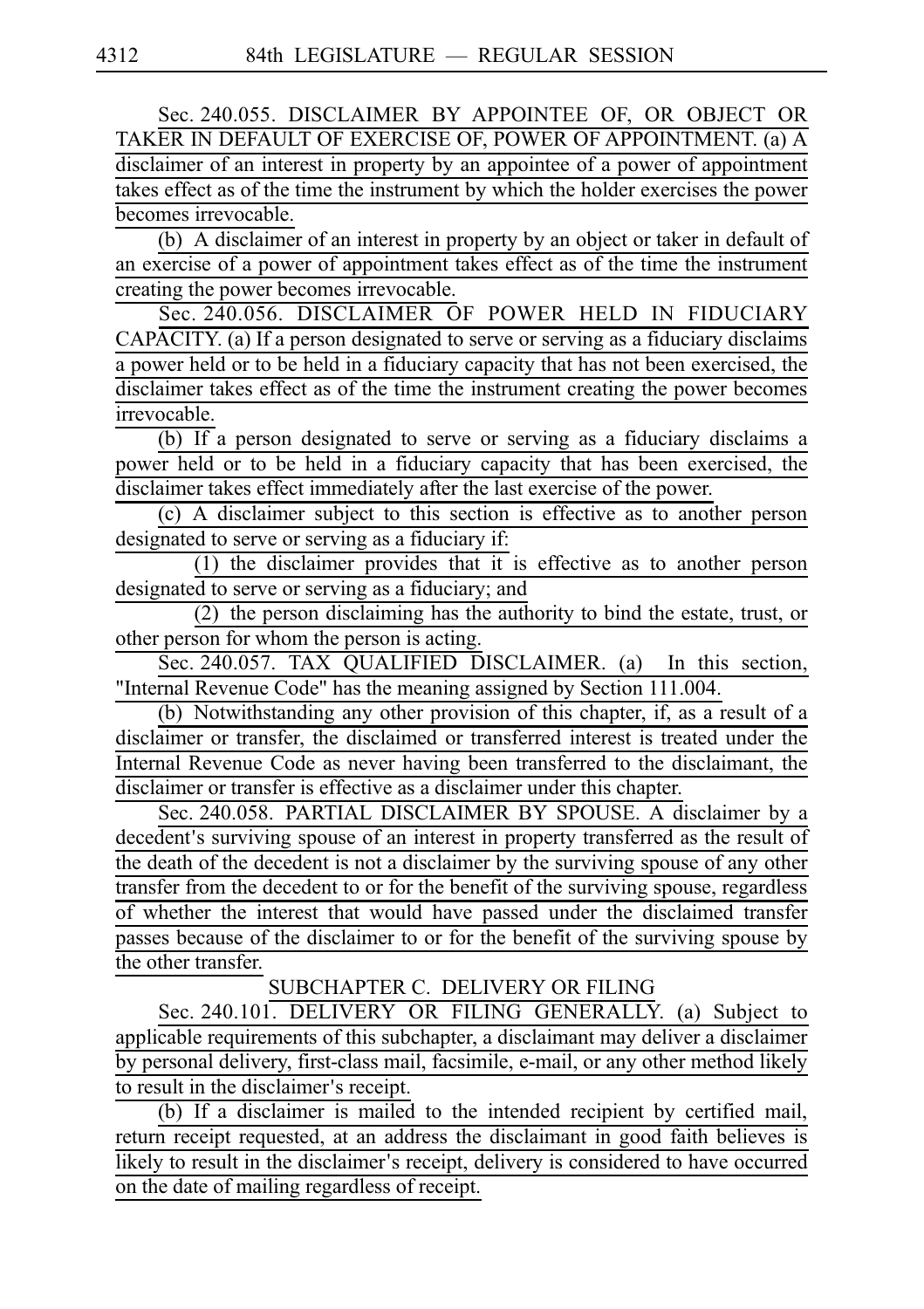Sec. 240.055. DISCLAIMER BY APPOINTEE OF, OR OBJECT OR TAKER IN DEFAULT OF EXERCISE OF, POWER OF APPOINTMENT. (a) A disclaimer of an interest in property by an appointee of a power of appointment takes effect as of the time the instrument by which the holder exercises the power becomes irrevocable.

(b) A disclaimer of an interest in property by an object or taker in default of an exercise of a power of appointment takes effect as of the time the instrument creating the power becomes irrevocable.

Sec. 240.056. DISCLAIMER OF POWER HELD IN FIDUCIARY CAPACITY. (a) If a person designated to serve or serving as a fiduciary disclaims a power held or to be held in a fiduciary capacity that has not been exercised, the disclaimer takes effect as of the time the instrument creating the power becomes irrevocable.

(b) If a person designated to serve or serving as a fiduciary disclaims a power held or to be held in a fiduciary capacity that has been exercised, the disclaimer takes effect immediately after the last exercise of the power.

(c) A disclaimer subject to this section is effective as to another person designated to serve or serving as a fiduciary if:

(1) the disclaimer provides that it is effective as to another person designated to serve or serving as a fiduciary; and

(2) the person disclaiming has the authority to bind the estate, trust, or other person for whom the person is acting.

Sec. 240.057. TAX QUALIFIED DISCLAIMER. (a) In this section, "Internal Revenue Code" has the meaning assigned by Section 111.004.

(b) Notwithstanding any other provision of this chapter, if, as a result of a disclaimer or transfer, the disclaimed or transferred interest is treated under the Internal Revenue Code as never having been transferred to the disclaimant, the disclaimer or transfer is effective as a disclaimer under this chapter.

Sec. 240.058. PARTIAL DISCLAIMER BY SPOUSE. A disclaimer by a decedent's surviving spouse of an interest in property transferred as the result of the death of the decedent is not a disclaimer by the surviving spouse of any other transfer from the decedent to or for the benefit of the surviving spouse, regardless of whether the interest that would have passed under the disclaimed transfer passes because of the disclaimer to or for the benefit of the surviving spouse by the other transfer.

SUBCHAPTER C. DELIVERY OR FILING

Sec. 240.101. DELIVERY OR FILING GENERALLY. (a) Subject to applicable requirements of this subchapter, a disclaimant may deliver a disclaimer by personal delivery, first-class mail, facsimile, e-mail, or any other method likely to result in the disclaimer's receipt.

(b) If a disclaimer is mailed to the intended recipient by certified mail, return receipt requested, at an address the disclaimant in good faith believes is likely to result in the disclaimer's receipt, delivery is considered to have occurred on the date of mailing regardless of receipt.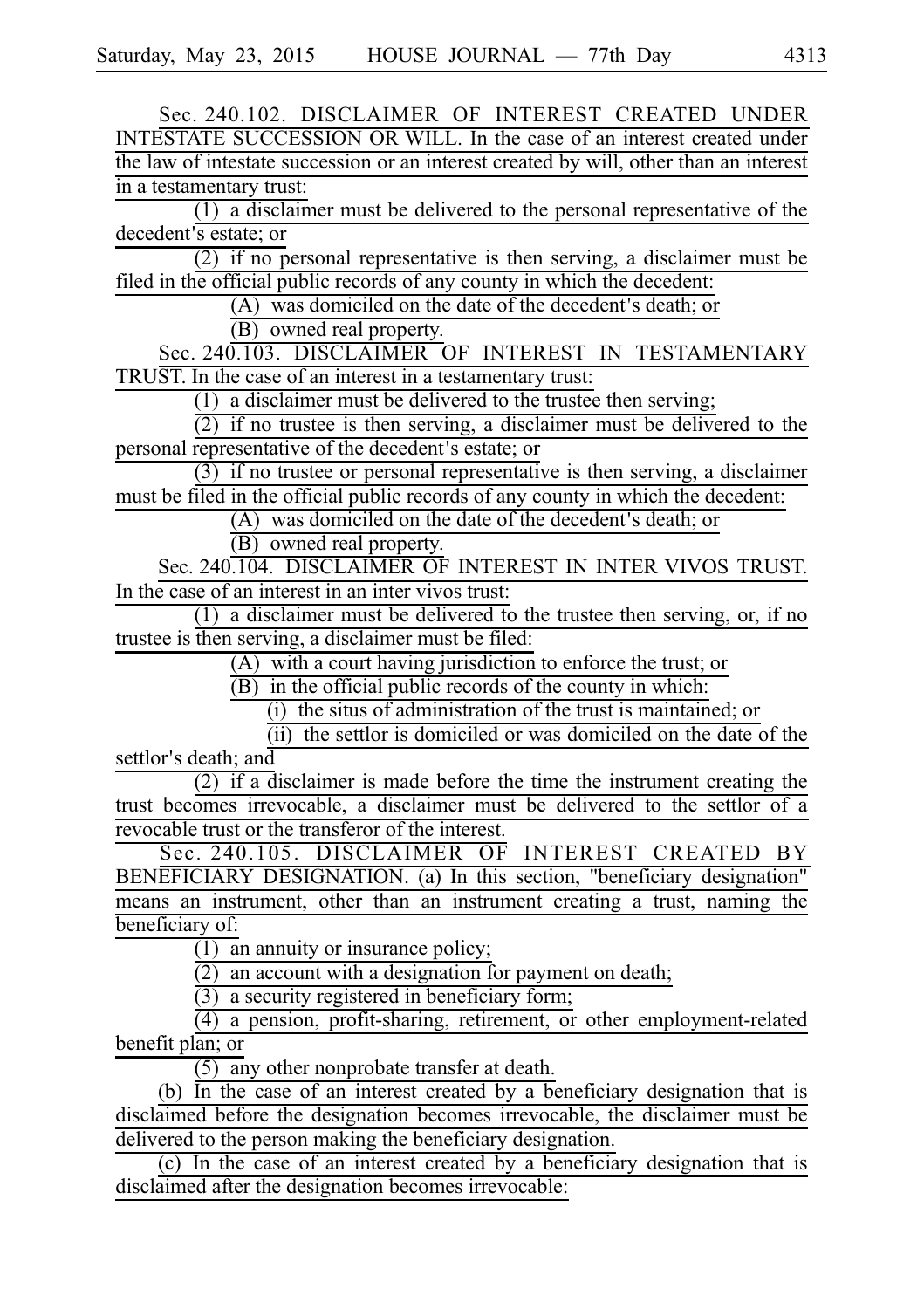Sec. 240.102. DISCLAIMER OF INTEREST CREATED UNDER INTESTATE SUCCESSION OR WILL. In the case of an interest created under the law of intestate succession or an interest created by will, other than an interest in a testamentary trust:

(1) a disclaimer must be delivered to the personal representative of the decedent's estate; or

(2) if no personal representative is then serving, a disclaimer must be filed in the official public records of any county in which the decedent:

(A) was domiciled on the date of the decedent's death; or

(B) owned real property.

Sec. 240.103. DISCLAIMER OF INTEREST IN TESTAMENTARY TRUST. In the case of an interest in a testamentary trust:

(1) a disclaimer must be delivered to the trustee then serving;

(2) if no trustee is then serving, a disclaimer must be delivered to the personal representative of the decedent's estate; or

(3) if no trustee or personal representative is then serving, a disclaimer must be filed in the official public records of any county in which the decedent:

(A) was domiciled on the date of the decedent's death; or

(B) owned real property.

Sec. 240.104. DISCLAIMER OF INTEREST IN INTER VIVOS TRUST. In the case of an interest in an inter vivos trust:

(1) a disclaimer must be delivered to the trustee then serving, or, if no trustee is then serving, a disclaimer must be filed:

(A) with a court having jurisdiction to enforce the trust; or

(B) in the official public records of the county in which:

(i) the situs of administration of the trust is maintained; or

(ii) the settlor is domiciled or was domiciled on the date of the settlor's death; and

(2) if a disclaimer is made before the time the instrument creating the trust becomes irrevocable, a disclaimer must be delivered to the settlor of a revocable trust or the transferor of the interest.

Sec. 240.105. DISCLAIMER OF INTEREST CREATED BY BENEFICIARY DESIGNATION. (a) In this section, "beneficiary designation" means an instrument, other than an instrument creating a trust, naming the beneficiary of:

(1) an annuity or insurance policy;

(2) an account with a designation for payment on death;

(3) a security registered in beneficiary form;

(4) a pension, profit-sharing, retirement, or other employment-related benefit plan; or

(5) any other nonprobate transfer at death.

(b) In the case of an interest created by a beneficiary designation that is disclaimed before the designation becomes irrevocable, the disclaimer must be delivered to the person making the beneficiary designation.

(c) In the case of an interest created by a beneficiary designation that is disclaimed after the designation becomes irrevocable: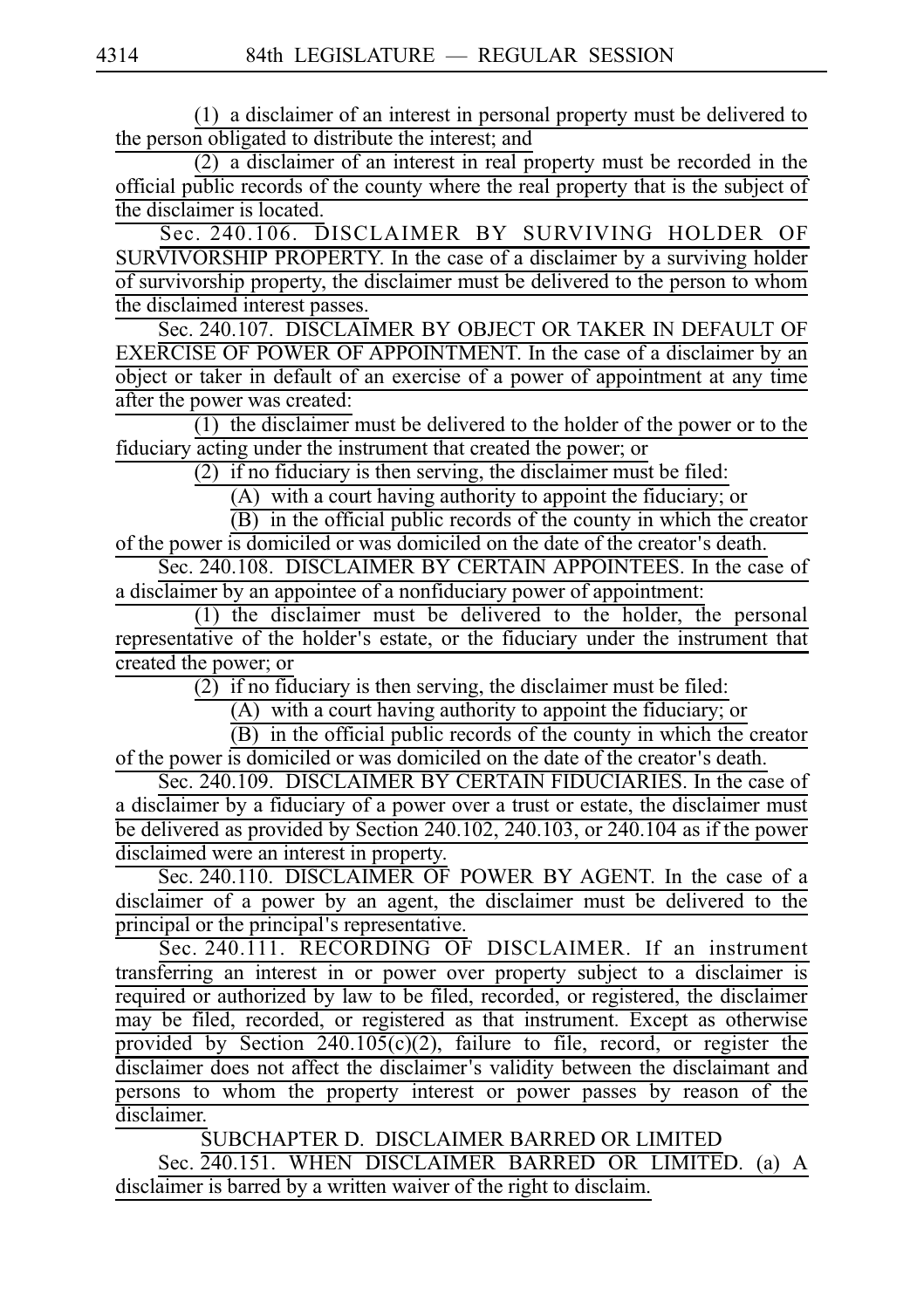(1) a disclaimer of an interest in personal property must be delivered to the person obligated to distribute the interest; and

(2) a disclaimer of an interest in real property must be recorded in the official public records of the county where the real property that is the subject of the disclaimer is located.

Sec. 240.106. DISCLAIMER BY SURVIVING HOLDER OF SURVIVORSHIP PROPERTY. In the case of a disclaimer by a surviving holder of survivorship property, the disclaimer must be delivered to the person to whom the disclaimed interest passes.

Sec. 240.107. DISCLAIMER BY OBJECT OR TAKER IN DEFAULT OF EXERCISE OF POWER OF APPOINTMENT. In the case of a disclaimer by an object or taker in default of an exercise of a power of appointment at any time after the power was created:

(1) the disclaimer must be delivered to the holder of the power or to the fiduciary acting under the instrument that created the power; or

(2) if no fiduciary is then serving, the disclaimer must be filed:

(A) with a court having authority to appoint the fiduciary; or

(B) in the official public records of the county in which the creator of the power is domiciled or was domiciled on the date of the creator's death.

Sec. 240.108. DISCLAIMER BY CERTAIN APPOINTEES. In the case of a disclaimer by an appointee of a nonfiduciary power of appointment:

(1) the disclaimer must be delivered to the holder, the personal representative of the holder's estate, or the fiduciary under the instrument that created the power; or

(2) if no fiduciary is then serving, the disclaimer must be filed:

(A) with a court having authority to appoint the fiduciary; or

(B) in the official public records of the county in which the creator of the power is domiciled or was domiciled on the date of the creator's death.

Sec. 240.109. DISCLAIMER BY CERTAIN FIDUCIARIES. In the case of a disclaimer by a fiduciary of a power over a trust or estate, the disclaimer must be delivered as provided by Section 240.102, 240.103, or 240.104 as if the power disclaimed were an interest in property.

Sec. 240.110. DISCLAIMER OF POWER BY AGENT. In the case of a disclaimer of a power by an agent, the disclaimer must be delivered to the principal or the principal's representative.

Sec. 240.111. RECORDING OF DISCLAIMER. If an instrument transferring an interest in or power over property subject to a disclaimer is required or authorized by law to be filed, recorded, or registered, the disclaimer may be filed, recorded, or registered as that instrument. Except as otherwise provided by Section 240.105(c)(2), failure to file, record, or register the disclaimer does not affect the disclaimer's validity between the disclaimant and persons to whom the property interest or power passes by reason of the disclaimer.

SUBCHAPTER D. DISCLAIMER BARRED OR LIMITED

Sec. 240.151. WHEN DISCLAIMER BARRED OR LIMITED. (a) A disclaimer is barred by a written waiver of the right to disclaim.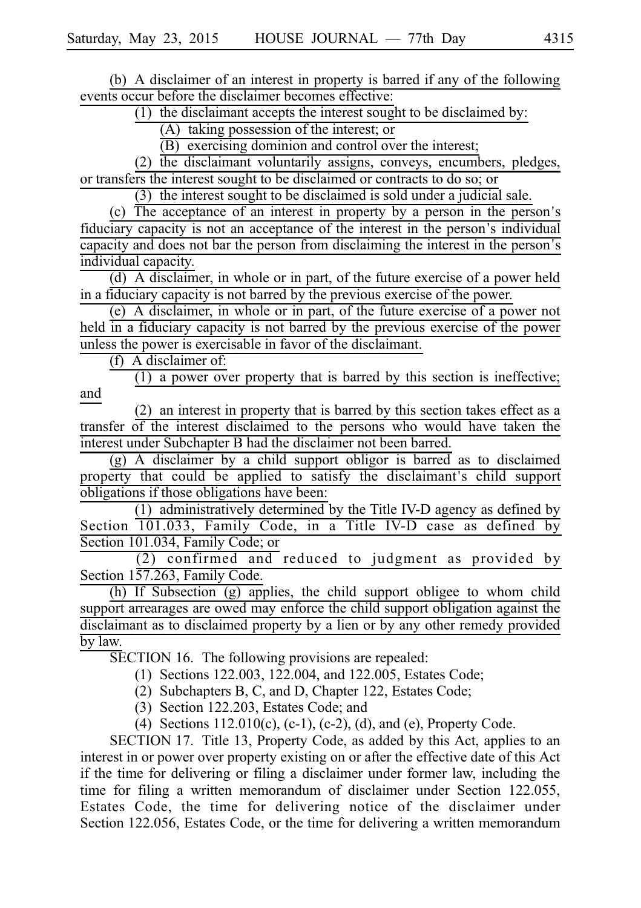(b) A disclaimer of an interest in property is barred if any of the following events occur before the disclaimer becomes effective:

(1) the disclaimant accepts the interest sought to be disclaimed by:

(A) taking possession of the interest; or

(B) exercising dominion and control over the interest;

(2) the disclaimant voluntarily assigns, conveys, encumbers, pledges, or transfers the interest sought to be disclaimed or contracts to do so; or

(3) the interest sought to be disclaimed is sold under a judicial sale.

(c) The acceptance of an interest in property by a person in the person's fiduciary capacity is not an acceptance of the interest in the person's individual capacity and does not bar the person from disclaiming the interest in the person's individual capacity.

(d) A disclaimer, in whole or in part, of the future exercise of a power held in a fiduciary capacity is not barred by the previous exercise of the power.

(e) A disclaimer, in whole or in part, of the future exercise of a power not held in a fiduciary capacity is not barred by the previous exercise of the power unless the power is exercisable in favor of the disclaimant.

(f) A disclaimer of:

(1) a power over property that is barred by this section is ineffective; and

(2) an interest in property that is barred by this section takes effect as a transfer of the interest disclaimed to the persons who would have taken the interest under Subchapter B had the disclaimer not been barred.

(g) A disclaimer by a child support obligor is barred as to disclaimed property that could be applied to satisfy the disclaimant's child support obligations if those obligations have been:

(1) administratively determined by the Title IV-D agency as defined by Section 101.033, Family Code, in a Title IV-D case as defined by Section 101.034, Family Code; or

(2) confirmed and reduced to judgment as provided by Section 157.263, Family Code.

(h) If Subsection (g) applies, the child support obligee to whom child support arrearages are owed may enforce the child support obligation against the disclaimant as to disclaimed property by a lien or by any other remedy provided by law.

SECTION 16. The following provisions are repealed:

(1) Sections 122.003, 122.004, and 122.005, Estates Code;

(2) Subchapters B, C, and D, Chapter 122, Estates Code;

(3) Section 122.203, Estates Code; and

(4) Sections 112.010(c), (c-1), (c-2), (d), and (e), Property Code.

SECTION 17. Title 13, Property Code, as added by this Act, applies to an interest in or power over property existing on or after the effective date of this Act if the time for delivering or filing a disclaimer under former law, including the time for filing a written memorandum of disclaimer under Section 122.055, Estates Code, the time for delivering notice of the disclaimer under Section 122.056, Estates Code, or the time for delivering a written memorandum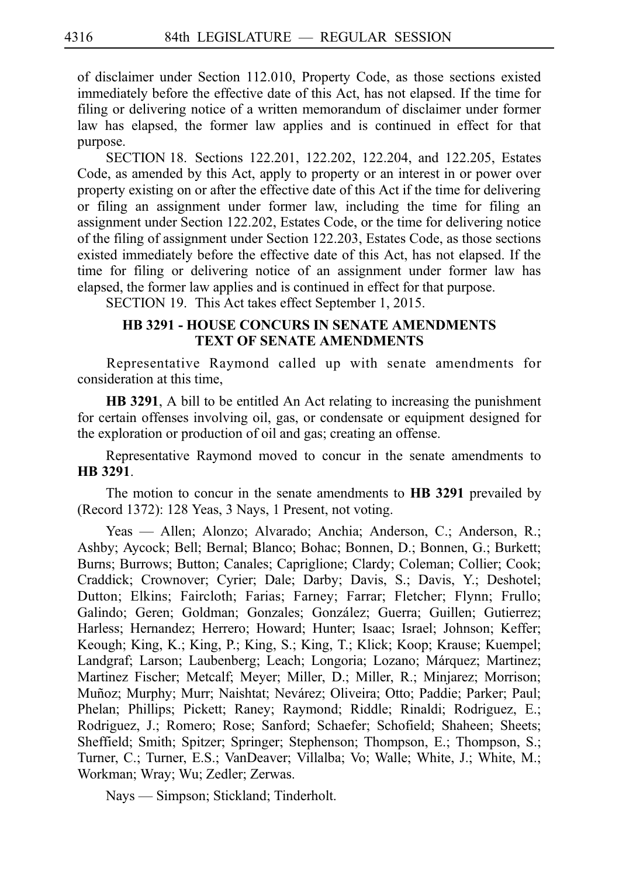of disclaimer under Section 112.010, Property Code, as those sections existed immediately before the effective date of this Act, has not elapsed. If the time for filing or delivering notice of a written memorandum of disclaimer under former law has elapsed, the former law applies and is continued in effect for that purpose.

SECTION 18. Sections 122.201, 122.202, 122.204, and 122.205, Estates Code, as amended by this Act, apply to property or an interest in or power over property existing on or after the effective date of this Act if the time for delivering or filing an assignment under former law, including the time for filing an assignment under Section 122.202, Estates Code, or the time for delivering notice of the filing of assignment under Section 122.203, Estates Code, as those sections existed immediately before the effective date of this Act, has not elapsed. If the time for filing or delivering notice of an assignment under former law has elapsed, the former law applies and is continued in effect for that purpose.

SECTION 19. This Act takes effect September 1, 2015.

## HB 3291 - HOUSE CONCURS IN SENATE AMENDMENTS TEXT OF SENATE AMENDMENTS

Representative Raymond called up with senate amendments for consideration at this time,

**HB 3291**, A bill to be entitled An Act relating to increasing the punishment for certain offenses involving oil, gas, or condensate or equipment designed for the exploration or production of oil and gas; creating an offense.

Representative Raymond moved to concur in the senate amendments to **HB 3291**.

The motion to concur in the senate amendments to **HB 3291** prevailed by (Record 1372): 128 Yeas, 3 Nays, 1 Present, not voting.

Yeas — Allen; Alonzo; Alvarado; Anchia; Anderson, C.; Anderson, R.; Ashby; Aycock; Bell; Bernal; Blanco; Bohac; Bonnen, D.; Bonnen, G.; Burkett; Burns; Burrows; Button; Canales; Capriglione; Clardy; Coleman; Collier; Cook; Craddick; Crownover; Cyrier; Dale; Darby; Davis, S.; Davis, Y.; Deshotel; Dutton; Elkins; Faircloth; Farias; Farney; Farrar; Fletcher; Flynn; Frullo; Galindo; Geren; Goldman; Gonzales; González; Guerra; Guillen; Gutierrez; Harless; Hernandez; Herrero; Howard; Hunter; Isaac; Israel; Johnson; Keffer; Keough; King, K.; King, P.; King, S.; King, T.; Klick; Koop; Krause; Kuempel; Landgraf; Larson; Laubenberg; Leach; Longoria; Lozano; Márquez; Martinez; Martinez Fischer; Metcalf; Meyer; Miller, D.; Miller, R.; Minjarez; Morrison; Muñoz; Murphy; Murr; Naishtat; Nevárez; Oliveira; Otto; Paddie; Parker; Paul; Phelan; Phillips; Pickett; Raney; Raymond; Riddle; Rinaldi; Rodriguez, E.; Rodriguez, J.; Romero; Rose; Sanford; Schaefer; Schofield; Shaheen; Sheets; Sheffield; Smith; Spitzer; Springer; Stephenson; Thompson, E.; Thompson, S.; Turner, C.; Turner, E.S.; VanDeaver; Villalba; Vo; Walle; White, J.; White, M.; Workman; Wray; Wu; Zedler; Zerwas.

Nays — Simpson; Stickland; Tinderholt.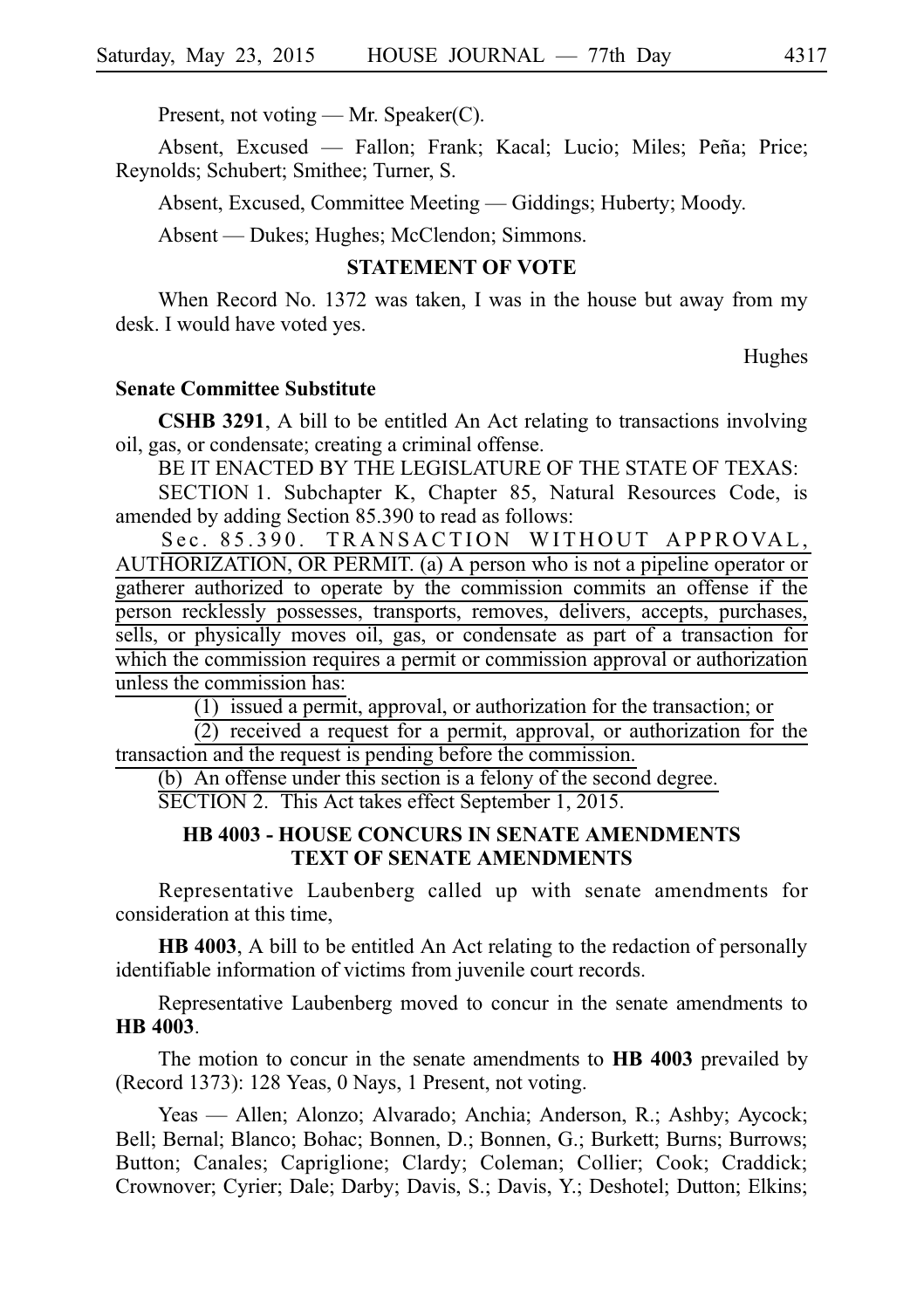Present, not voting — Mr. Speaker(C).

Absent, Excused — Fallon; Frank; Kacal; Lucio; Miles; Peña; Price; Reynolds; Schubert; Smithee; Turner, S.

Absent, Excused, Committee Meeting — Giddings; Huberty; Moody.

Absent — Dukes; Hughes; McClendon; Simmons.

### STATEMENT OF VOTE

When Record No. 1372 was taken, I was in the house but away from my desk. I would have voted yes.

Hughes

**Senate Committee Substitute**

**CSHB 3291**, A bill to be entitled An Act relating to transactions involving oil, gas, or condensate; creating a criminal offense.

BE IT ENACTED BY THE LEGISLATURE OF THE STATE OF TEXAS:

SECTION 1. Subchapter K, Chapter 85, Natural Resources Code, is amended by adding Section 85.390 to read as follows:

Sec. 85.390. TRANSACTION WITHOUT APPROVAL, AUTHORIZATION, OR PERMIT. (a) A person who is not a pipeline operator or gatherer authorized to operate by the commission commits an offense if the person recklessly possesses, transports, removes, delivers, accepts, purchases, sells, or physically moves oil, gas, or condensate as part of a transaction for which the commission requires a permit or commission approval or authorization unless the commission has:

(1) issued a permit, approval, or authorization for the transaction; or

(2) received a request for a permit, approval, or authorization for the transaction and the request is pending before the commission.

(b) An offense under this section is a felony of the second degree.

SECTION 2. This Act takes effect September 1, 2015.

### HB 4003 - HOUSE CONCURS IN SENATE AMENDMENTS TEXT OF SENATE AMENDMENTS

Representative Laubenberg called up with senate amendments for consideration at this time,

**HB 4003**, A bill to be entitled An Act relating to the redaction of personally identifiable information of victims from juvenile court records.

Representative Laubenberg moved to concur in the senate amendments to **HB 4003**.

The motion to concur in the senate amendments to **HB 4003** prevailed by (Record 1373): 128 Yeas, 0 Nays, 1 Present, not voting.

Yeas — Allen; Alonzo; Alvarado; Anchia; Anderson, R.; Ashby; Aycock; Bell; Bernal; Blanco; Bohac; Bonnen, D.; Bonnen, G.; Burkett; Burns; Burrows; Button; Canales; Capriglione; Clardy; Coleman; Collier; Cook; Craddick; Crownover; Cyrier; Dale; Darby; Davis, S.; Davis, Y.; Deshotel; Dutton; Elkins;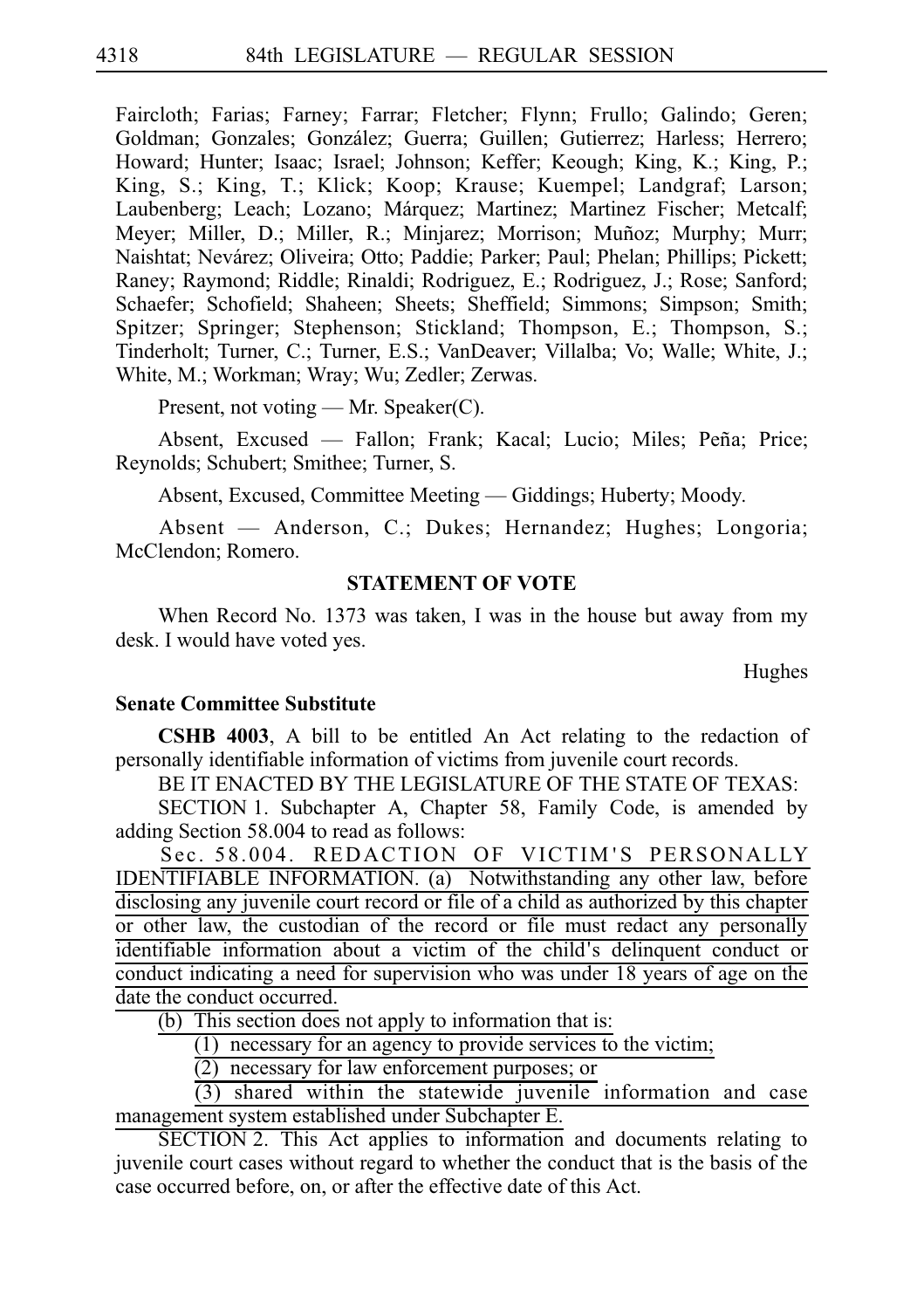Faircloth; Farias; Farney; Farrar; Fletcher; Flynn; Frullo; Galindo; Geren; Goldman; Gonzales; González; Guerra; Guillen; Gutierrez; Harless; Herrero; Howard; Hunter; Isaac; Israel; Johnson; Keffer; Keough; King, K.; King, P.; King, S.; King, T.; Klick; Koop; Krause; Kuempel; Landgraf; Larson; Laubenberg; Leach; Lozano; Márquez; Martinez; Martinez Fischer; Metcalf; Meyer; Miller, D.; Miller, R.; Minjarez; Morrison; Muñoz; Murphy; Murr; Naishtat; Nevárez; Oliveira; Otto; Paddie; Parker; Paul; Phelan; Phillips; Pickett; Raney; Raymond; Riddle; Rinaldi; Rodriguez, E.; Rodriguez, J.; Rose; Sanford; Schaefer; Schofield; Shaheen; Sheets; Sheffield; Simmons; Simpson; Smith; Spitzer; Springer; Stephenson; Stickland; Thompson, E.; Thompson, S.; Tinderholt; Turner, C.; Turner, E.S.; VanDeaver; Villalba; Vo; Walle; White, J.; White, M.; Workman; Wray; Wu; Zedler; Zerwas.

Present, not voting — Mr. Speaker(C).

Absent, Excused — Fallon; Frank; Kacal; Lucio; Miles; Peña; Price; Reynolds; Schubert; Smithee; Turner, S.

Absent, Excused, Committee Meeting — Giddings; Huberty; Moody.

Absent — Anderson, C.; Dukes; Hernandez; Hughes; Longoria; McClendon; Romero.

## STATEMENT OF VOTE

When Record No. 1373 was taken, I was in the house but away from my desk. I would have voted yes.

Hughes

### Senate Committee Substitute

**CSHB 4003**, A bill to be entitled An Act relating to the redaction of personally identifiable information of victims from juvenile court records.

BE IT ENACTED BY THE LEGISLATURE OF THE STATE OF TEXAS:

SECTION 1. Subchapter A, Chapter 58, Family Code, is amended by adding Section 58.004 to read as follows:

Sec. 58.004. REDACTION OF VICTIM'S PERSONALLY IDENTIFIABLE INFORMATION. (a) Notwithstanding any other law, before disclosing any juvenile court record or file of a child as authorized by this chapter or other law, the custodian of the record or file must redact any personally identifiable information about a victim of the child's delinquent conduct or conduct indicating a need for supervision who was under 18 years of age on the date the conduct occurred.

(b) This section does not apply to information that is:

(1) necessary for an agency to provide services to the victim;

(2) necessary for law enforcement purposes; or

(3) shared within the statewide juvenile information and case management system established under Subchapter E.

SECTION 2. This Act applies to information and documents relating to juvenile court cases without regard to whether the conduct that is the basis of the case occurred before, on, or after the effective date of this Act.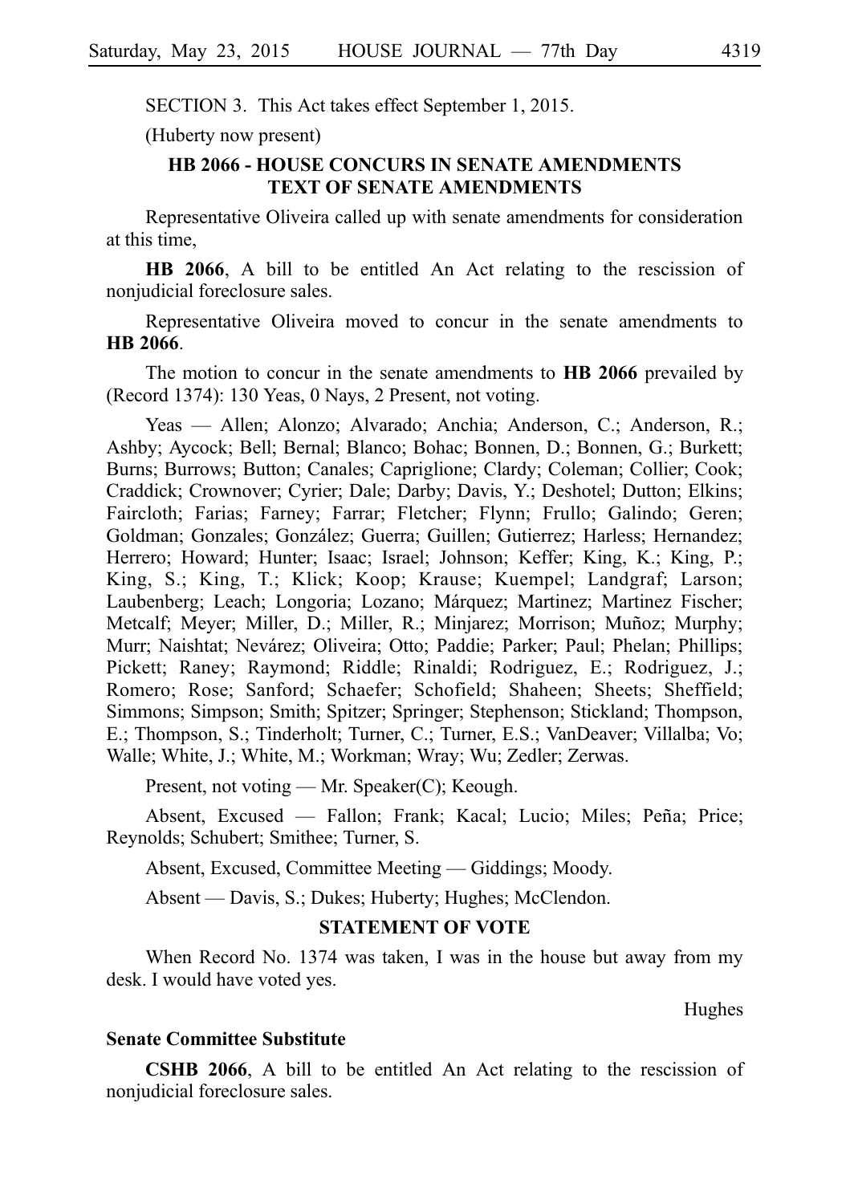SECTION 3. This Act takes effect September 1, 2015.

(Huberty now present)

### HB 2066 - HOUSE CONCURS IN SENATE AMENDMENTS TEXT OF SENATE AMENDMENTS

Representative Oliveira called up with senate amendments for consideration at this time,

**HB 2066**, A bill to be entitled An Act relating to the rescission of nonjudicial foreclosure sales.

Representative Oliveira moved to concur in the senate amendments to **HB 2066**.

The motion to concur in the senate amendments to **HB 2066** prevailed by (Record 1374): 130 Yeas, 0 Nays, 2 Present, not voting.

Yeas — Allen; Alonzo; Alvarado; Anchia; Anderson, C.; Anderson, R.; Ashby; Aycock; Bell; Bernal; Blanco; Bohac; Bonnen, D.; Bonnen, G.; Burkett; Burns; Burrows; Button; Canales; Capriglione; Clardy; Coleman; Collier; Cook; Craddick; Crownover; Cyrier; Dale; Darby; Davis, Y.; Deshotel; Dutton; Elkins; Faircloth; Farias; Farney; Farrar; Fletcher; Flynn; Frullo; Galindo; Geren; Goldman; Gonzales; González; Guerra; Guillen; Gutierrez; Harless; Hernandez; Herrero; Howard; Hunter; Isaac; Israel; Johnson; Keffer; King, K.; King, P.; King, S.; King, T.; Klick; Koop; Krause; Kuempel; Landgraf; Larson; Laubenberg; Leach; Longoria; Lozano; Márquez; Martinez; Martinez Fischer; Metcalf; Meyer; Miller, D.; Miller, R.; Minjarez; Morrison; Muñoz; Murphy; Murr; Naishtat; Nevárez; Oliveira; Otto; Paddie; Parker; Paul; Phelan; Phillips; Pickett; Raney; Raymond; Riddle; Rinaldi; Rodriguez, E.; Rodriguez, J.; Romero; Rose; Sanford; Schaefer; Schofield; Shaheen; Sheets; Sheffield; Simmons; Simpson; Smith; Spitzer; Springer; Stephenson; Stickland; Thompson, E.; Thompson, S.; Tinderholt; Turner, C.; Turner, E.S.; VanDeaver; Villalba; Vo; Walle; White, J.; White, M.; Workman; Wray; Wu; Zedler; Zerwas.

Present, not voting — Mr. Speaker(C); Keough.

Absent, Excused — Fallon; Frank; Kacal; Lucio; Miles; Peña; Price; Reynolds; Schubert; Smithee; Turner, S.

Absent, Excused, Committee Meeting — Giddings; Moody.

Absent — Davis, S.; Dukes; Huberty; Hughes; McClendon.

### STATEMENT OF VOTE

When Record No. 1374 was taken, I was in the house but away from my desk. I would have voted yes.

Hughes

**Senate Committee Substitute**

**CSHB 2066**, A bill to be entitled An Act relating to the rescission of nonjudicial foreclosure sales.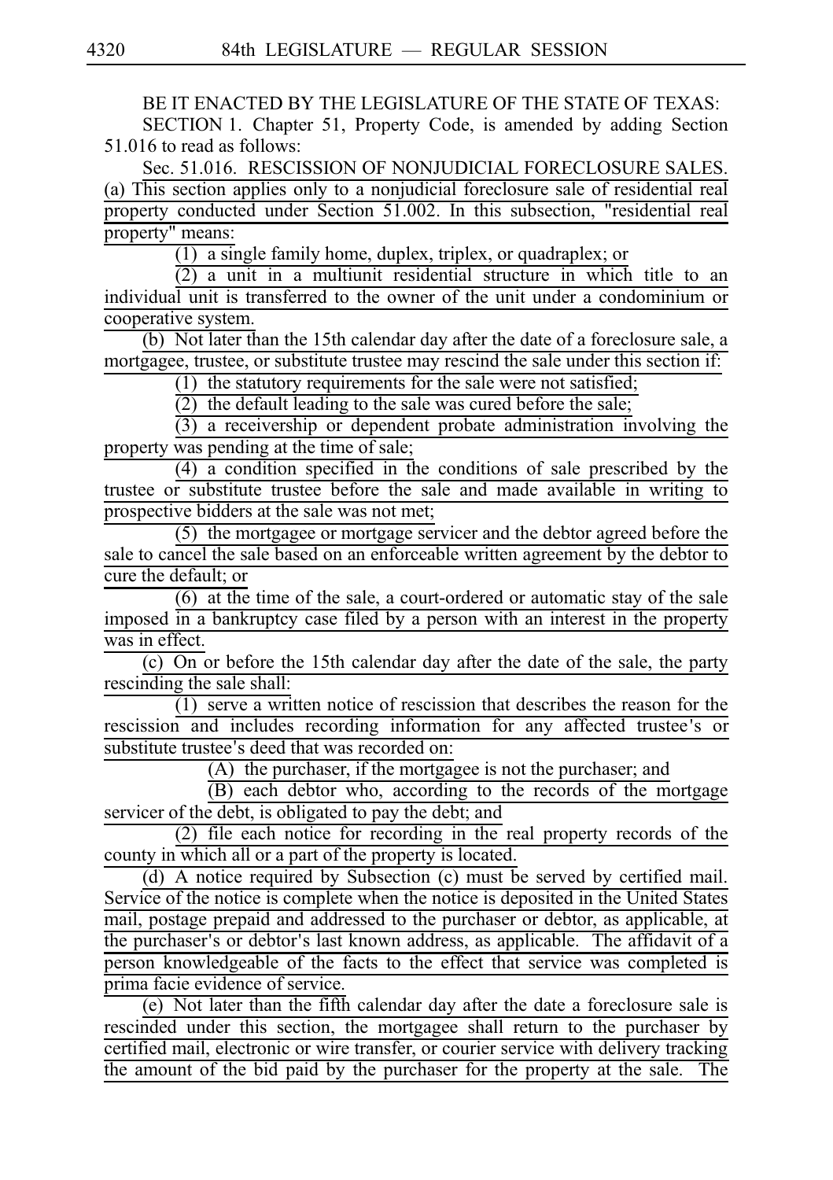BE IT ENACTED BY THE LEGISLATURE OF THE STATE OF TEXAS:

SECTION 1. Chapter 51, Property Code, is amended by adding Section 51.016 to read as follows:

Sec. 51.016. RESCISSION OF NONJUDICIAL FORECLOSURE SALES. (a) This section applies only to a nonjudicial foreclosure sale of residential real property conducted under Section 51.002. In this subsection, "residential real property" means:

(1) a single family home, duplex, triplex, or quadraplex; or

(2) a unit in a multiunit residential structure in which title to an individual unit is transferred to the owner of the unit under a condominium or cooperative system.

(b) Not later than the 15th calendar day after the date of a foreclosure sale, a mortgagee, trustee, or substitute trustee may rescind the sale under this section if:

(1) the statutory requirements for the sale were not satisfied;

(2) the default leading to the sale was cured before the sale;

(3) a receivership or dependent probate administration involving the property was pending at the time of sale;

(4) a condition specified in the conditions of sale prescribed by the trustee or substitute trustee before the sale and made available in writing to prospective bidders at the sale was not met;

(5) the mortgagee or mortgage servicer and the debtor agreed before the sale to cancel the sale based on an enforceable written agreement by the debtor to cure the default; or

(6) at the time of the sale, a court-ordered or automatic stay of the sale imposed in a bankruptcy case filed by a person with an interest in the property was in effect.

(c) On or before the 15th calendar day after the date of the sale, the party rescinding the sale shall:

(1) serve a written notice of rescission that describes the reason for the rescission and includes recording information for any affected trustee's or substitute trustee's deed that was recorded on:

(A) the purchaser, if the mortgagee is not the purchaser; and

(B) each debtor who, according to the records of the mortgage servicer of the debt, is obligated to pay the debt; and

(2) file each notice for recording in the real property records of the county in which all or a part of the property is located.

(d) A notice required by Subsection (c) must be served by certified mail. Service of the notice is complete when the notice is deposited in the United States mail, postage prepaid and addressed to the purchaser or debtor, as applicable, at the purchaser's or debtor's last known address, as applicable. The affidavit of a person knowledgeable of the facts to the effect that service was completed is prima facie evidence of service.

(e) Not later than the fifth calendar day after the date a foreclosure sale is rescinded under this section, the mortgagee shall return to the purchaser by certified mail, electronic or wire transfer, or courier service with delivery tracking the amount of the bid paid by the purchaser for the property at the sale. The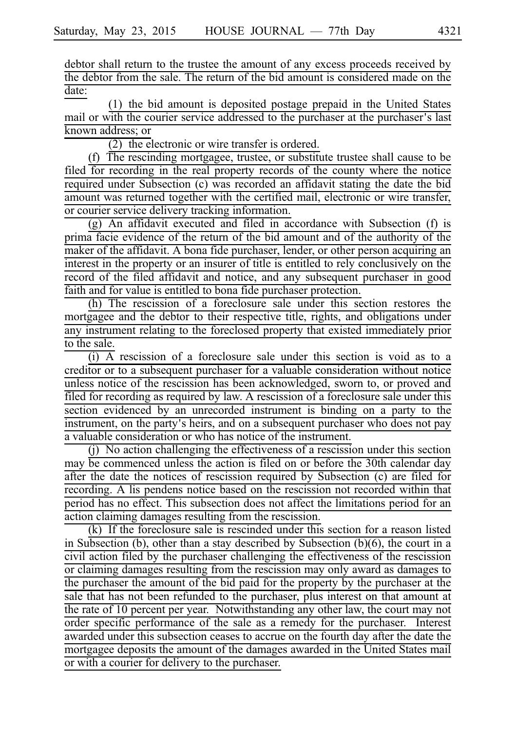debtor shall return to the trustee the amount of any excess proceeds received by the debtor from the sale. The return of the bid amount is considered made on the date:

(1) the bid amount is deposited postage prepaid in the United States mail or with the courier service addressed to the purchaser at the purchaser's last known address; or

(2) the electronic or wire transfer is ordered.

(f) The rescinding mortgagee, trustee, or substitute trustee shall cause to be filed for recording in the real property records of the county where the notice required under Subsection (c) was recorded an affidavit stating the date the bid amount was returned together with the certified mail, electronic or wire transfer, or courier service delivery tracking information.

(g) An affidavit executed and filed in accordance with Subsection (f) is prima facie evidence of the return of the bid amount and of the authority of the maker of the affidavit. A bona fide purchaser, lender, or other person acquiring an interest in the property or an insurer of title is entitled to rely conclusively on the record of the filed affidavit and notice, and any subsequent purchaser in good faith and for value is entitled to bona fide purchaser protection.

(h) The rescission of a foreclosure sale under this section restores the mortgagee and the debtor to their respective title, rights, and obligations under any instrument relating to the foreclosed property that existed immediately prior to the sale.

(i) A rescission of a foreclosure sale under this section is void as to a creditor or to a subsequent purchaser for a valuable consideration without notice unless notice of the rescission has been acknowledged, sworn to, or proved and filed for recording as required by law. A rescission of a foreclosure sale under this section evidenced by an unrecorded instrument is binding on a party to the instrument, on the party's heirs, and on a subsequent purchaser who does not pay a valuable consideration or who has notice of the instrument.

(j) No action challenging the effectiveness of a rescission under this section may be commenced unless the action is filed on or before the 30th calendar day after the date the notices of rescission required by Subsection (c) are filed for recording. A lis pendens notice based on the rescission not recorded within that period has no effect. This subsection does not affect the limitations period for an action claiming damages resulting from the rescission.

(k) If the foreclosure sale is rescinded under this section for a reason listed in Subsection (b), other than a stay described by Subsection (b)(6), the court in a civil action filed by the purchaser challenging the effectiveness of the rescission or claiming damages resulting from the rescission may only award as damages to the purchaser the amount of the bid paid for the property by the purchaser at the sale that has not been refunded to the purchaser, plus interest on that amount at the rate of 10 percent per year. Notwithstanding any other law, the court may not order specific performance of the sale as a remedy for the purchaser. Interest awarded under this subsection ceases to accrue on the fourth day after the date the mortgagee deposits the amount of the damages awarded in the United States mail or with a courier for delivery to the purchaser.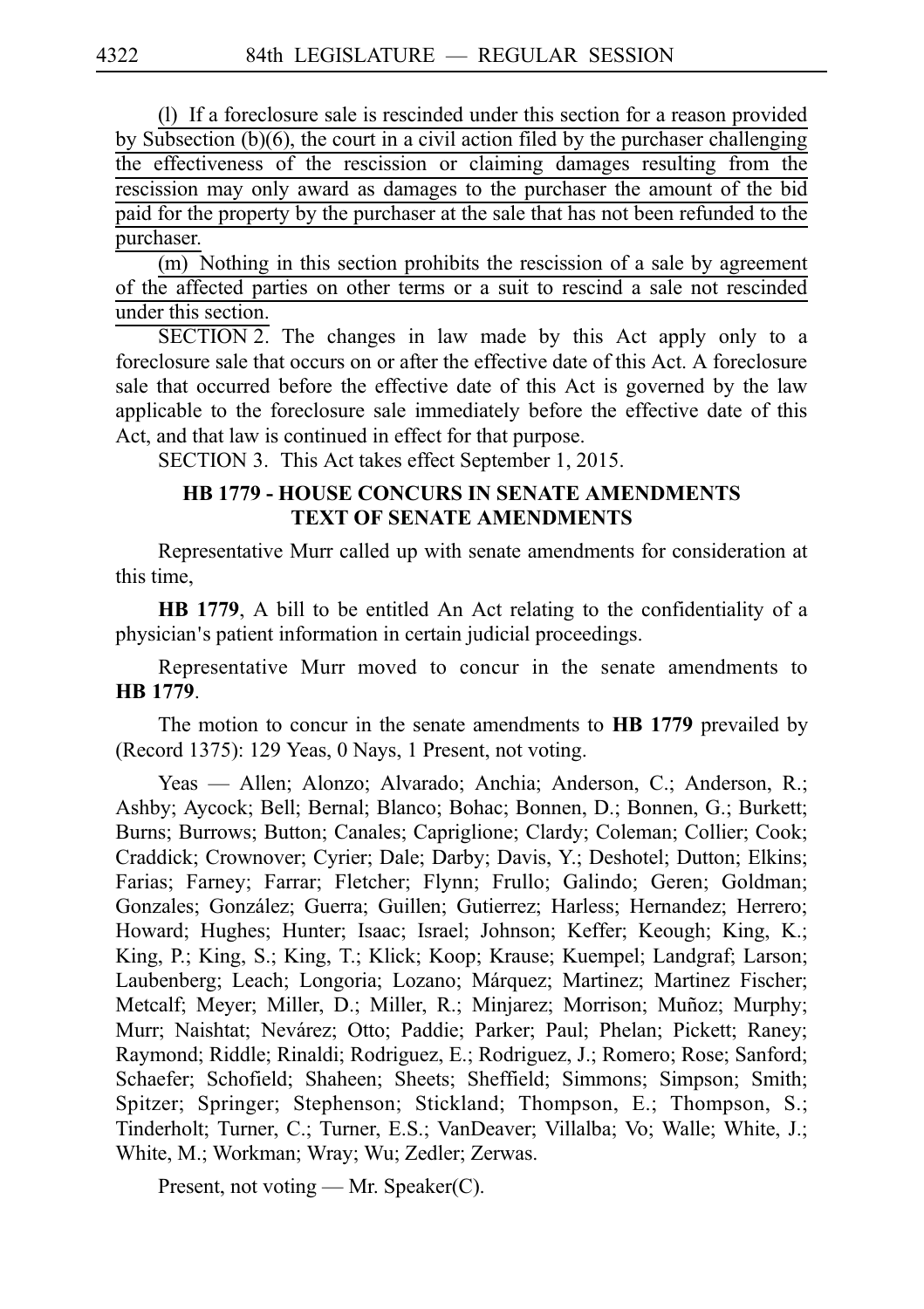(l) If a foreclosure sale is rescinded under this section for a reason provided by Subsection (b)(6), the court in a civil action filed by the purchaser challenging the effectiveness of the rescission or claiming damages resulting from the rescission may only award as damages to the purchaser the amount of the bid paid for the property by the purchaser at the sale that has not been refunded to the purchaser.

(m) Nothing in this section prohibits the rescission of a sale by agreement of the affected parties on other terms or a suit to rescind a sale not rescinded under this section.

SECTION 2. The changes in law made by this Act apply only to a foreclosure sale that occurs on or after the effective date of this Act. A foreclosure sale that occurred before the effective date of this Act is governed by the law applicable to the foreclosure sale immediately before the effective date of this Act, and that law is continued in effect for that purpose.

SECTION 3. This Act takes effect September 1, 2015.

## HB 1779 - HOUSE CONCURS IN SENATE AMENDMENTS TEXT OF SENATE AMENDMENTS

Representative Murr called up with senate amendments for consideration at this time,

**HB 1779**, A bill to be entitled An Act relating to the confidentiality of a physician's patient information in certain judicial proceedings.

Representative Murr moved to concur in the senate amendments to **HB 1779**.

The motion to concur in the senate amendments to **HB 1779** prevailed by (Record 1375): 129 Yeas, 0 Nays, 1 Present, not voting.

Yeas — Allen; Alonzo; Alvarado; Anchia; Anderson, C.; Anderson, R.; Ashby; Aycock; Bell; Bernal; Blanco; Bohac; Bonnen, D.; Bonnen, G.; Burkett; Burns; Burrows; Button; Canales; Capriglione; Clardy; Coleman; Collier; Cook; Craddick; Crownover; Cyrier; Dale; Darby; Davis, Y.; Deshotel; Dutton; Elkins; Farias; Farney; Farrar; Fletcher; Flynn; Frullo; Galindo; Geren; Goldman; Gonzales; González; Guerra; Guillen; Gutierrez; Harless; Hernandez; Herrero; Howard; Hughes; Hunter; Isaac; Israel; Johnson; Keffer; Keough; King, K.; King, P.; King, S.; King, T.; Klick; Koop; Krause; Kuempel; Landgraf; Larson; Laubenberg; Leach; Longoria; Lozano; Márquez; Martinez; Martinez Fischer; Metcalf; Meyer; Miller, D.; Miller, R.; Minjarez; Morrison; Muñoz; Murphy; Murr; Naishtat; Nevárez; Otto; Paddie; Parker; Paul; Phelan; Pickett; Raney; Raymond; Riddle; Rinaldi; Rodriguez, E.; Rodriguez, J.; Romero; Rose; Sanford; Schaefer; Schofield; Shaheen; Sheets; Sheffield; Simmons; Simpson; Smith; Spitzer; Springer; Stephenson; Stickland; Thompson, E.; Thompson, S.; Tinderholt; Turner, C.; Turner, E.S.; VanDeaver; Villalba; Vo; Walle; White, J.; White, M.; Workman; Wray; Wu; Zedler; Zerwas.

Present, not voting — Mr. Speaker(C).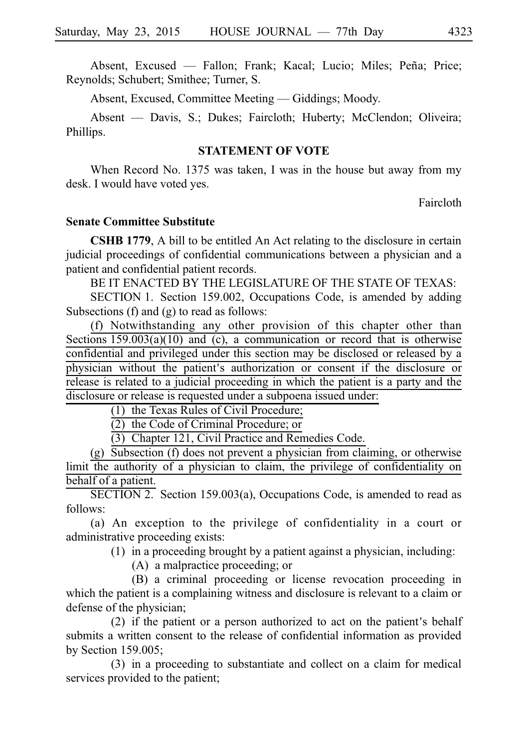Absent, Excused — Fallon; Frank; Kacal; Lucio; Miles; Peña; Price; Reynolds; Schubert; Smithee; Turner, S.

Absent, Excused, Committee Meeting — Giddings; Moody.

Absent — Davis, S.; Dukes; Faircloth; Huberty; McClendon; Oliveira; Phillips.

## STATEMENT OF VOTE

When Record No. 1375 was taken, I was in the house but away from my desk. I would have voted yes.

Faircloth

### Senate Committee Substitute

**CSHB 1779**, A bill to be entitled An Act relating to the disclosure in certain judicial proceedings of confidential communications between a physician and a patient and confidential patient records.

BE IT ENACTED BY THE LEGISLATURE OF THE STATE OF TEXAS:

SECTION 1. Section 159.002, Occupations Code, is amended by adding Subsections (f) and (g) to read as follows:

(f) Notwithstanding any other provision of this chapter other than Sections 159.003(a)(10) and (c), a communication or record that is otherwise confidential and privileged under this section may be disclosed or released by a physician without the patient's authorization or consent if the disclosure or release is related to a judicial proceeding in which the patient is a party and the disclosure or release is requested under a subpoena issued under:

(1) the Texas Rules of Civil Procedure;

(2) the Code of Criminal Procedure; or

(3) Chapter 121, Civil Practice and Remedies Code.

(g) Subsection (f) does not prevent a physician from claiming, or otherwise limit the authority of a physician to claim, the privilege of confidentiality on behalf of a patient.

SECTION 2. Section 159.003(a), Occupations Code, is amended to read as follows:

(a) An exception to the privilege of confidentiality in a court or administrative proceeding exists:

(1) in a proceeding brought by a patient against a physician, including:

(A) a malpractice proceeding; or

(B) a criminal proceeding or license revocation proceeding in which the patient is a complaining witness and disclosure is relevant to a claim or defense of the physician;

(2) if the patient or a person authorized to act on the patient's behalf submits a written consent to the release of confidential information as provided by Section 159.005;

(3) in a proceeding to substantiate and collect on a claim for medical services provided to the patient;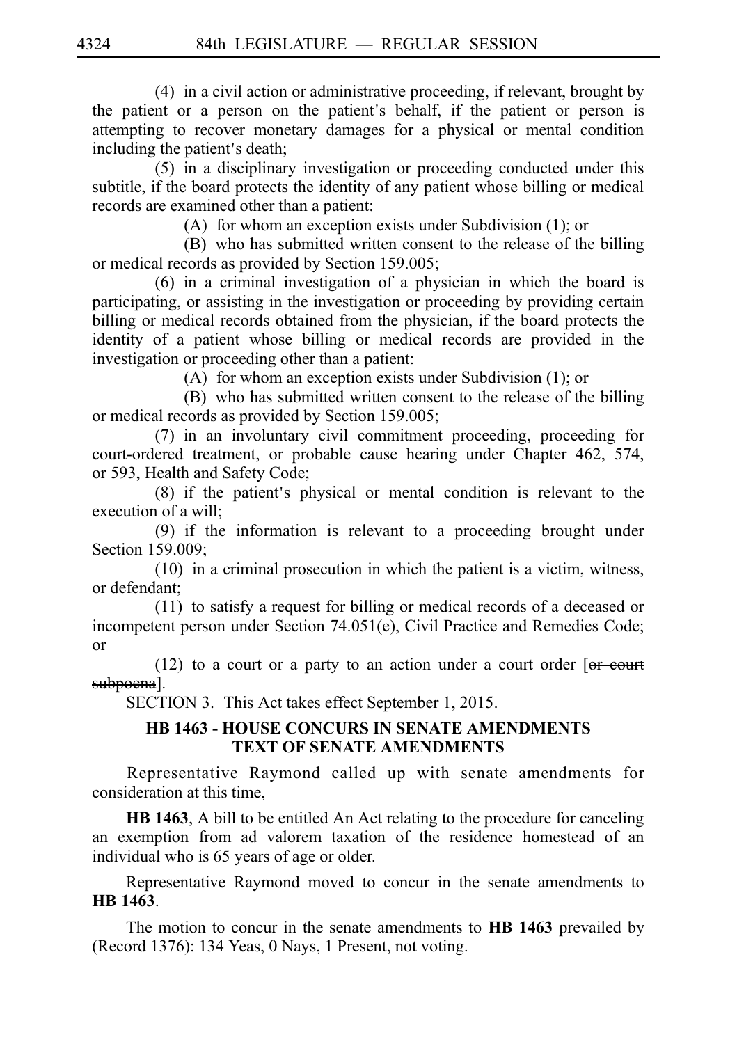(4) in a civil action or administrative proceeding, if relevant, brought by the patient or a person on the patient's behalf, if the patient or person is attempting to recover monetary damages for a physical or mental condition including the patient's death;

(5) in a disciplinary investigation or proceeding conducted under this subtitle, if the board protects the identity of any patient whose billing or medical records are examined other than a patient:

(A) for whom an exception exists under Subdivision (1); or

(B) who has submitted written consent to the release of the billing or medical records as provided by Section 159.005;

(6) in a criminal investigation of a physician in which the board is participating, or assisting in the investigation or proceeding by providing certain billing or medical records obtained from the physician, if the board protects the identity of a patient whose billing or medical records are provided in the investigation or proceeding other than a patient:

(A) for whom an exception exists under Subdivision (1); or

(B) who has submitted written consent to the release of the billing or medical records as provided by Section 159.005;

(7) in an involuntary civil commitment proceeding, proceeding for court-ordered treatment, or probable cause hearing under Chapter 462, 574, or 593, Health and Safety Code;

(8) if the patient's physical or mental condition is relevant to the execution of a will;

(9) if the information is relevant to a proceeding brought under Section 159.009;

(10) in a criminal prosecution in which the patient is a victim, witness, or defendant;

(11) to satisfy a request for billing or medical records of a deceased or incompetent person under Section 74.051(e), Civil Practice and Remedies Code; or

(12) to a court or a party to an action under a court order [~~or court subpoena~~].

SECTION 3. This Act takes effect September 1, 2015.

## HB 1463 - HOUSE CONCURS IN SENATE AMENDMENTS TEXT OF SENATE AMENDMENTS

Representative Raymond called up with senate amendments for consideration at this time,

**HB 1463**, A bill to be entitled An Act relating to the procedure for canceling an exemption from ad valorem taxation of the residence homestead of an individual who is 65 years of age or older.

Representative Raymond moved to concur in the senate amendments to **HB 1463**.

The motion to concur in the senate amendments to **HB 1463** prevailed by (Record 1376): 134 Yeas, 0 Nays, 1 Present, not voting.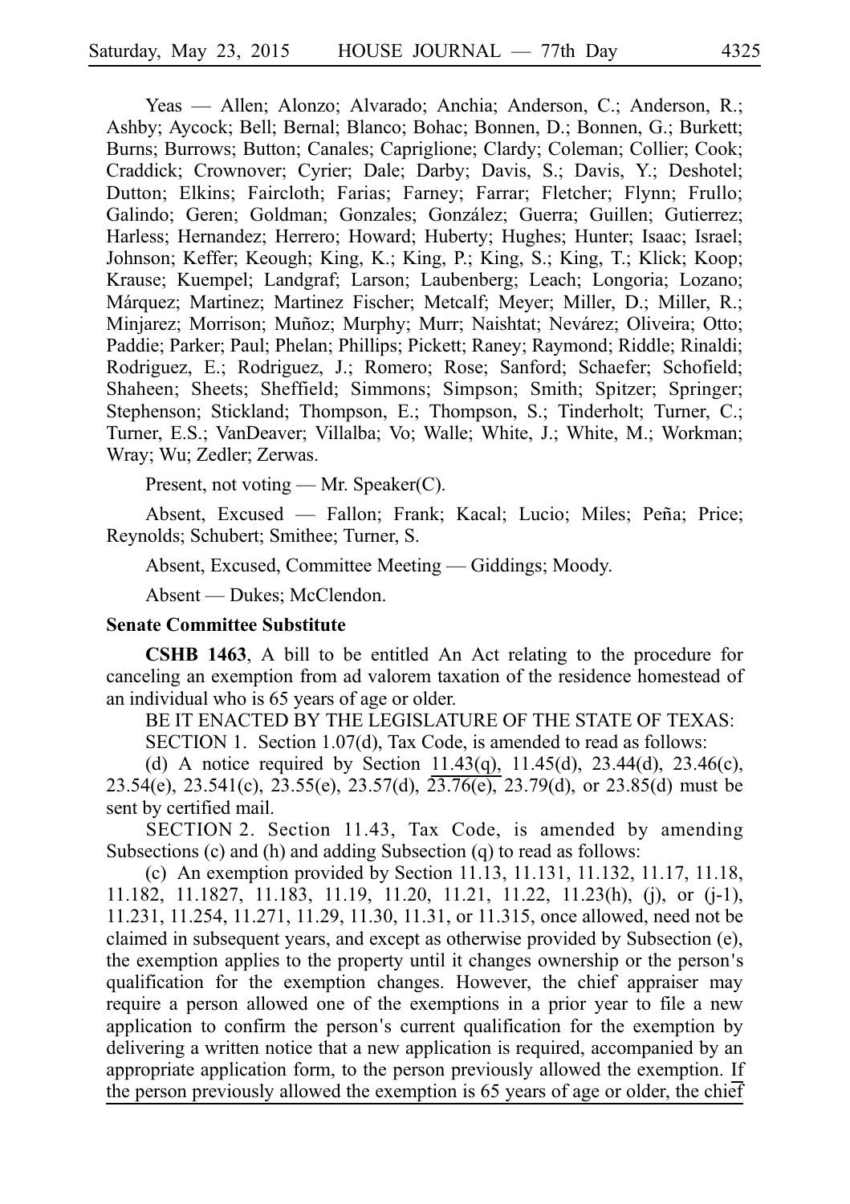Yeas — Allen; Alonzo; Alvarado; Anchia; Anderson, C.; Anderson, R.; Ashby; Aycock; Bell; Bernal; Blanco; Bohac; Bonnen, D.; Bonnen, G.; Burkett; Burns; Burrows; Button; Canales; Capriglione; Clardy; Coleman; Collier; Cook; Craddick; Crownover; Cyrier; Dale; Darby; Davis, S.; Davis, Y.; Deshotel; Dutton; Elkins; Faircloth; Farias; Farney; Farrar; Fletcher; Flynn; Frullo; Galindo; Geren; Goldman; Gonzales; González; Guerra; Guillen; Gutierrez; Harless; Hernandez; Herrero; Howard; Huberty; Hughes; Hunter; Isaac; Israel; Johnson; Keffer; Keough; King, K.; King, P.; King, S.; King, T.; Klick; Koop; Krause; Kuempel; Landgraf; Larson; Laubenberg; Leach; Longoria; Lozano; Márquez; Martinez; Martinez Fischer; Metcalf; Meyer; Miller, D.; Miller, R.; Minjarez; Morrison; Muñoz; Murphy; Murr; Naishtat; Nevárez; Oliveira; Otto; Paddie; Parker; Paul; Phelan; Phillips; Pickett; Raney; Raymond; Riddle; Rinaldi; Rodriguez, E.; Rodriguez, J.; Romero; Rose; Sanford; Schaefer; Schofield; Shaheen; Sheets; Sheffield; Simmons; Simpson; Smith; Spitzer; Springer; Stephenson; Stickland; Thompson, E.; Thompson, S.; Tinderholt; Turner, C.; Turner, E.S.; VanDeaver; Villalba; Vo; Walle; White, J.; White, M.; Workman; Wray; Wu; Zedler; Zerwas.

Present, not voting — Mr. Speaker(C).

Absent, Excused — Fallon; Frank; Kacal; Lucio; Miles; Peña; Price; Reynolds; Schubert; Smithee; Turner, S.

Absent, Excused, Committee Meeting — Giddings; Moody.

Absent — Dukes; McClendon.

**Senate Committee Substitute**

**CSHB 1463**, A bill to be entitled An Act relating to the procedure for canceling an exemption from ad valorem taxation of the residence homestead of an individual who is 65 years of age or older.

BE IT ENACTED BY THE LEGISLATURE OF THE STATE OF TEXAS:

SECTION 1. Section 1.07(d), Tax Code, is amended to read as follows:

(d) A notice required by Section 11.43(q), 11.45(d), 23.44(d), 23.46(c), 23.54(e), 23.541(c), 23.55(e), 23.57(d), ~~23.76(e),~~ 23.79(d), or 23.85(d) must be sent by certified mail.

SECTION 2. Section 11.43, Tax Code, is amended by amending Subsections (c) and (h) and adding Subsection (q) to read as follows:

(c) An exemption provided by Section 11.13, 11.131, 11.132, 11.17, 11.18, 11.182, 11.1827, 11.183, 11.19, 11.20, 11.21, 11.22, 11.23(h), (j), or (j-1), 11.231, 11.254, 11.271, 11.29, 11.30, 11.31, or 11.315, once allowed, need not be claimed in subsequent years, and except as otherwise provided by Subsection (e), the exemption applies to the property until it changes ownership or the person's qualification for the exemption changes. However, the chief appraiser may require a person allowed one of the exemptions in a prior year to file a new application to confirm the person's current qualification for the exemption by delivering a written notice that a new application is required, accompanied by an appropriate application form, to the person previously allowed the exemption. If the person previously allowed the exemption is 65 years of age or older, the chief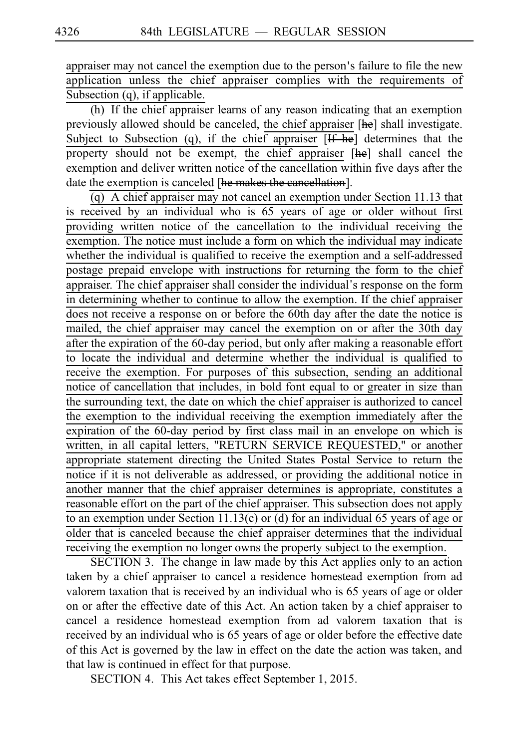appraiser may not cancel the exemption due to the person's failure to file the new application unless the chief appraiser complies with the requirements of Subsection (q), if applicable.

(h) If the chief appraiser learns of any reason indicating that an exemption previously allowed should be canceled, the chief appraiser [~~he~~] shall investigate. Subject to Subsection (q), if the chief appraiser [~~If he~~] determines that the property should not be exempt, the chief appraiser [~~he~~] shall cancel the exemption and deliver written notice of the cancellation within five days after the date the exemption is canceled [~~he makes the cancellation~~].

(q) A chief appraiser may not cancel an exemption under Section 11.13 that is received by an individual who is 65 years of age or older without first providing written notice of the cancellation to the individual receiving the exemption. The notice must include a form on which the individual may indicate whether the individual is qualified to receive the exemption and a self-addressed postage prepaid envelope with instructions for returning the form to the chief appraiser. The chief appraiser shall consider the individual's response on the form in determining whether to continue to allow the exemption. If the chief appraiser does not receive a response on or before the 60th day after the date the notice is mailed, the chief appraiser may cancel the exemption on or after the 30th day after the expiration of the 60-day period, but only after making a reasonable effort to locate the individual and determine whether the individual is qualified to receive the exemption. For purposes of this subsection, sending an additional notice of cancellation that includes, in bold font equal to or greater in size than the surrounding text, the date on which the chief appraiser is authorized to cancel the exemption to the individual receiving the exemption immediately after the expiration of the 60-day period by first class mail in an envelope on which is written, in all capital letters, "RETURN SERVICE REQUESTED," or another appropriate statement directing the United States Postal Service to return the notice if it is not deliverable as addressed, or providing the additional notice in another manner that the chief appraiser determines is appropriate, constitutes a reasonable effort on the part of the chief appraiser. This subsection does not apply to an exemption under Section 11.13(c) or (d) for an individual 65 years of age or older that is canceled because the chief appraiser determines that the individual receiving the exemption no longer owns the property subject to the exemption.

SECTION 3. The change in law made by this Act applies only to an action taken by a chief appraiser to cancel a residence homestead exemption from ad valorem taxation that is received by an individual who is 65 years of age or older on or after the effective date of this Act. An action taken by a chief appraiser to cancel a residence homestead exemption from ad valorem taxation that is received by an individual who is 65 years of age or older before the effective date of this Act is governed by the law in effect on the date the action was taken, and that law is continued in effect for that purpose.

SECTION 4. This Act takes effect September 1, 2015.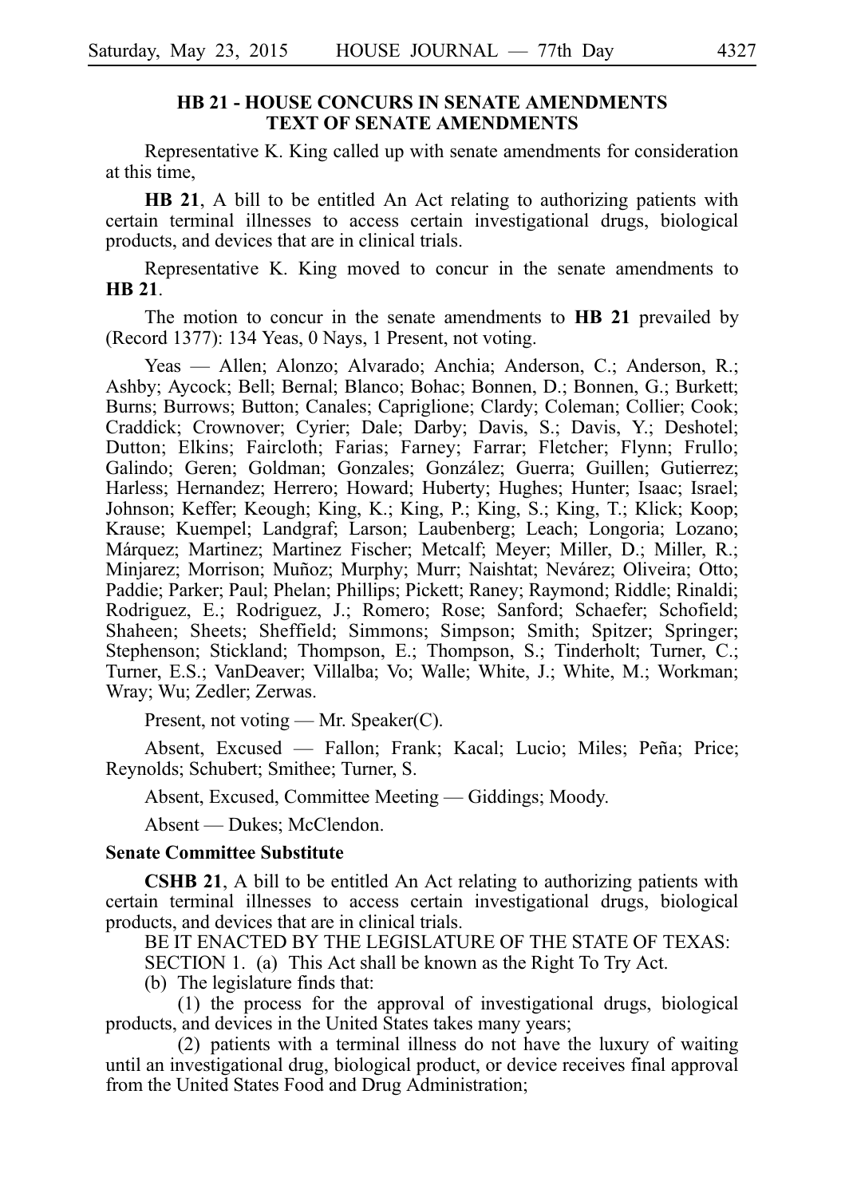**HB 21 - HOUSE CONCURS IN SENATE AMENDMENTS TEXT OF SENATE AMENDMENTS**

Representative K. King called up with senate amendments for consideration at this time,

**HB 21**, A bill to be entitled An Act relating to authorizing patients with certain terminal illnesses to access certain investigational drugs, biological products, and devices that are in clinical trials.

Representative K. King moved to concur in the senate amendments to **HB 21**.

The motion to concur in the senate amendments to **HB 21** prevailed by (Record 1377): 134 Yeas, 0 Nays, 1 Present, not voting.

Yeas — Allen; Alonzo; Alvarado; Anchia; Anderson, C.; Anderson, R.; Ashby; Aycock; Bell; Bernal; Blanco; Bohac; Bonnen, D.; Bonnen, G.; Burkett; Burns; Burrows; Button; Canales; Capriglione; Clardy; Coleman; Collier; Cook; Craddick; Crownover; Cyrier; Dale; Darby; Davis, S.; Davis, Y.; Deshotel; Dutton; Elkins; Faircloth; Farias; Farney; Farrar; Fletcher; Flynn; Frullo; Galindo; Geren; Goldman; Gonzales; González; Guerra; Guillen; Gutierrez; Harless; Hernandez; Herrero; Howard; Huberty; Hughes; Hunter; Isaac; Israel; Johnson; Keffer; Keough; King, K.; King, P.; King, S.; King, T.; Klick; Koop; Krause; Kuempel; Landgraf; Larson; Laubenberg; Leach; Longoria; Lozano; Márquez; Martinez; Martinez Fischer; Metcalf; Meyer; Miller, D.; Miller, R.; Minjarez; Morrison; Muñoz; Murphy; Murr; Naishtat; Nevárez; Oliveira; Otto; Paddie; Parker; Paul; Phelan; Phillips; Pickett; Raney; Raymond; Riddle; Rinaldi; Rodriguez, E.; Rodriguez, J.; Romero; Rose; Sanford; Schaefer; Schofield; Shaheen; Sheets; Sheffield; Simmons; Simpson; Smith; Spitzer; Springer; Stephenson; Stickland; Thompson, E.; Thompson, S.; Tinderholt; Turner, C.; Turner, E.S.; VanDeaver; Villalba; Vo; Walle; White, J.; White, M.; Workman; Wray; Wu; Zedler; Zerwas.

Present, not voting — Mr. Speaker(C).

Absent, Excused — Fallon; Frank; Kacal; Lucio; Miles; Peña; Price; Reynolds; Schubert; Smithee; Turner, S.

Absent, Excused, Committee Meeting — Giddings; Moody.

Absent — Dukes; McClendon.

**Senate Committee Substitute**

**CSHB 21**, A bill to be entitled An Act relating to authorizing patients with certain terminal illnesses to access certain investigational drugs, biological products, and devices that are in clinical trials.

BE IT ENACTED BY THE LEGISLATURE OF THE STATE OF TEXAS:

SECTION 1. (a) This Act shall be known as the Right To Try Act.

(b) The legislature finds that:

(1) the process for the approval of investigational drugs, biological products, and devices in the United States takes many years;

(2) patients with a terminal illness do not have the luxury of waiting until an investigational drug, biological product, or device receives final approval from the United States Food and Drug Administration;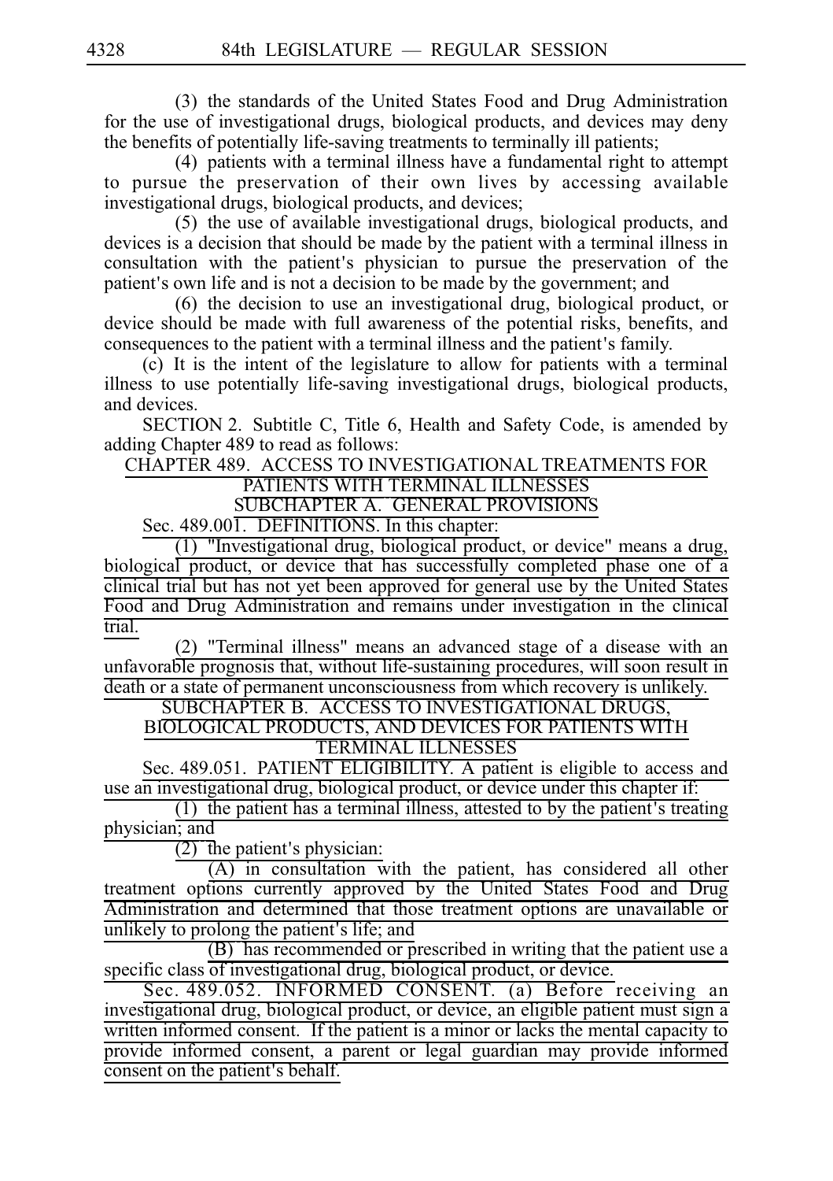(3) the standards of the United States Food and Drug Administration for the use of investigational drugs, biological products, and devices may deny the benefits of potentially life-saving treatments to terminally ill patients;

(4) patients with a terminal illness have a fundamental right to attempt to pursue the preservation of their own lives by accessing available investigational drugs, biological products, and devices;

(5) the use of available investigational drugs, biological products, and devices is a decision that should be made by the patient with a terminal illness in consultation with the patient's physician to pursue the preservation of the patient's own life and is not a decision to be made by the government; and

(6) the decision to use an investigational drug, biological product, or device should be made with full awareness of the potential risks, benefits, and consequences to the patient with a terminal illness and the patient's family.

(c) It is the intent of the legislature to allow for patients with a terminal illness to use potentially life-saving investigational drugs, biological products, and devices.

SECTION 2. Subtitle C, Title 6, Health and Safety Code, is amended by adding Chapter 489 to read as follows:

CHAPTER 489. ACCESS TO INVESTIGATIONAL TREATMENTS FOR PATIENTS WITH TERMINAL ILLNESSES

SUBCHAPTER A. GENERAL PROVISIONS

Sec. 489.001. DEFINITIONS. In this chapter:

(1) "Investigational drug, biological product, or device" means a drug, biological product, or device that has successfully completed phase one of a clinical trial but has not yet been approved for general use by the United States Food and Drug Administration and remains under investigation in the clinical trial.

(2) "Terminal illness" means an advanced stage of a disease with an unfavorable prognosis that, without life-sustaining procedures, will soon result in death or a state of permanent unconsciousness from which recovery is unlikely.

SUBCHAPTER B. ACCESS TO INVESTIGATIONAL DRUGS, BIOLOGICAL PRODUCTS, AND DEVICES FOR PATIENTS WITH TERMINAL ILLNESSES

Sec. 489.051. PATIENT ELIGIBILITY. A patient is eligible to access and use an investigational drug, biological product, or device under this chapter if:

(1) the patient has a terminal illness, attested to by the patient's treating physician; and

(2) the patient's physician:

(A) in consultation with the patient, has considered all other treatment options currently approved by the United States Food and Drug Administration and determined that those treatment options are unavailable or unlikely to prolong the patient's life; and

(B) has recommended or prescribed in writing that the patient use a specific class of investigational drug, biological product, or device.

Sec. 489.052. INFORMED CONSENT. (a) Before receiving an investigational drug, biological product, or device, an eligible patient must sign a written informed consent. If the patient is a minor or lacks the mental capacity to provide informed consent, a parent or legal guardian may provide informed consent on the patient's behalf.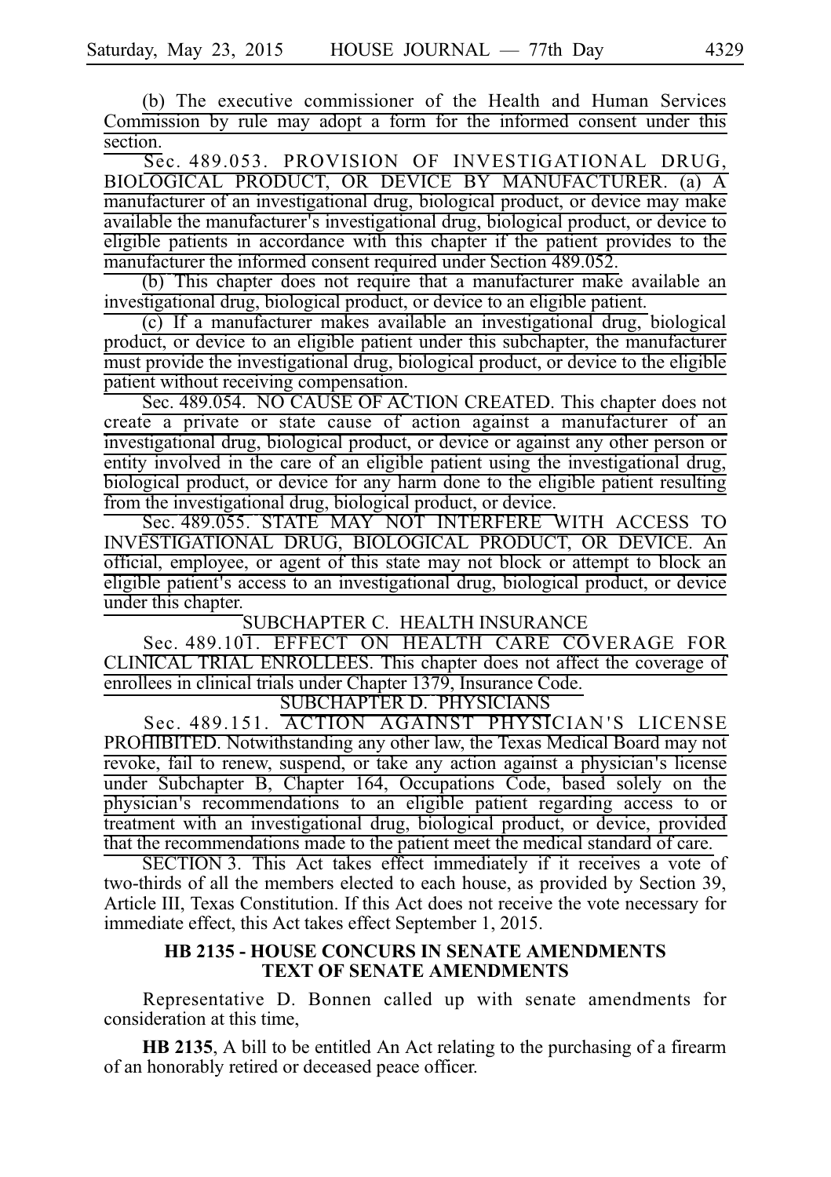(b) The executive commissioner of the Health and Human Services Commission by rule may adopt a form for the informed consent under this section.

Sec. 489.053. PROVISION OF INVESTIGATIONAL DRUG, BIOLOGICAL PRODUCT, OR DEVICE BY MANUFACTURER. (a) A manufacturer of an investigational drug, biological product, or device may make available the manufacturer's investigational drug, biological product, or device to eligible patients in accordance with this chapter if the patient provides to the manufacturer the informed consent required under Section 489.052.

(b) This chapter does not require that a manufacturer make available an investigational drug, biological product, or device to an eligible patient.

(c) If a manufacturer makes available an investigational drug, biological product, or device to an eligible patient under this subchapter, the manufacturer must provide the investigational drug, biological product, or device to the eligible patient without receiving compensation.

Sec. 489.054. NO CAUSE OF ACTION CREATED. This chapter does not create a private or state cause of action against a manufacturer of an investigational drug, biological product, or device or against any other person or entity involved in the care of an eligible patient using the investigational drug, biological product, or device for any harm done to the eligible patient resulting from the investigational drug, biological product, or device.

Sec. 489.055. STATE MAY NOT INTERFERE WITH ACCESS TO INVESTIGATIONAL DRUG, BIOLOGICAL PRODUCT, OR DEVICE. An official, employee, or agent of this state may not block or attempt to block an eligible patient's access to an investigational drug, biological product, or device under this chapter.

SUBCHAPTER C. HEALTH INSURANCE

Sec. 489.101. EFFECT ON HEALTH CARE COVERAGE FOR CLINICAL TRIAL ENROLLEES. This chapter does not affect the coverage of enrollees in clinical trials under Chapter 1379, Insurance Code.

SUBCHAPTER D. PHYSICIANS

Sec. 489.151. ACTION AGAINST PHYSICIAN'S LICENSE PROHIBITED. Notwithstanding any other law, the Texas Medical Board may not revoke, fail to renew, suspend, or take any action against a physician's license under Subchapter B, Chapter 164, Occupations Code, based solely on the physician's recommendations to an eligible patient regarding access to or treatment with an investigational drug, biological product, or device, provided that the recommendations made to the patient meet the medical standard of care.

SECTION 3. This Act takes effect immediately if it receives a vote of two-thirds of all the members elected to each house, as provided by Section 39, Article III, Texas Constitution. If this Act does not receive the vote necessary for immediate effect, this Act takes effect September 1, 2015.

## HB 2135 - HOUSE CONCURS IN SENATE AMENDMENTS TEXT OF SENATE AMENDMENTS

Representative D. Bonnen called up with senate amendments for consideration at this time,

**HB 2135**, A bill to be entitled An Act relating to the purchasing of a firearm of an honorably retired or deceased peace officer.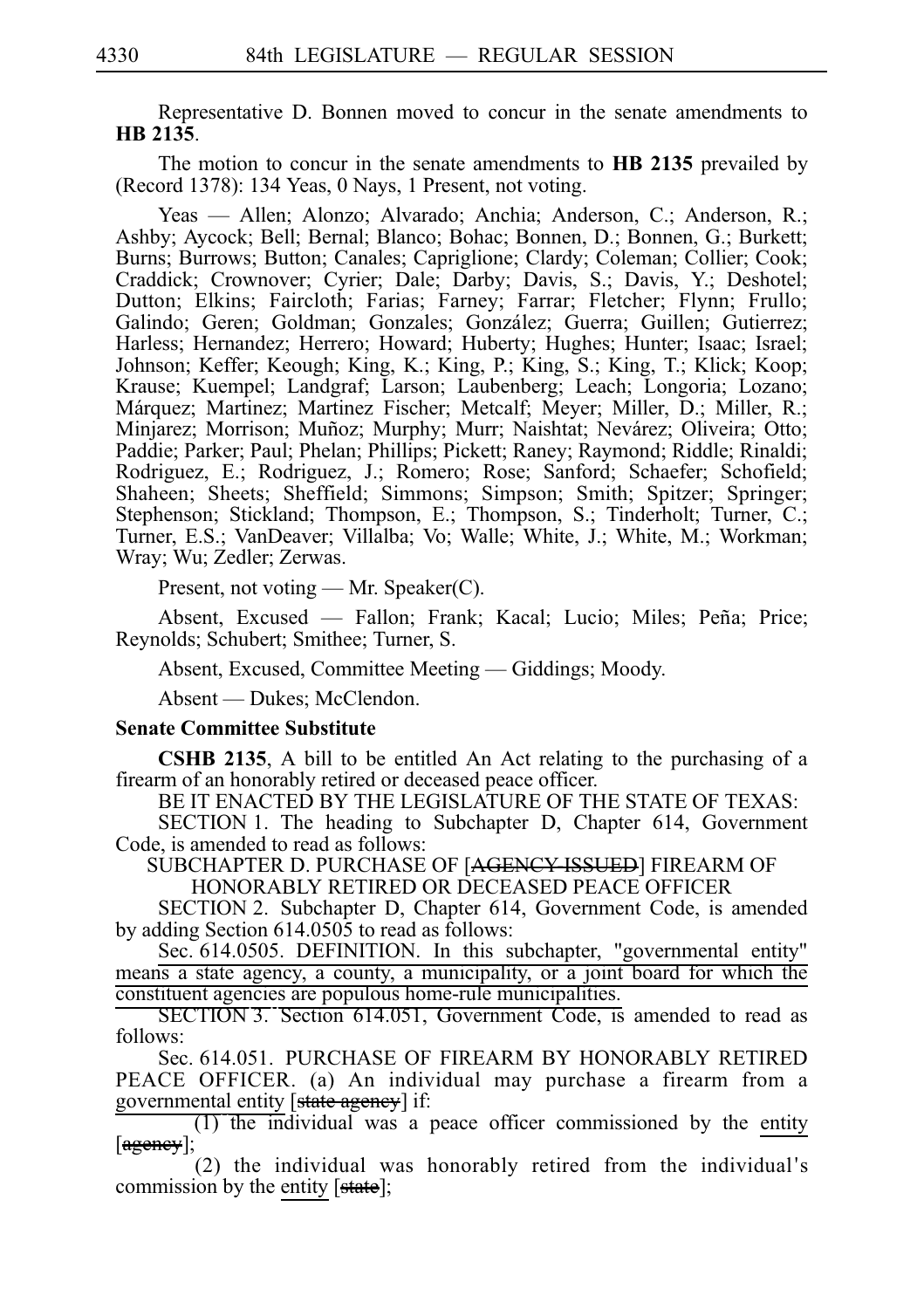Representative D. Bonnen moved to concur in the senate amendments to **HB 2135**.

The motion to concur in the senate amendments to **HB 2135** prevailed by (Record 1378): 134 Yeas, 0 Nays, 1 Present, not voting.

Yeas — Allen; Alonzo; Alvarado; Anchia; Anderson, C.; Anderson, R.; Ashby; Aycock; Bell; Bernal; Blanco; Bohac; Bonnen, D.; Bonnen, G.; Burkett; Burns; Burrows; Button; Canales; Capriglione; Clardy; Coleman; Collier; Cook; Craddick; Crownover; Cyrier; Dale; Darby; Davis, S.; Davis, Y.; Deshotel; Dutton; Elkins; Faircloth; Farias; Farney; Farrar; Fletcher; Flynn; Frullo; Galindo; Geren; Goldman; Gonzales; González; Guerra; Guillen; Gutierrez; Harless; Hernandez; Herrero; Howard; Huberty; Hughes; Hunter; Isaac; Israel; Johnson; Keffer; Keough; King, K.; King, P.; King, S.; King, T.; Klick; Koop; Krause; Kuempel; Landgraf; Larson; Laubenberg; Leach; Longoria; Lozano; Márquez; Martinez; Martinez Fischer; Metcalf; Meyer; Miller, D.; Miller, R.; Minjarez; Morrison; Muñoz; Murphy; Murr; Naishtat; Nevárez; Oliveira; Otto; Paddie; Parker; Paul; Phelan; Phillips; Pickett; Raney; Raymond; Riddle; Rinaldi; Rodriguez, E.; Rodriguez, J.; Romero; Rose; Sanford; Schaefer; Schofield; Shaheen; Sheets; Sheffield; Simmons; Simpson; Smith; Spitzer; Springer; Stephenson; Stickland; Thompson, E.; Thompson, S.; Tinderholt; Turner, C.; Turner, E.S.; VanDeaver; Villalba; Vo; Walle; White, J.; White, M.; Workman; Wray; Wu; Zedler; Zerwas.

Present, not voting — Mr. Speaker(C).

Absent, Excused — Fallon; Frank; Kacal; Lucio; Miles; Peña; Price; Reynolds; Schubert; Smithee; Turner, S.

Absent, Excused, Committee Meeting — Giddings; Moody.

Absent — Dukes; McClendon.

**Senate Committee Substitute**

**CSHB 2135**, A bill to be entitled An Act relating to the purchasing of a firearm of an honorably retired or deceased peace officer.

BE IT ENACTED BY THE LEGISLATURE OF THE STATE OF TEXAS:

SECTION 1. The heading to Subchapter D, Chapter 614, Government Code, is amended to read as follows:

SUBCHAPTER D. PURCHASE OF [~~AGENCY-ISSUED~~] FIREARM OF HONORABLY RETIRED OR DECEASED PEACE OFFICER

SECTION 2. Subchapter D, Chapter 614, Government Code, is amended by adding Section 614.0505 to read as follows:

<u>Sec. 614.0505. DEFINITION. In this subchapter, "governmental entity" means a state agency, a county, a municipality, or a joint board for which the constituent agencies are populous home-rule municipalities.</u>

SECTION 3. Section 614.051, Government Code, is amended to read as follows:

Sec. 614.051. PURCHASE OF FIREARM BY HONORABLY RETIRED PEACE OFFICER. (a) An individual may purchase a firearm from a <u>governmental entity</u> [~~state agency~~] if:

(1) the individual was a peace officer commissioned by the <u>entity</u> [~~agency~~];

(2) the individual was honorably retired from the individual's commission by the <u>entity</u> [~~state~~];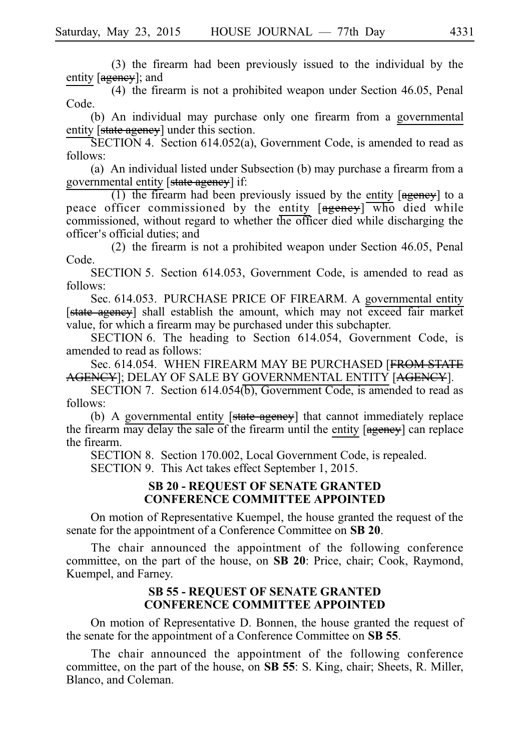(3) the firearm had been previously issued to the individual by the entity [agency]; and

(4) the firearm is not a prohibited weapon under Section 46.05, Penal Code.

(b) An individual may purchase only one firearm from a governmental entity [state agency] under this section.

SECTION 4. Section 614.052(a), Government Code, is amended to read as follows:

(a) An individual listed under Subsection (b) may purchase a firearm from a governmental entity [state agency] if:

(1) the firearm had been previously issued by the entity [agency] to a peace officer commissioned by the entity [agency] who died while commissioned, without regard to whether the officer died while discharging the officer's official duties; and

(2) the firearm is not a prohibited weapon under Section 46.05, Penal Code.

SECTION 5. Section 614.053, Government Code, is amended to read as follows:

Sec. 614.053. PURCHASE PRICE OF FIREARM. A governmental entity [state agency] shall establish the amount, which may not exceed fair market value, for which a firearm may be purchased under this subchapter.

SECTION 6. The heading to Section 614.054, Government Code, is amended to read as follows:

Sec. 614.054. WHEN FIREARM MAY BE PURCHASED [FROM STATE AGENCY]; DELAY OF SALE BY GOVERNMENTAL ENTITY [AGENCY].

SECTION 7. Section 614.054(b), Government Code, is amended to read as follows:

(b) A governmental entity [state agency] that cannot immediately replace the firearm may delay the sale of the firearm until the entity [agency] can replace the firearm.

SECTION 8. Section 170.002, Local Government Code, is repealed.

SECTION 9. This Act takes effect September 1, 2015.

## SB 20 - REQUEST OF SENATE GRANTED CONFERENCE COMMITTEE APPOINTED

On motion of Representative Kuempel, the house granted the request of the senate for the appointment of a Conference Committee on **SB 20**.

The chair announced the appointment of the following conference committee, on the part of the house, on **SB 20**: Price, chair; Cook, Raymond, Kuempel, and Farney.

## SB 55 - REQUEST OF SENATE GRANTED CONFERENCE COMMITTEE APPOINTED

On motion of Representative D. Bonnen, the house granted the request of the senate for the appointment of a Conference Committee on **SB 55**.

The chair announced the appointment of the following conference committee, on the part of the house, on **SB 55**: S. King, chair; Sheets, R. Miller, Blanco, and Coleman.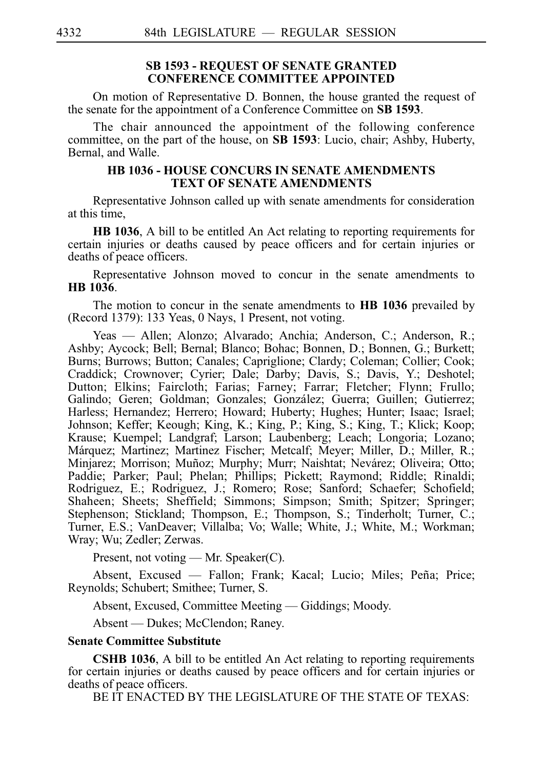### SB 1593 - REQUEST OF SENATE GRANTED CONFERENCE COMMITTEE APPOINTED

On motion of Representative D. Bonnen, the house granted the request of the senate for the appointment of a Conference Committee on **SB 1593**.

The chair announced the appointment of the following conference committee, on the part of the house, on **SB 1593**: Lucio, chair; Ashby, Huberty, Bernal, and Walle.

### HB 1036 - HOUSE CONCURS IN SENATE AMENDMENTS TEXT OF SENATE AMENDMENTS

Representative Johnson called up with senate amendments for consideration at this time,

**HB 1036**, A bill to be entitled An Act relating to reporting requirements for certain injuries or deaths caused by peace officers and for certain injuries or deaths of peace officers.

Representative Johnson moved to concur in the senate amendments to **HB 1036**.

The motion to concur in the senate amendments to **HB 1036** prevailed by (Record 1379): 133 Yeas, 0 Nays, 1 Present, not voting.

Yeas — Allen; Alonzo; Alvarado; Anchia; Anderson, C.; Anderson, R.; Ashby; Aycock; Bell; Bernal; Blanco; Bohac; Bonnen, D.; Bonnen, G.; Burkett; Burns; Burrows; Button; Canales; Capriglione; Clardy; Coleman; Collier; Cook; Craddick; Crownover; Cyrier; Dale; Darby; Davis, S.; Davis, Y.; Deshotel; Dutton; Elkins; Faircloth; Farias; Farney; Farrar; Fletcher; Flynn; Frullo; Galindo; Geren; Goldman; Gonzales; González; Guerra; Guillen; Gutierrez; Harless; Hernandez; Herrero; Howard; Huberty; Hughes; Hunter; Isaac; Israel; Johnson; Keffer; Keough; King, K.; King, P.; King, S.; King, T.; Klick; Koop; Krause; Kuempel; Landgraf; Larson; Laubenberg; Leach; Longoria; Lozano; Márquez; Martinez; Martinez Fischer; Metcalf; Meyer; Miller, D.; Miller, R.; Minjarez; Morrison; Muñoz; Murphy; Murr; Naishtat; Nevárez; Oliveira; Otto; Paddie; Parker; Paul; Phelan; Phillips; Pickett; Raymond; Riddle; Rinaldi; Rodriguez, E.; Rodriguez, J.; Romero; Rose; Sanford; Schaefer; Schofield; Shaheen; Sheets; Sheffield; Simmons; Simpson; Smith; Spitzer; Springer; Stephenson; Stickland; Thompson, E.; Thompson, S.; Tinderholt; Turner, C.; Turner, E.S.; VanDeaver; Villalba; Vo; Walle; White, J.; White, M.; Workman; Wray; Wu; Zedler; Zerwas.

Present, not voting — Mr. Speaker(C).

Absent, Excused — Fallon; Frank; Kacal; Lucio; Miles; Peña; Price; Reynolds; Schubert; Smithee; Turner, S.

Absent, Excused, Committee Meeting — Giddings; Moody.

Absent — Dukes; McClendon; Raney.

**Senate Committee Substitute**

**CSHB 1036**, A bill to be entitled An Act relating to reporting requirements for certain injuries or deaths caused by peace officers and for certain injuries or deaths of peace officers.

BE IT ENACTED BY THE LEGISLATURE OF THE STATE OF TEXAS: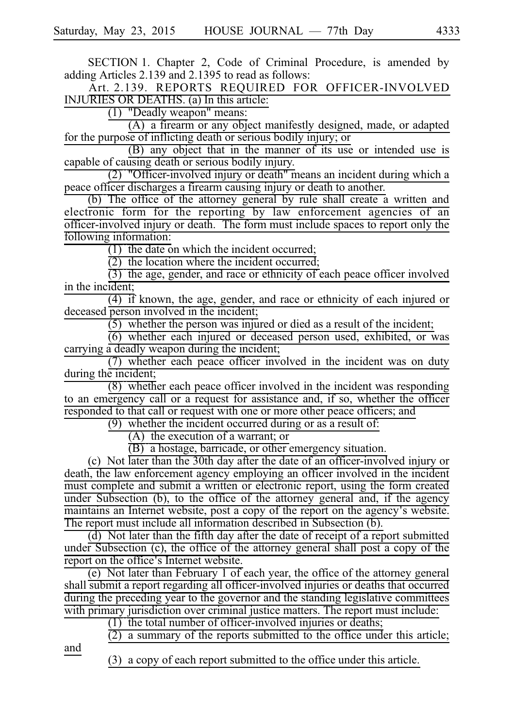SECTION 1. Chapter 2, Code of Criminal Procedure, is amended by adding Articles 2.139 and 2.1395 to read as follows:

Art. 2.139. REPORTS REQUIRED FOR OFFICER-INVOLVED INJURIES OR DEATHS. (a) In this article:

(1) "Deadly weapon" means:

(A) a firearm or any object manifestly designed, made, or adapted for the purpose of inflicting death or serious bodily injury; or

(B) any object that in the manner of its use or intended use is capable of causing death or serious bodily injury.

(2) "Officer-involved injury or death" means an incident during which a peace officer discharges a firearm causing injury or death to another.

(b) The office of the attorney general by rule shall create a written and electronic form for the reporting by law enforcement agencies of an officer-involved injury or death. The form must include spaces to report only the following information:

(1) the date on which the incident occurred;

(2) the location where the incident occurred;

(3) the age, gender, and race or ethnicity of each peace officer involved in the incident;

(4) if known, the age, gender, and race or ethnicity of each injured or deceased person involved in the incident;

(5) whether the person was injured or died as a result of the incident;

(6) whether each injured or deceased person used, exhibited, or was carrying a deadly weapon during the incident;

(7) whether each peace officer involved in the incident was on duty during the incident;

(8) whether each peace officer involved in the incident was responding to an emergency call or a request for assistance and, if so, whether the officer responded to that call or request with one or more other peace officers; and

(9) whether the incident occurred during or as a result of:

(A) the execution of a warrant; or

(B) a hostage, barricade, or other emergency situation.

(c) Not later than the 30th day after the date of an officer-involved injury or death, the law enforcement agency employing an officer involved in the incident must complete and submit a written or electronic report, using the form created under Subsection (b), to the office of the attorney general and, if the agency maintains an Internet website, post a copy of the report on the agency's website. The report must include all information described in Subsection (b).

(d) Not later than the fifth day after the date of receipt of a report submitted under Subsection (c), the office of the attorney general shall post a copy of the report on the office's Internet website.

(e) Not later than February 1 of each year, the office of the attorney general shall submit a report regarding all officer-involved injuries or deaths that occurred during the preceding year to the governor and the standing legislative committees with primary jurisdiction over criminal justice matters. The report must include:

(1) the total number of officer-involved injuries or deaths;

(2) a summary of the reports submitted to the office under this article; and

(3) a copy of each report submitted to the office under this article.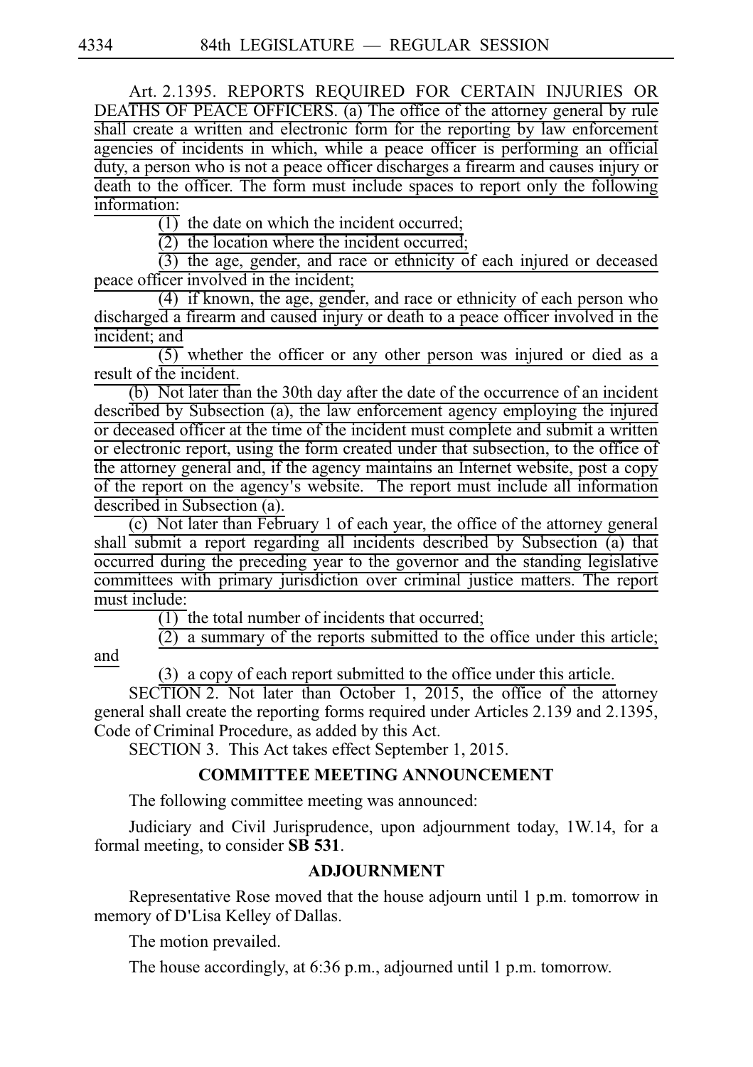Art. 2.1395. REPORTS REQUIRED FOR CERTAIN INJURIES OR DEATHS OF PEACE OFFICERS. (a) The office of the attorney general by rule shall create a written and electronic form for the reporting by law enforcement agencies of incidents in which, while a peace officer is performing an official duty, a person who is not a peace officer discharges a firearm and causes injury or death to the officer. The form must include spaces to report only the following information:

(1) the date on which the incident occurred;

(2) the location where the incident occurred;

(3) the age, gender, and race or ethnicity of each injured or deceased peace officer involved in the incident;

(4) if known, the age, gender, and race or ethnicity of each person who discharged a firearm and caused injury or death to a peace officer involved in the incident; and

(5) whether the officer or any other person was injured or died as a result of the incident.

(b) Not later than the 30th day after the date of the occurrence of an incident described by Subsection (a), the law enforcement agency employing the injured or deceased officer at the time of the incident must complete and submit a written or electronic report, using the form created under that subsection, to the office of the attorney general and, if the agency maintains an Internet website, post a copy of the report on the agency's website. The report must include all information described in Subsection (a).

(c) Not later than February 1 of each year, the office of the attorney general shall submit a report regarding all incidents described by Subsection (a) that occurred during the preceding year to the governor and the standing legislative committees with primary jurisdiction over criminal justice matters. The report must include:

(1) the total number of incidents that occurred;

(2) a summary of the reports submitted to the office under this article; and

(3) a copy of each report submitted to the office under this article.

SECTION 2. Not later than October 1, 2015, the office of the attorney general shall create the reporting forms required under Articles 2.139 and 2.1395, Code of Criminal Procedure, as added by this Act.

SECTION 3. This Act takes effect September 1, 2015.

## COMMITTEE MEETING ANNOUNCEMENT

The following committee meeting was announced:

Judiciary and Civil Jurisprudence, upon adjournment today, 1W.14, for a formal meeting, to consider **SB 531**.

## ADJOURNMENT

Representative Rose moved that the house adjourn until 1 p.m. tomorrow in memory of D'Lisa Kelley of Dallas.

The motion prevailed.

The house accordingly, at 6:36 p.m., adjourned until 1 p.m. tomorrow.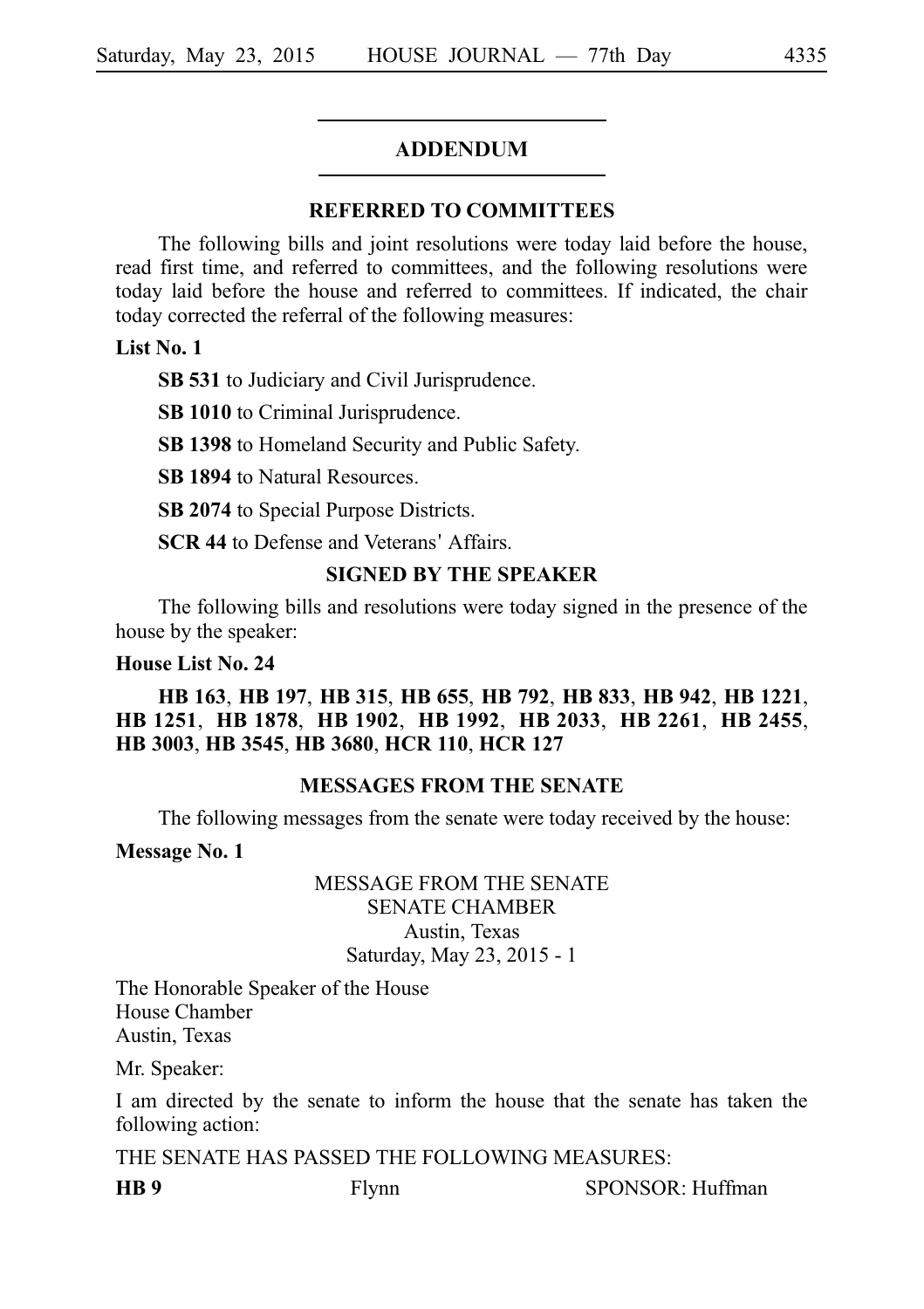## ADDENDUM

### REFERRED TO COMMITTEES

The following bills and joint resolutions were today laid before the house, read first time, and referred to committees, and the following resolutions were today laid before the house and referred to committees. If indicated, the chair today corrected the referral of the following measures:

**List No. 1**

**SB 531** to Judiciary and Civil Jurisprudence.

**SB 1010** to Criminal Jurisprudence.

**SB 1398** to Homeland Security and Public Safety.

**SB 1894** to Natural Resources.

**SB 2074** to Special Purpose Districts.

**SCR 44** to Defense and Veterans' Affairs.

### SIGNED BY THE SPEAKER

The following bills and resolutions were today signed in the presence of the house by the speaker:

**House List No. 24**

**HB 163**, **HB 197**, **HB 315**, **HB 655**, **HB 792**, **HB 833**, **HB 942**, **HB 1221**, **HB 1251**, **HB 1878**, **HB 1902**, **HB 1992**, **HB 2033**, **HB 2261**, **HB 2455**, **HB 3003**, **HB 3545**, **HB 3680**, **HCR 110**, **HCR 127**

### MESSAGES FROM THE SENATE

The following messages from the senate were today received by the house:

**Message No. 1**

MESSAGE FROM THE SENATE
SENATE CHAMBER
Austin, Texas
Saturday, May 23, 2015 - 1

The Honorable Speaker of the House
House Chamber
Austin, Texas

Mr. Speaker:

I am directed by the senate to inform the house that the senate has taken the following action:

THE SENATE HAS PASSED THE FOLLOWING MEASURES:

| | | |
|---|---|---|
| **HB 9** | Flynn | SPONSOR: Huffman |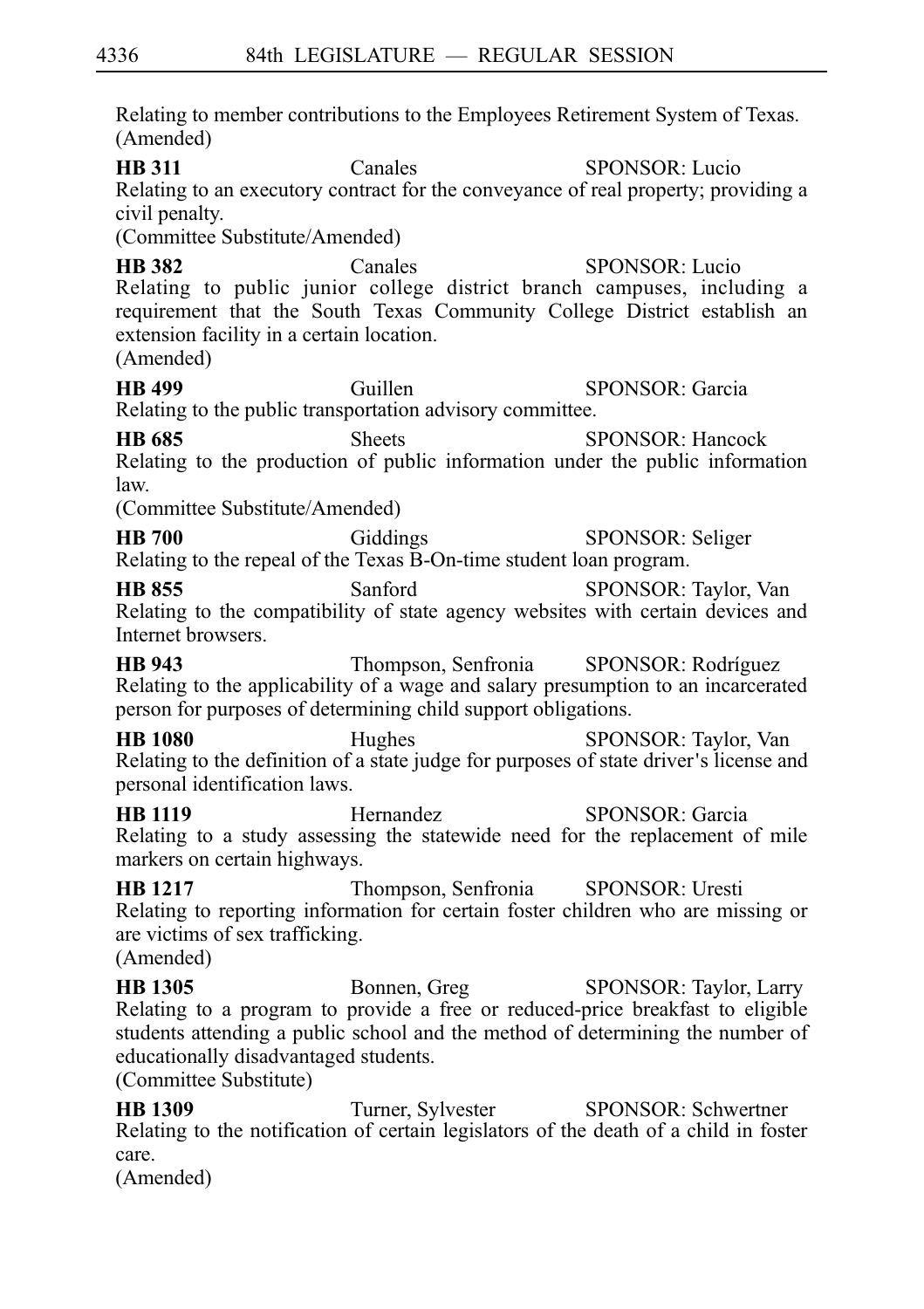Relating to member contributions to the Employees Retirement System of Texas.
(Amended)

**HB 311** Canales SPONSOR: Lucio
Relating to an executory contract for the conveyance of real property; providing a civil penalty.
(Committee Substitute/Amended)

**HB 382** Canales SPONSOR: Lucio
Relating to public junior college district branch campuses, including a requirement that the South Texas Community College District establish an extension facility in a certain location.
(Amended)

**HB 499** Guillen SPONSOR: Garcia
Relating to the public transportation advisory committee.

**HB 685** Sheets SPONSOR: Hancock
Relating to the production of public information under the public information law.
(Committee Substitute/Amended)

**HB 700** Giddings SPONSOR: Seliger
Relating to the repeal of the Texas B-On-time student loan program.

**HB 855** Sanford SPONSOR: Taylor, Van
Relating to the compatibility of state agency websites with certain devices and Internet browsers.

**HB 943** Thompson, Senfronia SPONSOR: Rodríguez
Relating to the applicability of a wage and salary presumption to an incarcerated person for purposes of determining child support obligations.

**HB 1080** Hughes SPONSOR: Taylor, Van
Relating to the definition of a state judge for purposes of state driver's license and personal identification laws.

**HB 1119** Hernandez SPONSOR: Garcia
Relating to a study assessing the statewide need for the replacement of mile markers on certain highways.

**HB 1217** Thompson, Senfronia SPONSOR: Uresti
Relating to reporting information for certain foster children who are missing or are victims of sex trafficking.
(Amended)

**HB 1305** Bonnen, Greg SPONSOR: Taylor, Larry
Relating to a program to provide a free or reduced-price breakfast to eligible students attending a public school and the method of determining the number of educationally disadvantaged students.
(Committee Substitute)

**HB 1309** Turner, Sylvester SPONSOR: Schwertner
Relating to the notification of certain legislators of the death of a child in foster care.
(Amended)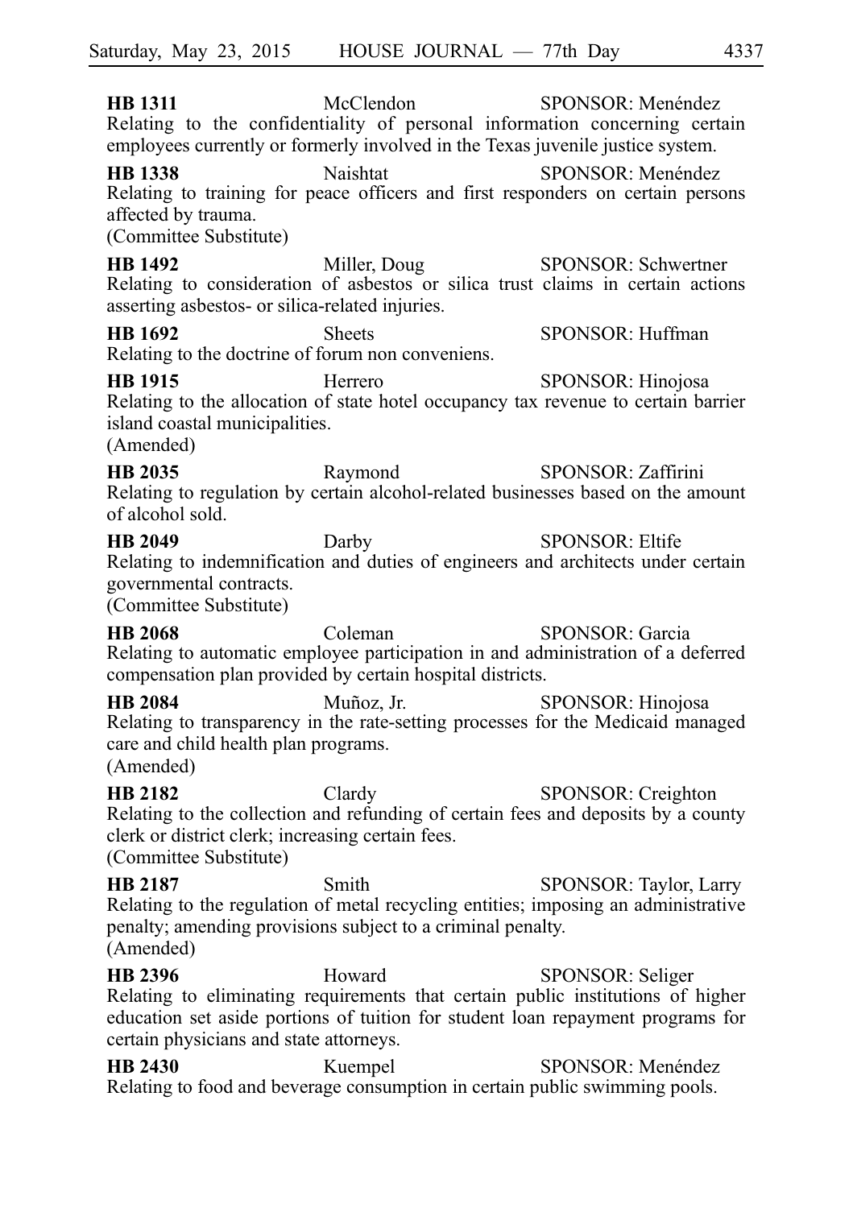**HB 1311** McClendon SPONSOR: Menéndez
Relating to the confidentiality of personal information concerning certain employees currently or formerly involved in the Texas juvenile justice system.

**HB 1338** Naishtat SPONSOR: Menéndez
Relating to training for peace officers and first responders on certain persons affected by trauma.
(Committee Substitute)

**HB 1492** Miller, Doug SPONSOR: Schwertner
Relating to consideration of asbestos or silica trust claims in certain actions asserting asbestos- or silica-related injuries.

**HB 1692** Sheets SPONSOR: Huffman
Relating to the doctrine of forum non conveniens.

**HB 1915** Herrero SPONSOR: Hinojosa
Relating to the allocation of state hotel occupancy tax revenue to certain barrier island coastal municipalities.
(Amended)

**HB 2035** Raymond SPONSOR: Zaffirini
Relating to regulation by certain alcohol-related businesses based on the amount of alcohol sold.

**HB 2049** Darby SPONSOR: Eltife
Relating to indemnification and duties of engineers and architects under certain governmental contracts.
(Committee Substitute)

**HB 2068** Coleman SPONSOR: Garcia
Relating to automatic employee participation in and administration of a deferred compensation plan provided by certain hospital districts.

**HB 2084** Muñoz, Jr. SPONSOR: Hinojosa
Relating to transparency in the rate-setting processes for the Medicaid managed care and child health plan programs.
(Amended)

**HB 2182** Clardy SPONSOR: Creighton
Relating to the collection and refunding of certain fees and deposits by a county clerk or district clerk; increasing certain fees.
(Committee Substitute)

**HB 2187** Smith SPONSOR: Taylor, Larry
Relating to the regulation of metal recycling entities; imposing an administrative penalty; amending provisions subject to a criminal penalty.
(Amended)

**HB 2396** Howard SPONSOR: Seliger
Relating to eliminating requirements that certain public institutions of higher education set aside portions of tuition for student loan repayment programs for certain physicians and state attorneys.

**HB 2430** Kuempel SPONSOR: Menéndez
Relating to food and beverage consumption in certain public swimming pools.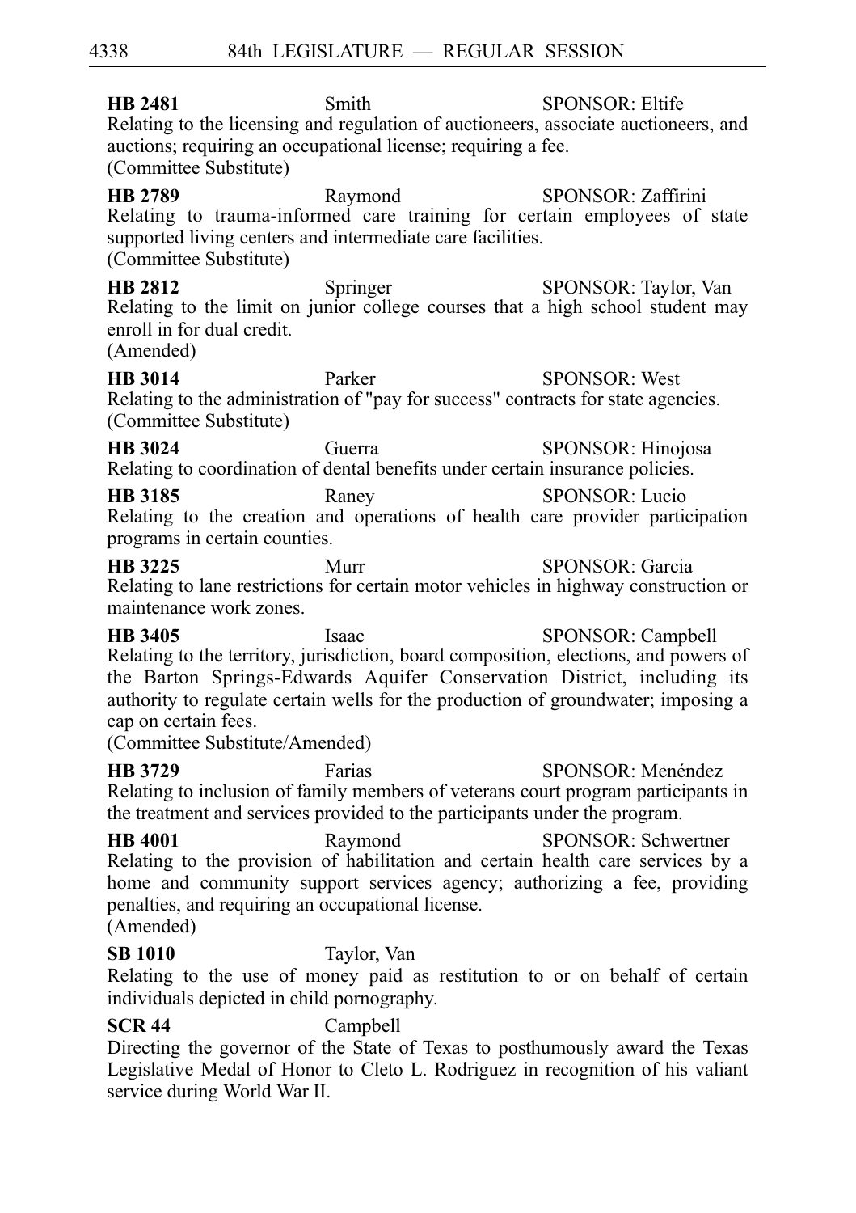**HB 2481** Smith SPONSOR: Eltife
Relating to the licensing and regulation of auctioneers, associate auctioneers, and auctions; requiring an occupational license; requiring a fee.
(Committee Substitute)

**HB 2789** Raymond SPONSOR: Zaffirini
Relating to trauma-informed care training for certain employees of state supported living centers and intermediate care facilities.
(Committee Substitute)

**HB 2812** Springer SPONSOR: Taylor, Van
Relating to the limit on junior college courses that a high school student may enroll in for dual credit.
(Amended)

**HB 3014** Parker SPONSOR: West
Relating to the administration of "pay for success" contracts for state agencies.
(Committee Substitute)

**HB 3024** Guerra SPONSOR: Hinojosa
Relating to coordination of dental benefits under certain insurance policies.

**HB 3185** Raney SPONSOR: Lucio
Relating to the creation and operations of health care provider participation programs in certain counties.

**HB 3225** Murr SPONSOR: Garcia
Relating to lane restrictions for certain motor vehicles in highway construction or maintenance work zones.

**HB 3405** Isaac SPONSOR: Campbell
Relating to the territory, jurisdiction, board composition, elections, and powers of the Barton Springs-Edwards Aquifer Conservation District, including its authority to regulate certain wells for the production of groundwater; imposing a cap on certain fees.
(Committee Substitute/Amended)

**HB 3729** Farias SPONSOR: Menéndez
Relating to inclusion of family members of veterans court program participants in the treatment and services provided to the participants under the program.

**HB 4001** Raymond SPONSOR: Schwertner
Relating to the provision of habilitation and certain health care services by a home and community support services agency; authorizing a fee, providing penalties, and requiring an occupational license.
(Amended)

**SB 1010** Taylor, Van
Relating to the use of money paid as restitution to or on behalf of certain individuals depicted in child pornography.

**SCR 44** Campbell
Directing the governor of the State of Texas to posthumously award the Texas Legislative Medal of Honor to Cleto L. Rodriguez in recognition of his valiant service during World War II.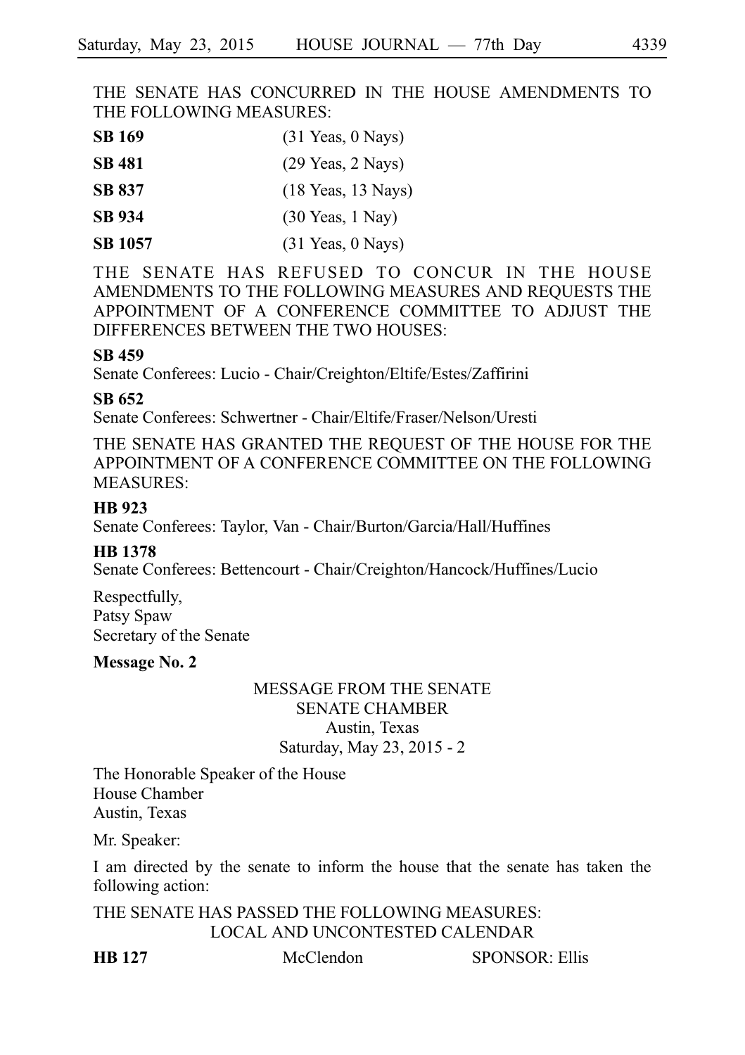THE SENATE HAS CONCURRED IN THE HOUSE AMENDMENTS TO THE FOLLOWING MEASURES:

| | |
|---|---|
| **SB 169** | (31 Yeas, 0 Nays) |
| **SB 481** | (29 Yeas, 2 Nays) |
| **SB 837** | (18 Yeas, 13 Nays) |
| **SB 934** | (30 Yeas, 1 Nay) |
| **SB 1057** | (31 Yeas, 0 Nays) |

THE SENATE HAS REFUSED TO CONCUR IN THE HOUSE AMENDMENTS TO THE FOLLOWING MEASURES AND REQUESTS THE APPOINTMENT OF A CONFERENCE COMMITTEE TO ADJUST THE DIFFERENCES BETWEEN THE TWO HOUSES:

**SB 459**

Senate Conferees: Lucio - Chair/Creighton/Eltife/Estes/Zaffirini

**SB 652**

Senate Conferees: Schwertner - Chair/Eltife/Fraser/Nelson/Uresti

THE SENATE HAS GRANTED THE REQUEST OF THE HOUSE FOR THE APPOINTMENT OF A CONFERENCE COMMITTEE ON THE FOLLOWING MEASURES:

**HB 923**

Senate Conferees: Taylor, Van - Chair/Burton/Garcia/Hall/Huffines

**HB 1378**

Senate Conferees: Bettencourt - Chair/Creighton/Hancock/Huffines/Lucio

Respectfully,
Patsy Spaw
Secretary of the Senate

**Message No. 2**

MESSAGE FROM THE SENATE
SENATE CHAMBER
Austin, Texas
Saturday, May 23, 2015 - 2

The Honorable Speaker of the House
House Chamber
Austin, Texas

Mr. Speaker:

I am directed by the senate to inform the house that the senate has taken the following action:

THE SENATE HAS PASSED THE FOLLOWING MEASURES:

LOCAL AND UNCONTESTED CALENDAR

| | | |
|---|---|---|
| **HB 127** | McClendon | SPONSOR: Ellis |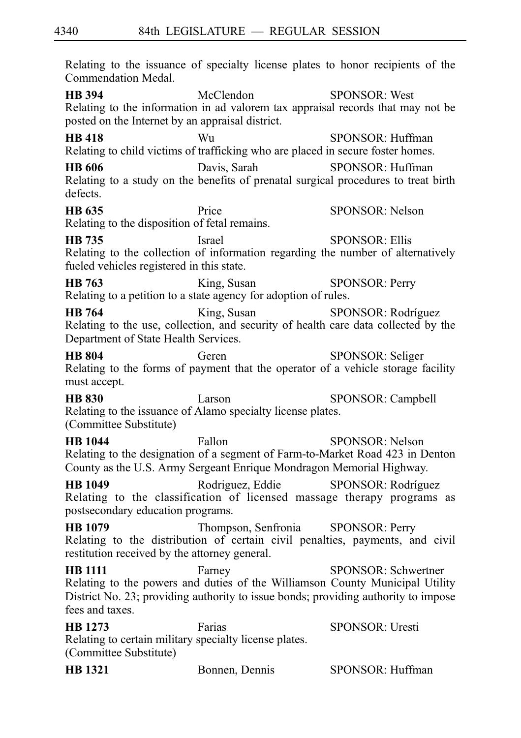Relating to the issuance of specialty license plates to honor recipients of the Commendation Medal.

**HB 394** McClendon SPONSOR: West
Relating to the information in ad valorem tax appraisal records that may not be posted on the Internet by an appraisal district.

**HB 418** Wu SPONSOR: Huffman
Relating to child victims of trafficking who are placed in secure foster homes.

**HB 606** Davis, Sarah SPONSOR: Huffman
Relating to a study on the benefits of prenatal surgical procedures to treat birth defects.

**HB 635** Price SPONSOR: Nelson
Relating to the disposition of fetal remains.

**HB 735** Israel SPONSOR: Ellis
Relating to the collection of information regarding the number of alternatively fueled vehicles registered in this state.

**HB 763** King, Susan SPONSOR: Perry
Relating to a petition to a state agency for adoption of rules.

**HB 764** King, Susan SPONSOR: Rodríguez
Relating to the use, collection, and security of health care data collected by the Department of State Health Services.

**HB 804** Geren SPONSOR: Seliger
Relating to the forms of payment that the operator of a vehicle storage facility must accept.

**HB 830** Larson SPONSOR: Campbell
Relating to the issuance of Alamo specialty license plates.
(Committee Substitute)

**HB 1044** Fallon SPONSOR: Nelson
Relating to the designation of a segment of Farm-to-Market Road 423 in Denton County as the U.S. Army Sergeant Enrique Mondragon Memorial Highway.

**HB 1049** Rodriguez, Eddie SPONSOR: Rodríguez
Relating to the classification of licensed massage therapy programs as postsecondary education programs.

**HB 1079** Thompson, Senfronia SPONSOR: Perry
Relating to the distribution of certain civil penalties, payments, and civil restitution received by the attorney general.

**HB 1111** Farney SPONSOR: Schwertner
Relating to the powers and duties of the Williamson County Municipal Utility District No. 23; providing authority to issue bonds; providing authority to impose fees and taxes.

**HB 1273** Farias SPONSOR: Uresti
Relating to certain military specialty license plates.
(Committee Substitute)

**HB 1321** Bonnen, Dennis SPONSOR: Huffman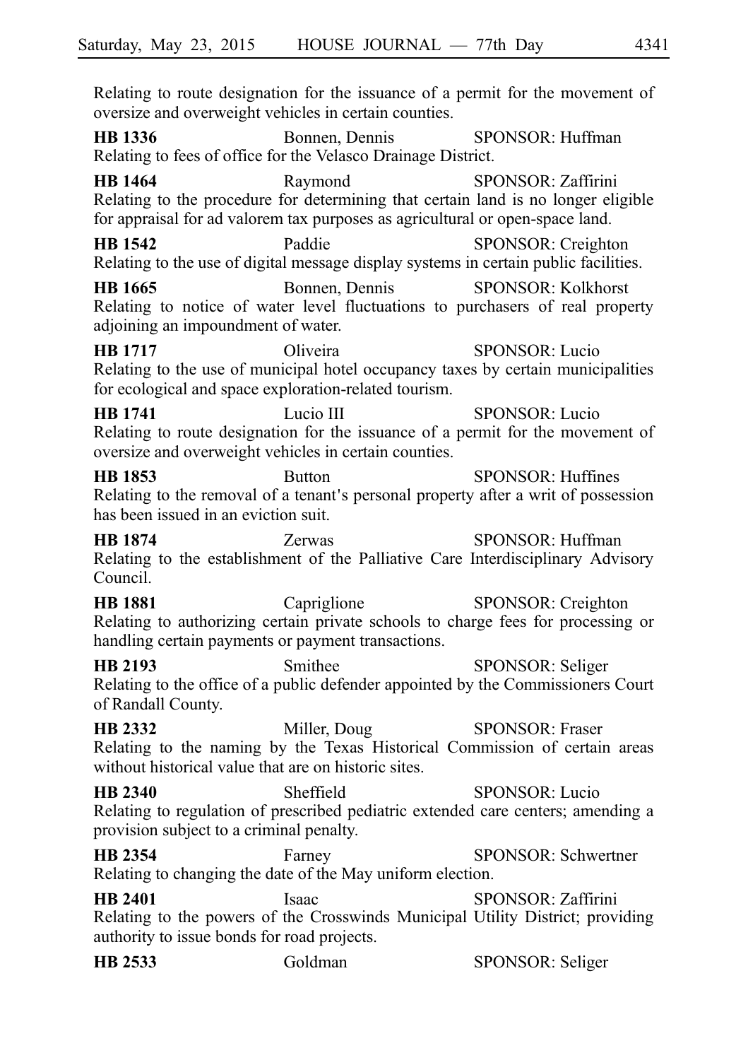Relating to route designation for the issuance of a permit for the movement of oversize and overweight vehicles in certain counties.

**HB 1336** Bonnen, Dennis SPONSOR: Huffman
Relating to fees of office for the Velasco Drainage District.

**HB 1464** Raymond SPONSOR: Zaffirini
Relating to the procedure for determining that certain land is no longer eligible for appraisal for ad valorem tax purposes as agricultural or open-space land.

**HB 1542** Paddie SPONSOR: Creighton
Relating to the use of digital message display systems in certain public facilities.

**HB 1665** Bonnen, Dennis SPONSOR: Kolkhorst
Relating to notice of water level fluctuations to purchasers of real property adjoining an impoundment of water.

**HB 1717** Oliveira SPONSOR: Lucio
Relating to the use of municipal hotel occupancy taxes by certain municipalities for ecological and space exploration-related tourism.

**HB 1741** Lucio III SPONSOR: Lucio
Relating to route designation for the issuance of a permit for the movement of oversize and overweight vehicles in certain counties.

**HB 1853** Button SPONSOR: Huffines
Relating to the removal of a tenant's personal property after a writ of possession has been issued in an eviction suit.

**HB 1874** Zerwas SPONSOR: Huffman
Relating to the establishment of the Palliative Care Interdisciplinary Advisory Council.

**HB 1881** Capriglione SPONSOR: Creighton
Relating to authorizing certain private schools to charge fees for processing or handling certain payments or payment transactions.

**HB 2193** Smithee SPONSOR: Seliger
Relating to the office of a public defender appointed by the Commissioners Court of Randall County.

**HB 2332** Miller, Doug SPONSOR: Fraser
Relating to the naming by the Texas Historical Commission of certain areas without historical value that are on historic sites.

**HB 2340** Sheffield SPONSOR: Lucio
Relating to regulation of prescribed pediatric extended care centers; amending a provision subject to a criminal penalty.

**HB 2354** Farney SPONSOR: Schwertner
Relating to changing the date of the May uniform election.

**HB 2401** Isaac SPONSOR: Zaffirini
Relating to the powers of the Crosswinds Municipal Utility District; providing authority to issue bonds for road projects.

**HB 2533** Goldman SPONSOR: Seliger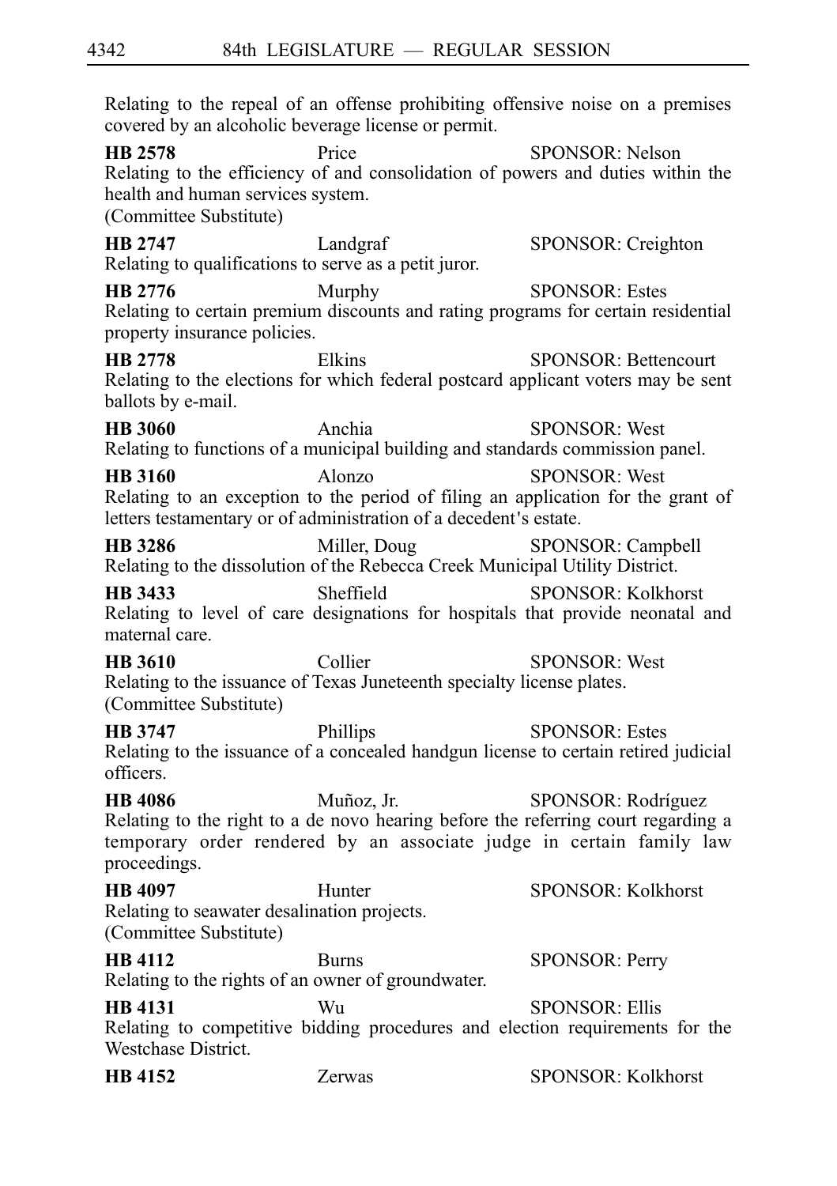Relating to the repeal of an offense prohibiting offensive noise on a premises covered by an alcoholic beverage license or permit.

**HB 2578** Price SPONSOR: Nelson
Relating to the efficiency of and consolidation of powers and duties within the health and human services system.
(Committee Substitute)

**HB 2747** Landgraf SPONSOR: Creighton
Relating to qualifications to serve as a petit juror.

**HB 2776** Murphy SPONSOR: Estes
Relating to certain premium discounts and rating programs for certain residential property insurance policies.

**HB 2778** Elkins SPONSOR: Bettencourt
Relating to the elections for which federal postcard applicant voters may be sent ballots by e-mail.

**HB 3060** Anchia SPONSOR: West
Relating to functions of a municipal building and standards commission panel.

**HB 3160** Alonzo SPONSOR: West
Relating to an exception to the period of filing an application for the grant of letters testamentary or of administration of a decedent's estate.

**HB 3286** Miller, Doug SPONSOR: Campbell
Relating to the dissolution of the Rebecca Creek Municipal Utility District.

**HB 3433** Sheffield SPONSOR: Kolkhorst
Relating to level of care designations for hospitals that provide neonatal and maternal care.

**HB 3610** Collier SPONSOR: West
Relating to the issuance of Texas Juneteenth specialty license plates.
(Committee Substitute)

**HB 3747** Phillips SPONSOR: Estes
Relating to the issuance of a concealed handgun license to certain retired judicial officers.

**HB 4086** Muñoz, Jr. SPONSOR: Rodríguez
Relating to the right to a de novo hearing before the referring court regarding a temporary order rendered by an associate judge in certain family law proceedings.

**HB 4097** Hunter SPONSOR: Kolkhorst
Relating to seawater desalination projects.
(Committee Substitute)

**HB 4112** Burns SPONSOR: Perry
Relating to the rights of an owner of groundwater.

**HB 4131** Wu SPONSOR: Ellis
Relating to competitive bidding procedures and election requirements for the Westchase District.

**HB 4152** Zerwas SPONSOR: Kolkhorst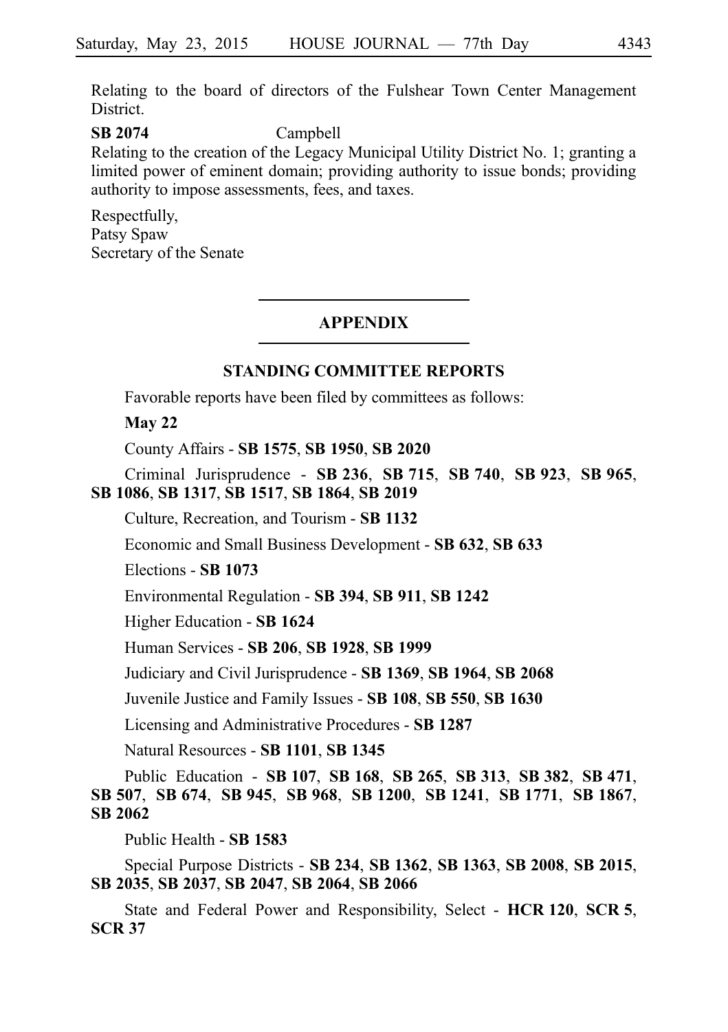Relating to the board of directors of the Fulshear Town Center Management District.

**SB 2074** Campbell
Relating to the creation of the Legacy Municipal Utility District No. 1; granting a limited power of eminent domain; providing authority to issue bonds; providing authority to impose assessments, fees, and taxes.

Respectfully,
Patsy Spaw
Secretary of the Senate

## APPENDIX

### STANDING COMMITTEE REPORTS

Favorable reports have been filed by committees as follows:

**May 22**

County Affairs - **SB 1575**, **SB 1950**, **SB 2020**

Criminal Jurisprudence - **SB 236**, **SB 715**, **SB 740**, **SB 923**, **SB 965**, **SB 1086**, **SB 1317**, **SB 1517**, **SB 1864**, **SB 2019**

Culture, Recreation, and Tourism - **SB 1132**

Economic and Small Business Development - **SB 632**, **SB 633**

Elections - **SB 1073**

Environmental Regulation - **SB 394**, **SB 911**, **SB 1242**

Higher Education - **SB 1624**

Human Services - **SB 206**, **SB 1928**, **SB 1999**

Judiciary and Civil Jurisprudence - **SB 1369**, **SB 1964**, **SB 2068**

Juvenile Justice and Family Issues - **SB 108**, **SB 550**, **SB 1630**

Licensing and Administrative Procedures - **SB 1287**

Natural Resources - **SB 1101**, **SB 1345**

Public Education - **SB 107**, **SB 168**, **SB 265**, **SB 313**, **SB 382**, **SB 471**, **SB 507**, **SB 674**, **SB 945**, **SB 968**, **SB 1200**, **SB 1241**, **SB 1771**, **SB 1867**, **SB 2062**

Public Health - **SB 1583**

Special Purpose Districts - **SB 234**, **SB 1362**, **SB 1363**, **SB 2008**, **SB 2015**, **SB 2035**, **SB 2037**, **SB 2047**, **SB 2064**, **SB 2066**

State and Federal Power and Responsibility, Select - **HCR 120**, **SCR 5**, **SCR 37**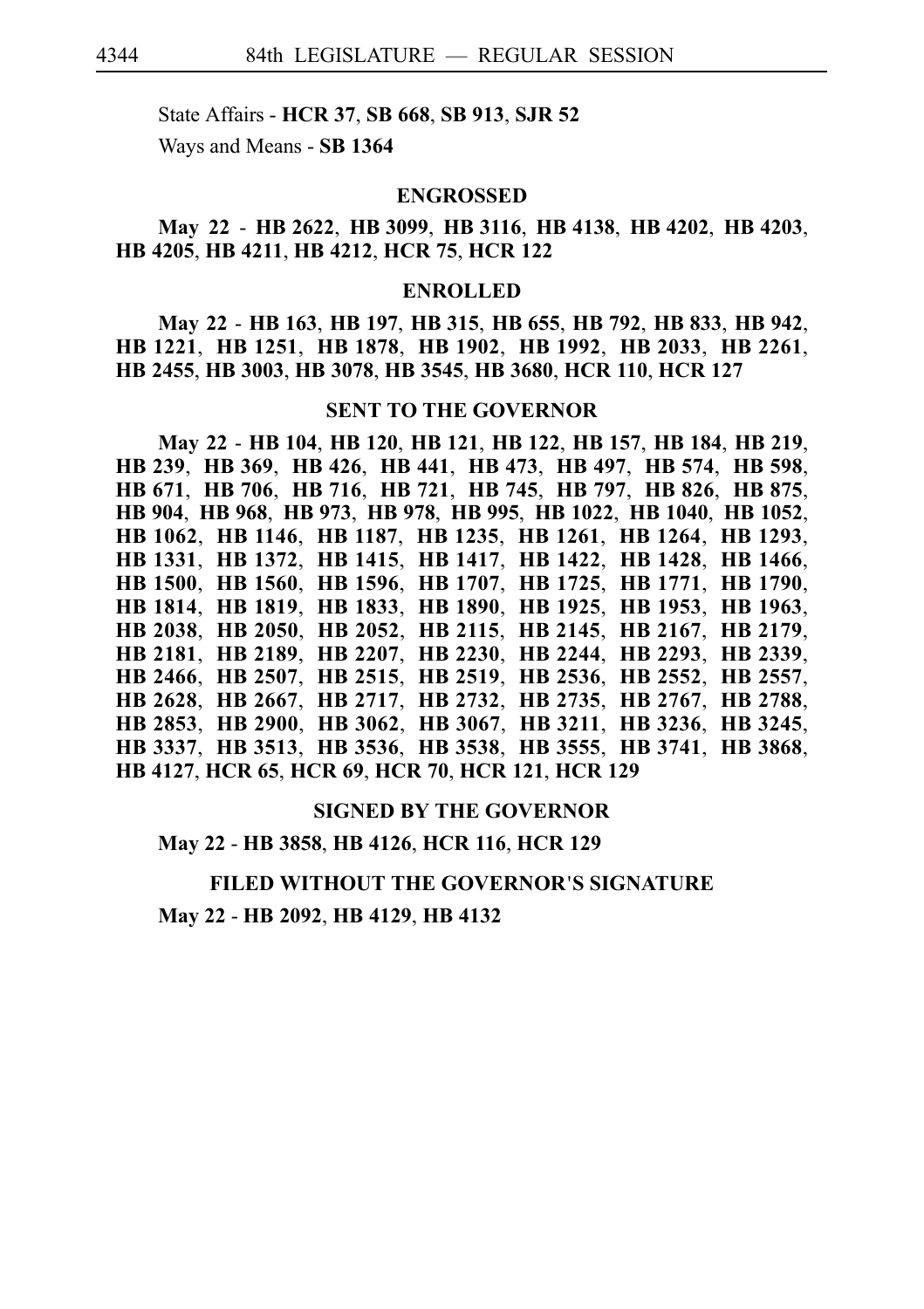State Affairs - **HCR 37**, **SB 668**, **SB 913**, **SJR 52**

Ways and Means - **SB 1364**

## ENGROSSED

**May 22** - **HB 2622**, **HB 3099**, **HB 3116**, **HB 4138**, **HB 4202**, **HB 4203**, **HB 4205**, **HB 4211**, **HB 4212**, **HCR 75**, **HCR 122**

## ENROLLED

**May 22** - **HB 163**, **HB 197**, **HB 315**, **HB 655**, **HB 792**, **HB 833**, **HB 942**, **HB 1221**, **HB 1251**, **HB 1878**, **HB 1902**, **HB 1992**, **HB 2033**, **HB 2261**, **HB 2455**, **HB 3003**, **HB 3078**, **HB 3545**, **HB 3680**, **HCR 110**, **HCR 127**

## SENT TO THE GOVERNOR

**May 22** - **HB 104**, **HB 120**, **HB 121**, **HB 122**, **HB 157**, **HB 184**, **HB 219**, **HB 239**, **HB 369**, **HB 426**, **HB 441**, **HB 473**, **HB 497**, **HB 574**, **HB 598**, **HB 671**, **HB 706**, **HB 716**, **HB 721**, **HB 745**, **HB 797**, **HB 826**, **HB 875**, **HB 904**, **HB 968**, **HB 973**, **HB 978**, **HB 995**, **HB 1022**, **HB 1040**, **HB 1052**, **HB 1062**, **HB 1146**, **HB 1187**, **HB 1235**, **HB 1261**, **HB 1264**, **HB 1293**, **HB 1331**, **HB 1372**, **HB 1415**, **HB 1417**, **HB 1422**, **HB 1428**, **HB 1466**, **HB 1500**, **HB 1560**, **HB 1596**, **HB 1707**, **HB 1725**, **HB 1771**, **HB 1790**, **HB 1814**, **HB 1819**, **HB 1833**, **HB 1890**, **HB 1925**, **HB 1953**, **HB 1963**, **HB 2038**, **HB 2050**, **HB 2052**, **HB 2115**, **HB 2145**, **HB 2167**, **HB 2179**, **HB 2181**, **HB 2189**, **HB 2207**, **HB 2230**, **HB 2244**, **HB 2293**, **HB 2339**, **HB 2466**, **HB 2507**, **HB 2515**, **HB 2519**, **HB 2536**, **HB 2552**, **HB 2557**, **HB 2628**, **HB 2667**, **HB 2717**, **HB 2732**, **HB 2735**, **HB 2767**, **HB 2788**, **HB 2853**, **HB 2900**, **HB 3062**, **HB 3067**, **HB 3211**, **HB 3236**, **HB 3245**, **HB 3337**, **HB 3513**, **HB 3536**, **HB 3538**, **HB 3555**, **HB 3741**, **HB 3868**, **HB 4127**, **HCR 65**, **HCR 69**, **HCR 70**, **HCR 121**, **HCR 129**

## SIGNED BY THE GOVERNOR

**May 22** - **HB 3858**, **HB 4126**, **HCR 116**, **HCR 129**

## FILED WITHOUT THE GOVERNOR'S SIGNATURE

**May 22** - **HB 2092**, **HB 4129**, **HB 4132**